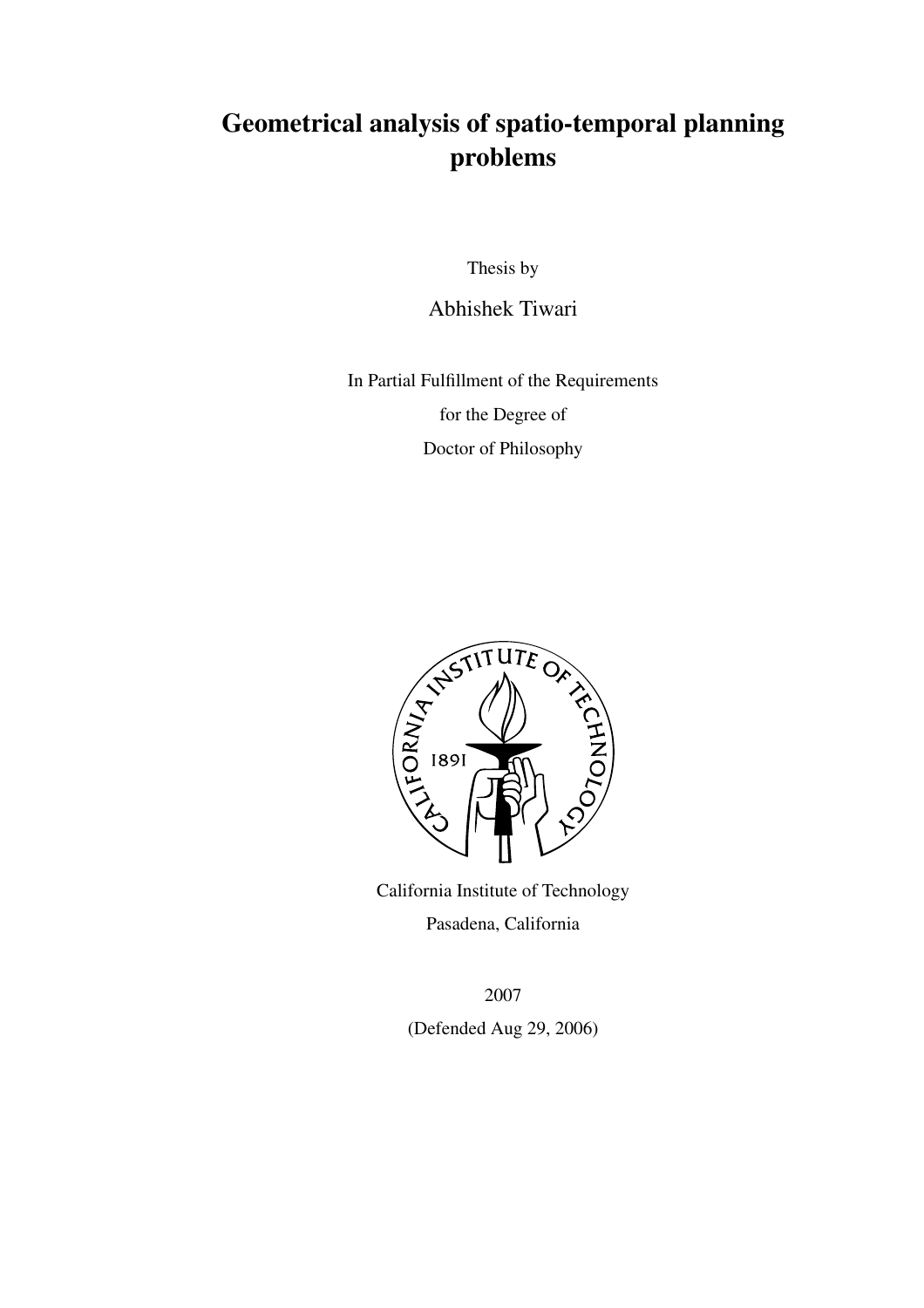# Geometrical analysis of spatio-temporal planning problems

Thesis by

Abhishek Tiwari

In Partial Fulfillment of the Requirements

for the Degree of

Doctor of Philosophy

California Institute of Technology

Pasadena, California

2007

(Defended Aug 29, 2006)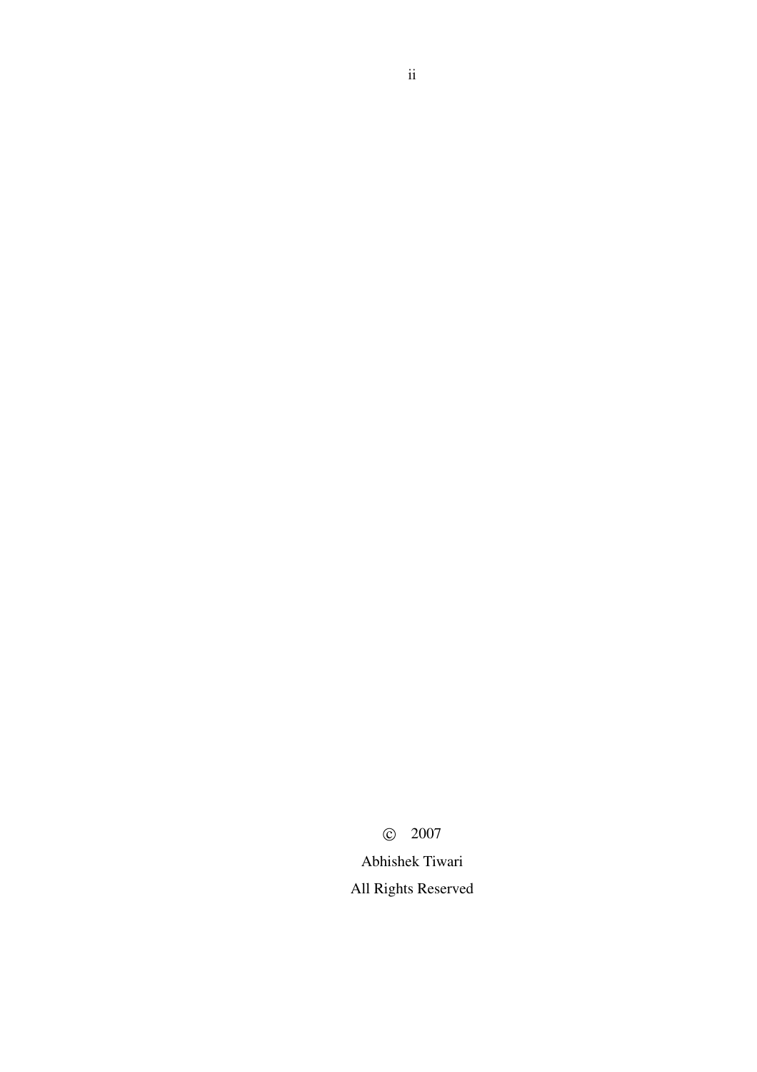© 2007

Abhishek Tiwari

All Rights Reserved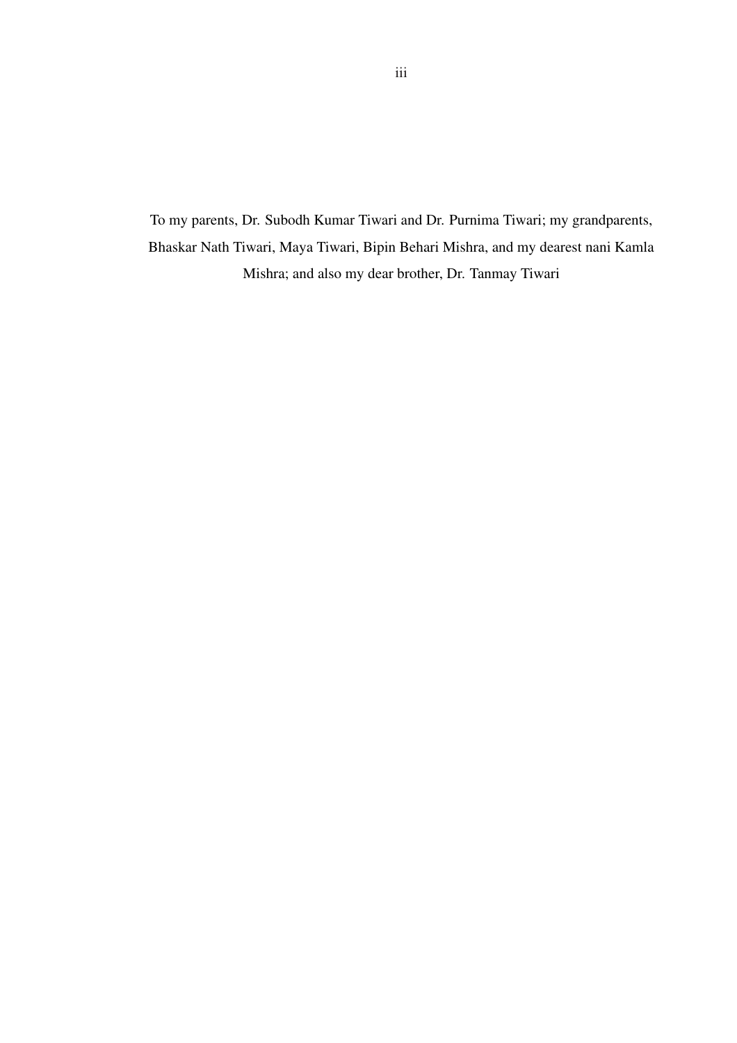To my parents, Dr. Subodh Kumar Tiwari and Dr. Purnima Tiwari; my grandparents, Bhaskar Nath Tiwari, Maya Tiwari, Bipin Behari Mishra, and my dearest nani Kamla Mishra; and also my dear brother, Dr. Tanmay Tiwari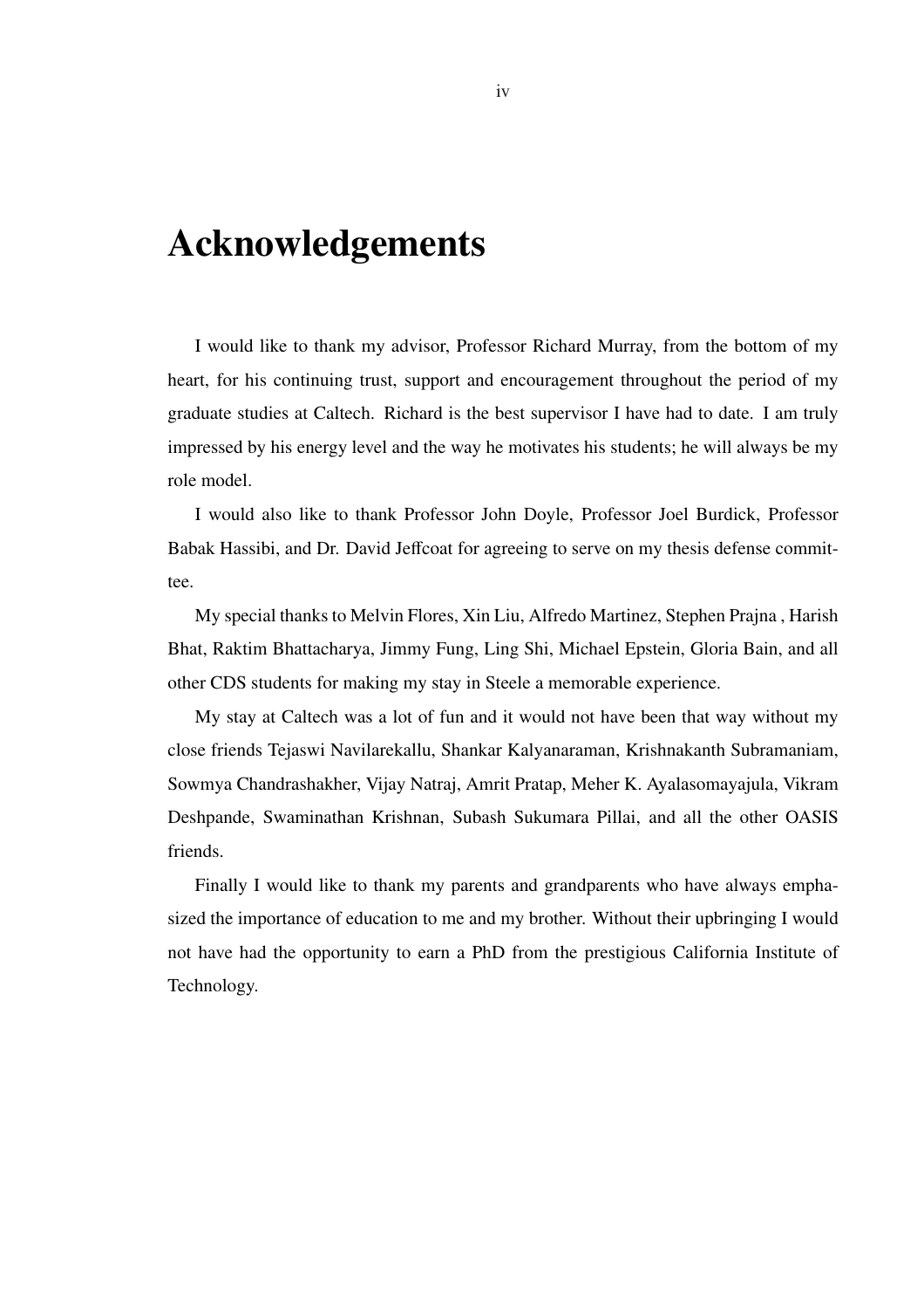# Acknowledgements

I would like to thank my advisor, Professor Richard Murray, from the bottom of my heart, for his continuing trust, support and encouragement throughout the period of my graduate studies at Caltech. Richard is the best supervisor I have had to date. I am truly impressed by his energy level and the way he motivates his students; he will always be my role model.

I would also like to thank Professor John Doyle, Professor Joel Burdick, Professor Babak Hassibi, and Dr. David Jeffcoat for agreeing to serve on my thesis defense committee.

My special thanks to Melvin Flores, Xin Liu, Alfredo Martinez, Stephen Prajna , Harish Bhat, Raktim Bhattacharya, Jimmy Fung, Ling Shi, Michael Epstein, Gloria Bain, and all other CDS students for making my stay in Steele a memorable experience.

My stay at Caltech was a lot of fun and it would not have been that way without my close friends Tejaswi Navilarekallu, Shankar Kalyanaraman, Krishnakanth Subramaniam, Sowmya Chandrashakher, Vijay Natraj, Amrit Pratap, Meher K. Ayalasomayajula, Vikram Deshpande, Swaminathan Krishnan, Subash Sukumara Pillai, and all the other OASIS friends.

Finally I would like to thank my parents and grandparents who have always emphasized the importance of education to me and my brother. Without their upbringing I would not have had the opportunity to earn a PhD from the prestigious California Institute of Technology.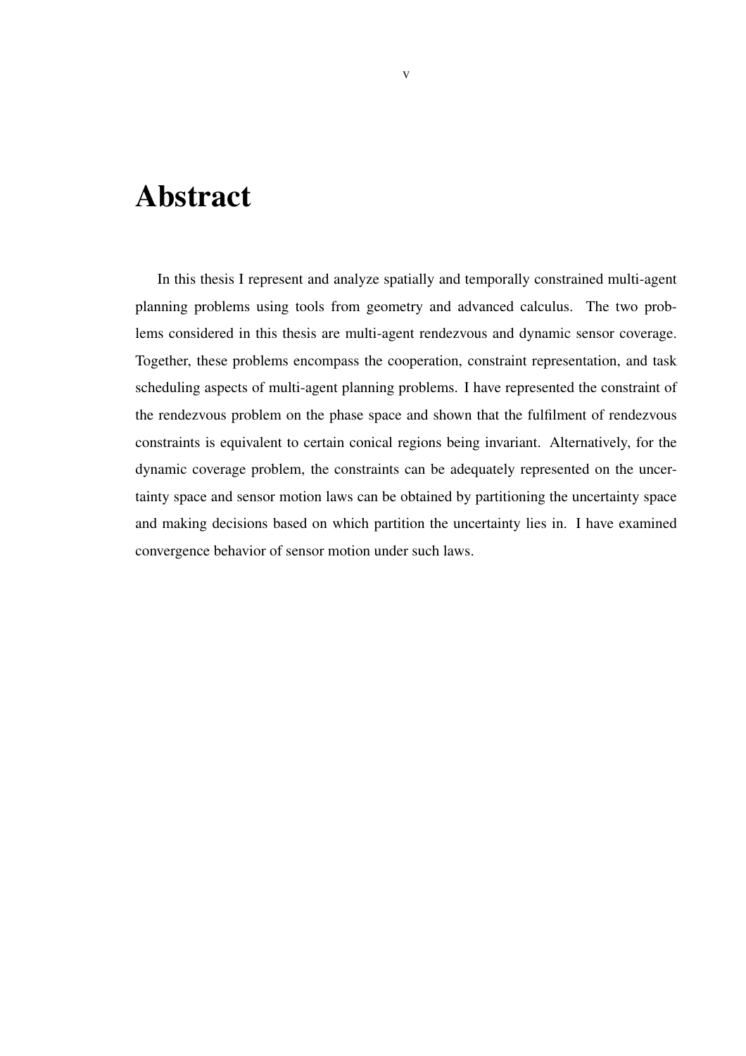# Abstract

In this thesis I represent and analyze spatially and temporally constrained multi-agent planning problems using tools from geometry and advanced calculus. The two problems considered in this thesis are multi-agent rendezvous and dynamic sensor coverage. Together, these problems encompass the cooperation, constraint representation, and task scheduling aspects of multi-agent planning problems. I have represented the constraint of the rendezvous problem on the phase space and shown that the fulfilment of rendezvous constraints is equivalent to certain conical regions being invariant. Alternatively, for the dynamic coverage problem, the constraints can be adequately represented on the uncertainty space and sensor motion laws can be obtained by partitioning the uncertainty space and making decisions based on which partition the uncertainty lies in. I have examined convergence behavior of sensor motion under such laws.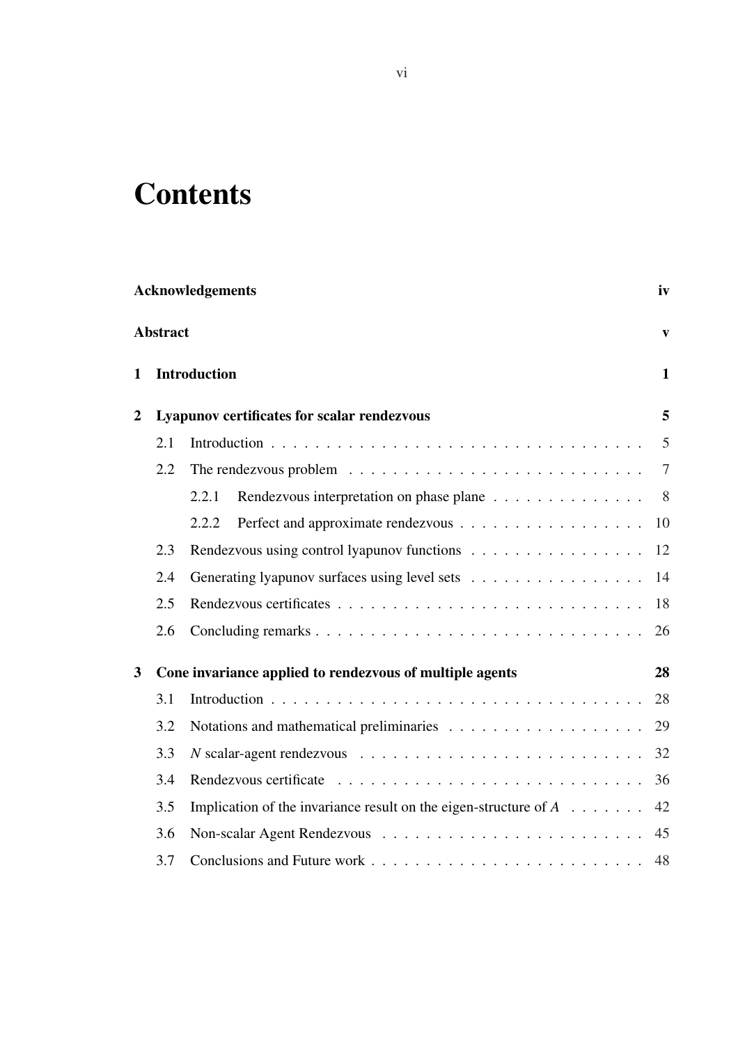# Contents

**Acknowledgements** **iv**

**Abstract** **v**

**1 Introduction** **1**

**2 Lyapunov certificates for scalar rendezvous** **5**

- 2.1 Introduction . . . . . . . . . . . . . . . . . . . . . . . . . . . . . . . . . . 5
- 2.2 The rendezvous problem . . . . . . . . . . . . . . . . . . . . . . . . . . . 7
  - 2.2.1 Rendezvous interpretation on phase plane . . . . . . . . . . . . . . 8
  - 2.2.2 Perfect and approximate rendezvous . . . . . . . . . . . . . . . . . 10
- 2.3 Rendezvous using control lyapunov functions . . . . . . . . . . . . . . . . 12
- 2.4 Generating lyapunov surfaces using level sets . . . . . . . . . . . . . . . . 14
- 2.5 Rendezvous certificates . . . . . . . . . . . . . . . . . . . . . . . . . . . . 18
- 2.6 Concluding remarks . . . . . . . . . . . . . . . . . . . . . . . . . . . . . . 26

**3 Cone invariance applied to rendezvous of multiple agents** **28**

- 3.1 Introduction . . . . . . . . . . . . . . . . . . . . . . . . . . . . . . . . . . 28
- 3.2 Notations and mathematical preliminaries . . . . . . . . . . . . . . . . . . 29
- 3.3 $N$ scalar-agent rendezvous . . . . . . . . . . . . . . . . . . . . . . . . . . 32
- 3.4 Rendezvous certificate . . . . . . . . . . . . . . . . . . . . . . . . . . . . 36
- 3.5 Implication of the invariance result on the eigen-structure of $A$ . . . . . . . 42
- 3.6 Non-scalar Agent Rendezvous . . . . . . . . . . . . . . . . . . . . . . . . 45
- 3.7 Conclusions and Future work . . . . . . . . . . . . . . . . . . . . . . . . . 48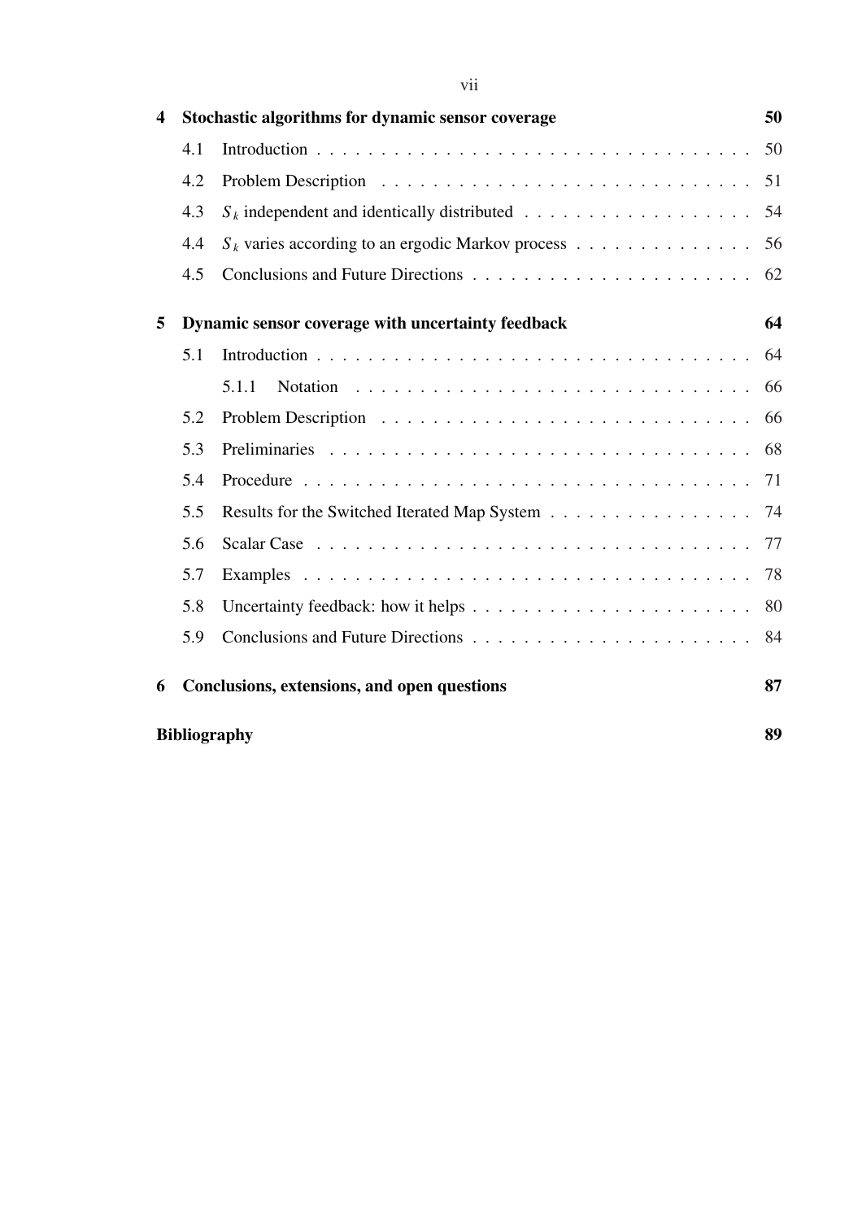**4 Stochastic algorithms for dynamic sensor coverage** 50

- 4.1 Introduction . . . 50
- 4.2 Problem Description . . . 51
- 4.3 $S_k$ independent and identically distributed . . . 54
- 4.4 $S_k$ varies according to an ergodic Markov process . . . 56
- 4.5 Conclusions and Future Directions . . . 62

**5 Dynamic sensor coverage with uncertainty feedback** 64

- 5.1 Introduction . . . 64
  - 5.1.1 Notation . . . 66
- 5.2 Problem Description . . . 66
- 5.3 Preliminaries . . . 68
- 5.4 Procedure . . . 71
- 5.5 Results for the Switched Iterated Map System . . . 74
- 5.6 Scalar Case . . . 77
- 5.7 Examples . . . 78
- 5.8 Uncertainty feedback: how it helps . . . 80
- 5.9 Conclusions and Future Directions . . . 84

**6 Conclusions, extensions, and open questions** 87

**Bibliography** 89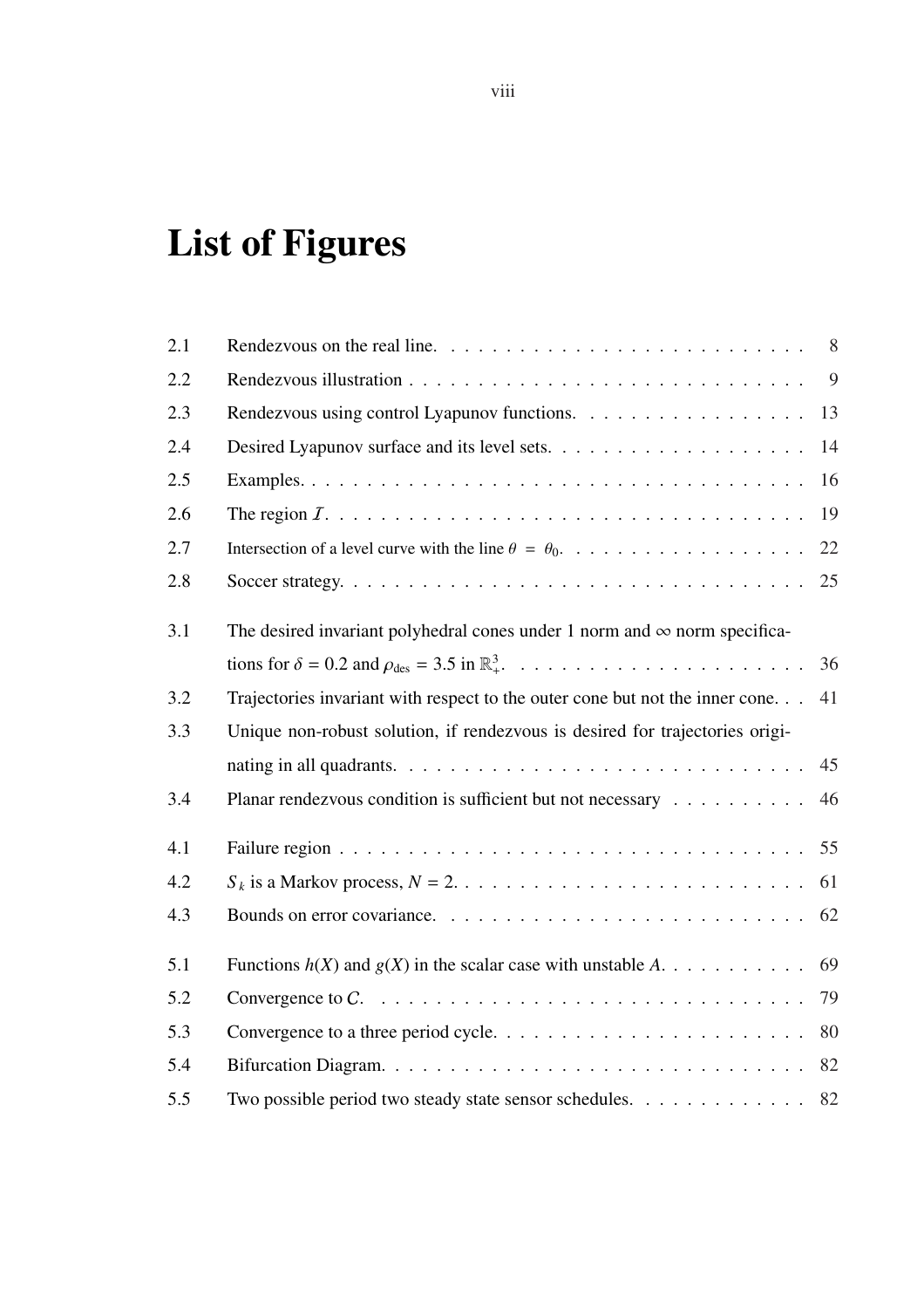# List of Figures

| | | |
|---|---|---|
| 2.1 | Rendezvous on the real line. | 8 |
| 2.2 | Rendezvous illustration | 9 |
| 2.3 | Rendezvous using control Lyapunov functions. | 13 |
| 2.4 | Desired Lyapunov surface and its level sets. | 14 |
| 2.5 | Examples. | 16 |
| 2.6 | The region $\mathcal{I}$. | 19 |
| 2.7 | Intersection of a level curve with the line $\theta = \theta_0$. | 22 |
| 2.8 | Soccer strategy. | 25 |
| 3.1 | The desired invariant polyhedral cones under 1 norm and $\infty$ norm specifications for $\delta = 0.2$ and $\rho_{\text{des}} = 3.5$ in $\mathbb{R}^3_+$. | 36 |
| 3.2 | Trajectories invariant with respect to the outer cone but not the inner cone. | 41 |
| 3.3 | Unique non-robust solution, if rendezvous is desired for trajectories originating in all quadrants. | 45 |
| 3.4 | Planar rendezvous condition is sufficient but not necessary | 46 |
| 4.1 | Failure region | 55 |
| 4.2 | $S_k$ is a Markov process, $N = 2$. | 61 |
| 4.3 | Bounds on error covariance. | 62 |
| 5.1 | Functions $h(X)$ and $g(X)$ in the scalar case with unstable $A$. | 69 |
| 5.2 | Convergence to $C$. | 79 |
| 5.3 | Convergence to a three period cycle. | 80 |
| 5.4 | Bifurcation Diagram. | 82 |
| 5.5 | Two possible period two steady state sensor schedules. | 82 |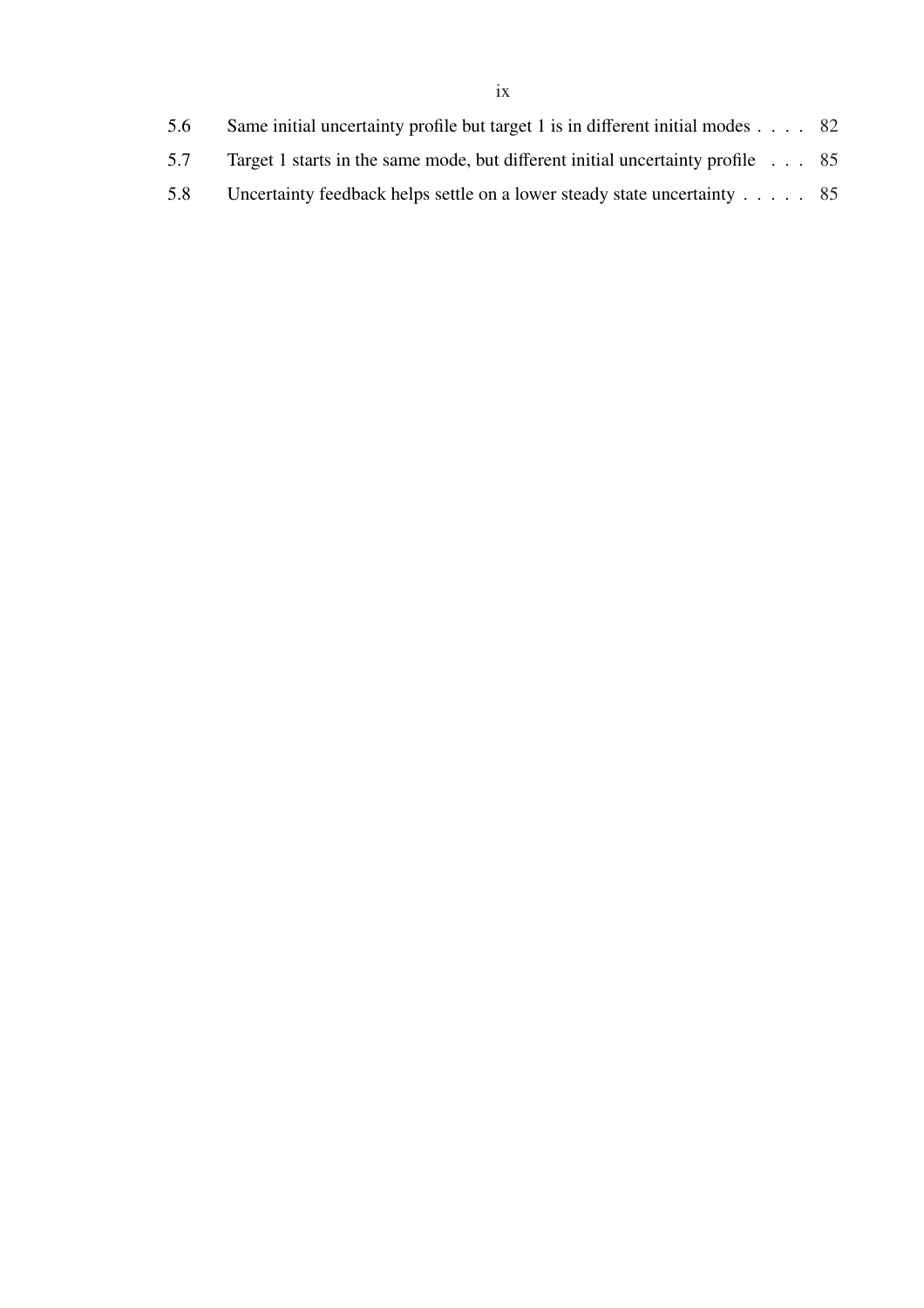| | | |
|---|---|---|
| 5.6 | Same initial uncertainty profile but target 1 is in different initial modes | 82 |
| 5.7 | Target 1 starts in the same mode, but different initial uncertainty profile | 85 |
| 5.8 | Uncertainty feedback helps settle on a lower steady state uncertainty | 85 |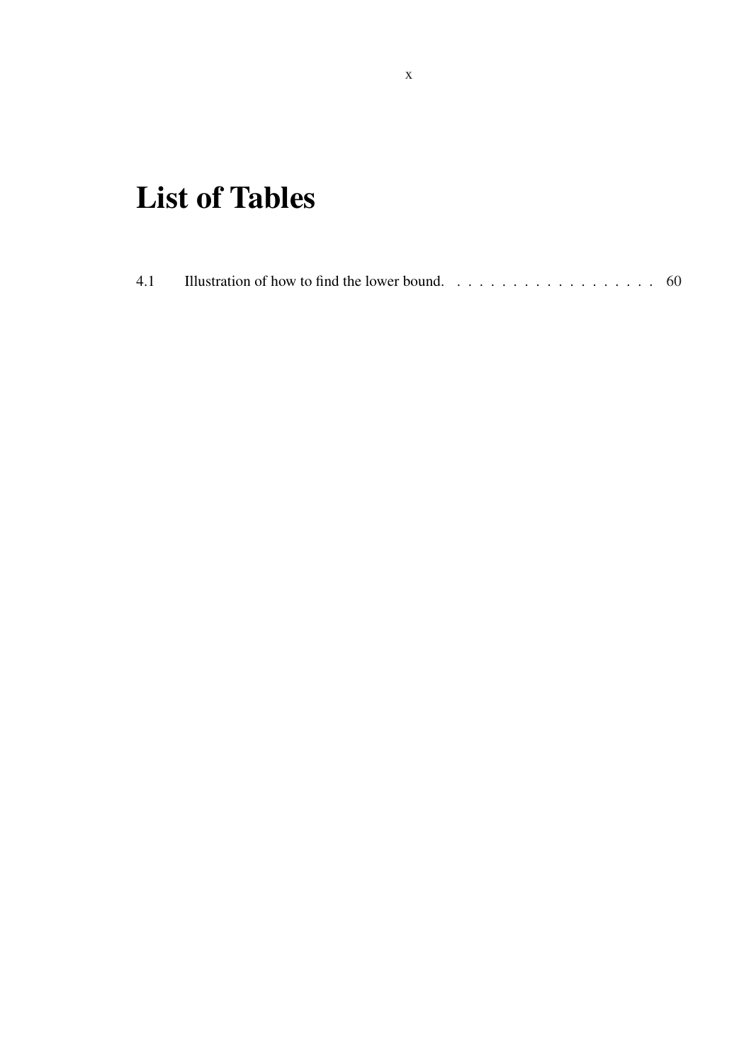# List of Tables

4.1 Illustration of how to find the lower bound. . . . . . . . . . . . . . . . . . . . 60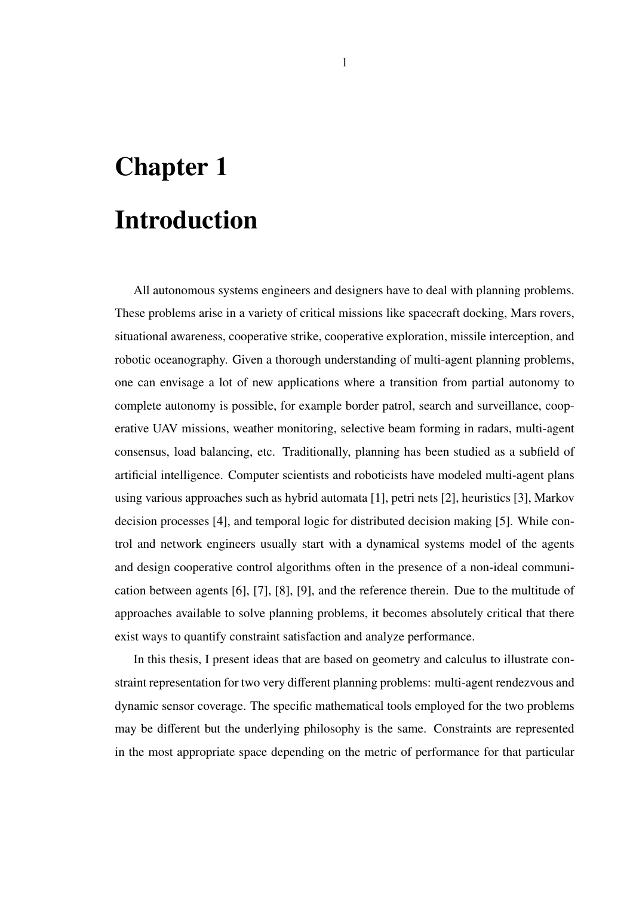# Chapter 1

# Introduction

All autonomous systems engineers and designers have to deal with planning problems. These problems arise in a variety of critical missions like spacecraft docking, Mars rovers, situational awareness, cooperative strike, cooperative exploration, missile interception, and robotic oceanography. Given a thorough understanding of multi-agent planning problems, one can envisage a lot of new applications where a transition from partial autonomy to complete autonomy is possible, for example border patrol, search and surveillance, cooperative UAV missions, weather monitoring, selective beam forming in radars, multi-agent consensus, load balancing, etc. Traditionally, planning has been studied as a subfield of artificial intelligence. Computer scientists and roboticists have modeled multi-agent plans using various approaches such as hybrid automata [1], petri nets [2], heuristics [3], Markov decision processes [4], and temporal logic for distributed decision making [5]. While control and network engineers usually start with a dynamical systems model of the agents and design cooperative control algorithms often in the presence of a non-ideal communication between agents [6], [7], [8], [9], and the reference therein. Due to the multitude of approaches available to solve planning problems, it becomes absolutely critical that there exist ways to quantify constraint satisfaction and analyze performance.

In this thesis, I present ideas that are based on geometry and calculus to illustrate constraint representation for two very different planning problems: multi-agent rendezvous and dynamic sensor coverage. The specific mathematical tools employed for the two problems may be different but the underlying philosophy is the same. Constraints are represented in the most appropriate space depending on the metric of performance for that particular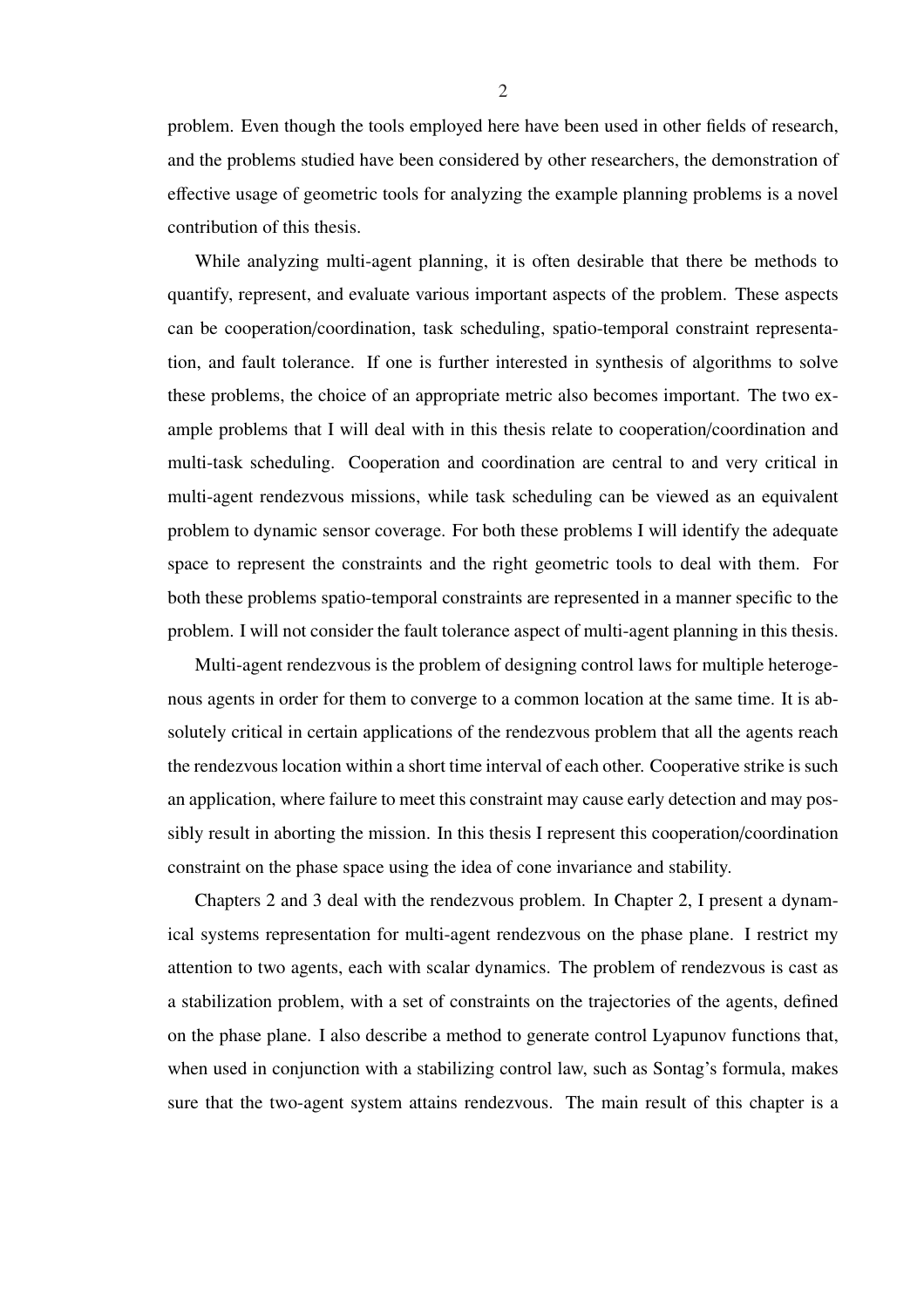problem. Even though the tools employed here have been used in other fields of research, and the problems studied have been considered by other researchers, the demonstration of effective usage of geometric tools for analyzing the example planning problems is a novel contribution of this thesis.

While analyzing multi-agent planning, it is often desirable that there be methods to quantify, represent, and evaluate various important aspects of the problem. These aspects can be cooperation/coordination, task scheduling, spatio-temporal constraint representation, and fault tolerance. If one is further interested in synthesis of algorithms to solve these problems, the choice of an appropriate metric also becomes important. The two example problems that I will deal with in this thesis relate to cooperation/coordination and multi-task scheduling. Cooperation and coordination are central to and very critical in multi-agent rendezvous missions, while task scheduling can be viewed as an equivalent problem to dynamic sensor coverage. For both these problems I will identify the adequate space to represent the constraints and the right geometric tools to deal with them. For both these problems spatio-temporal constraints are represented in a manner specific to the problem. I will not consider the fault tolerance aspect of multi-agent planning in this thesis.

Multi-agent rendezvous is the problem of designing control laws for multiple heterogenous agents in order for them to converge to a common location at the same time. It is absolutely critical in certain applications of the rendezvous problem that all the agents reach the rendezvous location within a short time interval of each other. Cooperative strike is such an application, where failure to meet this constraint may cause early detection and may possibly result in aborting the mission. In this thesis I represent this cooperation/coordination constraint on the phase space using the idea of cone invariance and stability.

Chapters 2 and 3 deal with the rendezvous problem. In Chapter 2, I present a dynamical systems representation for multi-agent rendezvous on the phase plane. I restrict my attention to two agents, each with scalar dynamics. The problem of rendezvous is cast as a stabilization problem, with a set of constraints on the trajectories of the agents, defined on the phase plane. I also describe a method to generate control Lyapunov functions that, when used in conjunction with a stabilizing control law, such as Sontag's formula, makes sure that the two-agent system attains rendezvous. The main result of this chapter is a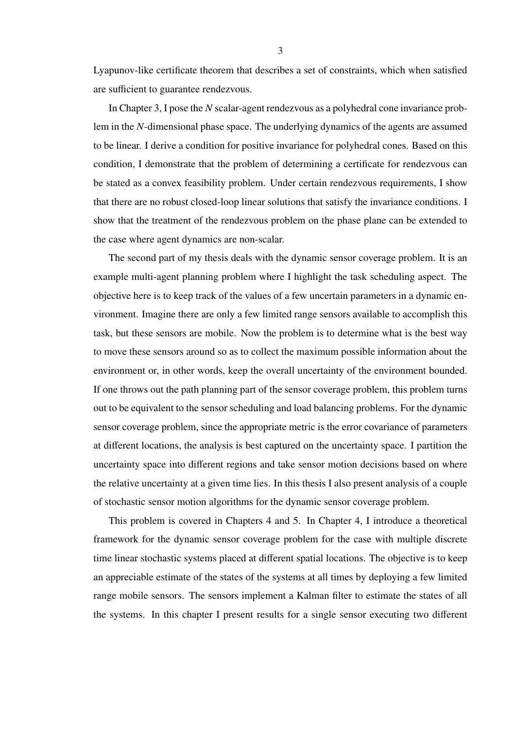Lyapunov-like certificate theorem that describes a set of constraints, which when satisfied are sufficient to guarantee rendezvous.

In Chapter 3, I pose the $N$ scalar-agent rendezvous as a polyhedral cone invariance problem in the $N$-dimensional phase space. The underlying dynamics of the agents are assumed to be linear. I derive a condition for positive invariance for polyhedral cones. Based on this condition, I demonstrate that the problem of determining a certificate for rendezvous can be stated as a convex feasibility problem. Under certain rendezvous requirements, I show that there are no robust closed-loop linear solutions that satisfy the invariance conditions. I show that the treatment of the rendezvous problem on the phase plane can be extended to the case where agent dynamics are non-scalar.

The second part of my thesis deals with the dynamic sensor coverage problem. It is an example multi-agent planning problem where I highlight the task scheduling aspect. The objective here is to keep track of the values of a few uncertain parameters in a dynamic environment. Imagine there are only a few limited range sensors available to accomplish this task, but these sensors are mobile. Now the problem is to determine what is the best way to move these sensors around so as to collect the maximum possible information about the environment or, in other words, keep the overall uncertainty of the environment bounded. If one throws out the path planning part of the sensor coverage problem, this problem turns out to be equivalent to the sensor scheduling and load balancing problems. For the dynamic sensor coverage problem, since the appropriate metric is the error covariance of parameters at different locations, the analysis is best captured on the uncertainty space. I partition the uncertainty space into different regions and take sensor motion decisions based on where the relative uncertainty at a given time lies. In this thesis I also present analysis of a couple of stochastic sensor motion algorithms for the dynamic sensor coverage problem.

This problem is covered in Chapters 4 and 5. In Chapter 4, I introduce a theoretical framework for the dynamic sensor coverage problem for the case with multiple discrete time linear stochastic systems placed at different spatial locations. The objective is to keep an appreciable estimate of the states of the systems at all times by deploying a few limited range mobile sensors. The sensors implement a Kalman filter to estimate the states of all the systems. In this chapter I present results for a single sensor executing two different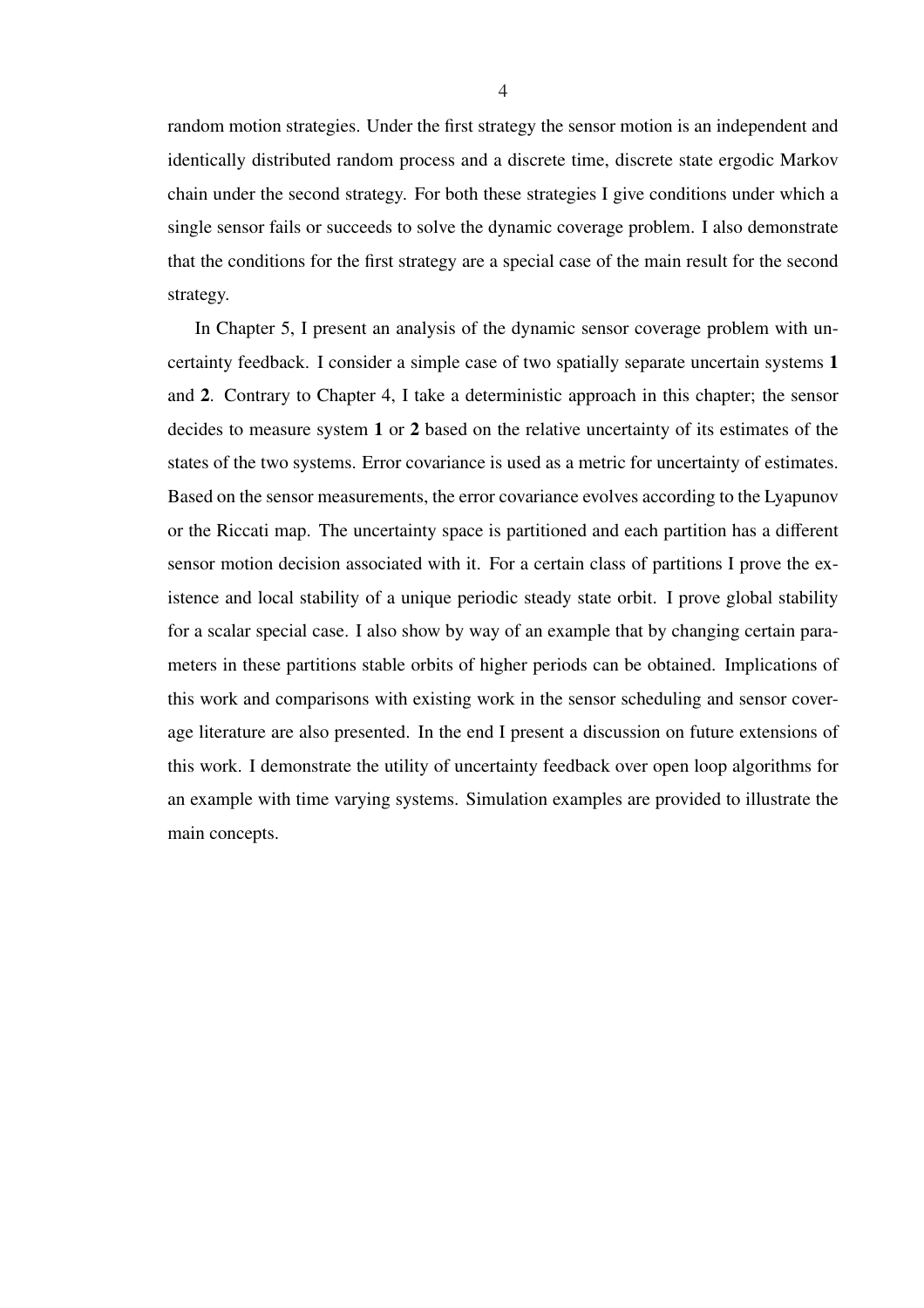random motion strategies. Under the first strategy the sensor motion is an independent and identically distributed random process and a discrete time, discrete state ergodic Markov chain under the second strategy. For both these strategies I give conditions under which a single sensor fails or succeeds to solve the dynamic coverage problem. I also demonstrate that the conditions for the first strategy are a special case of the main result for the second strategy.

In Chapter 5, I present an analysis of the dynamic sensor coverage problem with uncertainty feedback. I consider a simple case of two spatially separate uncertain systems **1** and **2**. Contrary to Chapter 4, I take a deterministic approach in this chapter; the sensor decides to measure system **1** or **2** based on the relative uncertainty of its estimates of the states of the two systems. Error covariance is used as a metric for uncertainty of estimates. Based on the sensor measurements, the error covariance evolves according to the Lyapunov or the Riccati map. The uncertainty space is partitioned and each partition has a different sensor motion decision associated with it. For a certain class of partitions I prove the existence and local stability of a unique periodic steady state orbit. I prove global stability for a scalar special case. I also show by way of an example that by changing certain parameters in these partitions stable orbits of higher periods can be obtained. Implications of this work and comparisons with existing work in the sensor scheduling and sensor coverage literature are also presented. In the end I present a discussion on future extensions of this work. I demonstrate the utility of uncertainty feedback over open loop algorithms for an example with time varying systems. Simulation examples are provided to illustrate the main concepts.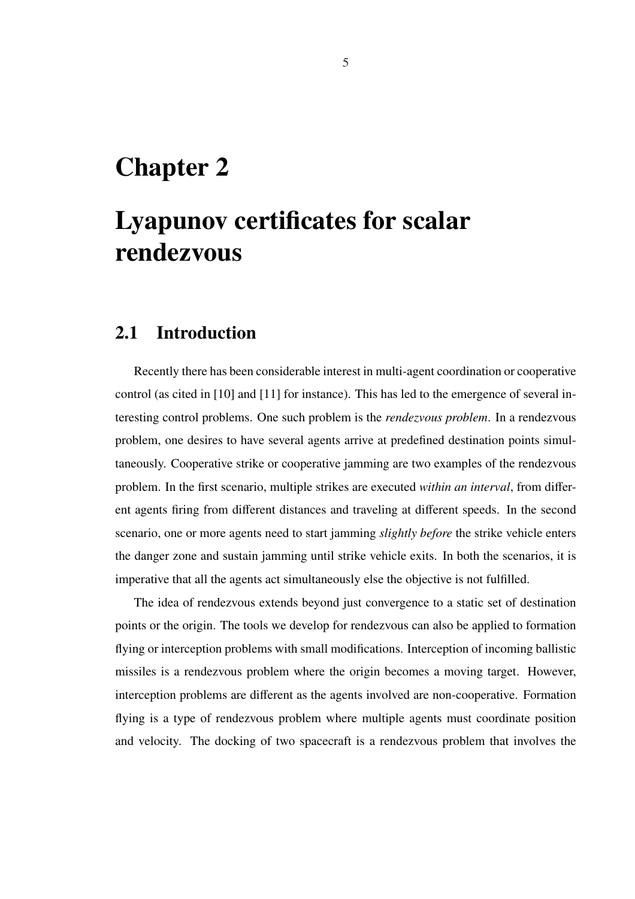# Chapter 2

# Lyapunov certificates for scalar rendezvous

## 2.1 Introduction

Recently there has been considerable interest in multi-agent coordination or cooperative control (as cited in [10] and [11] for instance). This has led to the emergence of several interesting control problems. One such problem is the *rendezvous problem*. In a rendezvous problem, one desires to have several agents arrive at predefined destination points simultaneously. Cooperative strike or cooperative jamming are two examples of the rendezvous problem. In the first scenario, multiple strikes are executed *within an interval*, from different agents firing from different distances and traveling at different speeds. In the second scenario, one or more agents need to start jamming *slightly before* the strike vehicle enters the danger zone and sustain jamming until strike vehicle exits. In both the scenarios, it is imperative that all the agents act simultaneously else the objective is not fulfilled.

The idea of rendezvous extends beyond just convergence to a static set of destination points or the origin. The tools we develop for rendezvous can also be applied to formation flying or interception problems with small modifications. Interception of incoming ballistic missiles is a rendezvous problem where the origin becomes a moving target. However, interception problems are different as the agents involved are non-cooperative. Formation flying is a type of rendezvous problem where multiple agents must coordinate position and velocity. The docking of two spacecraft is a rendezvous problem that involves the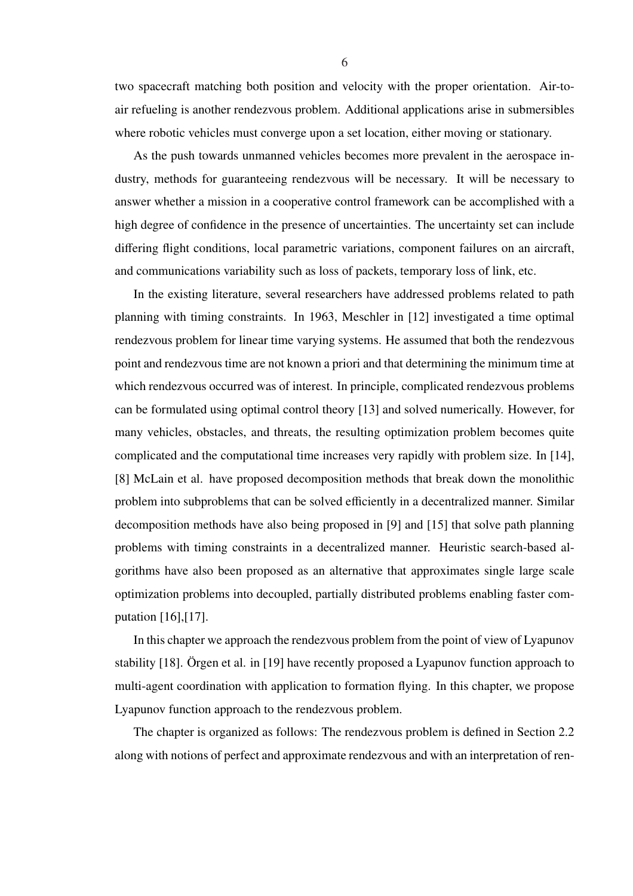two spacecraft matching both position and velocity with the proper orientation. Air-to-air refueling is another rendezvous problem. Additional applications arise in submersibles where robotic vehicles must converge upon a set location, either moving or stationary.

As the push towards unmanned vehicles becomes more prevalent in the aerospace industry, methods for guaranteeing rendezvous will be necessary. It will be necessary to answer whether a mission in a cooperative control framework can be accomplished with a high degree of confidence in the presence of uncertainties. The uncertainty set can include differing flight conditions, local parametric variations, component failures on an aircraft, and communications variability such as loss of packets, temporary loss of link, etc.

In the existing literature, several researchers have addressed problems related to path planning with timing constraints. In 1963, Meschler in [12] investigated a time optimal rendezvous problem for linear time varying systems. He assumed that both the rendezvous point and rendezvous time are not known a priori and that determining the minimum time at which rendezvous occurred was of interest. In principle, complicated rendezvous problems can be formulated using optimal control theory [13] and solved numerically. However, for many vehicles, obstacles, and threats, the resulting optimization problem becomes quite complicated and the computational time increases very rapidly with problem size. In [14], [8] McLain et al. have proposed decomposition methods that break down the monolithic problem into subproblems that can be solved efficiently in a decentralized manner. Similar decomposition methods have also being proposed in [9] and [15] that solve path planning problems with timing constraints in a decentralized manner. Heuristic search-based algorithms have also been proposed as an alternative that approximates single large scale optimization problems into decoupled, partially distributed problems enabling faster computation [16],[17].

In this chapter we approach the rendezvous problem from the point of view of Lyapunov stability [18]. Örgen et al. in [19] have recently proposed a Lyapunov function approach to multi-agent coordination with application to formation flying. In this chapter, we propose Lyapunov function approach to the rendezvous problem.

The chapter is organized as follows: The rendezvous problem is defined in Section 2.2 along with notions of perfect and approximate rendezvous and with an interpretation of ren-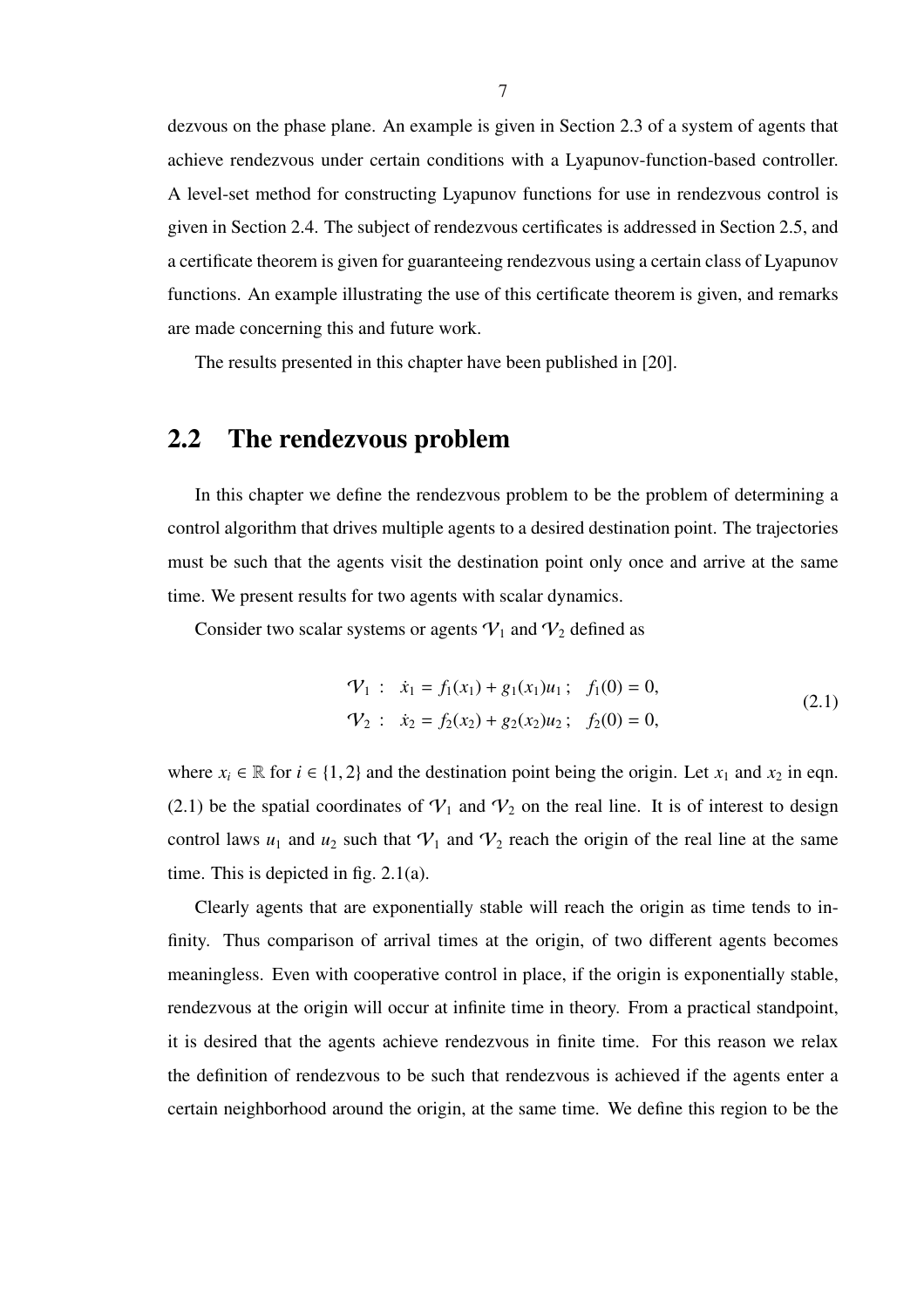dezvous on the phase plane. An example is given in Section 2.3 of a system of agents that achieve rendezvous under certain conditions with a Lyapunov-function-based controller. A level-set method for constructing Lyapunov functions for use in rendezvous control is given in Section 2.4. The subject of rendezvous certificates is addressed in Section 2.5, and a certificate theorem is given for guaranteeing rendezvous using a certain class of Lyapunov functions. An example illustrating the use of this certificate theorem is given, and remarks are made concerning this and future work.

The results presented in this chapter have been published in [20].

## 2.2 The rendezvous problem

In this chapter we define the rendezvous problem to be the problem of determining a control algorithm that drives multiple agents to a desired destination point. The trajectories must be such that the agents visit the destination point only once and arrive at the same time. We present results for two agents with scalar dynamics.

Consider two scalar systems or agents $\mathcal{V}_1$ and $\mathcal{V}_2$ defined as

$$
\begin{aligned}
\mathcal{V}_1 \ : \quad \dot{x}_1 &= f_1(x_1) + g_1(x_1)u_1\,; \quad f_1(0) = 0, \\
\mathcal{V}_2 \ : \quad \dot{x}_2 &= f_2(x_2) + g_2(x_2)u_2\,; \quad f_2(0) = 0,
\end{aligned}
\tag{2.1}
$$

where $x_i \in \mathbb{R}$ for $i \in \{1, 2\}$ and the destination point being the origin. Let $x_1$ and $x_2$ in eqn. (2.1) be the spatial coordinates of $\mathcal{V}_1$ and $\mathcal{V}_2$ on the real line. It is of interest to design control laws $u_1$ and $u_2$ such that $\mathcal{V}_1$ and $\mathcal{V}_2$ reach the origin of the real line at the same time. This is depicted in fig. 2.1(a).

Clearly agents that are exponentially stable will reach the origin as time tends to infinity. Thus comparison of arrival times at the origin, of two different agents becomes meaningless. Even with cooperative control in place, if the origin is exponentially stable, rendezvous at the origin will occur at infinite time in theory. From a practical standpoint, it is desired that the agents achieve rendezvous in finite time. For this reason we relax the definition of rendezvous to be such that rendezvous is achieved if the agents enter a certain neighborhood around the origin, at the same time. We define this region to be the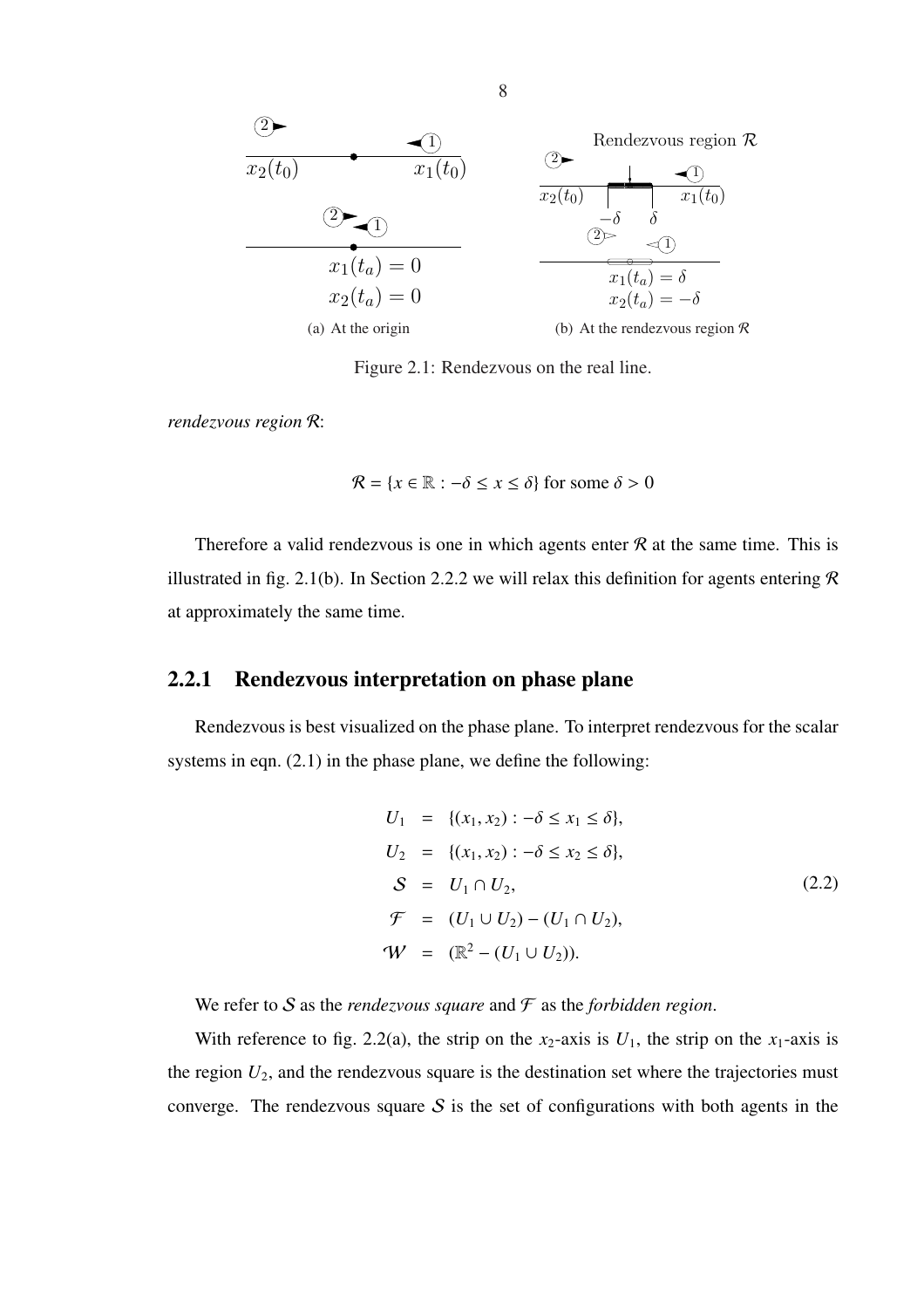(a) At the origin

(b) At the rendezvous region $\mathcal{R}$

Figure 2.1: Rendezvous on the real line.

*rendezvous region* $\mathcal{R}$:

$$\mathcal{R} = \{x \in \mathbb{R} : -\delta \leq x \leq \delta\} \text{ for some } \delta > 0$$

Therefore a valid rendezvous is one in which agents enter $\mathcal{R}$ at the same time. This is illustrated in fig. 2.1(b). In Section 2.2.2 we will relax this definition for agents entering $\mathcal{R}$ at approximately the same time.

### 2.2.1 Rendezvous interpretation on phase plane

Rendezvous is best visualized on the phase plane. To interpret rendezvous for the scalar systems in eqn. (2.1) in the phase plane, we define the following:

$$\begin{aligned}
U_1 &= \{(x_1, x_2) : -\delta \leq x_1 \leq \delta\}, \\
U_2 &= \{(x_1, x_2) : -\delta \leq x_2 \leq \delta\}, \\
\mathcal{S} &= U_1 \cap U_2, \\
\mathcal{F} &= (U_1 \cup U_2) - (U_1 \cap U_2), \\
\mathcal{W} &= (\mathbb{R}^2 - (U_1 \cup U_2)).
\end{aligned} \tag{2.2}$$

We refer to $\mathcal{S}$ as the *rendezvous square* and $\mathcal{F}$ as the *forbidden region*.

With reference to fig. 2.2(a), the strip on the $x_2$-axis is $U_1$, the strip on the $x_1$-axis is the region $U_2$, and the rendezvous square is the destination set where the trajectories must converge. The rendezvous square $\mathcal{S}$ is the set of configurations with both agents in the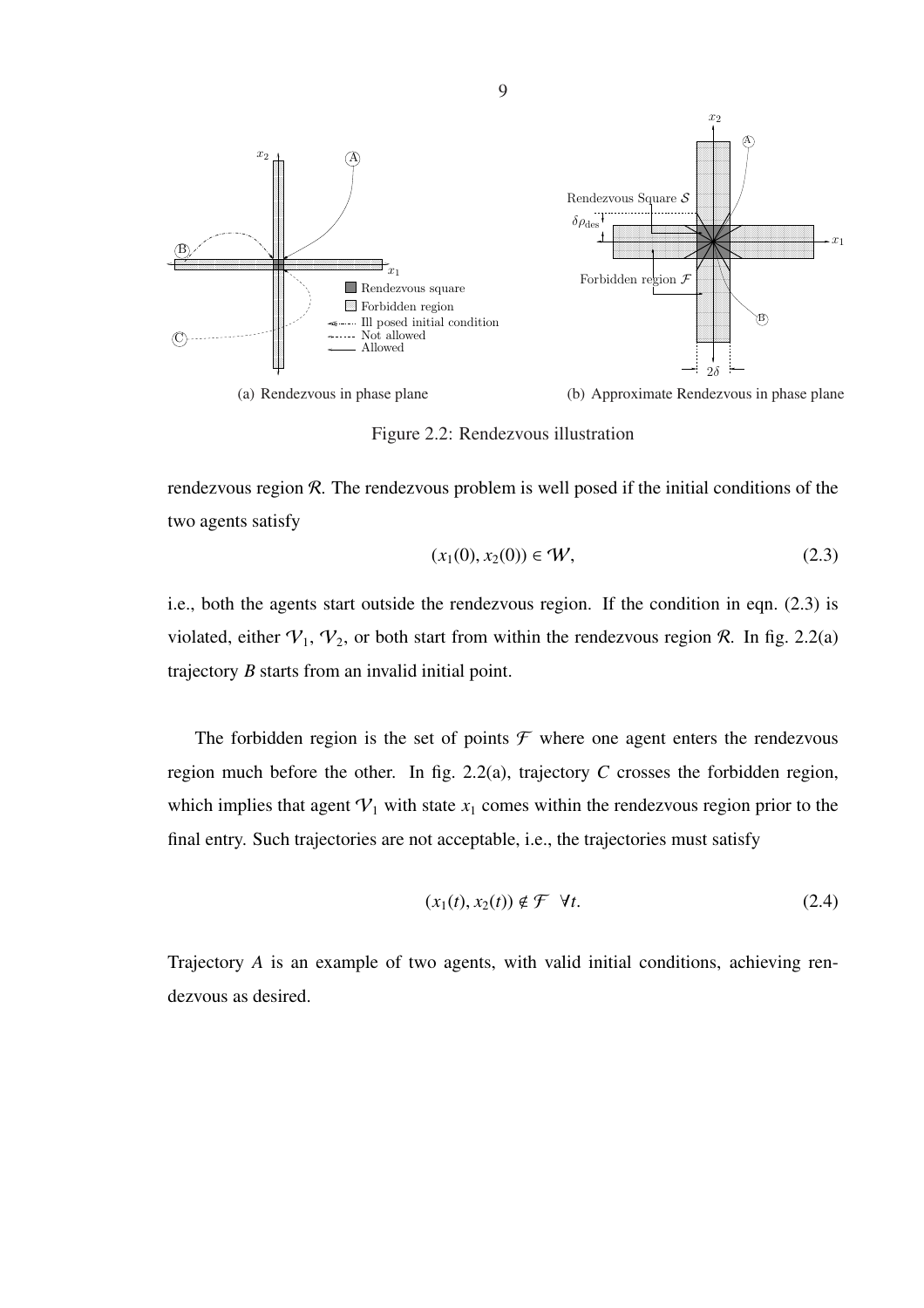(a) Rendezvous in phase plane

(b) Approximate Rendezvous in phase plane

Figure 2.2: Rendezvous illustration

rendezvous region $\mathcal{R}$. The rendezvous problem is well posed if the initial conditions of the two agents satisfy

$$(x_1(0), x_2(0)) \in \mathcal{W}, \tag{2.3}$$

i.e., both the agents start outside the rendezvous region. If the condition in eqn. (2.3) is violated, either $\mathcal{V}_1$, $\mathcal{V}_2$, or both start from within the rendezvous region $\mathcal{R}$. In fig. 2.2(a) trajectory $B$ starts from an invalid initial point.

The forbidden region is the set of points $\mathcal{F}$ where one agent enters the rendezvous region much before the other. In fig. 2.2(a), trajectory $C$ crosses the forbidden region, which implies that agent $\mathcal{V}_1$ with state $x_1$ comes within the rendezvous region prior to the final entry. Such trajectories are not acceptable, i.e., the trajectories must satisfy

$$(x_1(t), x_2(t)) \notin \mathcal{F} \quad \forall t. \tag{2.4}$$

Trajectory $A$ is an example of two agents, with valid initial conditions, achieving rendezvous as desired.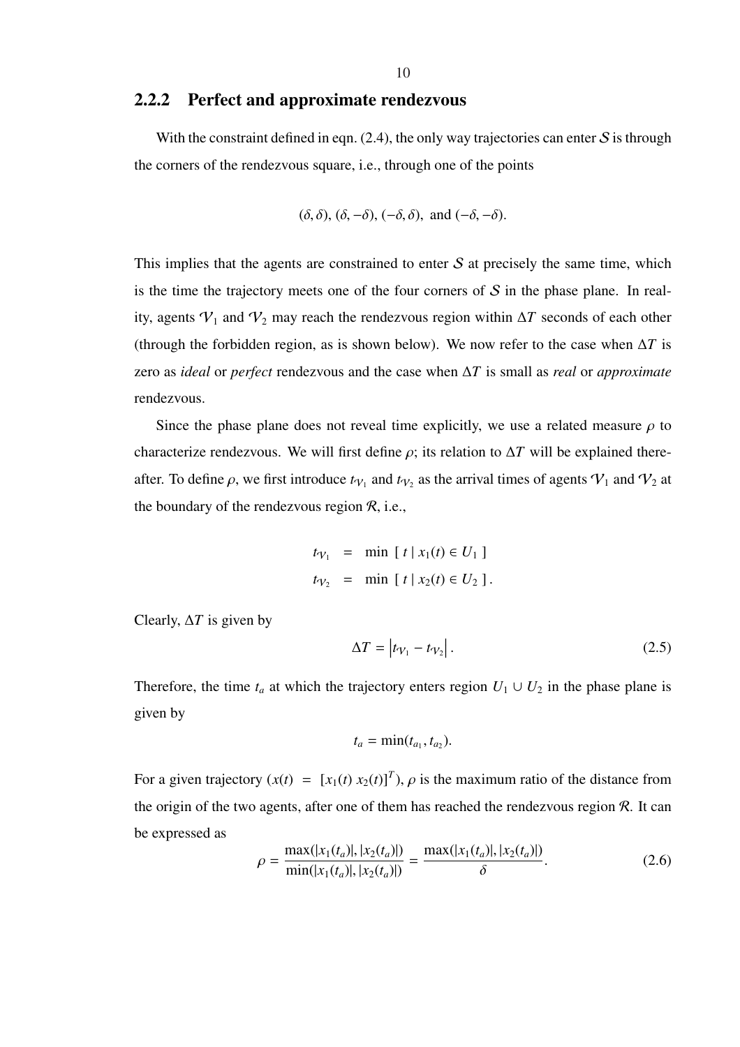### 2.2.2 Perfect and approximate rendezvous

With the constraint defined in eqn. (2.4), the only way trajectories can enter $\mathcal{S}$ is through the corners of the rendezvous square, i.e., through one of the points

$$(\delta, \delta),\ (\delta, -\delta),\ (-\delta, \delta),\ \text{and}\ (-\delta, -\delta).$$

This implies that the agents are constrained to enter $\mathcal{S}$ at precisely the same time, which is the time the trajectory meets one of the four corners of $\mathcal{S}$ in the phase plane. In reality, agents $\mathcal{V}_1$ and $\mathcal{V}_2$ may reach the rendezvous region within $\Delta T$ seconds of each other (through the forbidden region, as is shown below). We now refer to the case when $\Delta T$ is zero as *ideal* or *perfect* rendezvous and the case when $\Delta T$ is small as *real* or *approximate* rendezvous.

Since the phase plane does not reveal time explicitly, we use a related measure $\rho$ to characterize rendezvous. We will first define $\rho$; its relation to $\Delta T$ will be explained thereafter. To define $\rho$, we first introduce $t_{\mathcal{V}_1}$ and $t_{\mathcal{V}_2}$ as the arrival times of agents $\mathcal{V}_1$ and $\mathcal{V}_2$ at the boundary of the rendezvous region $\mathcal{R}$, i.e.,

$$
\begin{aligned}
t_{\mathcal{V}_1} &= \min\ [\ t \mid x_1(t) \in U_1\ ] \\
t_{\mathcal{V}_2} &= \min\ [\ t \mid x_2(t) \in U_2\ ].
\end{aligned}
$$

Clearly, $\Delta T$ is given by

$$\Delta T = \left| t_{\mathcal{V}_1} - t_{\mathcal{V}_2} \right|. \tag{2.5}$$

Therefore, the time $t_a$ at which the trajectory enters region $U_1 \cup U_2$ in the phase plane is given by

$$t_a = \min(t_{a_1}, t_{a_2}).$$

For a given trajectory ($x(t) = [x_1(t)\ x_2(t)]^T$), $\rho$ is the maximum ratio of the distance from the origin of the two agents, after one of them has reached the rendezvous region $\mathcal{R}$. It can be expressed as

$$\rho = \frac{\max(|x_1(t_a)|, |x_2(t_a)|)}{\min(|x_1(t_a)|, |x_2(t_a)|)} = \frac{\max(|x_1(t_a)|, |x_2(t_a)|)}{\delta}. \tag{2.6}$$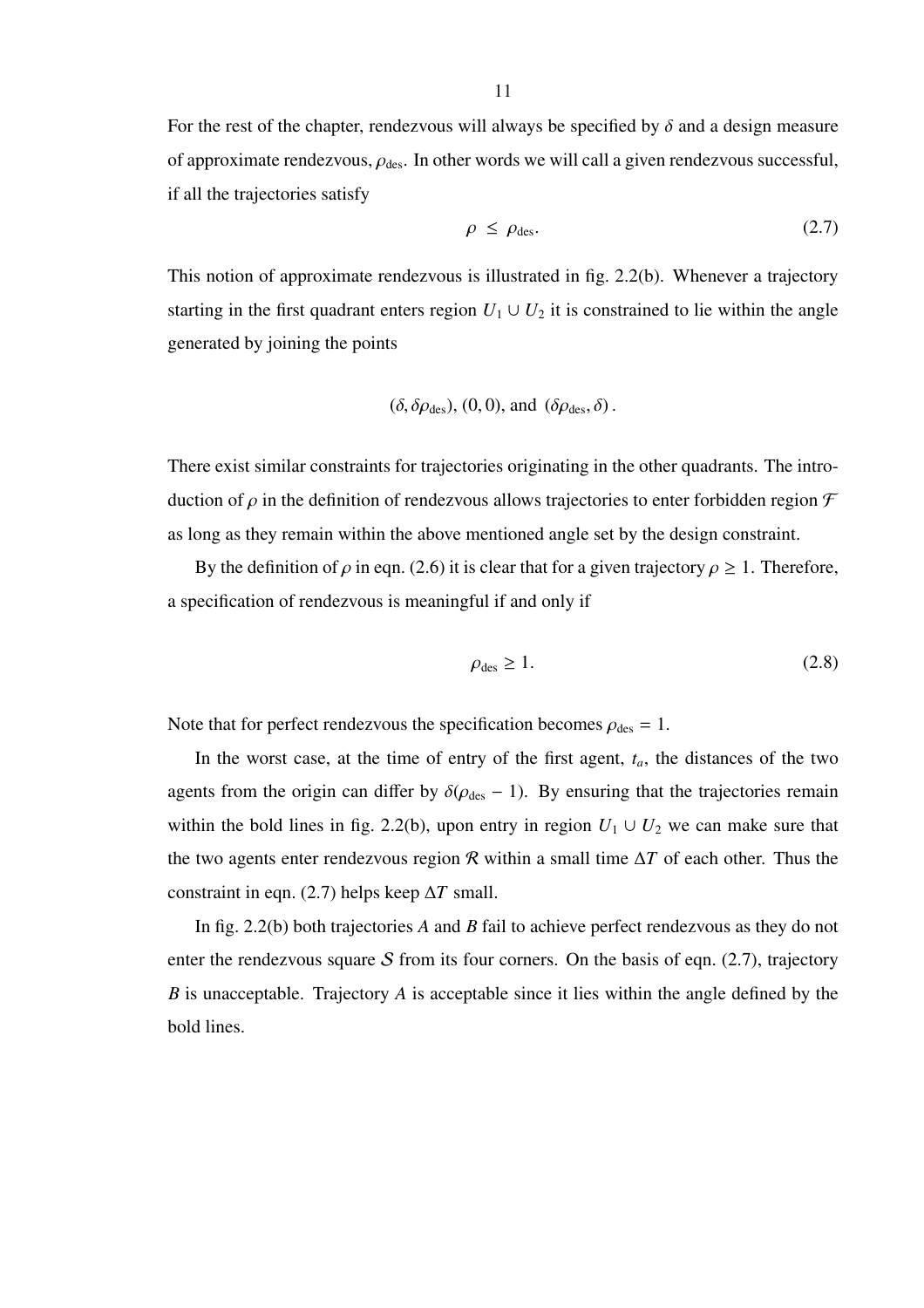For the rest of the chapter, rendezvous will always be specified by $\delta$ and a design measure of approximate rendezvous, $\rho_{\text{des}}$. In other words we will call a given rendezvous successful, if all the trajectories satisfy

$$\rho \leq \rho_{\text{des}}. \tag{2.7}$$

This notion of approximate rendezvous is illustrated in fig. 2.2(b). Whenever a trajectory starting in the first quadrant enters region $U_1 \cup U_2$ it is constrained to lie within the angle generated by joining the points

$$(\delta, \delta\rho_{\text{des}}),\ (0,0),\ \text{and}\ \ (\delta\rho_{\text{des}}, \delta)\,.$$

There exist similar constraints for trajectories originating in the other quadrants. The introduction of $\rho$ in the definition of rendezvous allows trajectories to enter forbidden region $\mathcal{F}$ as long as they remain within the above mentioned angle set by the design constraint.

By the definition of $\rho$ in eqn. (2.6) it is clear that for a given trajectory $\rho \geq 1$. Therefore, a specification of rendezvous is meaningful if and only if

$$\rho_{\text{des}} \geq 1. \tag{2.8}$$

Note that for perfect rendezvous the specification becomes $\rho_{\text{des}} = 1$.

In the worst case, at the time of entry of the first agent, $t_a$, the distances of the two agents from the origin can differ by $\delta(\rho_{\text{des}} - 1)$. By ensuring that the trajectories remain within the bold lines in fig. 2.2(b), upon entry in region $U_1 \cup U_2$ we can make sure that the two agents enter rendezvous region $\mathcal{R}$ within a small time $\Delta T$ of each other. Thus the constraint in eqn. (2.7) helps keep $\Delta T$ small.

In fig. 2.2(b) both trajectories $A$ and $B$ fail to achieve perfect rendezvous as they do not enter the rendezvous square $\mathcal{S}$ from its four corners. On the basis of eqn. (2.7), trajectory $B$ is unacceptable. Trajectory $A$ is acceptable since it lies within the angle defined by the bold lines.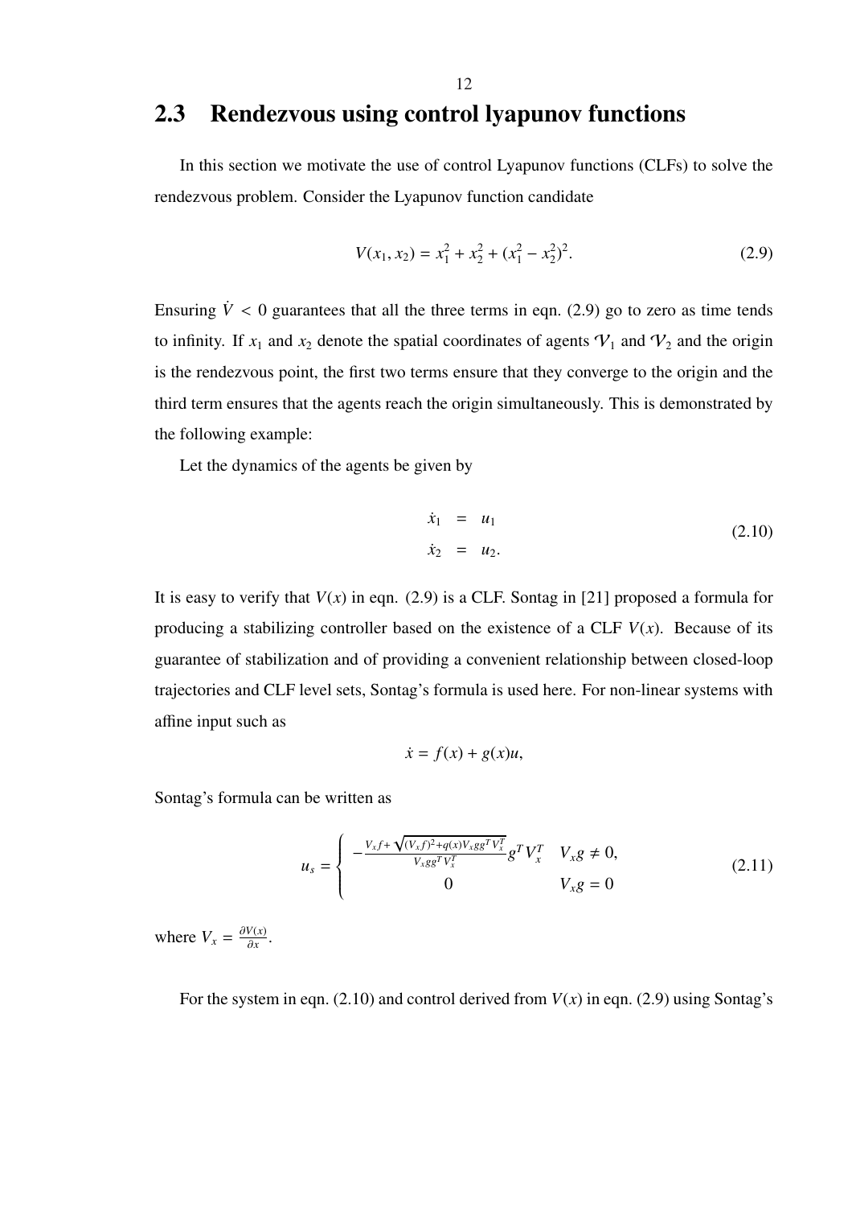## 2.3 Rendezvous using control lyapunov functions

In this section we motivate the use of control Lyapunov functions (CLFs) to solve the rendezvous problem. Consider the Lyapunov function candidate

$$V(x_1, x_2) = x_1^2 + x_2^2 + (x_1^2 - x_2^2)^2. \tag{2.9}$$

Ensuring $\dot{V} < 0$ guarantees that all the three terms in eqn. (2.9) go to zero as time tends to infinity. If $x_1$ and $x_2$ denote the spatial coordinates of agents $\mathcal{V}_1$ and $\mathcal{V}_2$ and the origin is the rendezvous point, the first two terms ensure that they converge to the origin and the third term ensures that the agents reach the origin simultaneously. This is demonstrated by the following example:

Let the dynamics of the agents be given by

$$\begin{aligned} \dot{x}_1 &= u_1 \\ \dot{x}_2 &= u_2. \end{aligned} \tag{2.10}$$

It is easy to verify that $V(x)$ in eqn. (2.9) is a CLF. Sontag in [21] proposed a formula for producing a stabilizing controller based on the existence of a CLF $V(x)$. Because of its guarantee of stabilization and of providing a convenient relationship between closed-loop trajectories and CLF level sets, Sontag's formula is used here. For non-linear systems with affine input such as

$$\dot{x} = f(x) + g(x)u,$$

Sontag's formula can be written as

$$u_s = \begin{cases} -\frac{V_x f + \sqrt{(V_x f)^2 + q(x) V_x g g^T V_x^T}}{V_x g g^T V_x^T} g^T V_x^T & V_x g \neq 0, \\ 0 & V_x g = 0 \end{cases} \tag{2.11}$$

where $V_x = \frac{\partial V(x)}{\partial x}$.

For the system in eqn. (2.10) and control derived from $V(x)$ in eqn. (2.9) using Sontag's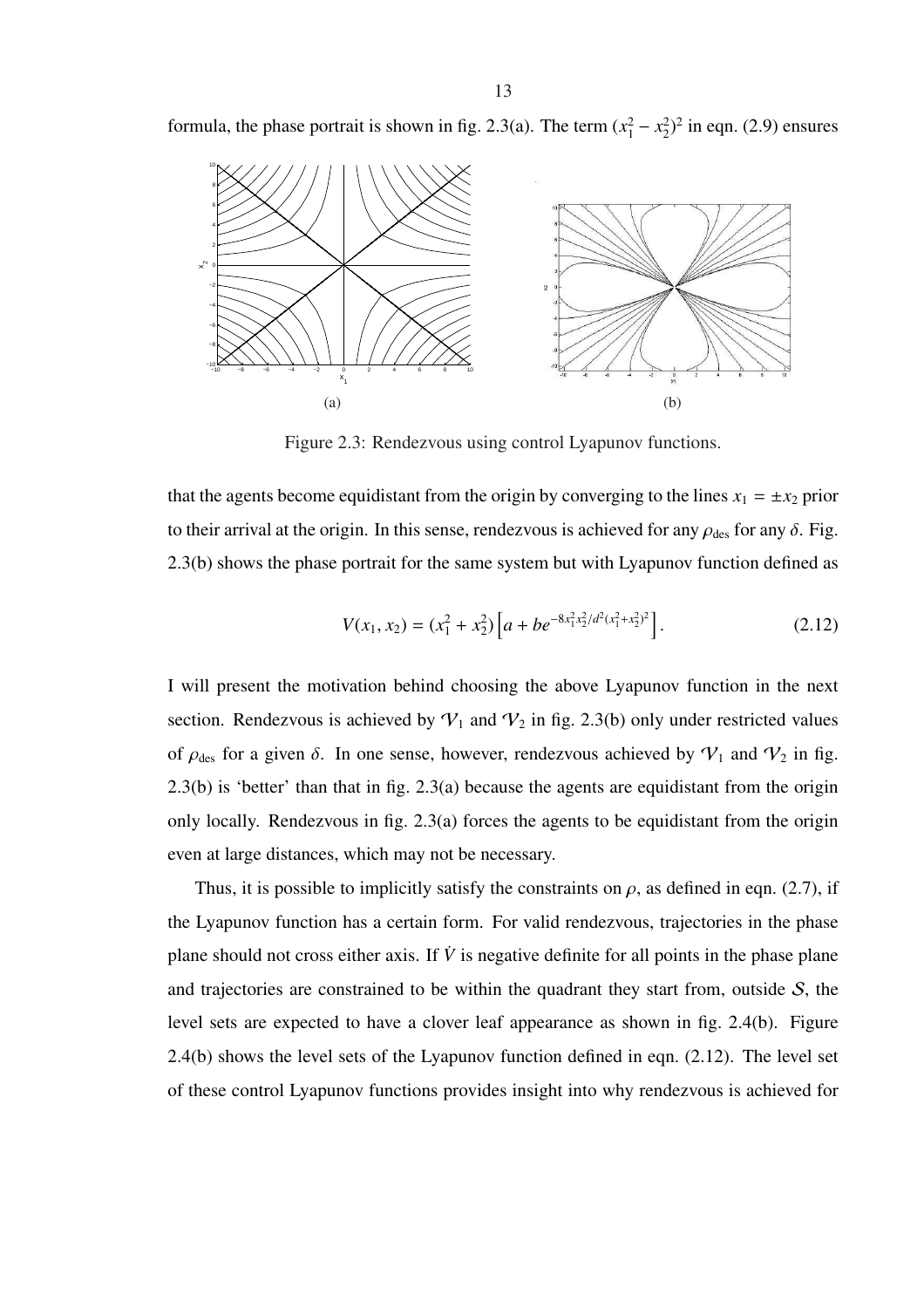formula, the phase portrait is shown in fig. 2.3(a). The term $(x_1^2 - x_2^2)^2$ in eqn. (2.9) ensures

(a) (b)

Figure 2.3: Rendezvous using control Lyapunov functions.

that the agents become equidistant from the origin by converging to the lines $x_1 = \pm x_2$ prior to their arrival at the origin. In this sense, rendezvous is achieved for any $\rho_{\mathrm{des}}$ for any $\delta$. Fig. 2.3(b) shows the phase portrait for the same system but with Lyapunov function defined as

$$V(x_1, x_2) = (x_1^2 + x_2^2)\left[a + be^{-8x_1^2x_2^2/d^2(x_1^2+x_2^2)^2}\right]. \tag{2.12}$$

I will present the motivation behind choosing the above Lyapunov function in the next section. Rendezvous is achieved by $\mathcal{V}_1$ and $\mathcal{V}_2$ in fig. 2.3(b) only under restricted values of $\rho_{\mathrm{des}}$ for a given $\delta$. In one sense, however, rendezvous achieved by $\mathcal{V}_1$ and $\mathcal{V}_2$ in fig. 2.3(b) is 'better' than that in fig. 2.3(a) because the agents are equidistant from the origin only locally. Rendezvous in fig. 2.3(a) forces the agents to be equidistant from the origin even at large distances, which may not be necessary.

Thus, it is possible to implicitly satisfy the constraints on $\rho$, as defined in eqn. (2.7), if the Lyapunov function has a certain form. For valid rendezvous, trajectories in the phase plane should not cross either axis. If $\dot{V}$ is negative definite for all points in the phase plane and trajectories are constrained to be within the quadrant they start from, outside $\mathcal{S}$, the level sets are expected to have a clover leaf appearance as shown in fig. 2.4(b). Figure 2.4(b) shows the level sets of the Lyapunov function defined in eqn. (2.12). The level set of these control Lyapunov functions provides insight into why rendezvous is achieved for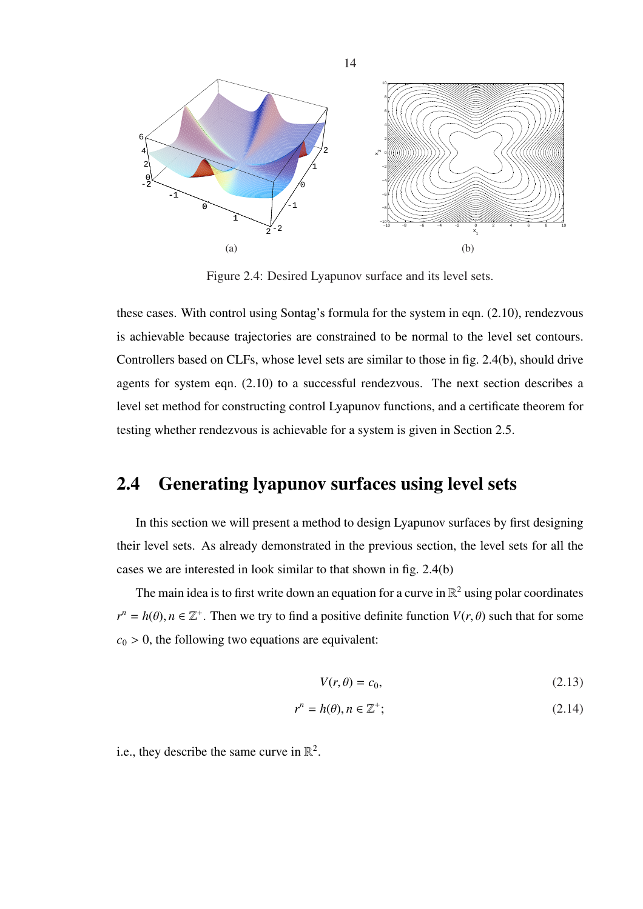(a) (b)

Figure 2.4: Desired Lyapunov surface and its level sets.

these cases. With control using Sontag's formula for the system in eqn. (2.10), rendezvous is achievable because trajectories are constrained to be normal to the level set contours. Controllers based on CLFs, whose level sets are similar to those in fig. 2.4(b), should drive agents for system eqn. (2.10) to a successful rendezvous. The next section describes a level set method for constructing control Lyapunov functions, and a certificate theorem for testing whether rendezvous is achievable for a system is given in Section 2.5.

## 2.4 Generating lyapunov surfaces using level sets

In this section we will present a method to design Lyapunov surfaces by first designing their level sets. As already demonstrated in the previous section, the level sets for all the cases we are interested in look similar to that shown in fig. 2.4(b)

The main idea is to first write down an equation for a curve in $\mathbb{R}^2$ using polar coordinates $r^n = h(\theta), n \in \mathbb{Z}^+$. Then we try to find a positive definite function $V(r, \theta)$ such that for some $c_0 > 0$, the following two equations are equivalent:

$$V(r, \theta) = c_0, \tag{2.13}$$

$$r^n = h(\theta), n \in \mathbb{Z}^+; \tag{2.14}$$

i.e., they describe the same curve in $\mathbb{R}^2$.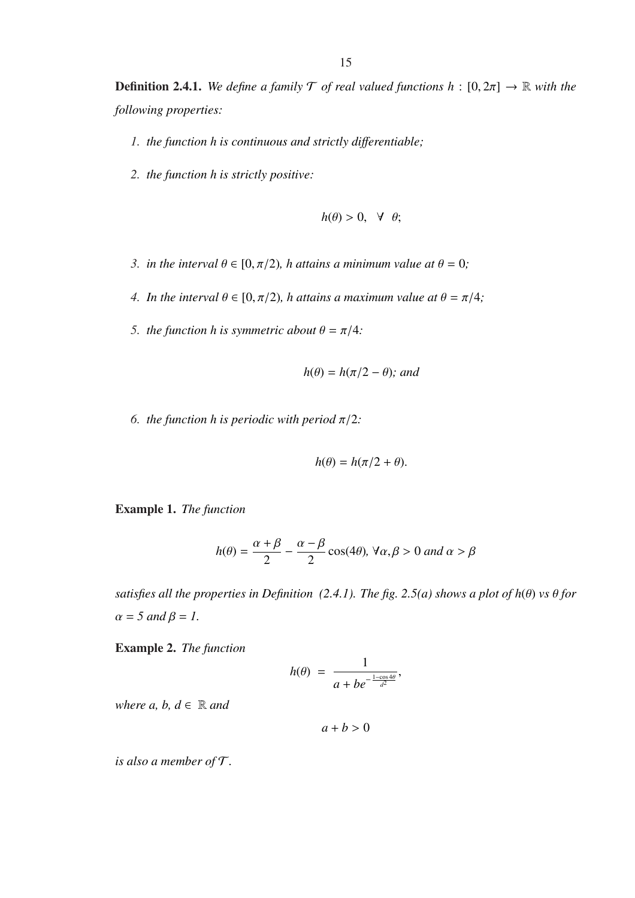**Definition 2.4.1.** *We define a family $\mathcal{T}$ of real valued functions $h : [0, 2\pi] \rightarrow \mathbb{R}$ with the following properties:*

1. *the function h is continuous and strictly differentiable;*
2. *the function h is strictly positive:*

$$h(\theta) > 0, \quad \forall \;\; \theta;$$

3. *in the interval $\theta \in [0, \pi/2)$, h attains a minimum value at $\theta = 0$;*
4. *In the interval $\theta \in [0, \pi/2)$, h attains a maximum value at $\theta = \pi/4$;*
5. *the function h is symmetric about $\theta = \pi/4$:*

$$h(\theta) = h(\pi/2 - \theta); \text{ and}$$

6. *the function h is periodic with period $\pi/2$:*

$$h(\theta) = h(\pi/2 + \theta).$$

**Example 1.** *The function*

$$h(\theta) = \frac{\alpha + \beta}{2} - \frac{\alpha - \beta}{2} \cos(4\theta), \; \forall \alpha, \beta > 0 \text{ and } \alpha > \beta$$

*satisfies all the properties in Definition (2.4.1). The fig. 2.5(a) shows a plot of $h(\theta)$ vs $\theta$ for $\alpha = 5$ and $\beta = 1$.*

**Example 2.** *The function*

$$h(\theta) \;=\; \frac{1}{a + be^{-\frac{1-\cos 4\theta}{d^2}}},$$

*where a, b, $d \in \mathbb{R}$ and*

$$a + b > 0$$

*is also a member of $\mathcal{T}$.*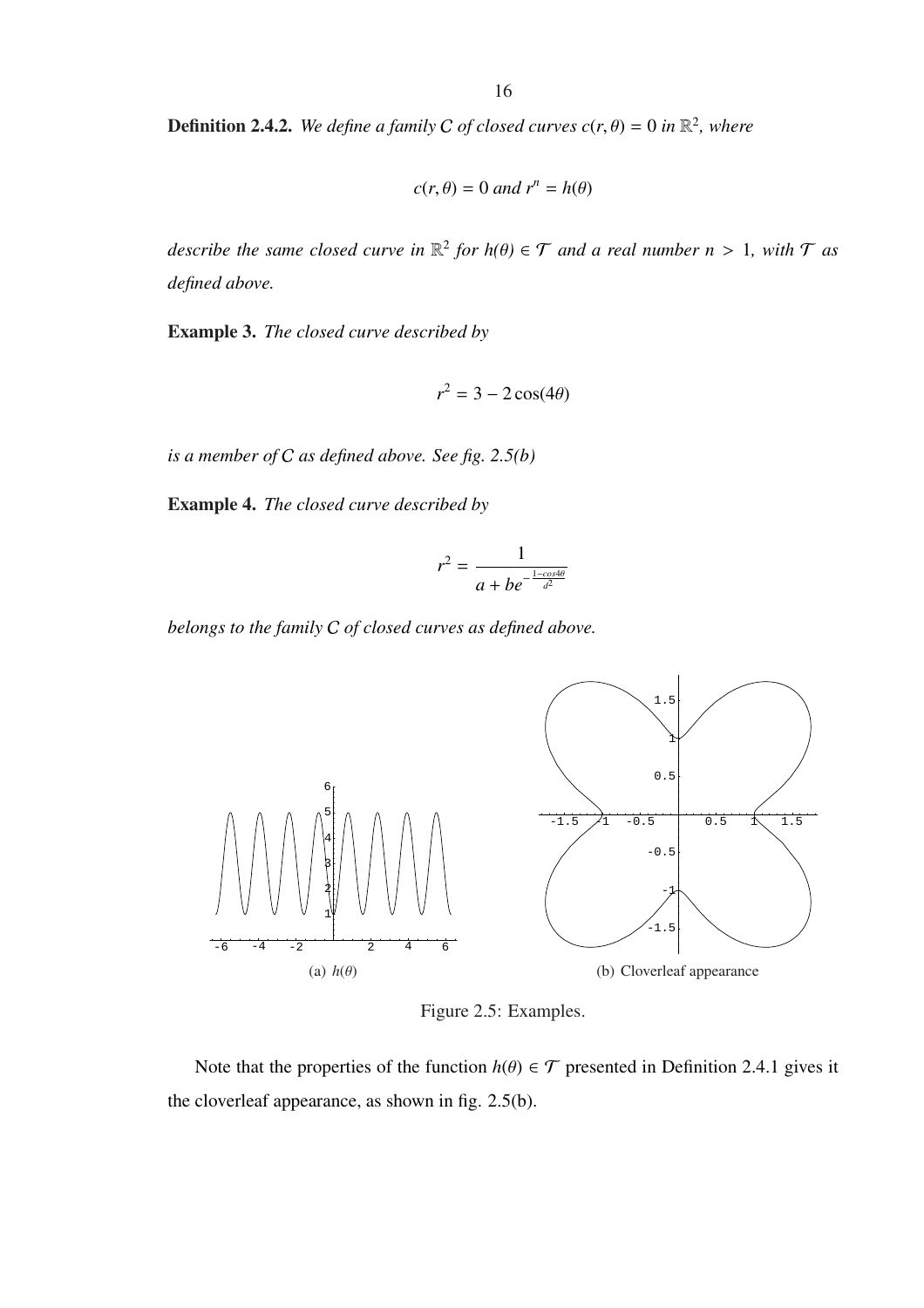**Definition 2.4.2.** *We define a family $\mathcal{C}$ of closed curves $c(r, \theta) = 0$ in $\mathbb{R}^2$, where*

$$c(r, \theta) = 0 \text{ and } r^n = h(\theta)$$

*describe the same closed curve in $\mathbb{R}^2$ for $h(\theta) \in \mathcal{T}$ and a real number $n > 1$, with $\mathcal{T}$ as defined above.*

**Example 3.** *The closed curve described by*

$$r^2 = 3 - 2\cos(4\theta)$$

*is a member of $\mathcal{C}$ as defined above. See fig. 2.5(b)*

**Example 4.** *The closed curve described by*

$$r^2 = \frac{1}{a + be^{-\frac{1-cos4\theta}{d^2}}}$$

*belongs to the family $\mathcal{C}$ of closed curves as defined above.*

(a) $h(\theta)$

(b) Cloverleaf appearance

Figure 2.5: Examples.

Note that the properties of the function $h(\theta) \in \mathcal{T}$ presented in Definition 2.4.1 gives it the cloverleaf appearance, as shown in fig. 2.5(b).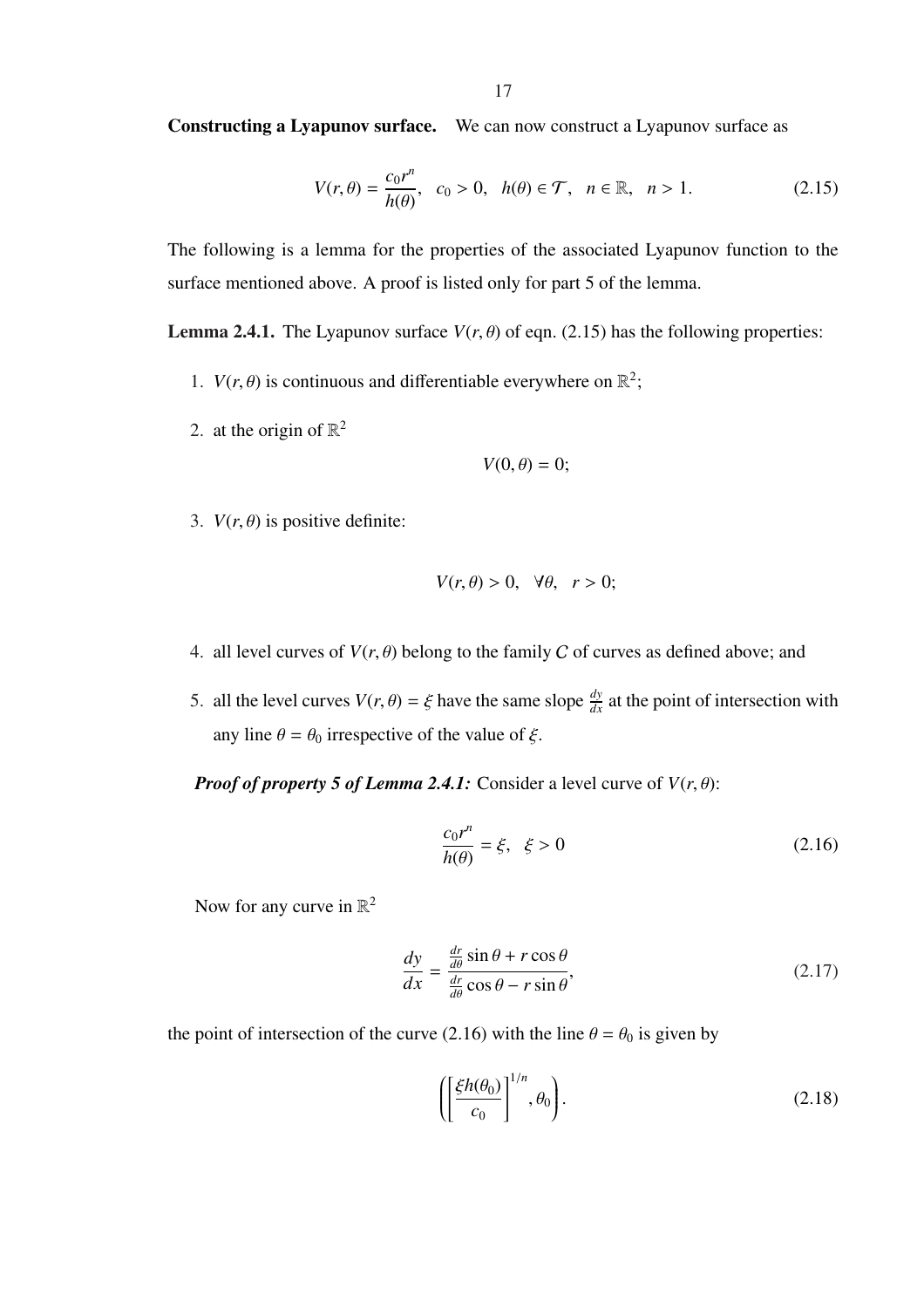**Constructing a Lyapunov surface.** We can now construct a Lyapunov surface as

$$V(r,\theta) = \frac{c_0 r^n}{h(\theta)}, \quad c_0 > 0, \quad h(\theta) \in \mathcal{T}, \quad n \in \mathbb{R}, \quad n > 1. \tag{2.15}$$

The following is a lemma for the properties of the associated Lyapunov function to the surface mentioned above. A proof is listed only for part 5 of the lemma.

**Lemma 2.4.1.** The Lyapunov surface $V(r,\theta)$ of eqn. (2.15) has the following properties:

1. $V(r,\theta)$ is continuous and differentiable everywhere on $\mathbb{R}^2$;
2. at the origin of $\mathbb{R}^2$
$$V(0,\theta) = 0;$$
3. $V(r,\theta)$ is positive definite:
$$V(r,\theta) > 0, \quad \forall\theta, \quad r > 0;$$
4. all level curves of $V(r,\theta)$ belong to the family $C$ of curves as defined above; and
5. all the level curves $V(r,\theta) = \xi$ have the same slope $\frac{dy}{dx}$ at the point of intersection with any line $\theta = \theta_0$ irrespective of the value of $\xi$.

***Proof of property 5 of Lemma 2.4.1:*** Consider a level curve of $V(r,\theta)$:

$$\frac{c_0 r^n}{h(\theta)} = \xi, \quad \xi > 0 \tag{2.16}$$

Now for any curve in $\mathbb{R}^2$

$$\frac{dy}{dx} = \frac{\frac{dr}{d\theta}\sin\theta + r\cos\theta}{\frac{dr}{d\theta}\cos\theta - r\sin\theta}, \tag{2.17}$$

the point of intersection of the curve (2.16) with the line $\theta = \theta_0$ is given by

$$\left( \left[ \frac{\xi h(\theta_0)}{c_0} \right]^{1/n}, \theta_0 \right). \tag{2.18}$$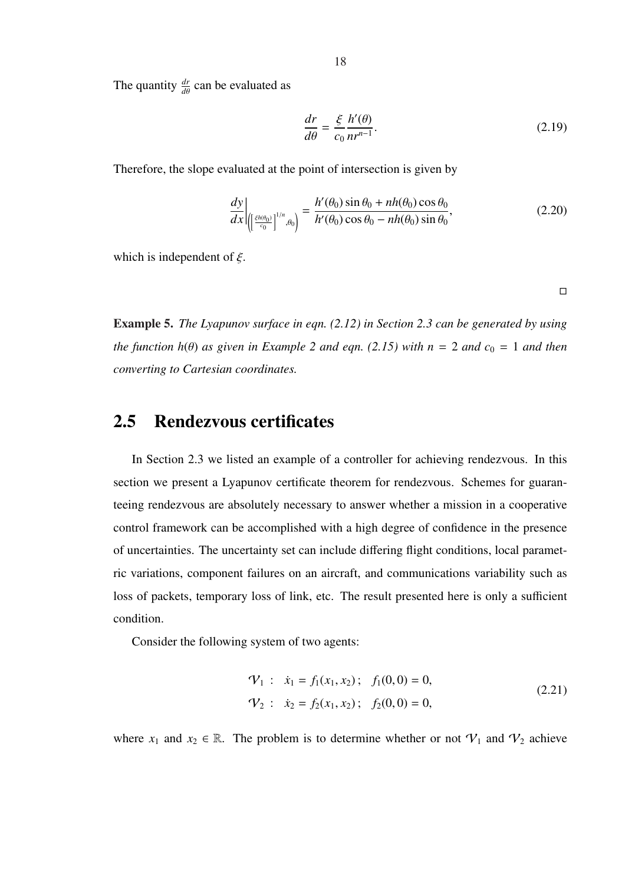The quantity $\frac{dr}{d\theta}$ can be evaluated as

$$
\frac{dr}{d\theta} = \frac{\xi}{c_0} \frac{h'(\theta)}{nr^{n-1}}. \tag{2.19}
$$

Therefore, the slope evaluated at the point of intersection is given by

$$
\left.\frac{dy}{dx}\right|_{\left(\left[\frac{\xi h(\theta_0)}{c_0}\right]^{1/n}, \theta_0\right)} = \frac{h'(\theta_0)\sin\theta_0 + nh(\theta_0)\cos\theta_0}{h'(\theta_0)\cos\theta_0 - nh(\theta_0)\sin\theta_0}, \tag{2.20}
$$

which is independent of $\xi$.

□

**Example 5.** *The Lyapunov surface in eqn. (2.12) in Section 2.3 can be generated by using the function $h(\theta)$ as given in Example 2 and eqn. (2.15) with $n = 2$ and $c_0 = 1$ and then converting to Cartesian coordinates.*

## 2.5 Rendezvous certificates

In Section 2.3 we listed an example of a controller for achieving rendezvous. In this section we present a Lyapunov certificate theorem for rendezvous. Schemes for guaranteeing rendezvous are absolutely necessary to answer whether a mission in a cooperative control framework can be accomplished with a high degree of confidence in the presence of uncertainties. The uncertainty set can include differing flight conditions, local parametric variations, component failures on an aircraft, and communications variability such as loss of packets, temporary loss of link, etc. The result presented here is only a sufficient condition.

Consider the following system of two agents:

$$
\begin{aligned}
\mathcal{V}_1 &: \quad \dot{x}_1 = f_1(x_1, x_2)\,; \quad f_1(0,0) = 0, \\
\mathcal{V}_2 &: \quad \dot{x}_2 = f_2(x_1, x_2)\,; \quad f_2(0,0) = 0,
\end{aligned} \tag{2.21}
$$

where $x_1$ and $x_2 \in \mathbb{R}$. The problem is to determine whether or not $\mathcal{V}_1$ and $\mathcal{V}_2$ achieve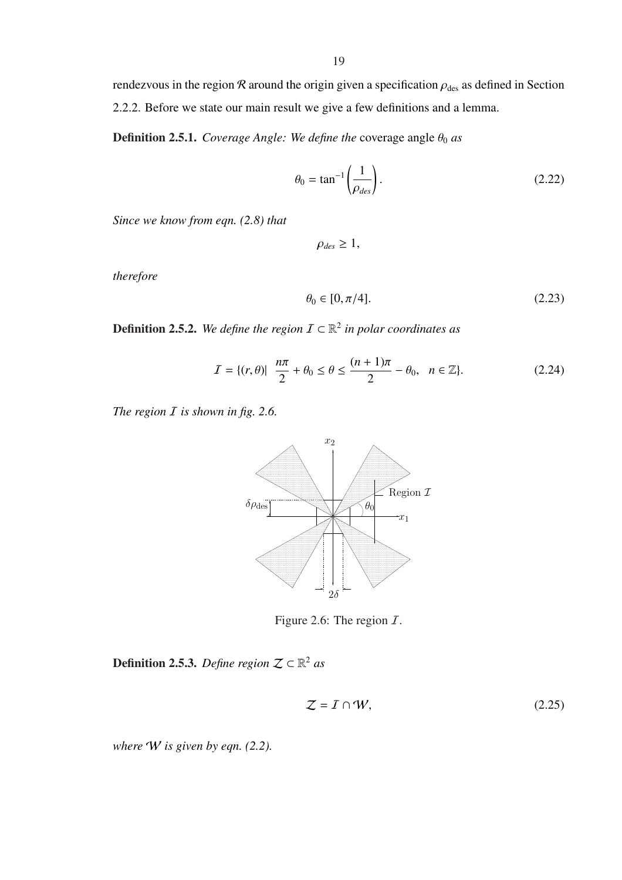rendezvous in the region $\mathcal{R}$ around the origin given a specification $\rho_{\text{des}}$ as defined in Section 2.2.2. Before we state our main result we give a few definitions and a lemma.

**Definition 2.5.1.** *Coverage Angle: We define the* coverage angle $\theta_0$ *as*

$$\theta_0 = \tan^{-1}\left(\frac{1}{\rho_{des}}\right). \tag{2.22}$$

*Since we know from eqn. (2.8) that*

$$\rho_{des} \geq 1,$$

*therefore*

$$\theta_0 \in [0, \pi/4]. \tag{2.23}$$

**Definition 2.5.2.** *We define the region $\mathcal{I} \subset \mathbb{R}^2$ in polar coordinates as*

$$\mathcal{I} = \{(r, \theta) | \ \frac{n\pi}{2} + \theta_0 \leq \theta \leq \frac{(n+1)\pi}{2} - \theta_0, \quad n \in \mathbb{Z}\}. \tag{2.24}$$

*The region $\mathcal{I}$ is shown in fig. 2.6.*

Figure 2.6: The region $\mathcal{I}$.

**Definition 2.5.3.** *Define region $\mathcal{Z} \subset \mathbb{R}^2$ as*

$$\mathcal{Z} = \mathcal{I} \cap \mathcal{W}, \tag{2.25}$$

*where $\mathcal{W}$ is given by eqn. (2.2).*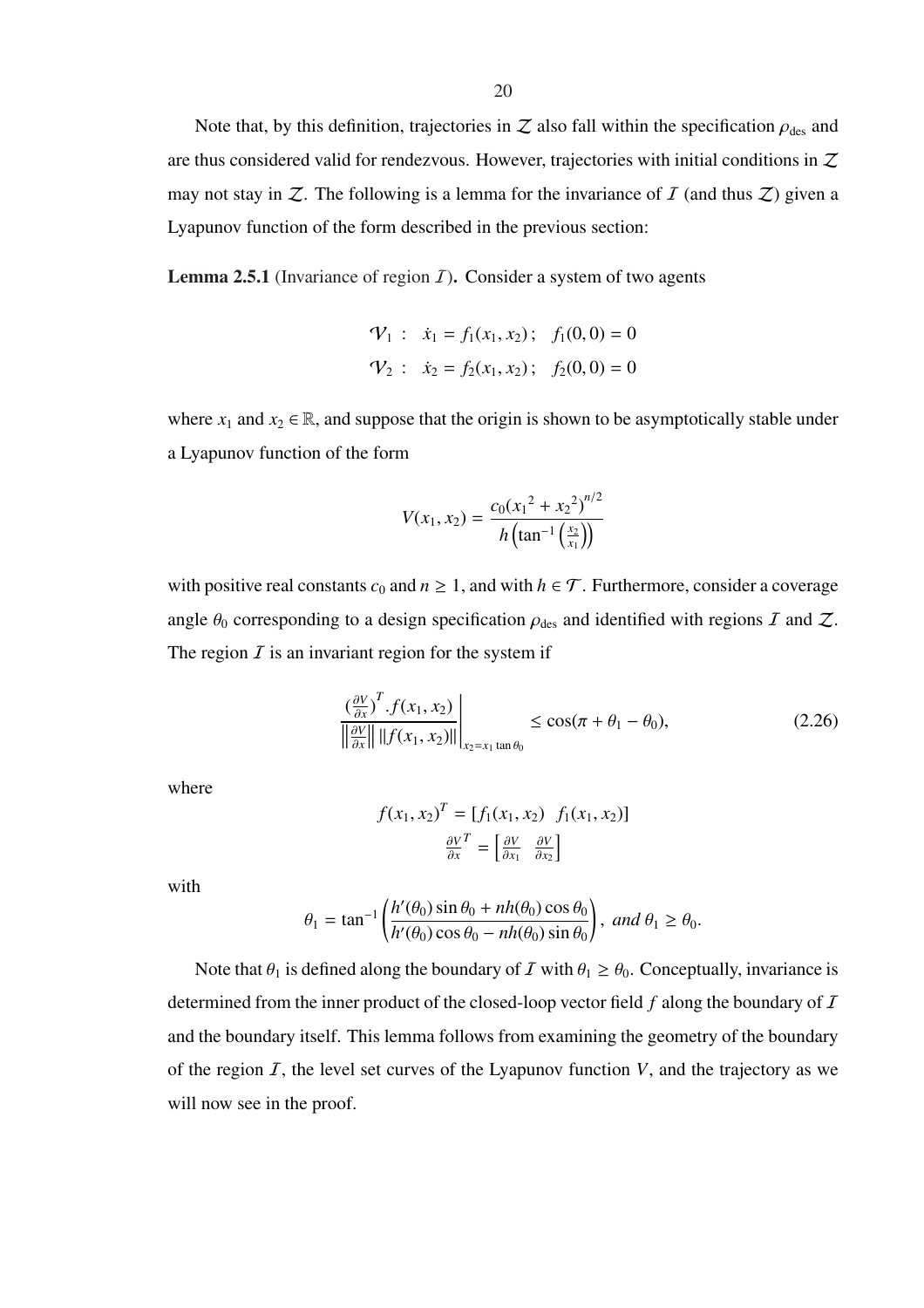Note that, by this definition, trajectories in $\mathcal{Z}$ also fall within the specification $\rho_{\text{des}}$ and are thus considered valid for rendezvous. However, trajectories with initial conditions in $\mathcal{Z}$ may not stay in $\mathcal{Z}$. The following is a lemma for the invariance of $\mathcal{I}$ (and thus $\mathcal{Z}$) given a Lyapunov function of the form described in the previous section:

**Lemma 2.5.1** (Invariance of region $\mathcal{I}$)**.** Consider a system of two agents

$$
\begin{aligned}
\mathcal{V}_1 &: \quad \dot{x}_1 = f_1(x_1, x_2)\,; \quad f_1(0,0) = 0 \\
\mathcal{V}_2 &: \quad \dot{x}_2 = f_2(x_1, x_2)\,; \quad f_2(0,0) = 0
\end{aligned}
$$

where $x_1$ and $x_2 \in \mathbb{R}$, and suppose that the origin is shown to be asymptotically stable under a Lyapunov function of the form

$$
V(x_1, x_2) = \frac{c_0({x_1}^2 + {x_2}^2)^{n/2}}{h\left(\tan^{-1}\left(\frac{x_2}{x_1}\right)\right)}
$$

with positive real constants $c_0$ and $n \geq 1$, and with $h \in \mathcal{T}$. Furthermore, consider a coverage angle $\theta_0$ corresponding to a design specification $\rho_{\text{des}}$ and identified with regions $\mathcal{I}$ and $\mathcal{Z}$. The region $\mathcal{I}$ is an invariant region for the system if

$$
\left.\frac{(\frac{\partial V}{\partial x})^T . f(x_1, x_2)}{\left\|\frac{\partial V}{\partial x}\right\| \|f(x_1, x_2)\|}\right|_{x_2 = x_1 \tan\theta_0} \leq \cos(\pi + \theta_1 - \theta_0), \tag{2.26}
$$

where

$$
\begin{aligned}
f(x_1, x_2)^T &= [f_1(x_1, x_2) \;\; f_1(x_1, x_2)] \\
\frac{\partial V}{\partial x}^T &= \begin{bmatrix} \frac{\partial V}{\partial x_1} & \frac{\partial V}{\partial x_2} \end{bmatrix}
\end{aligned}
$$

with

$$
\theta_1 = \tan^{-1}\left(\frac{h'(\theta_0)\sin\theta_0 + nh(\theta_0)\cos\theta_0}{h'(\theta_0)\cos\theta_0 - nh(\theta_0)\sin\theta_0}\right), \; \textit{and } \theta_1 \geq \theta_0.
$$

Note that $\theta_1$ is defined along the boundary of $\mathcal{I}$ with $\theta_1 \geq \theta_0$. Conceptually, invariance is determined from the inner product of the closed-loop vector field $f$ along the boundary of $\mathcal{I}$ and the boundary itself. This lemma follows from examining the geometry of the boundary of the region $\mathcal{I}$, the level set curves of the Lyapunov function $V$, and the trajectory as we will now see in the proof.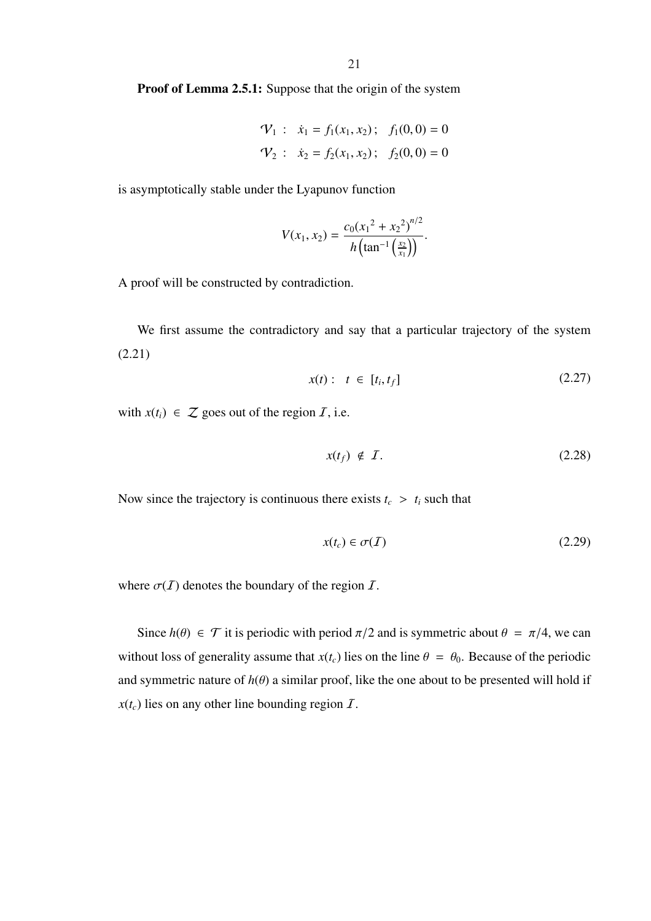**Proof of Lemma 2.5.1:** Suppose that the origin of the system

$$\mathcal{V}_1 : \quad \dot{x}_1 = f_1(x_1, x_2)\,; \quad f_1(0,0) = 0$$
$$\mathcal{V}_2 : \quad \dot{x}_2 = f_2(x_1, x_2)\,; \quad f_2(0,0) = 0$$

is asymptotically stable under the Lyapunov function

$$V(x_1, x_2) = \frac{c_0 ({x_1}^2 + {x_2}^2)^{n/2}}{h\left(\tan^{-1}\left(\frac{x_2}{x_1}\right)\right)}.$$

A proof will be constructed by contradiction.

We first assume the contradictory and say that a particular trajectory of the system (2.21)

$$x(t): \quad t \in [t_i, t_f] \tag{2.27}$$

with $x(t_i) \in \mathcal{Z}$ goes out of the region $\mathcal{I}$, i.e.

$$x(t_f) \notin \mathcal{I}. \tag{2.28}$$

Now since the trajectory is continuous there exists $t_c > t_i$ such that

$$x(t_c) \in \sigma(\mathcal{I}) \tag{2.29}$$

where $\sigma(\mathcal{I})$ denotes the boundary of the region $\mathcal{I}$.

Since $h(\theta) \in \mathcal{T}$ it is periodic with period $\pi/2$ and is symmetric about $\theta = \pi/4$, we can without loss of generality assume that $x(t_c)$ lies on the line $\theta = \theta_0$. Because of the periodic and symmetric nature of $h(\theta)$ a similar proof, like the one about to be presented will hold if $x(t_c)$ lies on any other line bounding region $\mathcal{I}$.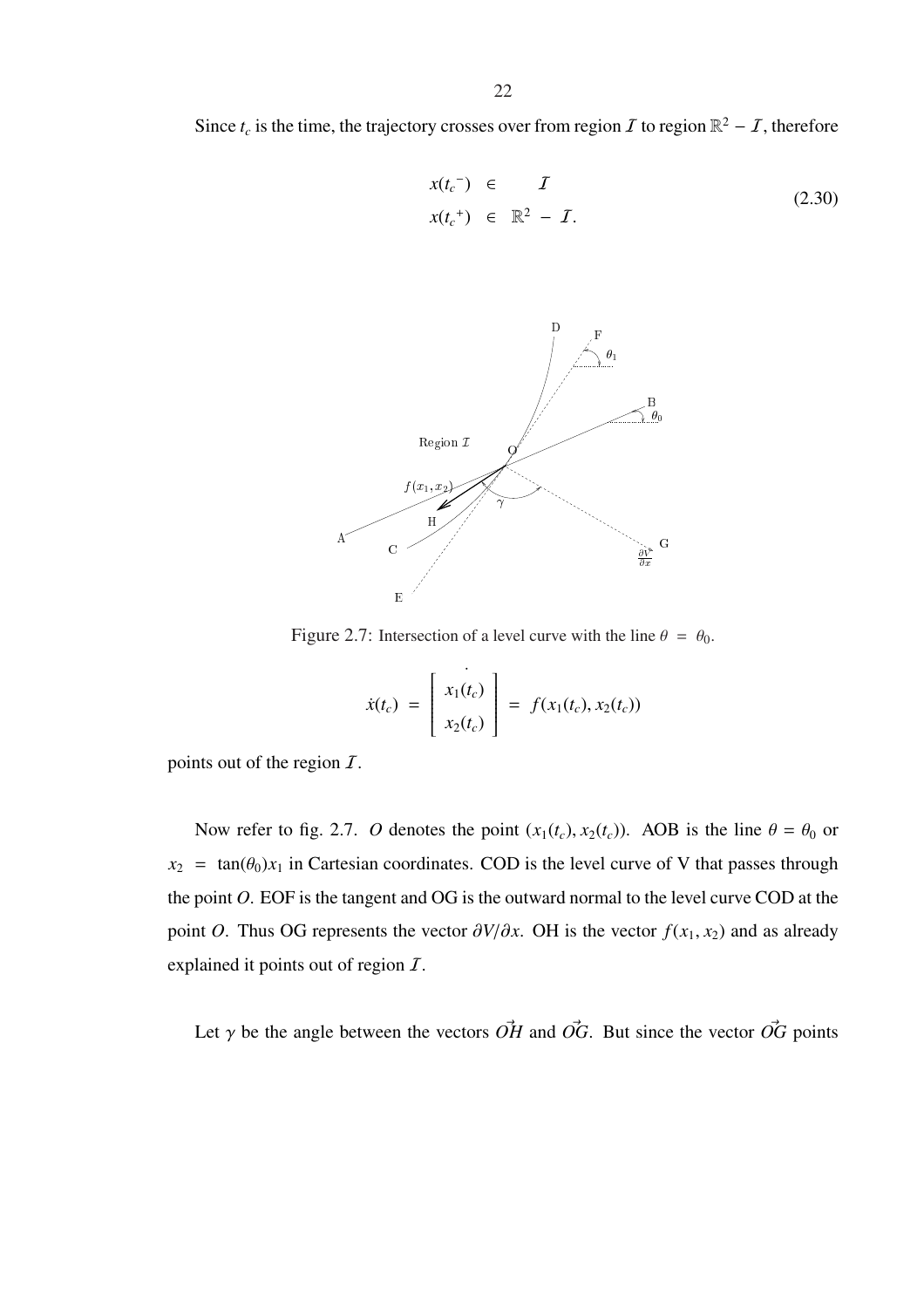Since $t_c$ is the time, the trajectory crosses over from region $\mathcal{I}$ to region $\mathbb{R}^2 - \mathcal{I}$, therefore

$$
\begin{aligned}
x(t_c{}^-) &\in \mathcal{I} \\
x(t_c{}^+) &\in \mathbb{R}^2 - \mathcal{I}.
\end{aligned}
\tag{2.30}
$$

Figure 2.7: Intersection of a level curve with the line $\theta = \theta_0$.

$$
\dot{x}(t_c) = \begin{bmatrix} \dot{x}_1(t_c) \\ x_2(t_c) \end{bmatrix} = f(x_1(t_c), x_2(t_c))
$$

points out of the region $\mathcal{I}$.

Now refer to fig. 2.7. $O$ denotes the point $(x_1(t_c), x_2(t_c))$. AOB is the line $\theta = \theta_0$ or $x_2 = \tan(\theta_0)x_1$ in Cartesian coordinates. COD is the level curve of V that passes through the point $O$. EOF is the tangent and OG is the outward normal to the level curve COD at the point $O$. Thus OG represents the vector $\partial V/\partial x$. OH is the vector $f(x_1, x_2)$ and as already explained it points out of region $\mathcal{I}$.

Let $\gamma$ be the angle between the vectors $\vec{OH}$ and $\vec{OG}$. But since the vector $\vec{OG}$ points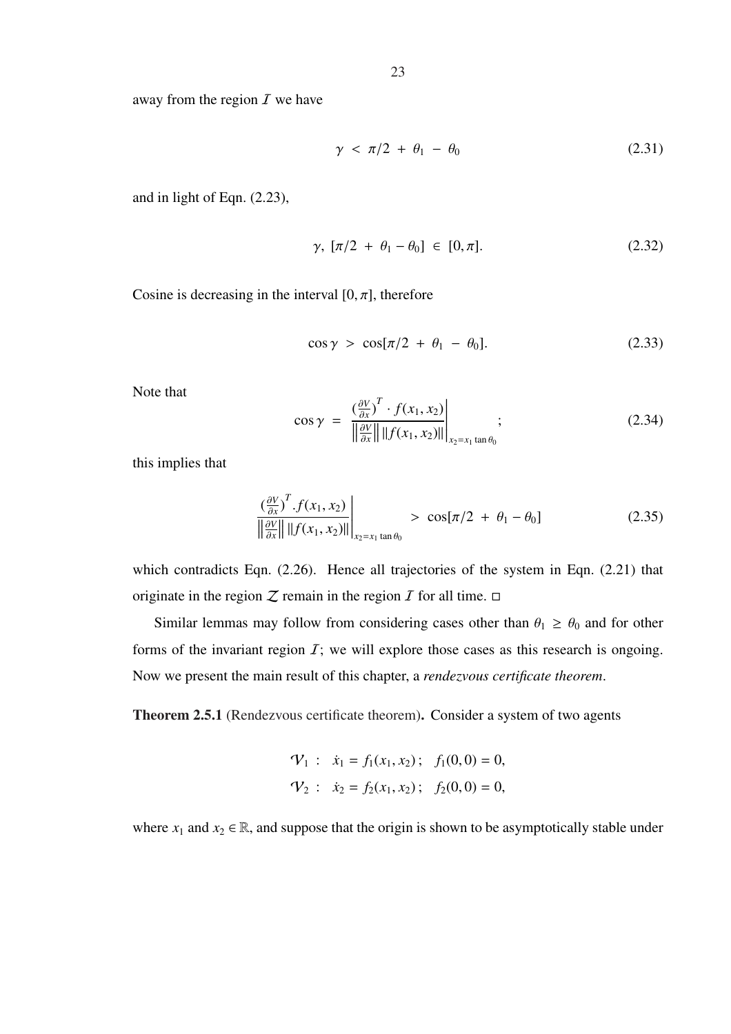away from the region $\mathcal{I}$ we have

$$\gamma \;<\; \pi/2 \;+\; \theta_1 \;-\; \theta_0 \tag{2.31}$$

and in light of Eqn. (2.23),

$$\gamma,\; [\pi/2 \;+\; \theta_1 - \theta_0] \;\in\; [0, \pi]. \tag{2.32}$$

Cosine is decreasing in the interval $[0, \pi]$, therefore

$$\cos\gamma \;>\; \cos[\pi/2 \;+\; \theta_1 \;-\; \theta_0]. \tag{2.33}$$

Note that

$$\cos\gamma \;=\; \left.\frac{(\frac{\partial V}{\partial x})^T \cdot f(x_1, x_2)}{\left\|\frac{\partial V}{\partial x}\right\| \|f(x_1, x_2)\|}\right|_{x_2 = x_1 \tan\theta_0}; \tag{2.34}$$

this implies that

$$\left.\frac{(\frac{\partial V}{\partial x})^T . f(x_1, x_2)}{\left\|\frac{\partial V}{\partial x}\right\| \|f(x_1, x_2)\|}\right|_{x_2 = x_1 \tan\theta_0} \;>\; \cos[\pi/2 \;+\; \theta_1 - \theta_0] \tag{2.35}$$

which contradicts Eqn. (2.26). Hence all trajectories of the system in Eqn. (2.21) that originate in the region $\mathcal{Z}$ remain in the region $\mathcal{I}$ for all time. □

Similar lemmas may follow from considering cases other than $\theta_1 \geq \theta_0$ and for other forms of the invariant region $\mathcal{I}$; we will explore those cases as this research is ongoing. Now we present the main result of this chapter, a *rendezvous certificate theorem*.

**Theorem 2.5.1** (Rendezvous certificate theorem)**.** Consider a system of two agents

$$\mathcal{V}_1 \;:\;\; \dot{x}_1 = f_1(x_1, x_2)\,; \quad f_1(0,0) = 0,$$
$$\mathcal{V}_2 \;:\;\; \dot{x}_2 = f_2(x_1, x_2)\,; \quad f_2(0,0) = 0,$$

where $x_1$ and $x_2 \in \mathbb{R}$, and suppose that the origin is shown to be asymptotically stable under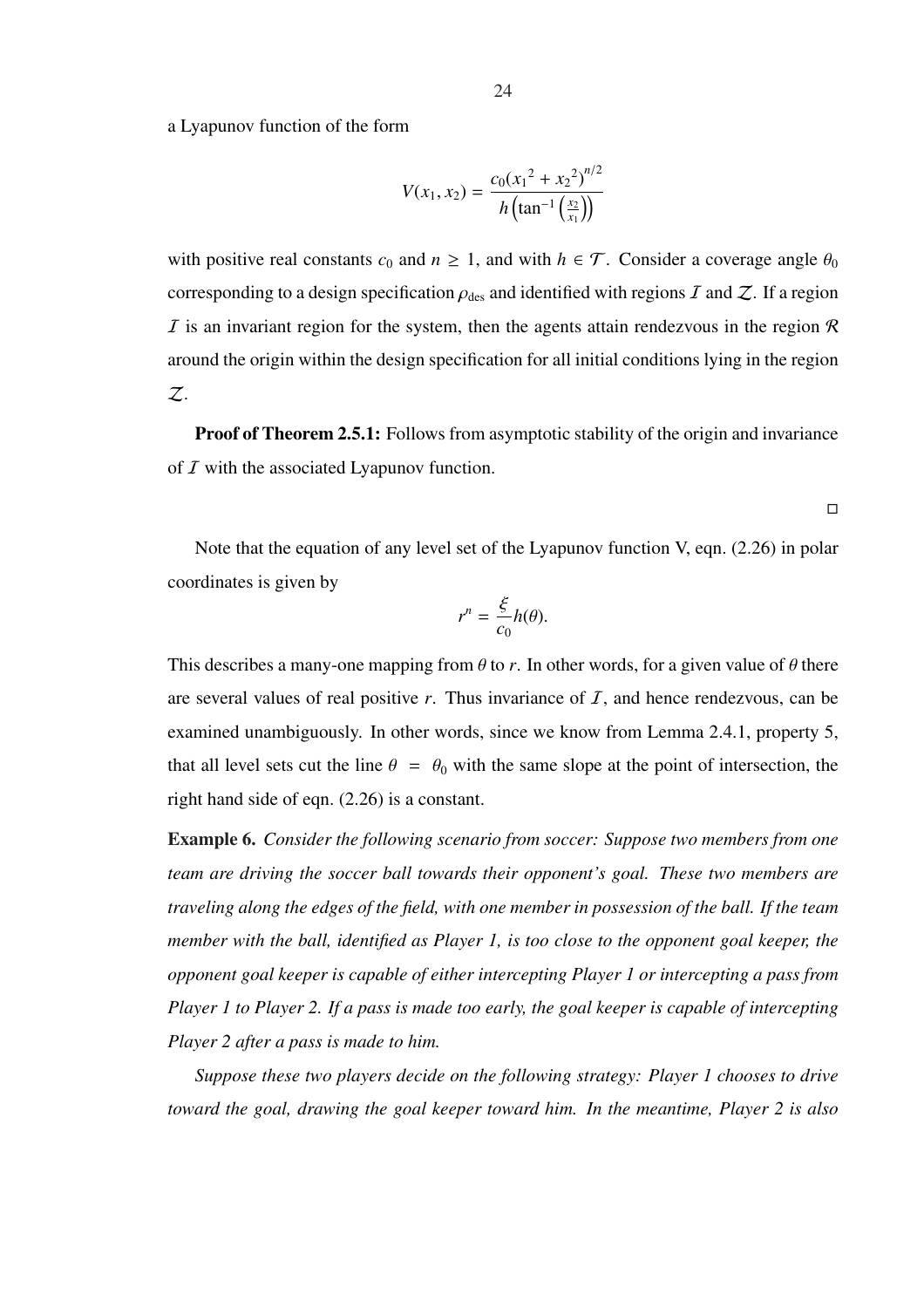a Lyapunov function of the form

$$V(x_1, x_2) = \frac{c_0({x_1}^2 + {x_2}^2)^{n/2}}{h\left(\tan^{-1}\left(\frac{x_2}{x_1}\right)\right)}$$

with positive real constants $c_0$ and $n \geq 1$, and with $h \in \mathcal{T}$. Consider a coverage angle $\theta_0$ corresponding to a design specification $\rho_{\text{des}}$ and identified with regions $\mathcal{I}$ and $\mathcal{Z}$. If a region $\mathcal{I}$ is an invariant region for the system, then the agents attain rendezvous in the region $\mathcal{R}$ around the origin within the design specification for all initial conditions lying in the region $\mathcal{Z}$.

**Proof of Theorem 2.5.1:** Follows from asymptotic stability of the origin and invariance of $\mathcal{I}$ with the associated Lyapunov function.

□

Note that the equation of any level set of the Lyapunov function V, eqn. (2.26) in polar coordinates is given by

$$r^n = \frac{\xi}{c_0} h(\theta).$$

This describes a many-one mapping from $\theta$ to $r$. In other words, for a given value of $\theta$ there are several values of real positive $r$. Thus invariance of $\mathcal{I}$, and hence rendezvous, can be examined unambiguously. In other words, since we know from Lemma 2.4.1, property 5, that all level sets cut the line $\theta = \theta_0$ with the same slope at the point of intersection, the right hand side of eqn. (2.26) is a constant.

**Example 6.** *Consider the following scenario from soccer: Suppose two members from one team are driving the soccer ball towards their opponent's goal. These two members are traveling along the edges of the field, with one member in possession of the ball. If the team member with the ball, identified as Player 1, is too close to the opponent goal keeper, the opponent goal keeper is capable of either intercepting Player 1 or intercepting a pass from Player 1 to Player 2. If a pass is made too early, the goal keeper is capable of intercepting Player 2 after a pass is made to him.*

*Suppose these two players decide on the following strategy: Player 1 chooses to drive toward the goal, drawing the goal keeper toward him. In the meantime, Player 2 is also*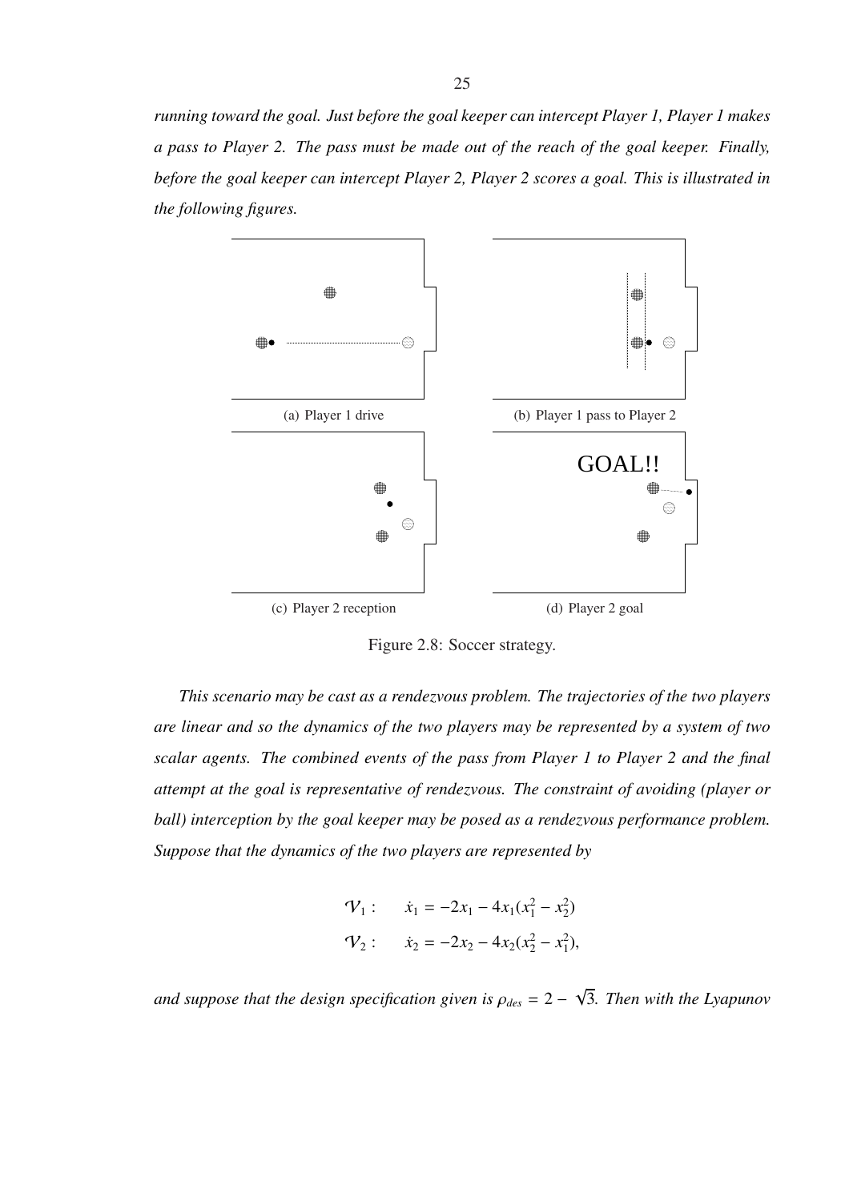*running toward the goal. Just before the goal keeper can intercept Player 1, Player 1 makes a pass to Player 2. The pass must be made out of the reach of the goal keeper. Finally, before the goal keeper can intercept Player 2, Player 2 scores a goal. This is illustrated in the following figures.*

(a) Player 1 drive

(b) Player 1 pass to Player 2

(c) Player 2 reception

(d) Player 2 goal

Figure 2.8: Soccer strategy.

*This scenario may be cast as a rendezvous problem. The trajectories of the two players are linear and so the dynamics of the two players may be represented by a system of two scalar agents. The combined events of the pass from Player 1 to Player 2 and the final attempt at the goal is representative of rendezvous. The constraint of avoiding (player or ball) interception by the goal keeper may be posed as a rendezvous performance problem. Suppose that the dynamics of the two players are represented by*

$$\mathcal{V}_1 : \quad \dot{x}_1 = -2x_1 - 4x_1(x_1^2 - x_2^2)$$

$$\mathcal{V}_2 : \quad \dot{x}_2 = -2x_2 - 4x_2(x_2^2 - x_1^2),$$

*and suppose that the design specification given is $\rho_{des} = 2 - \sqrt{3}$. Then with the Lyapunov*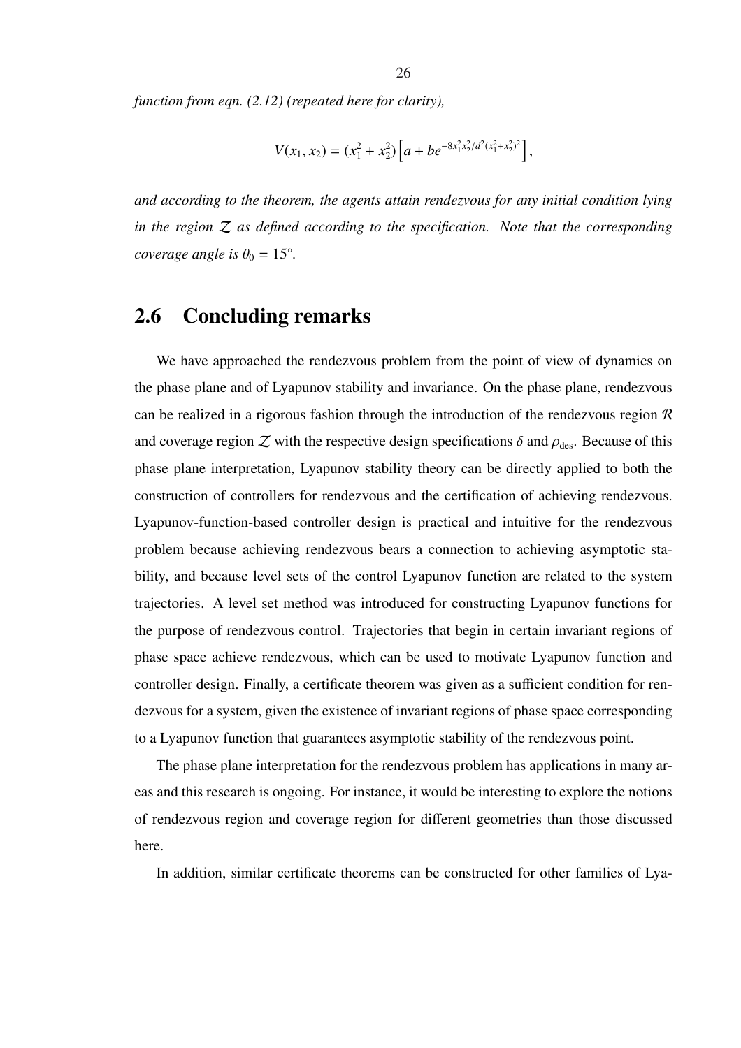*function from eqn. (2.12) (repeated here for clarity),*

$$V(x_1, x_2) = (x_1^2 + x_2^2)\left[a + be^{-8x_1^2x_2^2/d^2(x_1^2+x_2^2)^2}\right],$$

*and according to the theorem, the agents attain rendezvous for any initial condition lying in the region $\mathcal{Z}$ as defined according to the specification. Note that the corresponding coverage angle is $\theta_0 = 15^\circ$.*

## 2.6 Concluding remarks

We have approached the rendezvous problem from the point of view of dynamics on the phase plane and of Lyapunov stability and invariance. On the phase plane, rendezvous can be realized in a rigorous fashion through the introduction of the rendezvous region $\mathcal{R}$ and coverage region $\mathcal{Z}$ with the respective design specifications $\delta$ and $\rho_{\text{des}}$. Because of this phase plane interpretation, Lyapunov stability theory can be directly applied to both the construction of controllers for rendezvous and the certification of achieving rendezvous. Lyapunov-function-based controller design is practical and intuitive for the rendezvous problem because achieving rendezvous bears a connection to achieving asymptotic stability, and because level sets of the control Lyapunov function are related to the system trajectories. A level set method was introduced for constructing Lyapunov functions for the purpose of rendezvous control. Trajectories that begin in certain invariant regions of phase space achieve rendezvous, which can be used to motivate Lyapunov function and controller design. Finally, a certificate theorem was given as a sufficient condition for rendezvous for a system, given the existence of invariant regions of phase space corresponding to a Lyapunov function that guarantees asymptotic stability of the rendezvous point.

The phase plane interpretation for the rendezvous problem has applications in many areas and this research is ongoing. For instance, it would be interesting to explore the notions of rendezvous region and coverage region for different geometries than those discussed here.

In addition, similar certificate theorems can be constructed for other families of Lya-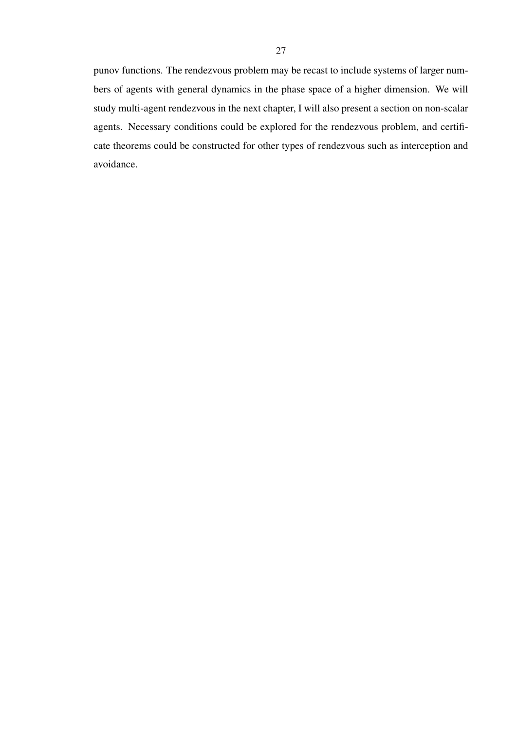punov functions. The rendezvous problem may be recast to include systems of larger numbers of agents with general dynamics in the phase space of a higher dimension. We will study multi-agent rendezvous in the next chapter, I will also present a section on non-scalar agents. Necessary conditions could be explored for the rendezvous problem, and certificate theorems could be constructed for other types of rendezvous such as interception and avoidance.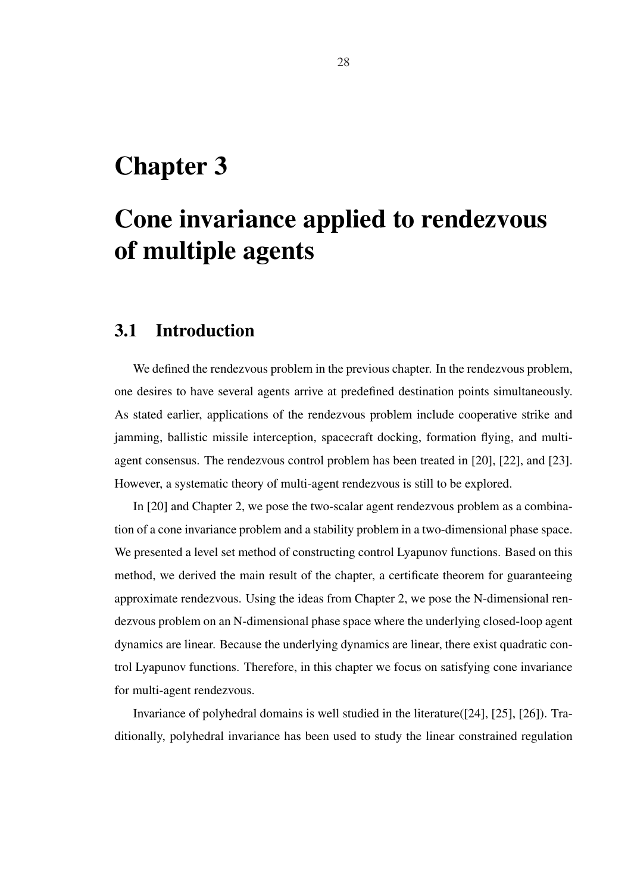# Chapter 3

# Cone invariance applied to rendezvous of multiple agents

## 3.1 Introduction

We defined the rendezvous problem in the previous chapter. In the rendezvous problem, one desires to have several agents arrive at predefined destination points simultaneously. As stated earlier, applications of the rendezvous problem include cooperative strike and jamming, ballistic missile interception, spacecraft docking, formation flying, and multi-agent consensus. The rendezvous control problem has been treated in [20], [22], and [23]. However, a systematic theory of multi-agent rendezvous is still to be explored.

In [20] and Chapter 2, we pose the two-scalar agent rendezvous problem as a combination of a cone invariance problem and a stability problem in a two-dimensional phase space. We presented a level set method of constructing control Lyapunov functions. Based on this method, we derived the main result of the chapter, a certificate theorem for guaranteeing approximate rendezvous. Using the ideas from Chapter 2, we pose the N-dimensional rendezvous problem on an N-dimensional phase space where the underlying closed-loop agent dynamics are linear. Because the underlying dynamics are linear, there exist quadratic control Lyapunov functions. Therefore, in this chapter we focus on satisfying cone invariance for multi-agent rendezvous.

Invariance of polyhedral domains is well studied in the literature([24], [25], [26]). Traditionally, polyhedral invariance has been used to study the linear constrained regulation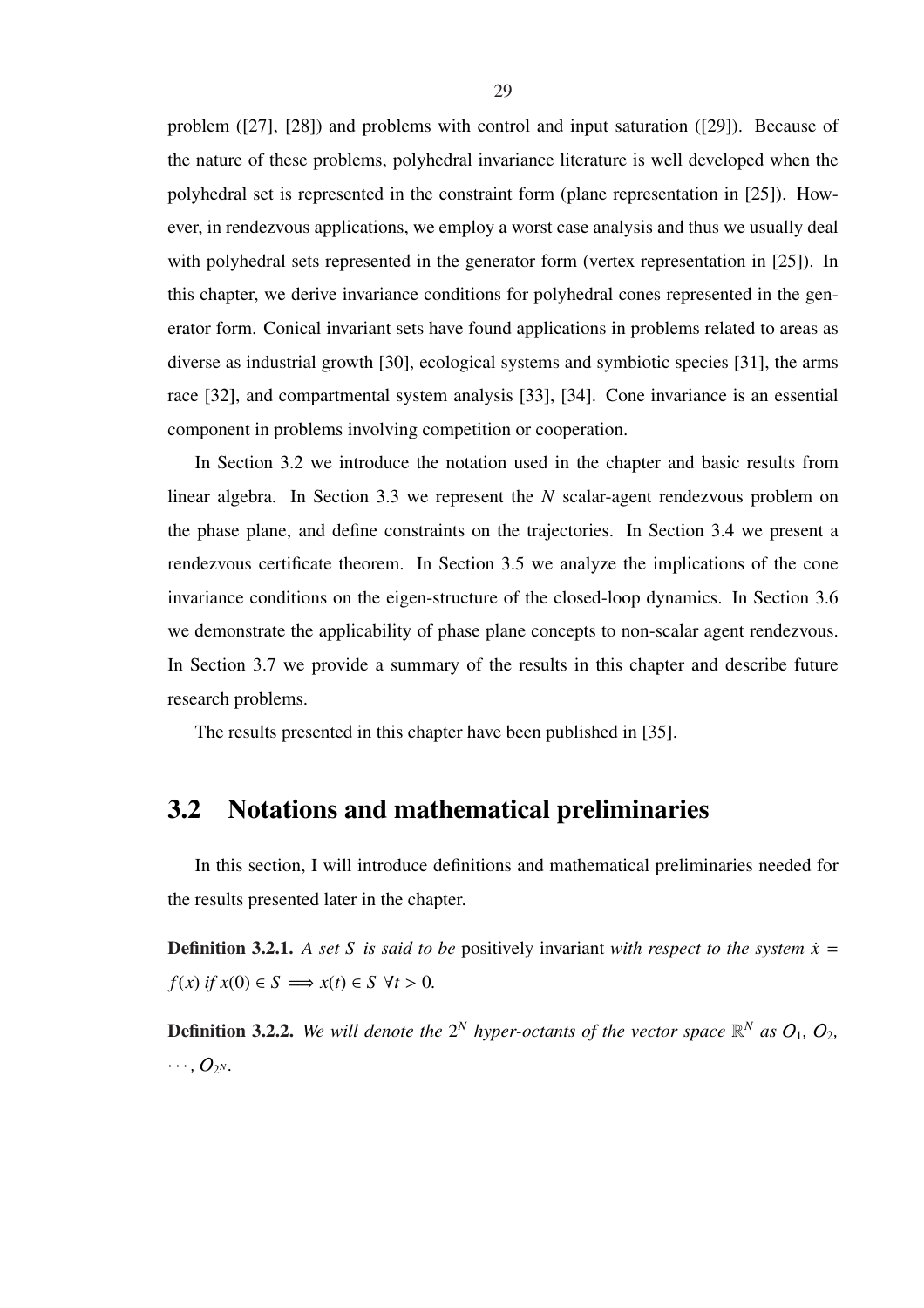problem ([27], [28]) and problems with control and input saturation ([29]). Because of the nature of these problems, polyhedral invariance literature is well developed when the polyhedral set is represented in the constraint form (plane representation in [25]). However, in rendezvous applications, we employ a worst case analysis and thus we usually deal with polyhedral sets represented in the generator form (vertex representation in [25]). In this chapter, we derive invariance conditions for polyhedral cones represented in the generator form. Conical invariant sets have found applications in problems related to areas as diverse as industrial growth [30], ecological systems and symbiotic species [31], the arms race [32], and compartmental system analysis [33], [34]. Cone invariance is an essential component in problems involving competition or cooperation.

In Section 3.2 we introduce the notation used in the chapter and basic results from linear algebra. In Section 3.3 we represent the $N$ scalar-agent rendezvous problem on the phase plane, and define constraints on the trajectories. In Section 3.4 we present a rendezvous certificate theorem. In Section 3.5 we analyze the implications of the cone invariance conditions on the eigen-structure of the closed-loop dynamics. In Section 3.6 we demonstrate the applicability of phase plane concepts to non-scalar agent rendezvous. In Section 3.7 we provide a summary of the results in this chapter and describe future research problems.

The results presented in this chapter have been published in [35].

## 3.2 Notations and mathematical preliminaries

In this section, I will introduce definitions and mathematical preliminaries needed for the results presented later in the chapter.

**Definition 3.2.1.** *A set $S$ is said to be* positively invariant *with respect to the system $\dot{x} = f(x)$ if $x(0) \in S \implies x(t) \in S \;\forall t > 0$.*

**Definition 3.2.2.** *We will denote the $2^N$ hyper-octants of the vector space $\mathbb{R}^N$ as $O_1$, $O_2$, $\cdots$, $O_{2^N}$.*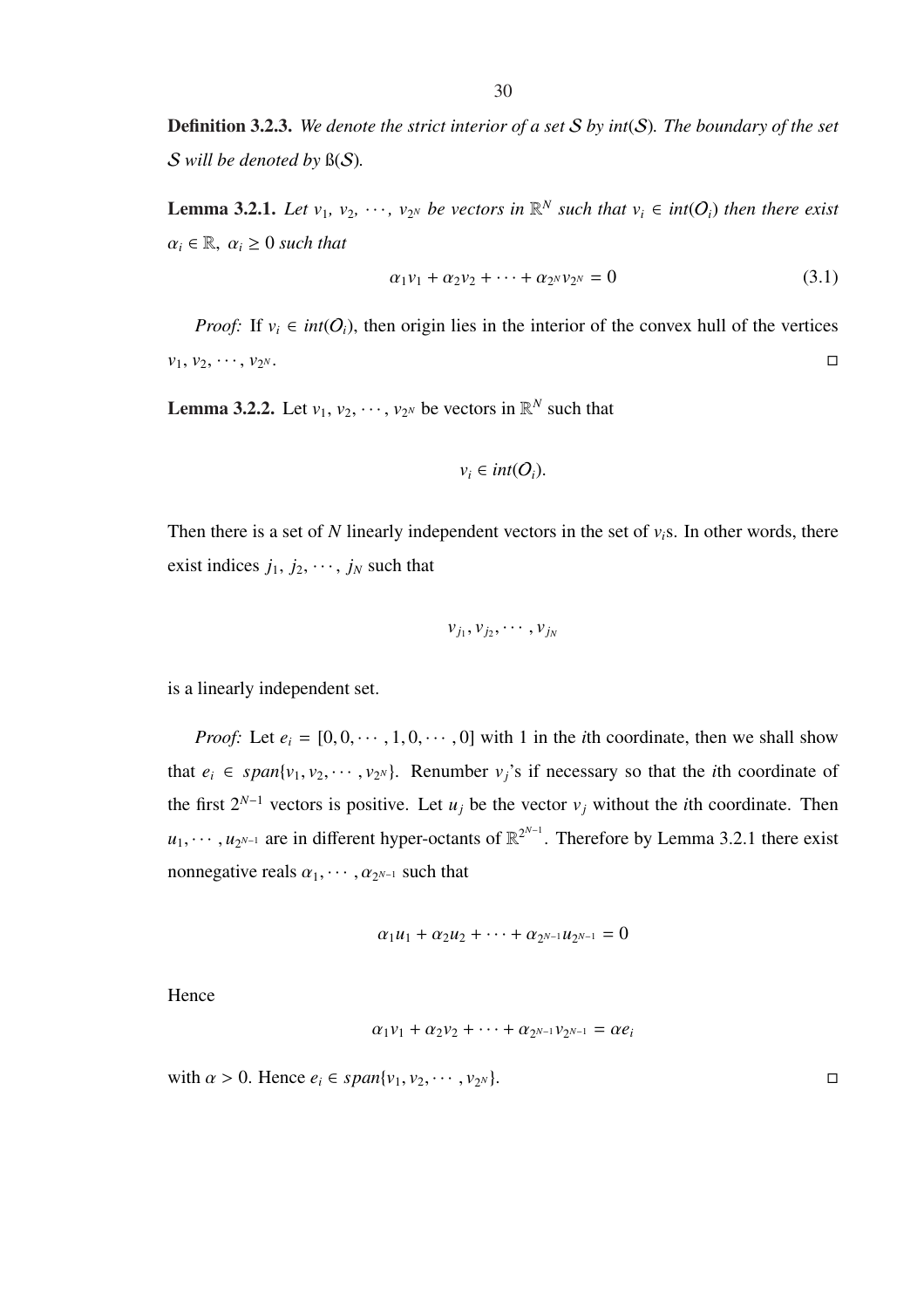**Definition 3.2.3.** *We denote the strict interior of a set $\mathcal{S}$ by int($\mathcal{S}$). The boundary of the set $\mathcal{S}$ will be denoted by* ß($\mathcal{S}$)*.*

**Lemma 3.2.1.** *Let $v_1$, $v_2$, $\cdots$, $v_{2^N}$ be vectors in $\mathbb{R}^N$ such that $v_i \in int(\mathcal{O}_i)$ then there exist $\alpha_i \in \mathbb{R}$, $\alpha_i \geq 0$ such that*

$$\alpha_1 v_1 + \alpha_2 v_2 + \cdots + \alpha_{2^N} v_{2^N} = 0 \tag{3.1}$$

*Proof:* If $v_i \in int(\mathcal{O}_i)$, then origin lies in the interior of the convex hull of the vertices $v_1, v_2, \cdots, v_{2^N}$. □

**Lemma 3.2.2.** Let $v_1, v_2, \cdots, v_{2^N}$ be vectors in $\mathbb{R}^N$ such that

$$v_i \in int(\mathcal{O}_i).$$

Then there is a set of $N$ linearly independent vectors in the set of $v_i$s. In other words, there exist indices $j_1$, $j_2$, $\cdots$, $j_N$ such that

$$v_{j_1}, v_{j_2}, \cdots, v_{j_N}$$

is a linearly independent set.

*Proof:* Let $e_i = [0, 0, \cdots, 1, 0, \cdots, 0]$ with 1 in the $i$th coordinate, then we shall show that $e_i \in span\{v_1, v_2, \cdots, v_{2^N}\}$. Renumber $v_j$'s if necessary so that the $i$th coordinate of the first $2^{N-1}$ vectors is positive. Let $u_j$ be the vector $v_j$ without the $i$th coordinate. Then $u_1, \cdots, u_{2^{N-1}}$ are in different hyper-octants of $\mathbb{R}^{2^{N-1}}$. Therefore by Lemma 3.2.1 there exist nonnegative reals $\alpha_1, \cdots, \alpha_{2^{N-1}}$ such that

$$\alpha_1 u_1 + \alpha_2 u_2 + \cdots + \alpha_{2^{N-1}} u_{2^{N-1}} = 0$$

Hence

$$\alpha_1 v_1 + \alpha_2 v_2 + \cdots + \alpha_{2^{N-1}} v_{2^{N-1}} = \alpha e_i$$

with $\alpha > 0$. Hence $e_i \in span\{v_1, v_2, \cdots, v_{2^N}\}$. □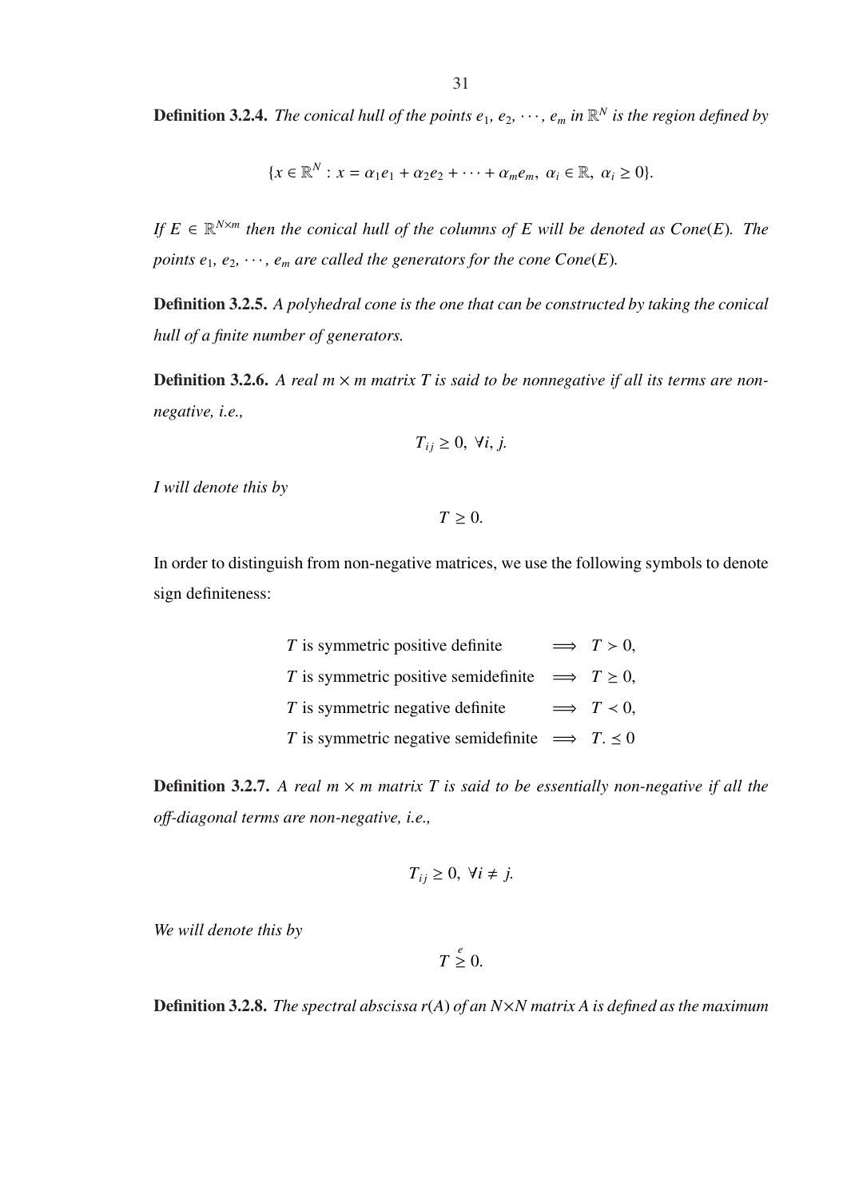**Definition 3.2.4.** *The conical hull of the points $e_1$, $e_2$, $\cdots$, $e_m$ in $\mathbb{R}^N$ is the region defined by*

$$\{x \in \mathbb{R}^N : x = \alpha_1 e_1 + \alpha_2 e_2 + \cdots + \alpha_m e_m,\ \alpha_i \in \mathbb{R},\ \alpha_i \geq 0\}.$$

*If $E \in \mathbb{R}^{N \times m}$ then the conical hull of the columns of $E$ will be denoted as $Cone(E)$. The points $e_1$, $e_2$, $\cdots$, $e_m$ are called the generators for the cone $Cone(E)$.*

**Definition 3.2.5.** *A polyhedral cone is the one that can be constructed by taking the conical hull of a finite number of generators.*

**Definition 3.2.6.** *A real $m \times m$ matrix $T$ is said to be nonnegative if all its terms are non-negative, i.e.,*

$$T_{ij} \geq 0,\ \forall i, j.$$

*I will denote this by*

$$T \geq 0.$$

In order to distinguish from non-negative matrices, we use the following symbols to denote sign definiteness:

$$\begin{array}{lcl}
T \text{ is symmetric positive definite} & \Longrightarrow & T \succ 0, \\
T \text{ is symmetric positive semidefinite} & \Longrightarrow & T \succeq 0, \\
T \text{ is symmetric negative definite} & \Longrightarrow & T \prec 0, \\
T \text{ is symmetric negative semidefinite} & \Longrightarrow & T. \preceq 0
\end{array}$$

**Definition 3.2.7.** *A real $m \times m$ matrix $T$ is said to be essentially non-negative if all the off-diagonal terms are non-negative, i.e.,*

$$T_{ij} \geq 0,\ \forall i \neq j.$$

*We will denote this by*

$$T \overset{e}{\geq} 0.$$

**Definition 3.2.8.** *The spectral abscissa $r(A)$ of an $N \times N$ matrix $A$ is defined as the maximum*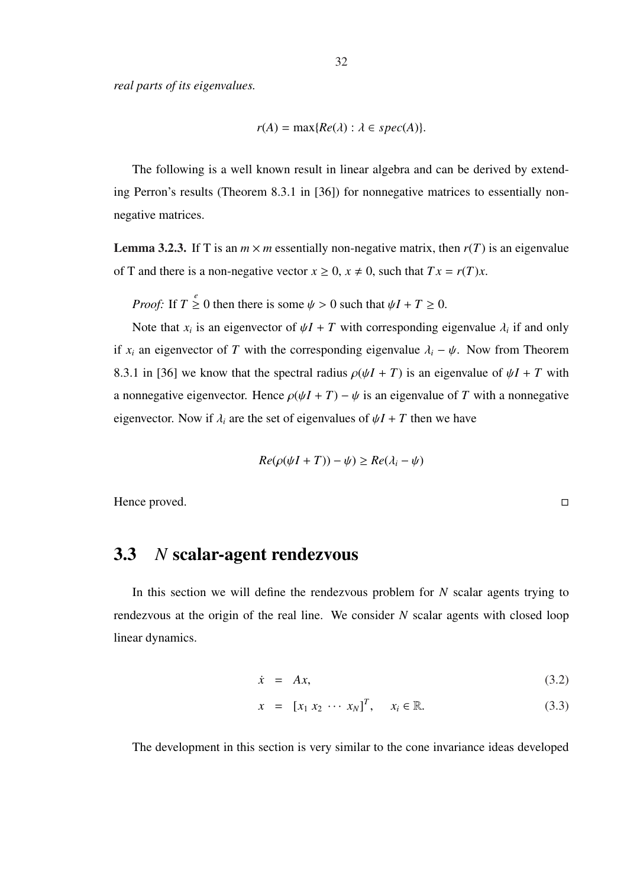*real parts of its eigenvalues.*

$$r(A) = \max\{Re(\lambda) : \lambda \in spec(A)\}.$$

The following is a well known result in linear algebra and can be derived by extending Perron's results (Theorem 8.3.1 in [36]) for nonnegative matrices to essentially nonnegative matrices.

**Lemma 3.2.3.** If T is an $m \times m$ essentially non-negative matrix, then $r(T)$ is an eigenvalue of T and there is a non-negative vector $x \geq 0$, $x \neq 0$, such that $Tx = r(T)x$.

*Proof:* If $T \stackrel{e}{\geq} 0$ then there is some $\psi > 0$ such that $\psi I + T \geq 0$.

Note that $x_i$ is an eigenvector of $\psi I + T$ with corresponding eigenvalue $\lambda_i$ if and only if $x_i$ an eigenvector of $T$ with the corresponding eigenvalue $\lambda_i - \psi$. Now from Theorem 8.3.1 in [36] we know that the spectral radius $\rho(\psi I + T)$ is an eigenvalue of $\psi I + T$ with a nonnegative eigenvector. Hence $\rho(\psi I + T) - \psi$ is an eigenvalue of $T$ with a nonnegative eigenvector. Now if $\lambda_i$ are the set of eigenvalues of $\psi I + T$ then we have

$$Re(\rho(\psi I + T)) - \psi) \geq Re(\lambda_i - \psi)$$

Hence proved. □

## 3.3 *N* scalar-agent rendezvous

In this section we will define the rendezvous problem for $N$ scalar agents trying to rendezvous at the origin of the real line. We consider $N$ scalar agents with closed loop linear dynamics.

$$\dot{x} = Ax, \tag{3.2}$$

$$x = [x_1 \ x_2 \ \cdots \ x_N]^T, \quad x_i \in \mathbb{R}. \tag{3.3}$$

The development in this section is very similar to the cone invariance ideas developed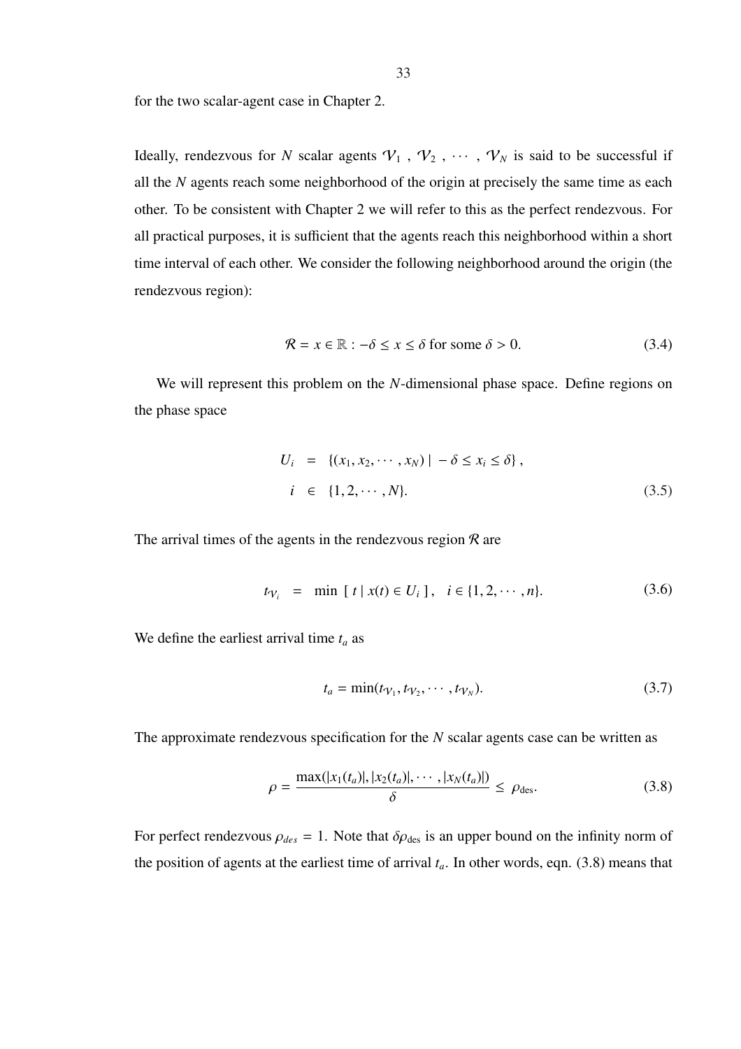for the two scalar-agent case in Chapter 2.

Ideally, rendezvous for $N$ scalar agents $\mathcal{V}_1$ , $\mathcal{V}_2$ , $\cdots$ , $\mathcal{V}_N$ is said to be successful if all the $N$ agents reach some neighborhood of the origin at precisely the same time as each other. To be consistent with Chapter 2 we will refer to this as the perfect rendezvous. For all practical purposes, it is sufficient that the agents reach this neighborhood within a short time interval of each other. We consider the following neighborhood around the origin (the rendezvous region):

$$\mathcal{R} = x \in \mathbb{R} : -\delta \leq x \leq \delta \text{ for some } \delta > 0. \tag{3.4}$$

We will represent this problem on the $N$-dimensional phase space. Define regions on the phase space

$$\begin{aligned} U_i &= \{(x_1, x_2, \cdots, x_N) \mid -\delta \leq x_i \leq \delta\}, \\ i &\in \{1, 2, \cdots, N\}. \end{aligned} \tag{3.5}$$

The arrival times of the agents in the rendezvous region $\mathcal{R}$ are

$$t_{\mathcal{V}_i} = \min \; [\; t \mid x(t) \in U_i \;], \quad i \in \{1, 2, \cdots, n\}. \tag{3.6}$$

We define the earliest arrival time $t_a$ as

$$t_a = \min(t_{\mathcal{V}_1}, t_{\mathcal{V}_2}, \cdots, t_{\mathcal{V}_N}). \tag{3.7}$$

The approximate rendezvous specification for the $N$ scalar agents case can be written as

$$\rho = \frac{\max(|x_1(t_a)|, |x_2(t_a)|, \cdots, |x_N(t_a)|)}{\delta} \leq \rho_{\text{des}}. \tag{3.8}$$

For perfect rendezvous $\rho_{des} = 1$. Note that $\delta\rho_{\text{des}}$ is an upper bound on the infinity norm of the position of agents at the earliest time of arrival $t_a$. In other words, eqn. (3.8) means that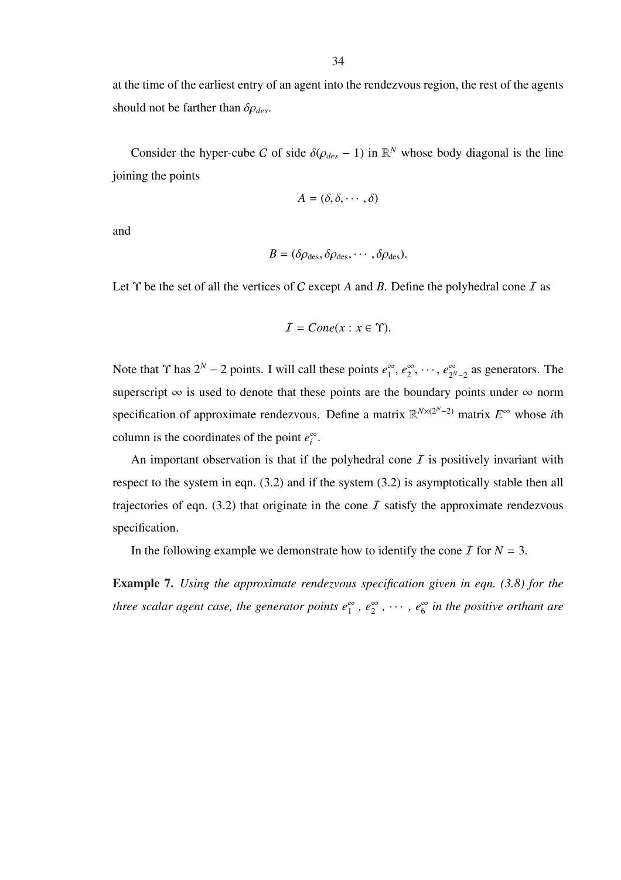at the time of the earliest entry of an agent into the rendezvous region, the rest of the agents should not be farther than $\delta\rho_{des}$.

Consider the hyper-cube $C$ of side $\delta(\rho_{des} - 1)$ in $\mathbb{R}^N$ whose body diagonal is the line joining the points

$$A = (\delta, \delta, \cdots, \delta)$$

and

$$B = (\delta\rho_{\text{des}}, \delta\rho_{\text{des}}, \cdots, \delta\rho_{\text{des}}).$$

Let $\Upsilon$ be the set of all the vertices of $C$ except $A$ and $B$. Define the polyhedral cone $\mathcal{I}$ as

$$\mathcal{I} = Cone(x : x \in \Upsilon).$$

Note that $\Upsilon$ has $2^N - 2$ points. I will call these points $e_1^\infty, e_2^\infty, \cdots, e_{2^N-2}^\infty$ as generators. The superscript $\infty$ is used to denote that these points are the boundary points under $\infty$ norm specification of approximate rendezvous. Define a matrix $\mathbb{R}^{N\times(2^N-2)}$ matrix $E^\infty$ whose $i$th column is the coordinates of the point $e_i^\infty$.

An important observation is that if the polyhedral cone $\mathcal{I}$ is positively invariant with respect to the system in eqn. (3.2) and if the system (3.2) is asymptotically stable then all trajectories of eqn. (3.2) that originate in the cone $\mathcal{I}$ satisfy the approximate rendezvous specification.

In the following example we demonstrate how to identify the cone $\mathcal{I}$ for $N = 3$.

**Example 7.** *Using the approximate rendezvous specification given in eqn. (3.8) for the three scalar agent case, the generator points* $e_1^\infty$ *,* $e_2^\infty$ *,* $\cdots$ *,* $e_6^\infty$ *in the positive orthant are*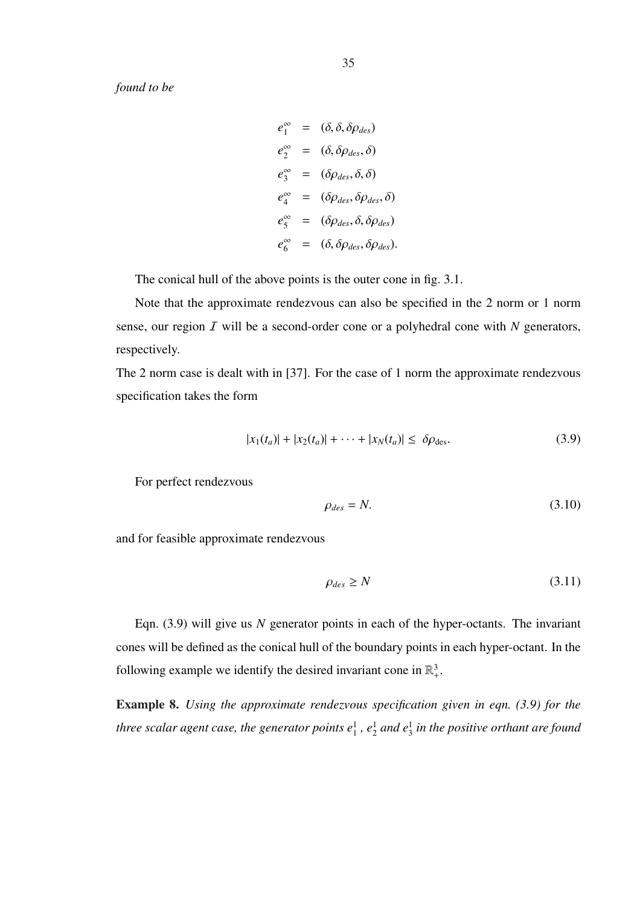*found to be*

$$
\begin{aligned}
e_1^\infty &= (\delta, \delta, \delta\rho_{des}) \\
e_2^\infty &= (\delta, \delta\rho_{des}, \delta) \\
e_3^\infty &= (\delta\rho_{des}, \delta, \delta) \\
e_4^\infty &= (\delta\rho_{des}, \delta\rho_{des}, \delta) \\
e_5^\infty &= (\delta\rho_{des}, \delta, \delta\rho_{des}) \\
e_6^\infty &= (\delta, \delta\rho_{des}, \delta\rho_{des}).
\end{aligned}
$$

The conical hull of the above points is the outer cone in fig. 3.1.

Note that the approximate rendezvous can also be specified in the 2 norm or 1 norm sense, our region $\mathcal{I}$ will be a second-order cone or a polyhedral cone with $N$ generators, respectively.

The 2 norm case is dealt with in [37]. For the case of 1 norm the approximate rendezvous specification takes the form

$$
|x_1(t_a)| + |x_2(t_a)| + \cdots + |x_N(t_a)| \leq \delta\rho_{\text{des}}. \tag{3.9}
$$

For perfect rendezvous

$$
\rho_{des} = N. \tag{3.10}
$$

and for feasible approximate rendezvous

$$
\rho_{des} \geq N \tag{3.11}
$$

Eqn. (3.9) will give us $N$ generator points in each of the hyper-octants. The invariant cones will be defined as the conical hull of the boundary points in each hyper-octant. In the following example we identify the desired invariant cone in $\mathbb{R}_+^3$.

**Example 8.** *Using the approximate rendezvous specification given in eqn. (3.9) for the three scalar agent case, the generator points $e_1^1$, $e_2^1$ and $e_3^1$ in the positive orthant are found*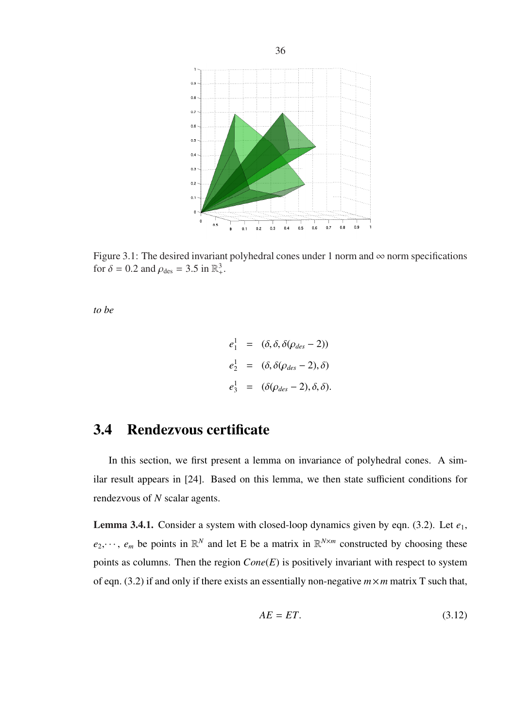Figure 3.1: The desired invariant polyhedral cones under 1 norm and $\infty$ norm specifications for $\delta = 0.2$ and $\rho_{\text{des}} = 3.5$ in $\mathbb{R}^3_+$.

*to be*

$$
\begin{aligned}
e^1_1 &= (\delta, \delta, \delta(\rho_{des} - 2)) \\
e^1_2 &= (\delta, \delta(\rho_{des} - 2), \delta) \\
e^1_3 &= (\delta(\rho_{des} - 2), \delta, \delta).
\end{aligned}
$$

## 3.4 Rendezvous certificate

In this section, we first present a lemma on invariance of polyhedral cones. A similar result appears in [24]. Based on this lemma, we then state sufficient conditions for rendezvous of $N$ scalar agents.

**Lemma 3.4.1.** Consider a system with closed-loop dynamics given by eqn. (3.2). Let $e_1$, $e_2, \cdots, e_m$ be points in $\mathbb{R}^N$ and let E be a matrix in $\mathbb{R}^{N \times m}$ constructed by choosing these points as columns. Then the region $Cone(E)$ is positively invariant with respect to system of eqn. (3.2) if and only if there exists an essentially non-negative $m \times m$ matrix T such that,

$$
AE = ET. \tag{3.12}
$$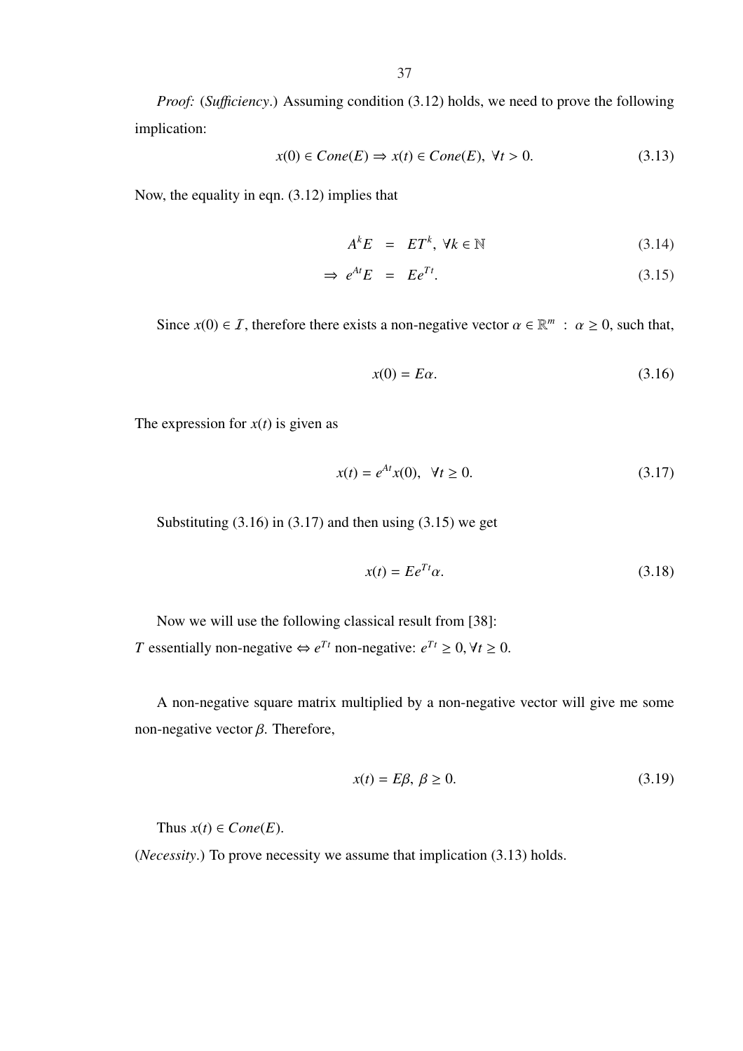*Proof:* (*Sufficiency*.) Assuming condition (3.12) holds, we need to prove the following implication:

$$x(0) \in Cone(E) \Rightarrow x(t) \in Cone(E), \ \forall t > 0. \tag{3.13}$$

Now, the equality in eqn. (3.12) implies that

$$A^k E = ET^k, \ \forall k \in \mathbb{N} \tag{3.14}$$

$$\Rightarrow \ e^{At}E = Ee^{Tt}. \tag{3.15}$$

Since $x(0) \in \mathcal{I}$, therefore there exists a non-negative vector $\alpha \in \mathbb{R}^m \ : \ \alpha \geq 0$, such that,

$$x(0) = E\alpha. \tag{3.16}$$

The expression for $x(t)$ is given as

$$x(t) = e^{At}x(0), \ \ \forall t \geq 0. \tag{3.17}$$

Substituting (3.16) in (3.17) and then using (3.15) we get

$$x(t) = Ee^{Tt}\alpha. \tag{3.18}$$

Now we will use the following classical result from [38]:
$T$ essentially non-negative $\Leftrightarrow e^{Tt}$ non-negative: $e^{Tt} \geq 0, \forall t \geq 0$.

A non-negative square matrix multiplied by a non-negative vector will give me some non-negative vector $\beta$. Therefore,

$$x(t) = E\beta, \ \beta \geq 0. \tag{3.19}$$

Thus $x(t) \in Cone(E)$.
(*Necessity*.) To prove necessity we assume that implication (3.13) holds.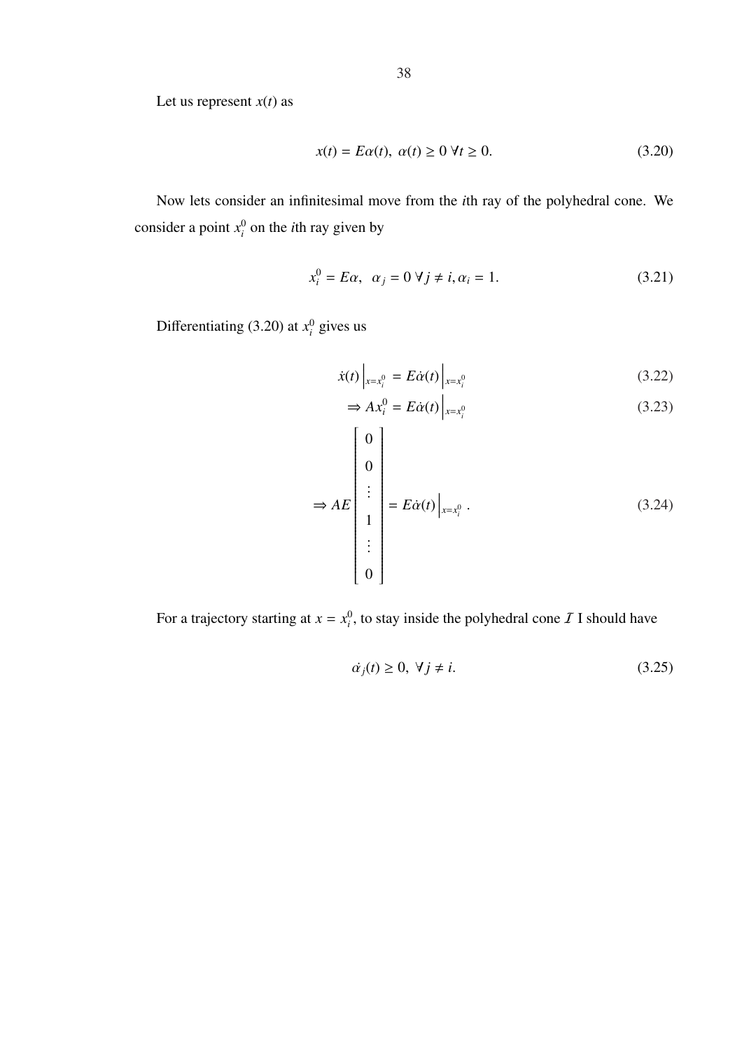Let us represent $x(t)$ as

$$x(t) = E\alpha(t),\ \alpha(t) \geq 0\ \forall t \geq 0. \tag{3.20}$$

Now lets consider an infinitesimal move from the $i$th ray of the polyhedral cone. We consider a point $x_i^0$ on the $i$th ray given by

$$x_i^0 = E\alpha,\ \ \alpha_j = 0\ \forall j \neq i, \alpha_i = 1. \tag{3.21}$$

Differentiating (3.20) at $x_i^0$ gives us

$$\dot{x}(t)\Big|_{x=x_i^0} = E\dot{\alpha}(t)\Big|_{x=x_i^0} \tag{3.22}$$

$$\Rightarrow Ax_i^0 = E\dot{\alpha}(t)\Big|_{x=x_i^0} \tag{3.23}$$

$$\Rightarrow AE\begin{bmatrix} 0 \\ 0 \\ \vdots \\ 1 \\ \vdots \\ 0 \end{bmatrix} = E\dot{\alpha}(t)\Big|_{x=x_i^0}. \tag{3.24}$$

For a trajectory starting at $x = x_i^0$, to stay inside the polyhedral cone $\mathcal{I}$ I should have

$$\dot{\alpha}_j(t) \geq 0,\ \forall j \neq i. \tag{3.25}$$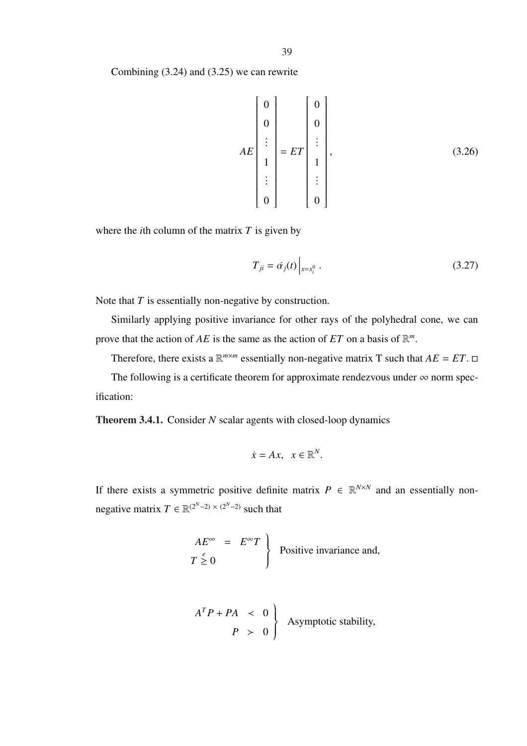Combining (3.24) and (3.25) we can rewrite

$$AE\begin{bmatrix} 0 \\ 0 \\ \vdots \\ 1 \\ \vdots \\ 0 \end{bmatrix} = ET\begin{bmatrix} 0 \\ 0 \\ \vdots \\ 1 \\ \vdots \\ 0 \end{bmatrix}, \tag{3.26}$$

where the $i$th column of the matrix $T$ is given by

$$T_{ji} = \dot{\alpha}_j(t)\Big|_{x=x_i^0}. \tag{3.27}$$

Note that $T$ is essentially non-negative by construction.

Similarly applying positive invariance for other rays of the polyhedral cone, we can prove that the action of $AE$ is the same as the action of $ET$ on a basis of $\mathbb{R}^m$.

Therefore, there exists a $\mathbb{R}^{m\times m}$ essentially non-negative matrix T such that $AE = ET$. □

The following is a certificate theorem for approximate rendezvous under $\infty$ norm specification:

**Theorem 3.4.1.** Consider $N$ scalar agents with closed-loop dynamics

$$\dot{x} = Ax, \quad x \in \mathbb{R}^N.$$

If there exists a symmetric positive definite matrix $P \in \mathbb{R}^{N\times N}$ and an essentially non-negative matrix $T \in \mathbb{R}^{(2^N-2)\times(2^N-2)}$ such that

$$\left.\begin{array}{rcl} AE^{\infty} & = & E^{\infty}T \\ T \overset{e}{\geq} 0 & & \end{array}\right\} \text{ Positive invariance and,}$$

$$\left.\begin{array}{rcl} A^TP + PA & \prec & 0 \\ P & \succ & 0 \end{array}\right\} \text{ Asymptotic stability,}$$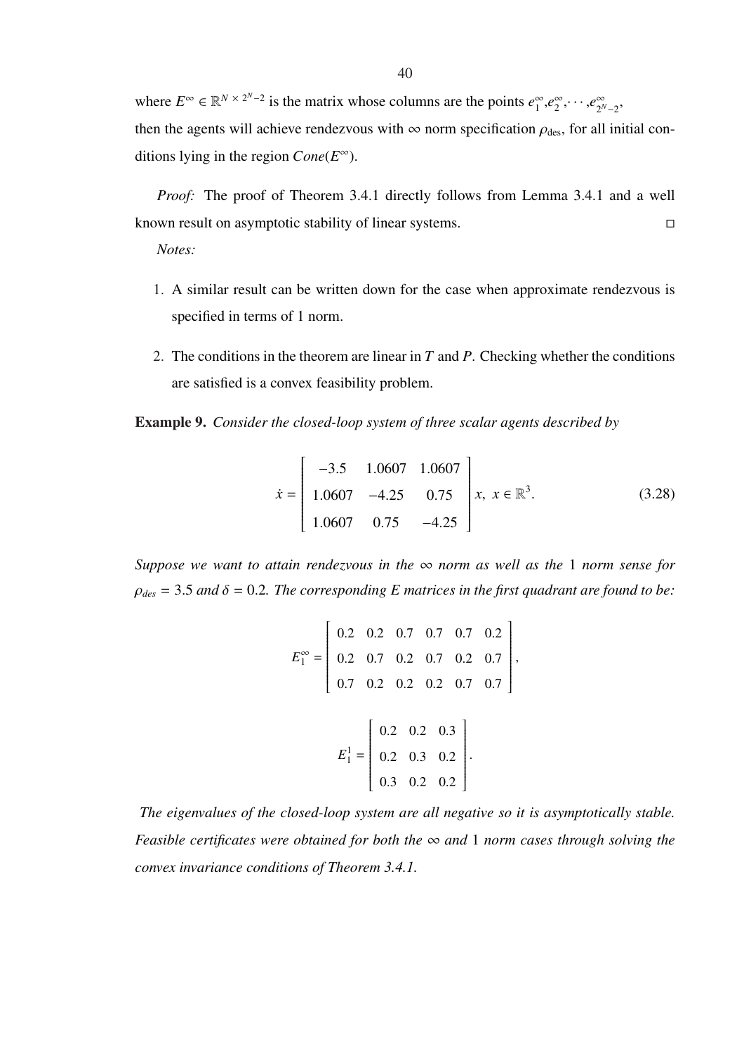where $E^{\infty} \in \mathbb{R}^{N \times 2^N - 2}$ is the matrix whose columns are the points $e_1^{\infty}, e_2^{\infty}, \cdots, e_{2^N-2}^{\infty}$, then the agents will achieve rendezvous with $\infty$ norm specification $\rho_{\text{des}}$, for all initial conditions lying in the region $Cone(E^{\infty})$.

*Proof:* The proof of Theorem 3.4.1 directly follows from Lemma 3.4.1 and a well known result on asymptotic stability of linear systems. □

*Notes:*

1. A similar result can be written down for the case when approximate rendezvous is specified in terms of 1 norm.
2. The conditions in the theorem are linear in $T$ and $P$. Checking whether the conditions are satisfied is a convex feasibility problem.

**Example 9.** *Consider the closed-loop system of three scalar agents described by*

$$\dot{x} = \begin{bmatrix} -3.5 & 1.0607 & 1.0607 \\ 1.0607 & -4.25 & 0.75 \\ 1.0607 & 0.75 & -4.25 \end{bmatrix} x, \ x \in \mathbb{R}^3. \tag{3.28}$$

*Suppose we want to attain rendezvous in the $\infty$ norm as well as the 1 norm sense for $\rho_{des} = 3.5$ and $\delta = 0.2$. The corresponding E matrices in the first quadrant are found to be:*

$$E_1^{\infty} = \begin{bmatrix} 0.2 & 0.2 & 0.7 & 0.7 & 0.7 & 0.2 \\ 0.2 & 0.7 & 0.2 & 0.7 & 0.2 & 0.7 \\ 0.7 & 0.2 & 0.2 & 0.2 & 0.7 & 0.7 \end{bmatrix},$$

$$E_1^{1} = \begin{bmatrix} 0.2 & 0.2 & 0.3 \\ 0.2 & 0.3 & 0.2 \\ 0.3 & 0.2 & 0.2 \end{bmatrix}.$$

*The eigenvalues of the closed-loop system are all negative so it is asymptotically stable. Feasible certificates were obtained for both the $\infty$ and 1 norm cases through solving the convex invariance conditions of Theorem 3.4.1.*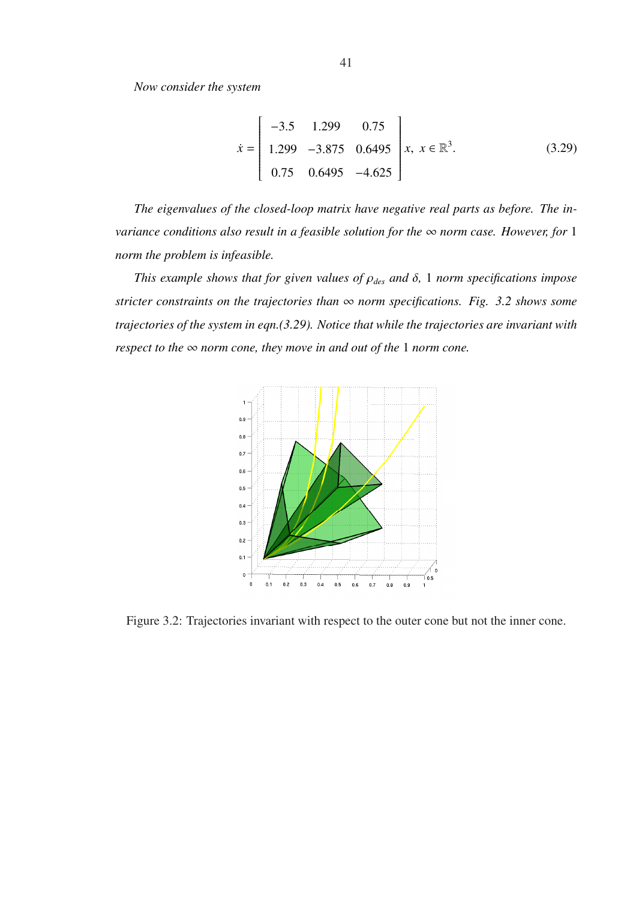*Now consider the system*

$$\dot{x} = \begin{bmatrix} -3.5 & 1.299 & 0.75 \\ 1.299 & -3.875 & 0.6495 \\ 0.75 & 0.6495 & -4.625 \end{bmatrix} x, \; x \in \mathbb{R}^3. \tag{3.29}$$

*The eigenvalues of the closed-loop matrix have negative real parts as before. The invariance conditions also result in a feasible solution for the $\infty$ norm case. However, for 1 norm the problem is infeasible.*

*This example shows that for given values of $\rho_{des}$ and $\delta$, 1 norm specifications impose stricter constraints on the trajectories than $\infty$ norm specifications. Fig. 3.2 shows some trajectories of the system in eqn.(3.29). Notice that while the trajectories are invariant with respect to the $\infty$ norm cone, they move in and out of the 1 norm cone.*

Figure 3.2: Trajectories invariant with respect to the outer cone but not the inner cone.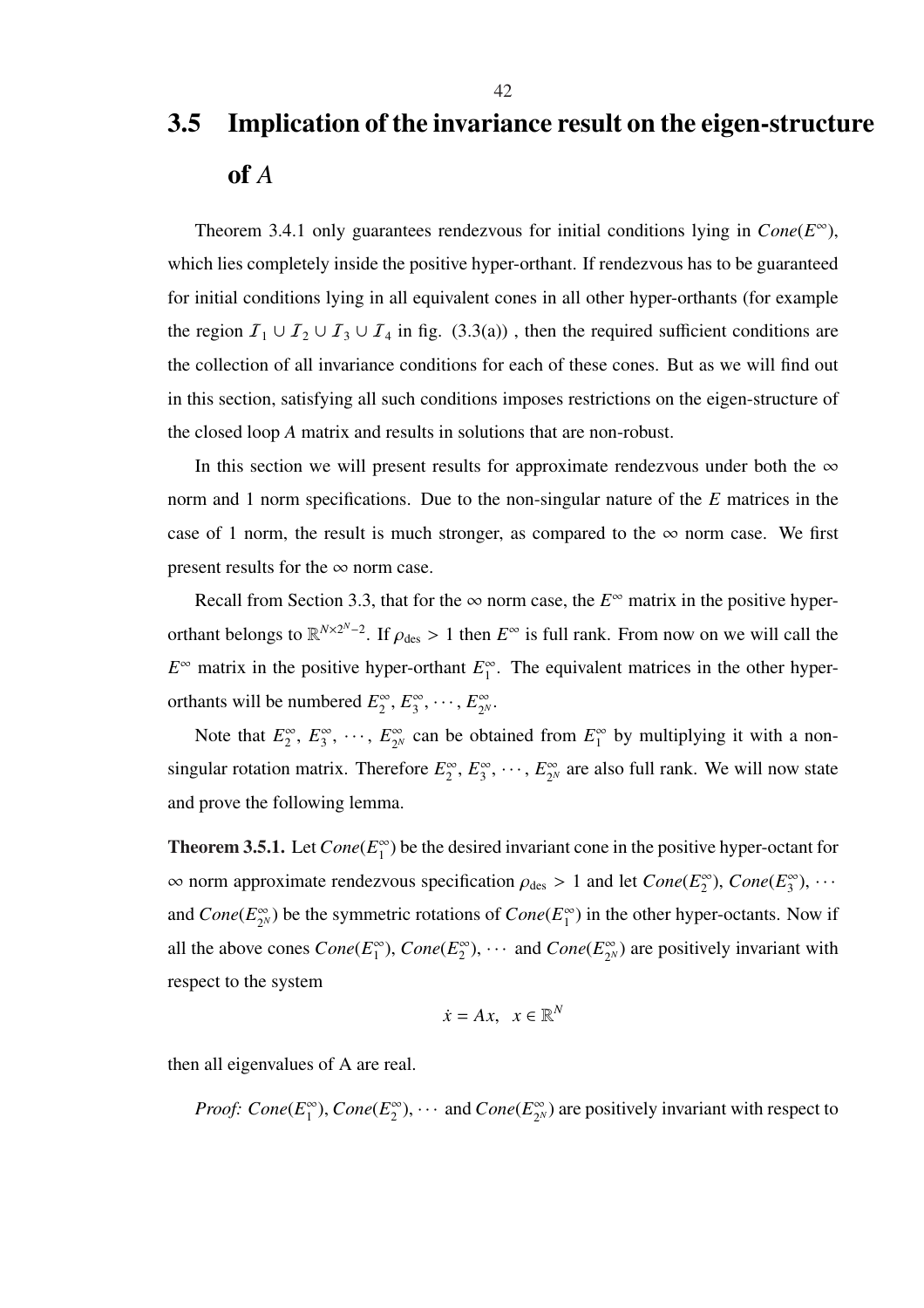## 3.5 Implication of the invariance result on the eigen-structure of $A$

Theorem 3.4.1 only guarantees rendezvous for initial conditions lying in $Cone(E^{\infty})$, which lies completely inside the positive hyper-orthant. If rendezvous has to be guaranteed for initial conditions lying in all equivalent cones in all other hyper-orthants (for example the region $\mathcal{I}_1 \cup \mathcal{I}_2 \cup \mathcal{I}_3 \cup \mathcal{I}_4$ in fig. (3.3(a)) , then the required sufficient conditions are the collection of all invariance conditions for each of these cones. But as we will find out in this section, satisfying all such conditions imposes restrictions on the eigen-structure of the closed loop $A$ matrix and results in solutions that are non-robust.

In this section we will present results for approximate rendezvous under both the $\infty$ norm and 1 norm specifications. Due to the non-singular nature of the $E$ matrices in the case of 1 norm, the result is much stronger, as compared to the $\infty$ norm case. We first present results for the $\infty$ norm case.

Recall from Section 3.3, that for the $\infty$ norm case, the $E^{\infty}$ matrix in the positive hyper-orthant belongs to $\mathbb{R}^{N \times 2^N - 2}$. If $\rho_{\text{des}} > 1$ then $E^{\infty}$ is full rank. From now on we will call the $E^{\infty}$ matrix in the positive hyper-orthant $E_1^{\infty}$. The equivalent matrices in the other hyper-orthants will be numbered $E_2^{\infty}, E_3^{\infty}, \cdots, E_{2^N}^{\infty}$.

Note that $E_2^{\infty}$, $E_3^{\infty}$, $\cdots$, $E_{2^N}^{\infty}$ can be obtained from $E_1^{\infty}$ by multiplying it with a non-singular rotation matrix. Therefore $E_2^{\infty}, E_3^{\infty}, \cdots, E_{2^N}^{\infty}$ are also full rank. We will now state and prove the following lemma.

**Theorem 3.5.1.** Let $Cone(E_1^{\infty})$ be the desired invariant cone in the positive hyper-octant for $\infty$ norm approximate rendezvous specification $\rho_{\text{des}} > 1$ and let $Cone(E_2^{\infty})$, $Cone(E_3^{\infty})$, $\cdots$ and $Cone(E_{2^N}^{\infty})$ be the symmetric rotations of $Cone(E_1^{\infty})$ in the other hyper-octants. Now if all the above cones $Cone(E_1^{\infty})$, $Cone(E_2^{\infty})$, $\cdots$ and $Cone(E_{2^N}^{\infty})$ are positively invariant with respect to the system

$$\dot{x} = Ax, \quad x \in \mathbb{R}^N$$

then all eigenvalues of A are real.

*Proof:* $Cone(E_1^{\infty})$, $Cone(E_2^{\infty})$, $\cdots$ and $Cone(E_{2^N}^{\infty})$ are positively invariant with respect to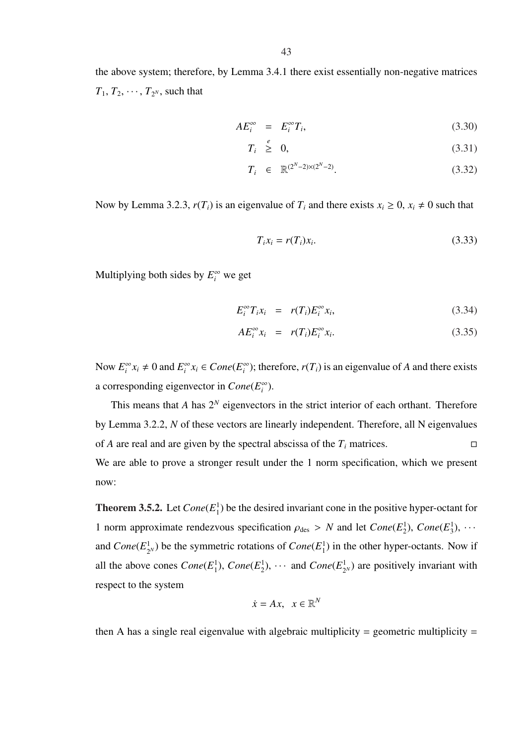the above system; therefore, by Lemma 3.4.1 there exist essentially non-negative matrices $T_1, T_2, \cdots, T_{2^N}$, such that

$$
\begin{aligned}
AE_i^\infty &= E_i^\infty T_i, && (3.30)\\
T_i &\overset{e}{\geq} 0, && (3.31)\\
T_i &\in \mathbb{R}^{(2^N-2)\times(2^N-2)}. && (3.32)
\end{aligned}
$$

Now by Lemma 3.2.3, $r(T_i)$ is an eigenvalue of $T_i$ and there exists $x_i \geq 0$, $x_i \neq 0$ such that

$$
T_i x_i = r(T_i)x_i. \tag{3.33}
$$

Multiplying both sides by $E_i^\infty$ we get

$$
\begin{aligned}
E_i^\infty T_i x_i &= r(T_i)E_i^\infty x_i, && (3.34)\\
AE_i^\infty x_i &= r(T_i)E_i^\infty x_i. && (3.35)
\end{aligned}
$$

Now $E_i^\infty x_i \neq 0$ and $E_i^\infty x_i \in Cone(E_i^\infty)$; therefore, $r(T_i)$ is an eigenvalue of $A$ and there exists a corresponding eigenvector in $Cone(E_i^\infty)$.

This means that $A$ has $2^N$ eigenvectors in the strict interior of each orthant. Therefore by Lemma 3.2.2, $N$ of these vectors are linearly independent. Therefore, all N eigenvalues of $A$ are real and are given by the spectral abscissa of the $T_i$ matrices. □

We are able to prove a stronger result under the 1 norm specification, which we present now:

**Theorem 3.5.2.** Let $Cone(E_1^1)$ be the desired invariant cone in the positive hyper-octant for 1 norm approximate rendezvous specification $\rho_{\text{des}} > N$ and let $Cone(E_2^1)$, $Cone(E_3^1)$, $\cdots$ and $Cone(E_{2^N}^1)$ be the symmetric rotations of $Cone(E_1^1)$ in the other hyper-octants. Now if all the above cones $Cone(E_1^1)$, $Cone(E_2^1)$, $\cdots$ and $Cone(E_{2^N}^1)$ are positively invariant with respect to the system

$$
\dot{x} = Ax, \quad x \in \mathbb{R}^N
$$

then A has a single real eigenvalue with algebraic multiplicity = geometric multiplicity =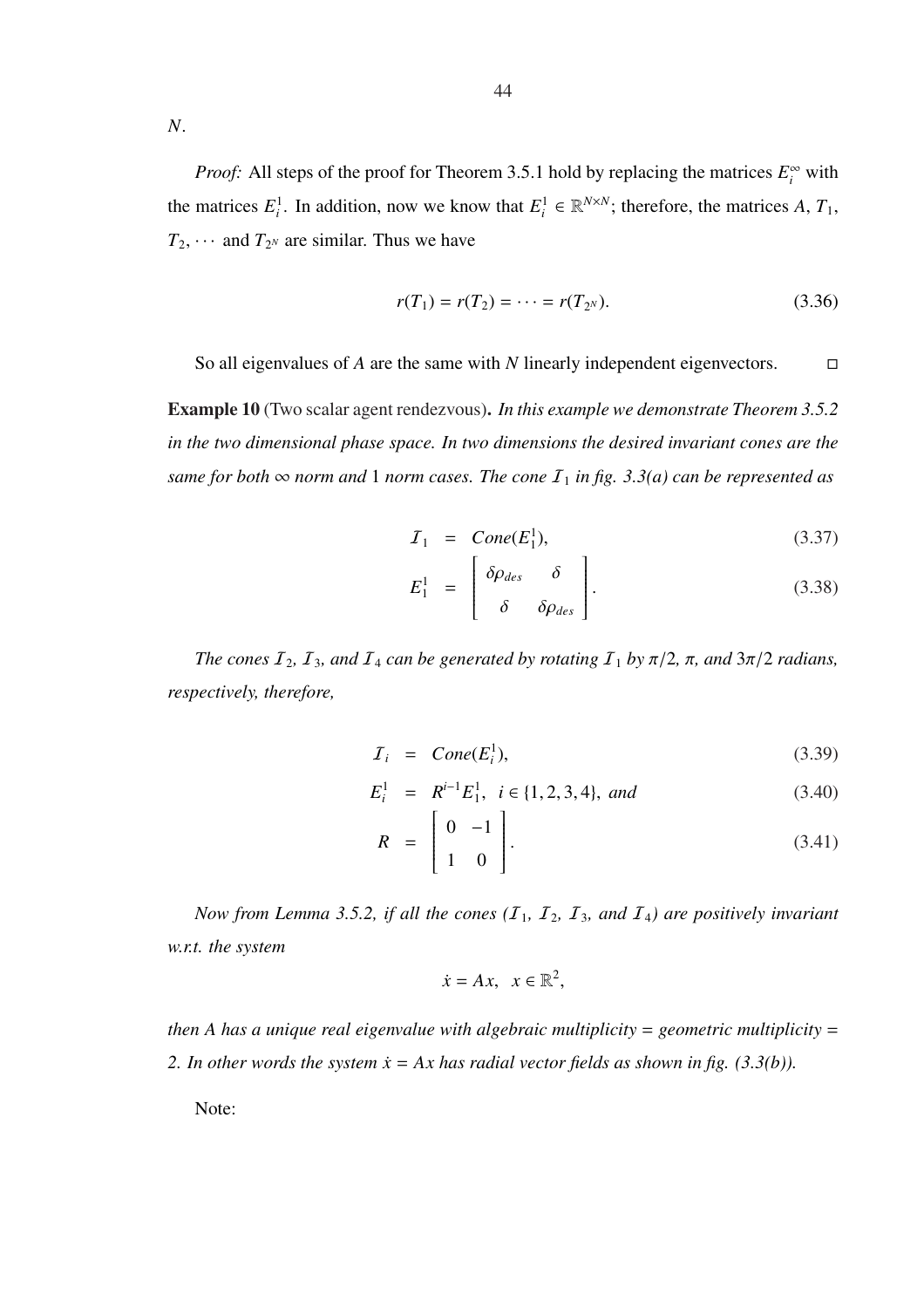$N$.

*Proof:* All steps of the proof for Theorem 3.5.1 hold by replacing the matrices $E_i^\infty$ with the matrices $E_i^1$. In addition, now we know that $E_i^1 \in \mathbb{R}^{N\times N}$; therefore, the matrices $A$, $T_1$, $T_2, \cdots$ and $T_{2^N}$ are similar. Thus we have

$$r(T_1) = r(T_2) = \cdots = r(T_{2^N}). \tag{3.36}$$

So all eigenvalues of $A$ are the same with $N$ linearly independent eigenvectors. □

**Example 10** (Two scalar agent rendezvous)**.** *In this example we demonstrate Theorem 3.5.2 in the two dimensional phase space. In two dimensions the desired invariant cones are the same for both* $\infty$ *norm and* 1 *norm cases. The cone* $\mathcal{I}_1$ *in fig. 3.3(a) can be represented as*

$$\mathcal{I}_1 = Cone(E_1^1), \tag{3.37}$$

$$E_1^1 = \begin{bmatrix} \delta\rho_{des} & \delta \\ \delta & \delta\rho_{des} \end{bmatrix}. \tag{3.38}$$

*The cones* $\mathcal{I}_2$*,* $\mathcal{I}_3$*, and* $\mathcal{I}_4$ *can be generated by rotating* $\mathcal{I}_1$ *by* $\pi/2$*,* $\pi$*, and* $3\pi/2$ *radians, respectively, therefore,*

$$\mathcal{I}_i = Cone(E_i^1), \tag{3.39}$$

$$E_i^1 = R^{i-1}E_1^1, \quad i \in \{1,2,3,4\}, \text{ and} \tag{3.40}$$

$$R = \begin{bmatrix} 0 & -1 \\ 1 & 0 \end{bmatrix}. \tag{3.41}$$

*Now from Lemma 3.5.2, if all the cones (*$\mathcal{I}_1$*,* $\mathcal{I}_2$*,* $\mathcal{I}_3$*, and* $\mathcal{I}_4$*) are positively invariant w.r.t. the system*

$$\dot{x} = Ax, \quad x \in \mathbb{R}^2,$$

*then A has a unique real eigenvalue with algebraic multiplicity = geometric multiplicity = 2. In other words the system* $\dot{x} = Ax$ *has radial vector fields as shown in fig. (3.3(b)).*

Note: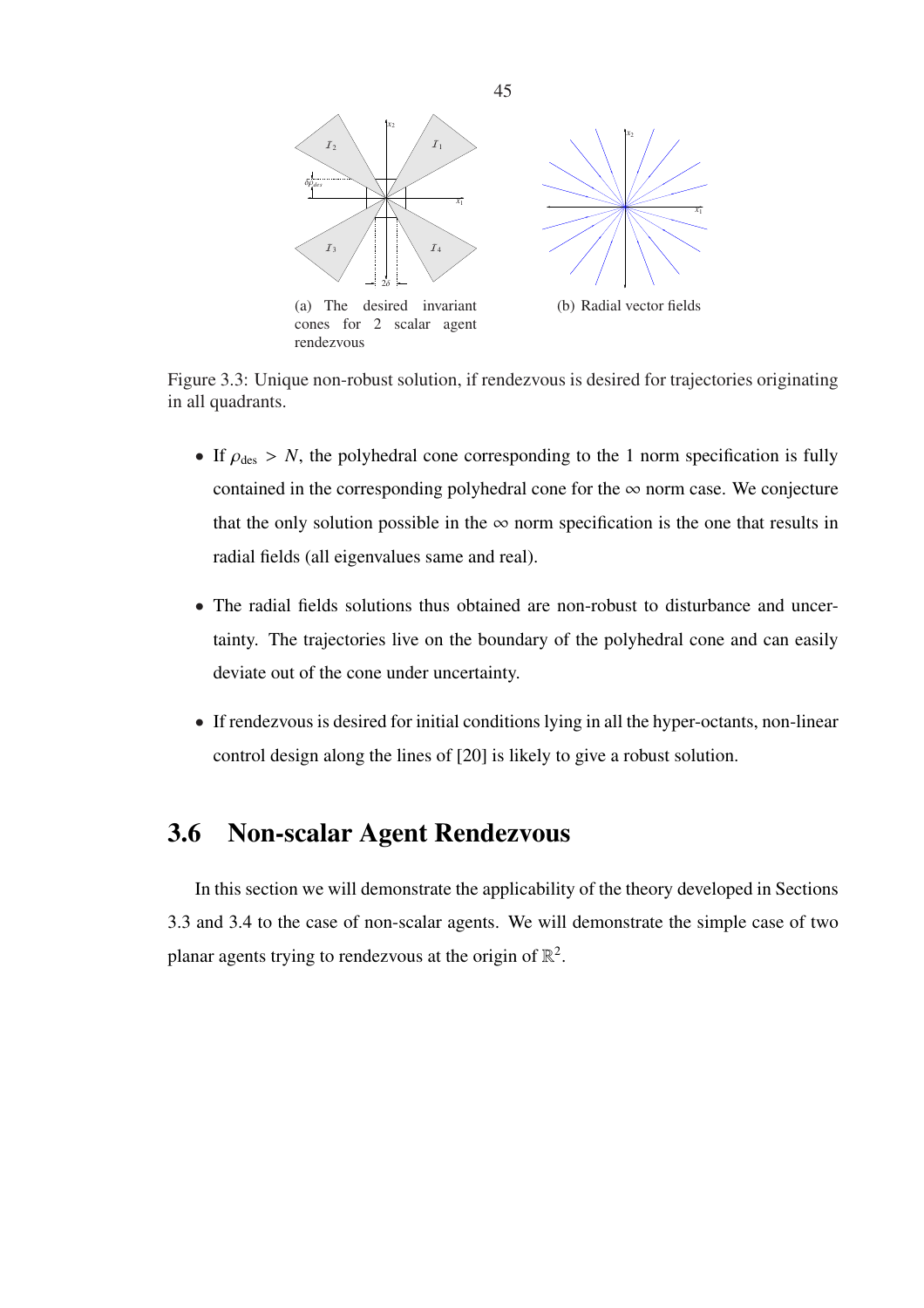(a) The desired invariant cones for 2 scalar agent rendezvous

(b) Radial vector fields

Figure 3.3: Unique non-robust solution, if rendezvous is desired for trajectories originating in all quadrants.

- If $\rho_{\text{des}} > N$, the polyhedral cone corresponding to the 1 norm specification is fully contained in the corresponding polyhedral cone for the $\infty$ norm case. We conjecture that the only solution possible in the $\infty$ norm specification is the one that results in radial fields (all eigenvalues same and real).
- The radial fields solutions thus obtained are non-robust to disturbance and uncertainty. The trajectories live on the boundary of the polyhedral cone and can easily deviate out of the cone under uncertainty.
- If rendezvous is desired for initial conditions lying in all the hyper-octants, non-linear control design along the lines of [20] is likely to give a robust solution.

## 3.6 Non-scalar Agent Rendezvous

In this section we will demonstrate the applicability of the theory developed in Sections 3.3 and 3.4 to the case of non-scalar agents. We will demonstrate the simple case of two planar agents trying to rendezvous at the origin of $\mathbb{R}^2$.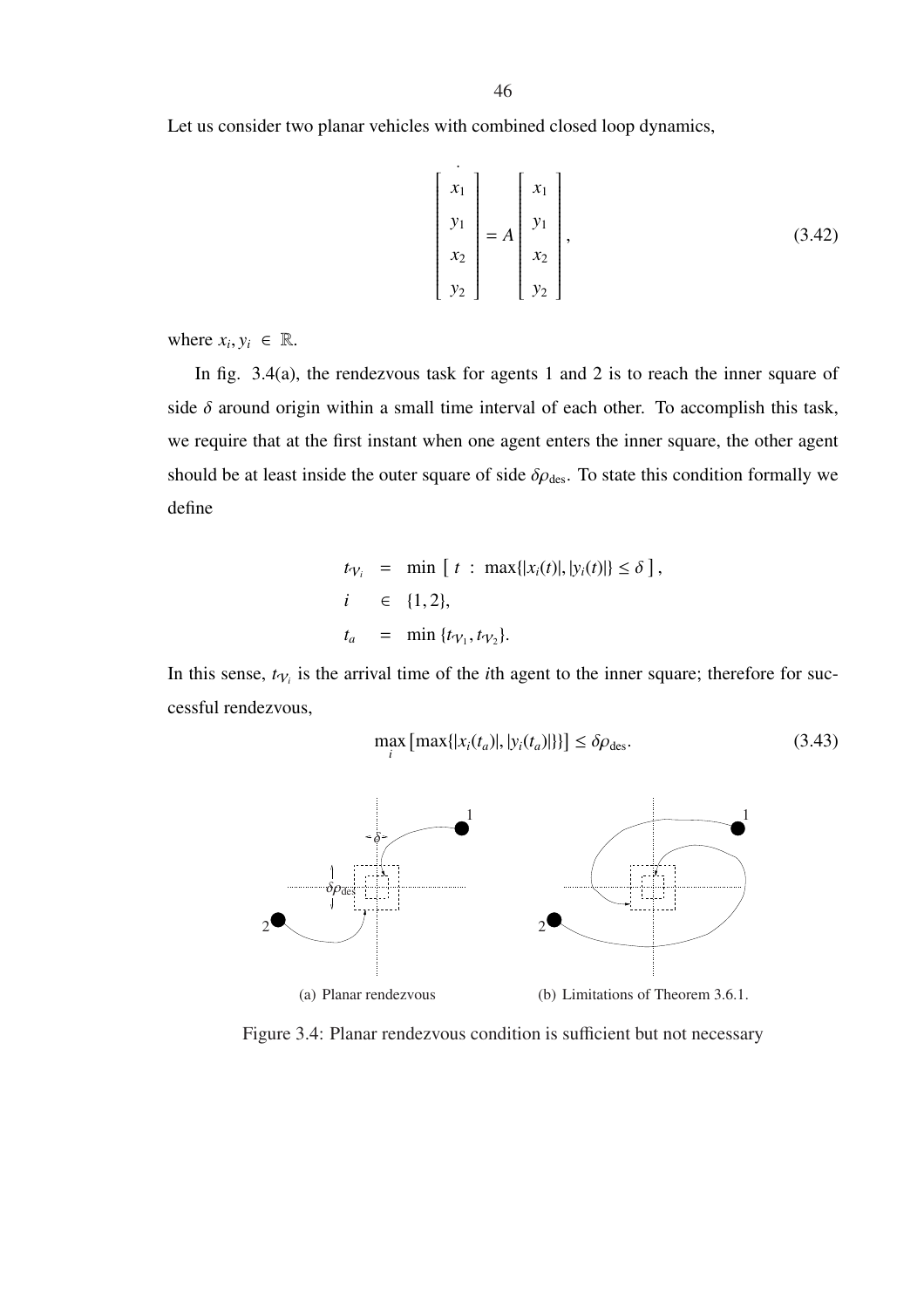Let us consider two planar vehicles with combined closed loop dynamics,

$$
\begin{bmatrix} x_1 \\ y_1 \\ x_2 \\ y_2 \end{bmatrix}^{\cdot} = A \begin{bmatrix} x_1 \\ y_1 \\ x_2 \\ y_2 \end{bmatrix}, \tag{3.42}
$$

where $x_i, y_i \in \mathbb{R}$.

In fig. 3.4(a), the rendezvous task for agents 1 and 2 is to reach the inner square of side $\delta$ around origin within a small time interval of each other. To accomplish this task, we require that at the first instant when one agent enters the inner square, the other agent should be at least inside the outer square of side $\delta\rho_{\text{des}}$. To state this condition formally we define

$$
\begin{aligned}
t_{\mathcal{V}_i} &= \min \left[ \, t \; : \; \max\{|x_i(t)|, |y_i(t)|\} \leq \delta \, \right], \\
i &\in \{1, 2\}, \\
t_a &= \min \{t_{\mathcal{V}_1}, t_{\mathcal{V}_2}\}.
\end{aligned}
$$

In this sense, $t_{\mathcal{V}_i}$ is the arrival time of the $i$th agent to the inner square; therefore for successful rendezvous,

$$
\max_i \left[ \max\{|x_i(t_a)|, |y_i(t_a)|\} \right] \leq \delta\rho_{\text{des}}. \tag{3.43}
$$

(a) Planar rendezvous

(b) Limitations of Theorem 3.6.1.

Figure 3.4: Planar rendezvous condition is sufficient but not necessary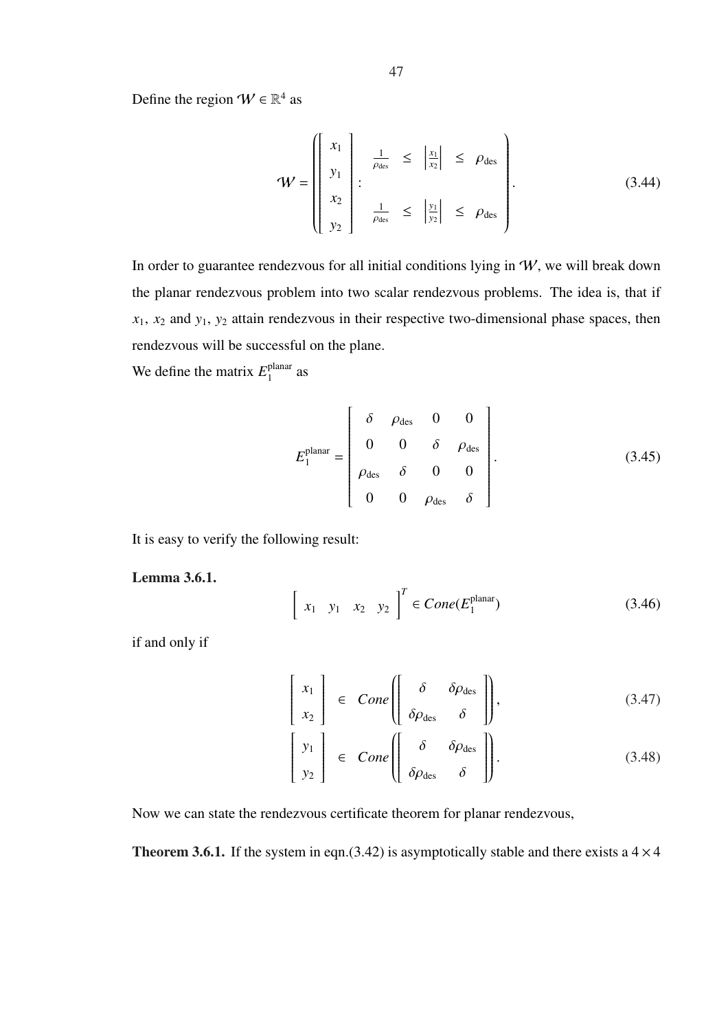Define the region $\mathcal{W} \in \mathbb{R}^4$ as

$$\mathcal{W} = \left( \begin{bmatrix} x_1 \\ y_1 \\ x_2 \\ y_2 \end{bmatrix} : \begin{array}{ccccc} \frac{1}{\rho_{\text{des}}} & \leq & \left|\frac{x_1}{x_2}\right| & \leq & \rho_{\text{des}} \\ \frac{1}{\rho_{\text{des}}} & \leq & \left|\frac{y_1}{y_2}\right| & \leq & \rho_{\text{des}} \end{array} \right). \tag{3.44}$$

In order to guarantee rendezvous for all initial conditions lying in $\mathcal{W}$, we will break down the planar rendezvous problem into two scalar rendezvous problems. The idea is, that if $x_1$, $x_2$ and $y_1$, $y_2$ attain rendezvous in their respective two-dimensional phase spaces, then rendezvous will be successful on the plane.
We define the matrix $E_1^{\text{planar}}$ as

$$E_1^{\text{planar}} = \begin{bmatrix} \delta & \rho_{\text{des}} & 0 & 0 \\ 0 & 0 & \delta & \rho_{\text{des}} \\ \rho_{\text{des}} & \delta & 0 & 0 \\ 0 & 0 & \rho_{\text{des}} & \delta \end{bmatrix}. \tag{3.45}$$

It is easy to verify the following result:

**Lemma 3.6.1.**

$$\begin{bmatrix} x_1 & y_1 & x_2 & y_2 \end{bmatrix}^T \in Cone(E_1^{\text{planar}}) \tag{3.46}$$

if and only if

$$\begin{bmatrix} x_1 \\ x_2 \end{bmatrix} \in Cone\left( \begin{bmatrix} \delta & \delta\rho_{\text{des}} \\ \delta\rho_{\text{des}} & \delta \end{bmatrix} \right), \tag{3.47}$$

$$\begin{bmatrix} y_1 \\ y_2 \end{bmatrix} \in Cone\left( \begin{bmatrix} \delta & \delta\rho_{\text{des}} \\ \delta\rho_{\text{des}} & \delta \end{bmatrix} \right). \tag{3.48}$$

Now we can state the rendezvous certificate theorem for planar rendezvous,

**Theorem 3.6.1.** If the system in eqn.(3.42) is asymptotically stable and there exists a $4 \times 4$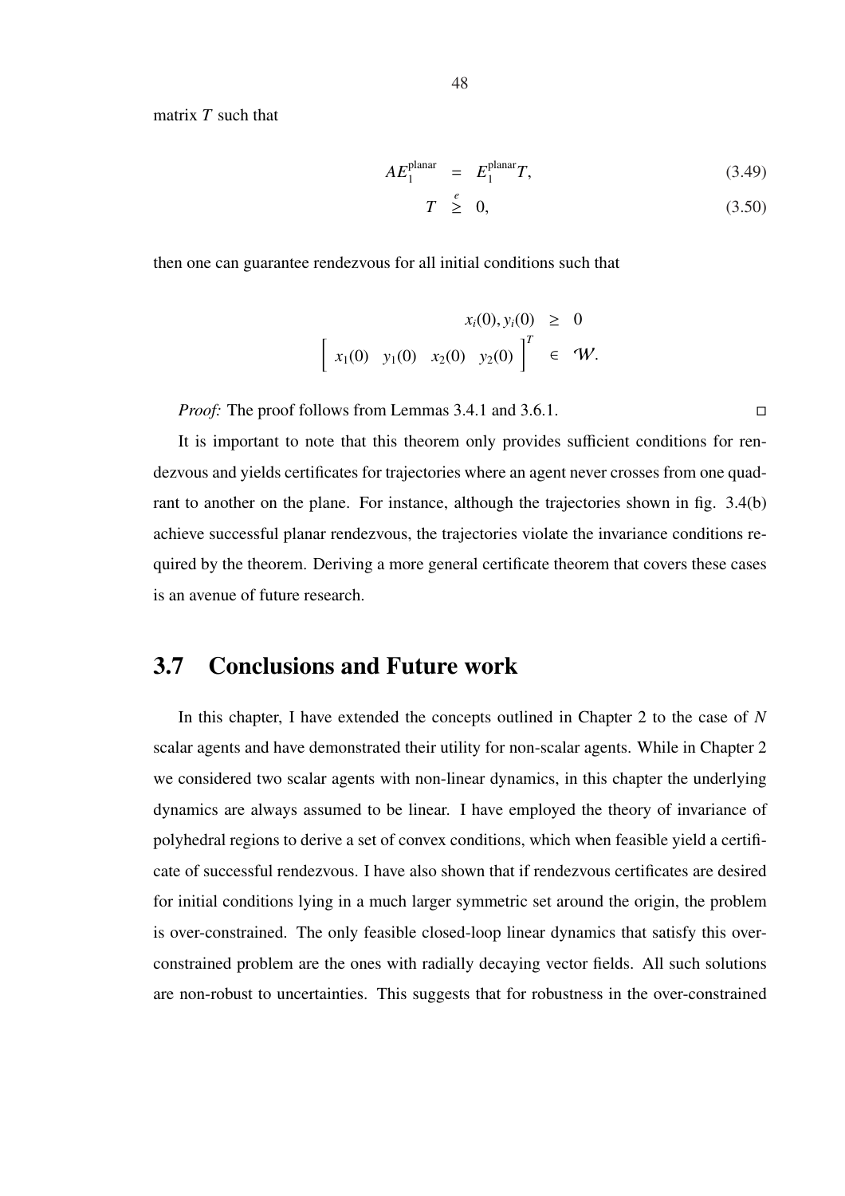matrix $T$ such that

$$
\begin{aligned}
AE_1^{\text{planar}} &= E_1^{\text{planar}}T, & (3.49)\\
T &\overset{e}{\geq} 0, & (3.50)
\end{aligned}
$$

then one can guarantee rendezvous for all initial conditions such that

$$
\begin{aligned}
x_i(0), y_i(0) &\geq 0 \\
\left[\begin{array}{cccc} x_1(0) & y_1(0) & x_2(0) & y_2(0) \end{array}\right]^T &\in \mathcal{W}.
\end{aligned}
$$

*Proof:* The proof follows from Lemmas 3.4.1 and 3.6.1. □

It is important to note that this theorem only provides sufficient conditions for rendezvous and yields certificates for trajectories where an agent never crosses from one quadrant to another on the plane. For instance, although the trajectories shown in fig. 3.4(b) achieve successful planar rendezvous, the trajectories violate the invariance conditions required by the theorem. Deriving a more general certificate theorem that covers these cases is an avenue of future research.

## 3.7 Conclusions and Future work

In this chapter, I have extended the concepts outlined in Chapter 2 to the case of $N$ scalar agents and have demonstrated their utility for non-scalar agents. While in Chapter 2 we considered two scalar agents with non-linear dynamics, in this chapter the underlying dynamics are always assumed to be linear. I have employed the theory of invariance of polyhedral regions to derive a set of convex conditions, which when feasible yield a certificate of successful rendezvous. I have also shown that if rendezvous certificates are desired for initial conditions lying in a much larger symmetric set around the origin, the problem is over-constrained. The only feasible closed-loop linear dynamics that satisfy this over-constrained problem are the ones with radially decaying vector fields. All such solutions are non-robust to uncertainties. This suggests that for robustness in the over-constrained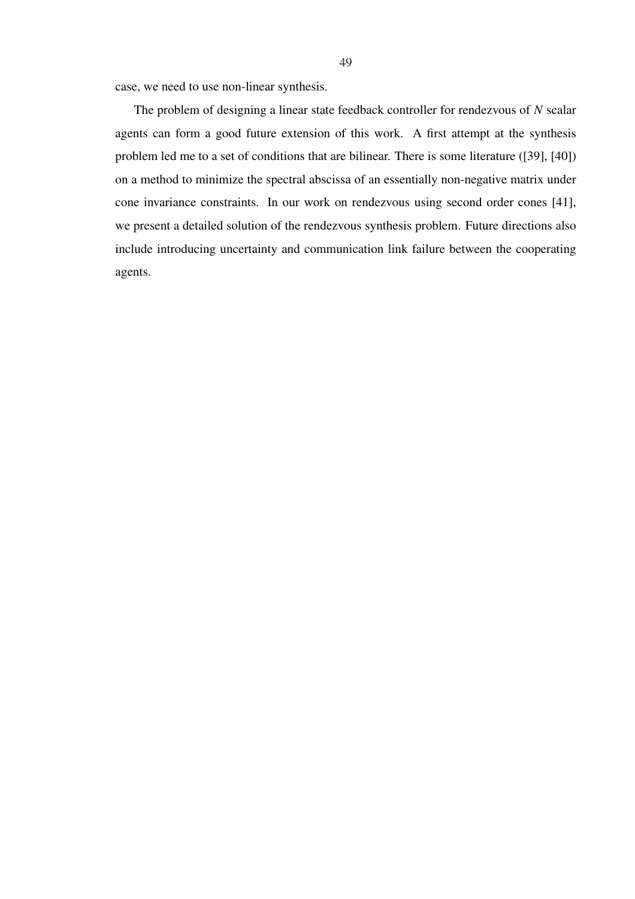case, we need to use non-linear synthesis.

The problem of designing a linear state feedback controller for rendezvous of $N$ scalar agents can form a good future extension of this work. A first attempt at the synthesis problem led me to a set of conditions that are bilinear. There is some literature ([39], [40]) on a method to minimize the spectral abscissa of an essentially non-negative matrix under cone invariance constraints. In our work on rendezvous using second order cones [41], we present a detailed solution of the rendezvous synthesis problem. Future directions also include introducing uncertainty and communication link failure between the cooperating agents.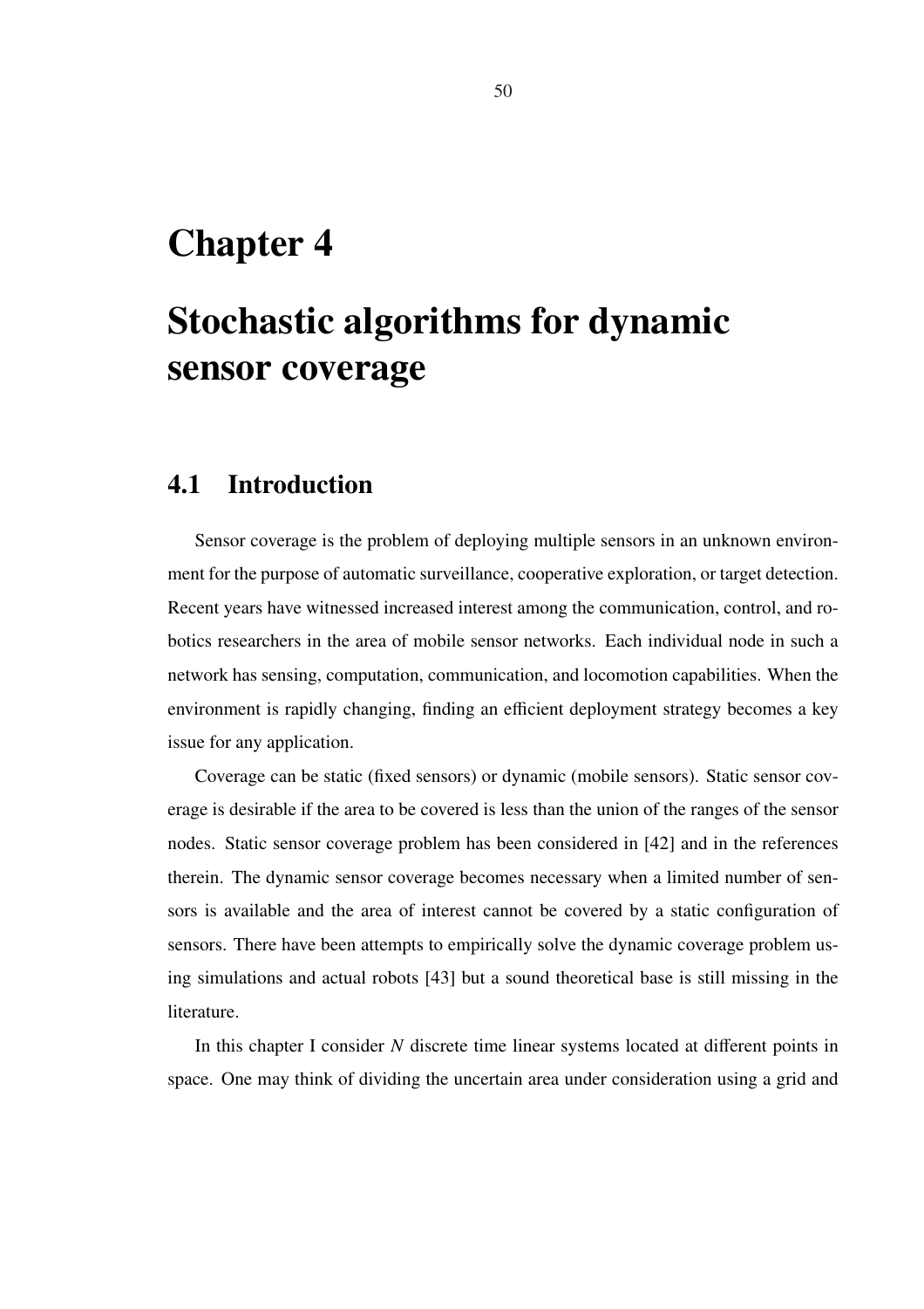# Chapter 4

# Stochastic algorithms for dynamic sensor coverage

## 4.1 Introduction

Sensor coverage is the problem of deploying multiple sensors in an unknown environment for the purpose of automatic surveillance, cooperative exploration, or target detection. Recent years have witnessed increased interest among the communication, control, and robotics researchers in the area of mobile sensor networks. Each individual node in such a network has sensing, computation, communication, and locomotion capabilities. When the environment is rapidly changing, finding an efficient deployment strategy becomes a key issue for any application.

Coverage can be static (fixed sensors) or dynamic (mobile sensors). Static sensor coverage is desirable if the area to be covered is less than the union of the ranges of the sensor nodes. Static sensor coverage problem has been considered in [42] and in the references therein. The dynamic sensor coverage becomes necessary when a limited number of sensors is available and the area of interest cannot be covered by a static configuration of sensors. There have been attempts to empirically solve the dynamic coverage problem using simulations and actual robots [43] but a sound theoretical base is still missing in the literature.

In this chapter I consider $N$ discrete time linear systems located at different points in space. One may think of dividing the uncertain area under consideration using a grid and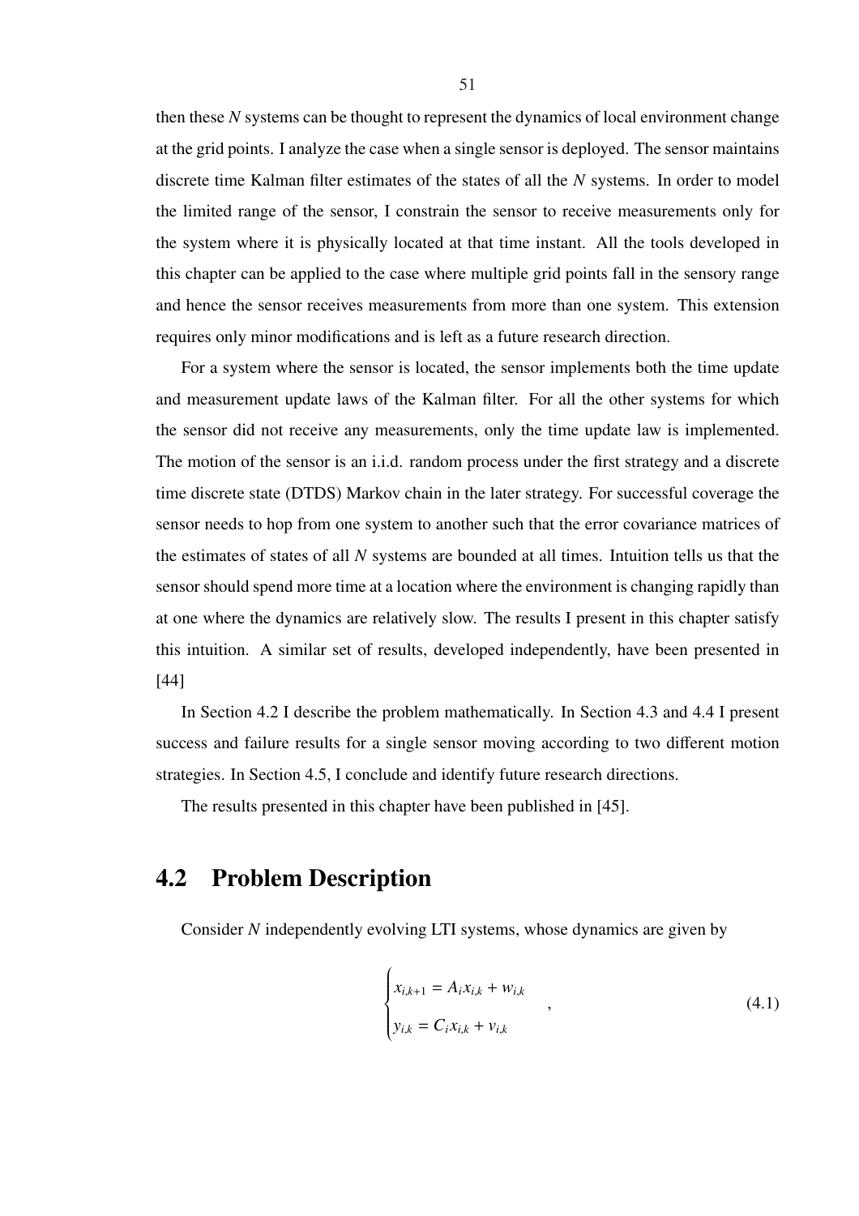then these $N$ systems can be thought to represent the dynamics of local environment change at the grid points. I analyze the case when a single sensor is deployed. The sensor maintains discrete time Kalman filter estimates of the states of all the $N$ systems. In order to model the limited range of the sensor, I constrain the sensor to receive measurements only for the system where it is physically located at that time instant. All the tools developed in this chapter can be applied to the case where multiple grid points fall in the sensory range and hence the sensor receives measurements from more than one system. This extension requires only minor modifications and is left as a future research direction.

For a system where the sensor is located, the sensor implements both the time update and measurement update laws of the Kalman filter. For all the other systems for which the sensor did not receive any measurements, only the time update law is implemented. The motion of the sensor is an i.i.d. random process under the first strategy and a discrete time discrete state (DTDS) Markov chain in the later strategy. For successful coverage the sensor needs to hop from one system to another such that the error covariance matrices of the estimates of states of all $N$ systems are bounded at all times. Intuition tells us that the sensor should spend more time at a location where the environment is changing rapidly than at one where the dynamics are relatively slow. The results I present in this chapter satisfy this intuition. A similar set of results, developed independently, have been presented in [44]

In Section 4.2 I describe the problem mathematically. In Section 4.3 and 4.4 I present success and failure results for a single sensor moving according to two different motion strategies. In Section 4.5, I conclude and identify future research directions.

The results presented in this chapter have been published in [45].

## 4.2 Problem Description

Consider $N$ independently evolving LTI systems, whose dynamics are given by

$$\begin{cases} x_{i,k+1} = A_i x_{i,k} + w_{i,k} \\ y_{i,k} = C_i x_{i,k} + v_{i,k} \end{cases}, \tag{4.1}$$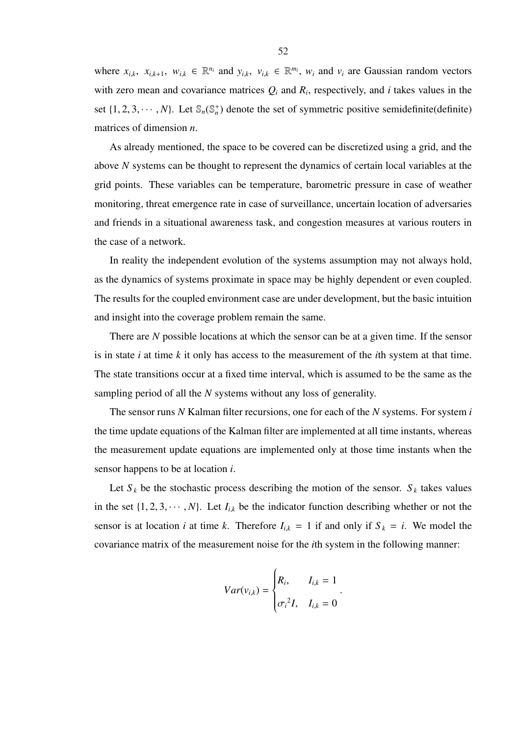where $x_{i,k},\ x_{i,k+1},\ w_{i,k} \in \mathbb{R}^{n_i}$ and $y_{i,k},\ v_{i,k} \in \mathbb{R}^{m_i}$, $w_i$ and $v_i$ are Gaussian random vectors with zero mean and covariance matrices $Q_i$ and $R_i$, respectively, and $i$ takes values in the set $\{1, 2, 3, \cdots, N\}$. Let $\mathbb{S}_n(\mathbb{S}_n^+)$ denote the set of symmetric positive semidefinite(definite) matrices of dimension $n$.

As already mentioned, the space to be covered can be discretized using a grid, and the above $N$ systems can be thought to represent the dynamics of certain local variables at the grid points. These variables can be temperature, barometric pressure in case of weather monitoring, threat emergence rate in case of surveillance, uncertain location of adversaries and friends in a situational awareness task, and congestion measures at various routers in the case of a network.

In reality the independent evolution of the systems assumption may not always hold, as the dynamics of systems proximate in space may be highly dependent or even coupled. The results for the coupled environment case are under development, but the basic intuition and insight into the coverage problem remain the same.

There are $N$ possible locations at which the sensor can be at a given time. If the sensor is in state $i$ at time $k$ it only has access to the measurement of the $i$th system at that time. The state transitions occur at a fixed time interval, which is assumed to be the same as the sampling period of all the $N$ systems without any loss of generality.

The sensor runs $N$ Kalman filter recursions, one for each of the $N$ systems. For system $i$ the time update equations of the Kalman filter are implemented at all time instants, whereas the measurement update equations are implemented only at those time instants when the sensor happens to be at location $i$.

Let $S_k$ be the stochastic process describing the motion of the sensor. $S_k$ takes values in the set $\{1, 2, 3, \cdots, N\}$. Let $I_{i,k}$ be the indicator function describing whether or not the sensor is at location $i$ at time $k$. Therefore $I_{i,k} = 1$ if and only if $S_k = i$. We model the covariance matrix of the measurement noise for the $i$th system in the following manner:

$$Var(v_{i,k}) = \begin{cases} R_i, & I_{i,k} = 1 \\ {\sigma_i}^2 I, & I_{i,k} = 0 \end{cases}.$$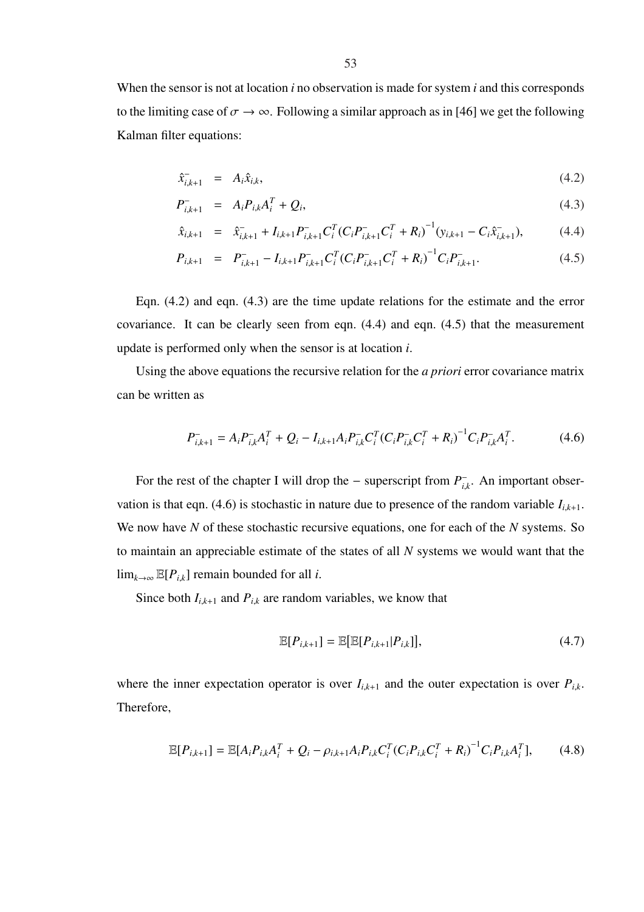When the sensor is not at location $i$ no observation is made for system $i$ and this corresponds to the limiting case of $\sigma \to \infty$. Following a similar approach as in [46] we get the following Kalman filter equations:

$$
\begin{aligned}
\hat{x}^-_{i,k+1} &= A_i \hat{x}_{i,k}, && (4.2)\\
P^-_{i,k+1} &= A_i P_{i,k} A_i^T + Q_i, && (4.3)\\
\hat{x}_{i,k+1} &= \hat{x}^-_{i,k+1} + I_{i,k+1} P^-_{i,k+1} C_i^T (C_i P^-_{i,k+1} C_i^T + R_i)^{-1} (y_{i,k+1} - C_i \hat{x}^-_{i,k+1}), && (4.4)\\
P_{i,k+1} &= P^-_{i,k+1} - I_{i,k+1} P^-_{i,k+1} C_i^T (C_i P^-_{i,k+1} C_i^T + R_i)^{-1} C_i P^-_{i,k+1}. && (4.5)
\end{aligned}
$$

Eqn. (4.2) and eqn. (4.3) are the time update relations for the estimate and the error covariance. It can be clearly seen from eqn. (4.4) and eqn. (4.5) that the measurement update is performed only when the sensor is at location $i$.

Using the above equations the recursive relation for the *a priori* error covariance matrix can be written as

$$
P^-_{i,k+1} = A_i P^-_{i,k} A_i^T + Q_i - I_{i,k+1} A_i P^-_{i,k} C_i^T (C_i P^-_{i,k} C_i^T + R_i)^{-1} C_i P^-_{i,k} A_i^T. \qquad (4.6)
$$

For the rest of the chapter I will drop the $-$ superscript from $P^-_{i,k}$. An important observation is that eqn. (4.6) is stochastic in nature due to presence of the random variable $I_{i,k+1}$. We now have $N$ of these stochastic recursive equations, one for each of the $N$ systems. So to maintain an appreciable estimate of the states of all $N$ systems we would want that the $\lim_{k\to\infty} \mathbb{E}[P_{i,k}]$ remain bounded for all $i$.

Since both $I_{i,k+1}$ and $P_{i,k}$ are random variables, we know that

$$
\mathbb{E}[P_{i,k+1}] = \mathbb{E}[\mathbb{E}[P_{i,k+1} | P_{i,k}]], \qquad (4.7)
$$

where the inner expectation operator is over $I_{i,k+1}$ and the outer expectation is over $P_{i,k}$. Therefore,

$$
\mathbb{E}[P_{i,k+1}] = \mathbb{E}[A_i P_{i,k} A_i^T + Q_i - \rho_{i,k+1} A_i P_{i,k} C_i^T (C_i P_{i,k} C_i^T + R_i)^{-1} C_i P_{i,k} A_i^T], \qquad (4.8)
$$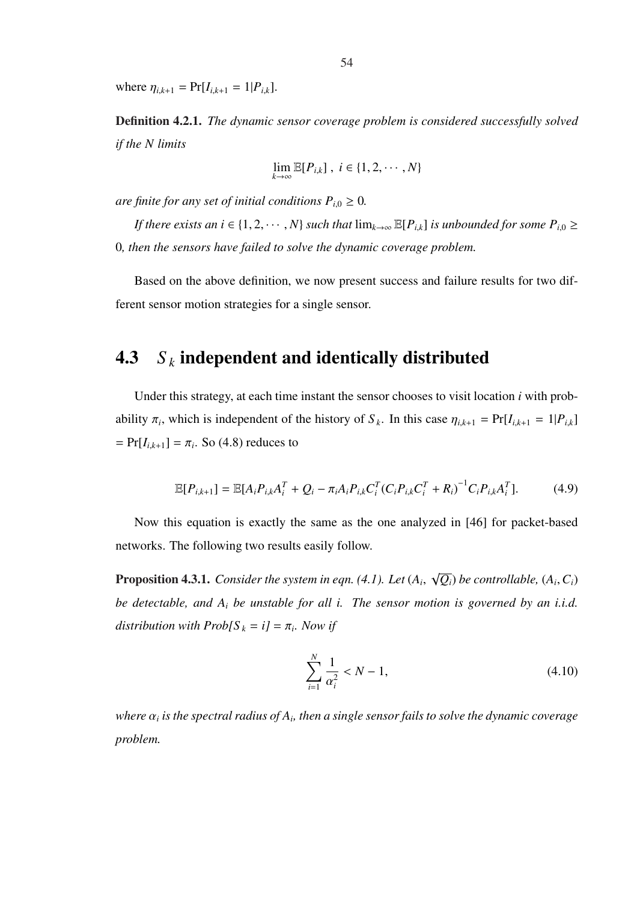where $\eta_{i,k+1} = \Pr[I_{i,k+1} = 1|P_{i,k}]$.

**Definition 4.2.1.** *The dynamic sensor coverage problem is considered successfully solved if the N limits*

$$\lim_{k\to\infty} \mathbb{E}[P_{i,k}] \ , \ i \in \{1, 2, \cdots, N\}$$

*are finite for any set of initial conditions $P_{i,0} \geq 0$.*

*If there exists an $i \in \{1, 2, \cdots, N\}$ such that $\lim_{k\to\infty} \mathbb{E}[P_{i,k}]$ is unbounded for some $P_{i,0} \geq 0$, then the sensors have failed to solve the dynamic coverage problem.*

Based on the above definition, we now present success and failure results for two different sensor motion strategies for a single sensor.

## 4.3 $S_k$ independent and identically distributed

Under this strategy, at each time instant the sensor chooses to visit location $i$ with probability $\pi_i$, which is independent of the history of $S_k$. In this case $\eta_{i,k+1} = \Pr[I_{i,k+1} = 1|P_{i,k}] = \Pr[I_{i,k+1}] = \pi_i$. So (4.8) reduces to

$$\mathbb{E}[P_{i,k+1}] = \mathbb{E}[A_i P_{i,k} A_i^T + Q_i - \pi_i A_i P_{i,k} C_i^T (C_i P_{i,k} C_i^T + R_i)^{-1} C_i P_{i,k} A_i^T]. \tag{4.9}$$

Now this equation is exactly the same as the one analyzed in [46] for packet-based networks. The following two results easily follow.

**Proposition 4.3.1.** *Consider the system in eqn. (4.1). Let $(A_i, \sqrt{Q_i})$ be controllable, $(A_i, C_i)$ be detectable, and $A_i$ be unstable for all i. The sensor motion is governed by an i.i.d. distribution with Prob[$S_k = i$] = $\pi_i$. Now if*

$$\sum_{i=1}^{N} \frac{1}{\alpha_i^2} < N - 1, \tag{4.10}$$

*where $\alpha_i$ is the spectral radius of $A_i$, then a single sensor fails to solve the dynamic coverage problem.*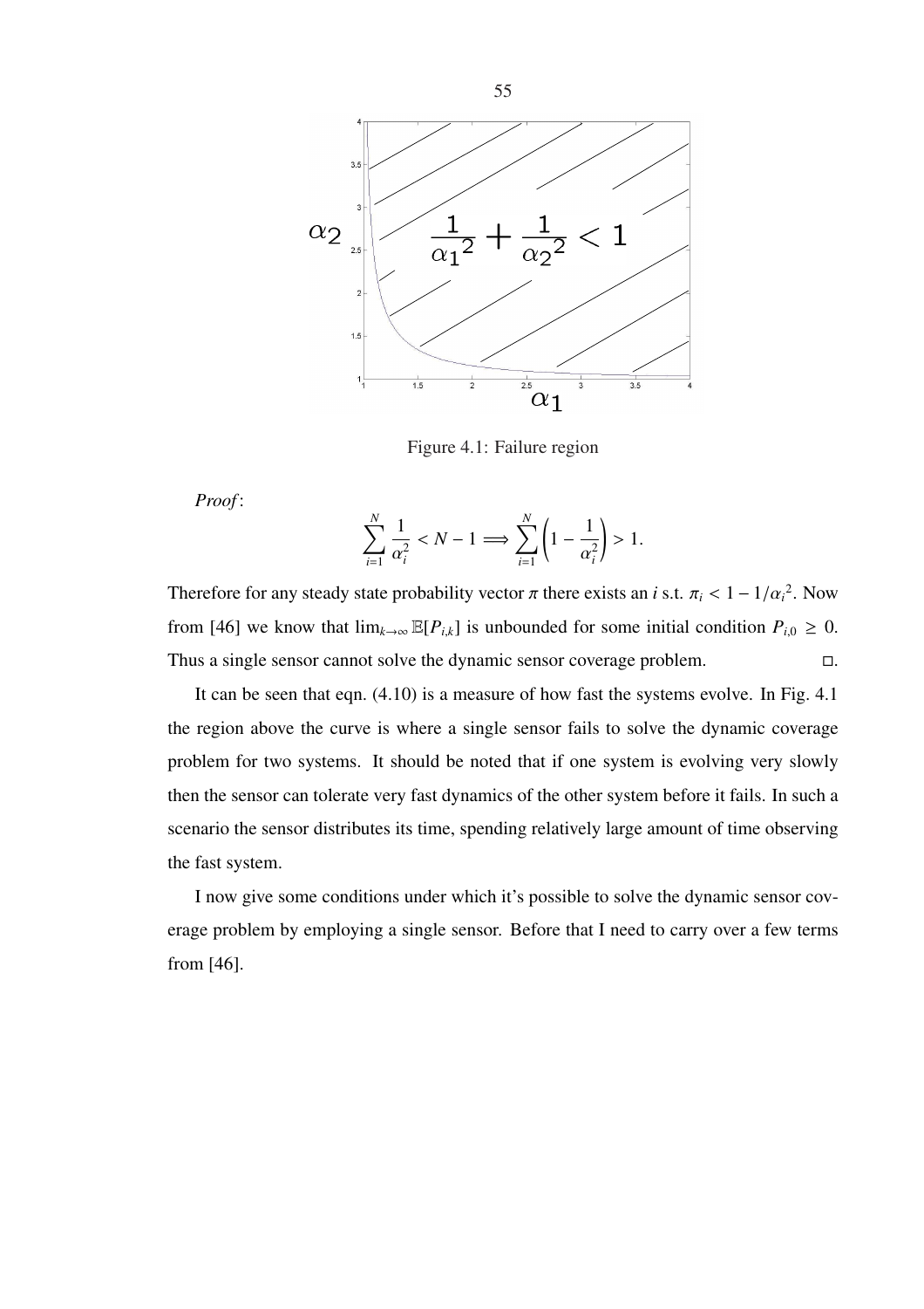Figure 4.1: Failure region

*Proof*:

$$\sum_{i=1}^{N} \frac{1}{\alpha_i^2} < N - 1 \Longrightarrow \sum_{i=1}^{N} \left(1 - \frac{1}{\alpha_i^2}\right) > 1.$$

Therefore for any steady state probability vector $\pi$ there exists an $i$ s.t. $\pi_i < 1 - 1/\alpha_i{}^2$. Now from [46] we know that $\lim_{k\to\infty} \mathbb{E}[P_{i,k}]$ is unbounded for some initial condition $P_{i,0} \geq 0$. Thus a single sensor cannot solve the dynamic sensor coverage problem. $\square$.

It can be seen that eqn. (4.10) is a measure of how fast the systems evolve. In Fig. 4.1 the region above the curve is where a single sensor fails to solve the dynamic coverage problem for two systems. It should be noted that if one system is evolving very slowly then the sensor can tolerate very fast dynamics of the other system before it fails. In such a scenario the sensor distributes its time, spending relatively large amount of time observing the fast system.

I now give some conditions under which it's possible to solve the dynamic sensor coverage problem by employing a single sensor. Before that I need to carry over a few terms from [46].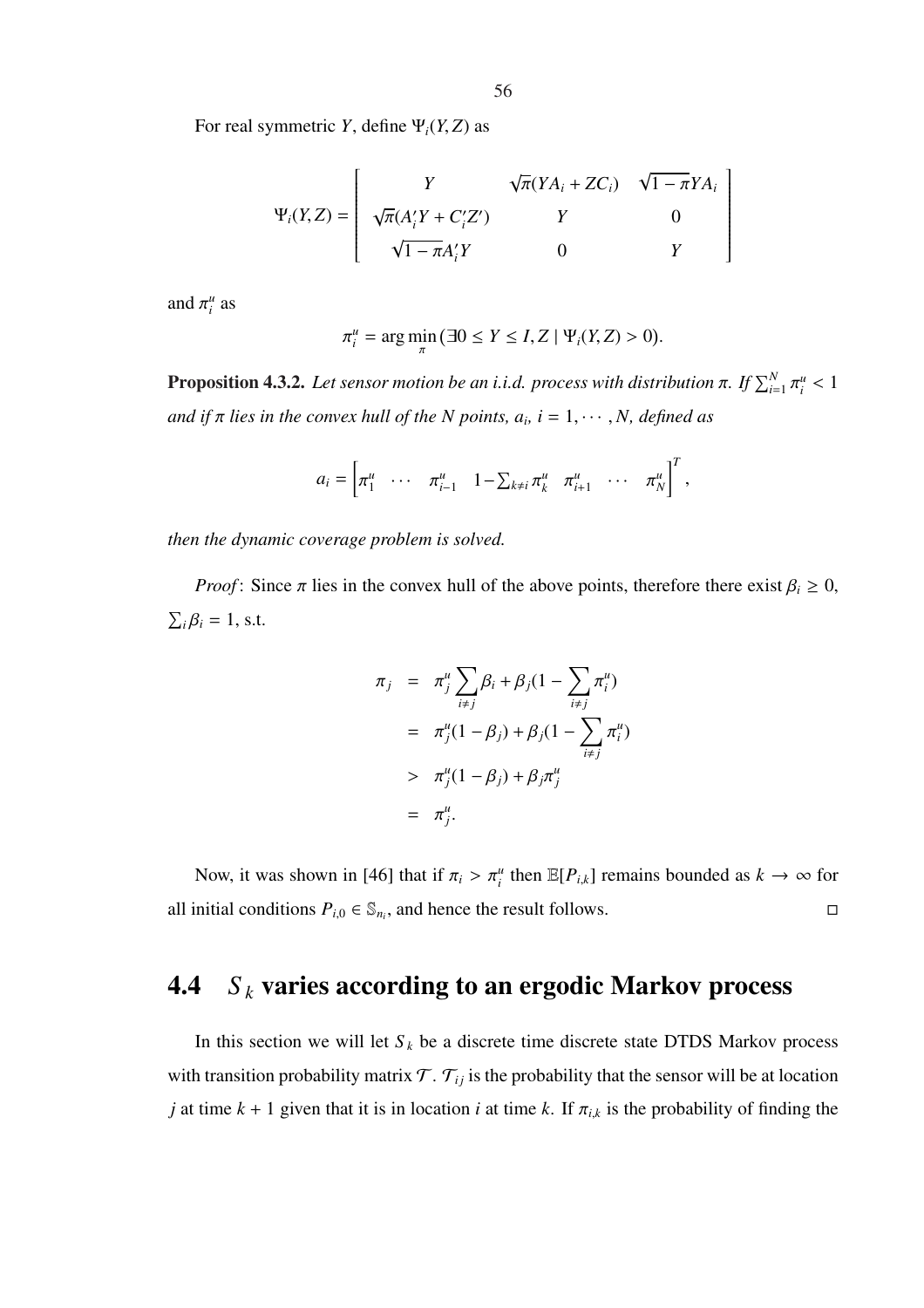For real symmetric $Y$, define $\Psi_i(Y, Z)$ as

$$
\Psi_i(Y, Z) = \begin{bmatrix} Y & \sqrt{\pi}(YA_i + ZC_i) & \sqrt{1-\pi}YA_i \\ \sqrt{\pi}(A_i'Y + C_i'Z') & Y & 0 \\ \sqrt{1-\pi}A_i'Y & 0 & Y \end{bmatrix}
$$

and $\pi_i^u$ as

$$
\pi_i^u = \arg\min_{\pi} (\exists 0 \leq Y \leq I, Z \mid \Psi_i(Y, Z) > 0).
$$

**Proposition 4.3.2.** *Let sensor motion be an i.i.d. process with distribution $\pi$. If $\sum_{i=1}^{N} \pi_i^u < 1$ and if $\pi$ lies in the convex hull of the $N$ points, $a_i$, $i = 1, \cdots, N$, defined as*

$$
a_i = \begin{bmatrix} \pi_1^u & \cdots & \pi_{i-1}^u & 1 - \sum_{k \neq i} \pi_k^u & \pi_{i+1}^u & \cdots & \pi_N^u \end{bmatrix}^T,
$$

*then the dynamic coverage problem is solved.*

*Proof*: Since $\pi$ lies in the convex hull of the above points, therefore there exist $\beta_i \geq 0$, $\sum_i \beta_i = 1$, s.t.

$$
\begin{aligned}
\pi_j &= \pi_j^u \sum_{i \neq j} \beta_i + \beta_j (1 - \sum_{i \neq j} \pi_i^u) \\
&= \pi_j^u (1 - \beta_j) + \beta_j (1 - \sum_{i \neq j} \pi_i^u) \\
&> \pi_j^u (1 - \beta_j) + \beta_j \pi_j^u \\
&= \pi_j^u.
\end{aligned}
$$

Now, it was shown in [46] that if $\pi_i > \pi_i^u$ then $\mathbb{E}[P_{i,k}]$ remains bounded as $k \to \infty$ for all initial conditions $P_{i,0} \in \mathbb{S}_{n_i}$, and hence the result follows. □

## 4.4 $S_k$ varies according to an ergodic Markov process

In this section we will let $S_k$ be a discrete time discrete state DTDS Markov process with transition probability matrix $\mathcal{T}$. $\mathcal{T}_{ij}$ is the probability that the sensor will be at location $j$ at time $k+1$ given that it is in location $i$ at time $k$. If $\pi_{i,k}$ is the probability of finding the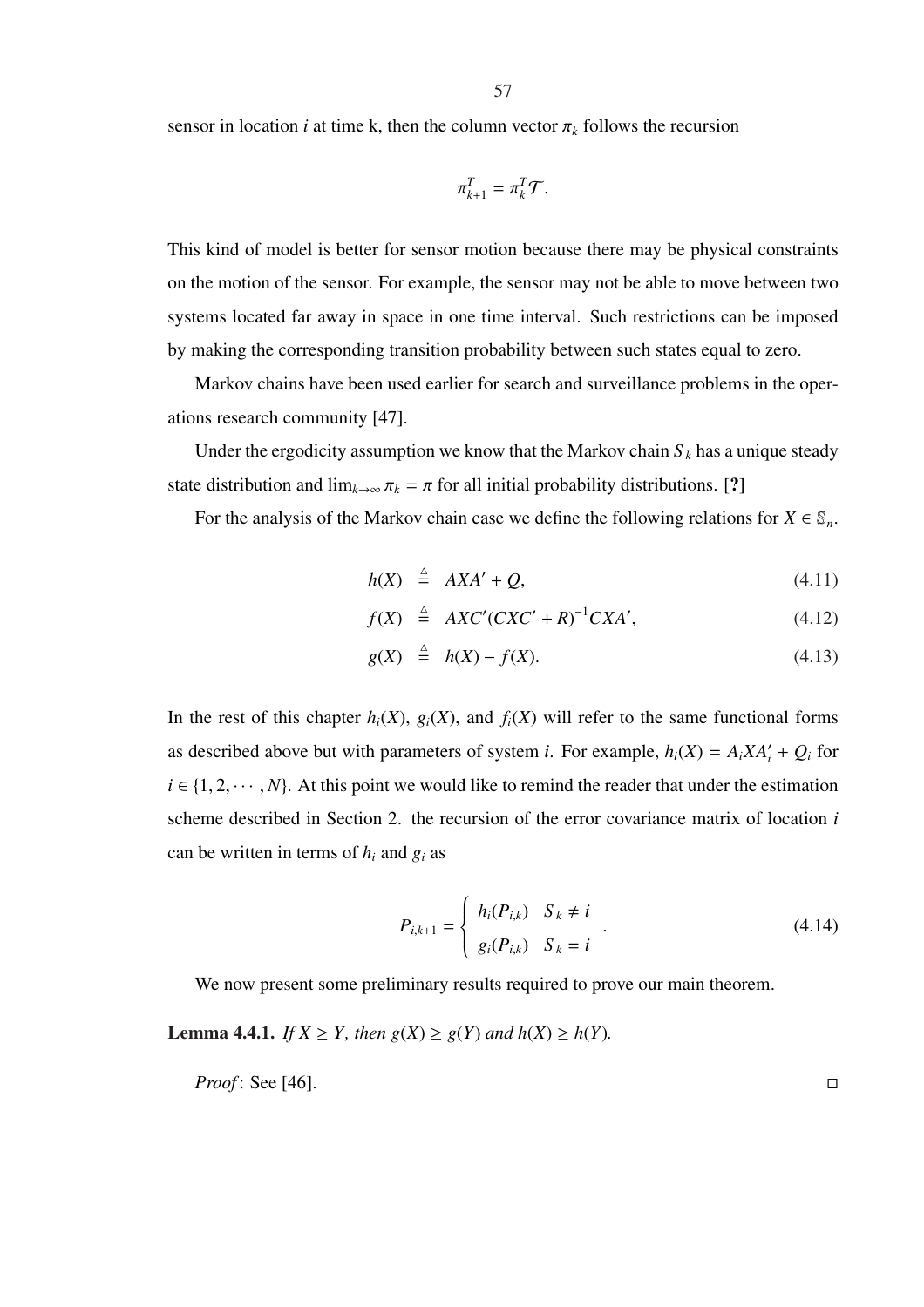sensor in location $i$ at time k, then the column vector $\pi_k$ follows the recursion

$$\pi_{k+1}^T = \pi_k^T \mathcal{T}.$$

This kind of model is better for sensor motion because there may be physical constraints on the motion of the sensor. For example, the sensor may not be able to move between two systems located far away in space in one time interval. Such restrictions can be imposed by making the corresponding transition probability between such states equal to zero.

Markov chains have been used earlier for search and surveillance problems in the operations research community [47].

Under the ergodicity assumption we know that the Markov chain $S_k$ has a unique steady state distribution and $\lim_{k\to\infty} \pi_k = \pi$ for all initial probability distributions. [**?**]

For the analysis of the Markov chain case we define the following relations for $X \in \mathbb{S}_n$.

$$h(X) \triangleq AXA' + Q, \tag{4.11}$$

$$f(X) \triangleq AXC'(CXC' + R)^{-1}CXA', \tag{4.12}$$

$$g(X) \triangleq h(X) - f(X). \tag{4.13}$$

In the rest of this chapter $h_i(X)$, $g_i(X)$, and $f_i(X)$ will refer to the same functional forms as described above but with parameters of system $i$. For example, $h_i(X) = A_i X A_i' + Q_i$ for $i \in \{1, 2, \cdots, N\}$. At this point we would like to remind the reader that under the estimation scheme described in Section 2. the recursion of the error covariance matrix of location $i$ can be written in terms of $h_i$ and $g_i$ as

$$P_{i,k+1} = \begin{cases} h_i(P_{i,k}) & S_k \neq i \\ g_i(P_{i,k}) & S_k = i \end{cases}. \tag{4.14}$$

We now present some preliminary results required to prove our main theorem.

**Lemma 4.4.1.** *If $X \geq Y$, then $g(X) \geq g(Y)$ and $h(X) \geq h(Y)$.*

*Proof*: See [46]. □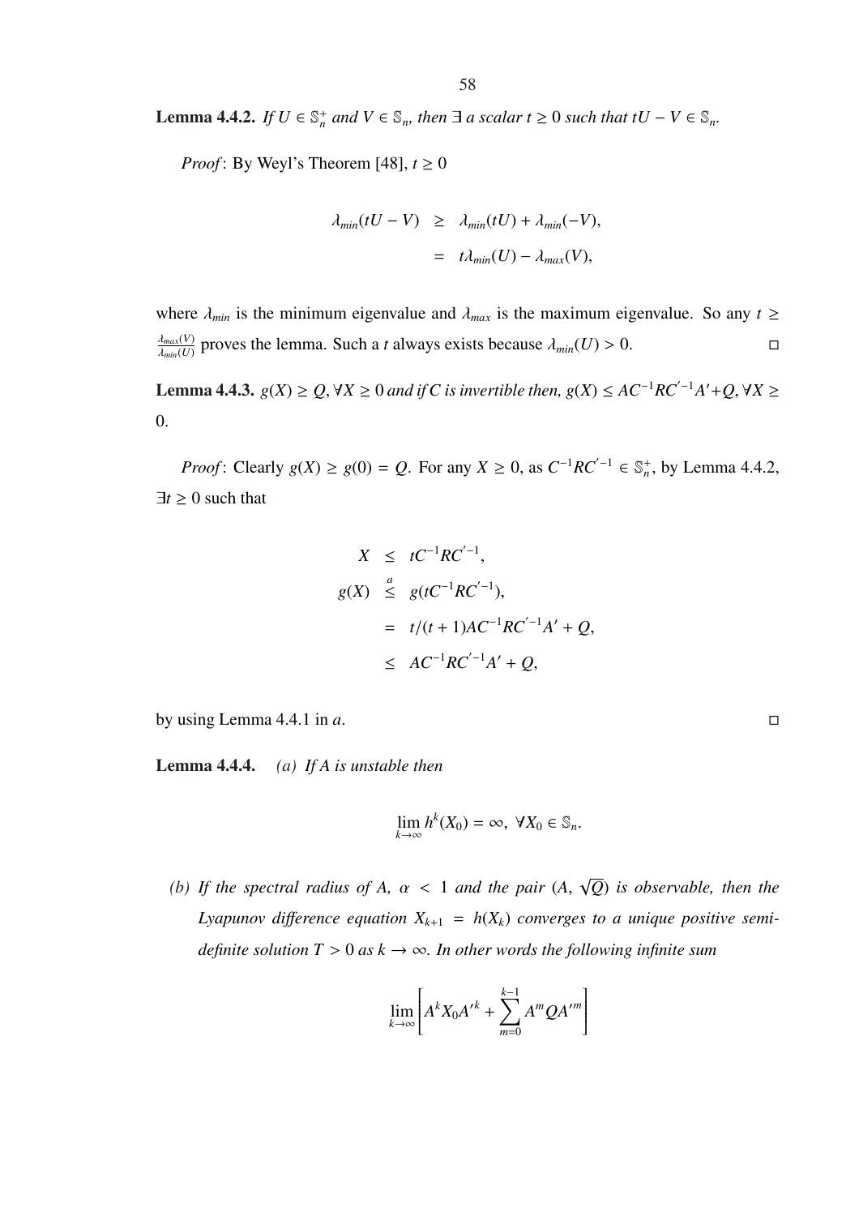**Lemma 4.4.2.** *If $U \in \mathbb{S}_n^+$ and $V \in \mathbb{S}_n$, then $\exists$ a scalar $t \geq 0$ such that $tU - V \in \mathbb{S}_n$.*

*Proof*: By Weyl's Theorem [48], $t \geq 0$

$$\begin{aligned} \lambda_{min}(tU - V) &\geq \lambda_{min}(tU) + \lambda_{min}(-V), \\ &= t\lambda_{min}(U) - \lambda_{max}(V), \end{aligned}$$

where $\lambda_{min}$ is the minimum eigenvalue and $\lambda_{max}$ is the maximum eigenvalue. So any $t \geq \frac{\lambda_{max}(V)}{\lambda_{min}(U)}$ proves the lemma. Such a $t$ always exists because $\lambda_{min}(U) > 0$. □

**Lemma 4.4.3.** *$g(X) \geq Q, \forall X \geq 0$ and if $C$ is invertible then, $g(X) \leq AC^{-1}RC^{'-1}A' + Q, \forall X \geq 0$.*

*Proof*: Clearly $g(X) \geq g(0) = Q$. For any $X \geq 0$, as $C^{-1}RC^{'-1} \in \mathbb{S}_n^+$, by Lemma 4.4.2, $\exists t \geq 0$ such that

$$\begin{aligned} X &\leq tC^{-1}RC^{'-1}, \\ g(X) &\overset{a}{\leq} g(tC^{-1}RC^{'-1}), \\ &= t/(t+1)AC^{-1}RC^{'-1}A' + Q, \\ &\leq AC^{-1}RC^{'-1}A' + Q, \end{aligned}$$

by using Lemma 4.4.1 in $a$. □

**Lemma 4.4.4.** *(a) If $A$ is unstable then*

$$\lim_{k \to \infty} h^k(X_0) = \infty, \ \forall X_0 \in \mathbb{S}_n.$$

*(b) If the spectral radius of $A$, $\alpha < 1$ and the pair $(A, \sqrt{Q})$ is observable, then the Lyapunov difference equation $X_{k+1} = h(X_k)$ converges to a unique positive semi-definite solution $T > 0$ as $k \to \infty$. In other words the following infinite sum*

$$\lim_{k \to \infty} \left[ A^k X_0 A'^k + \sum_{m=0}^{k-1} A^m Q A'^m \right]$$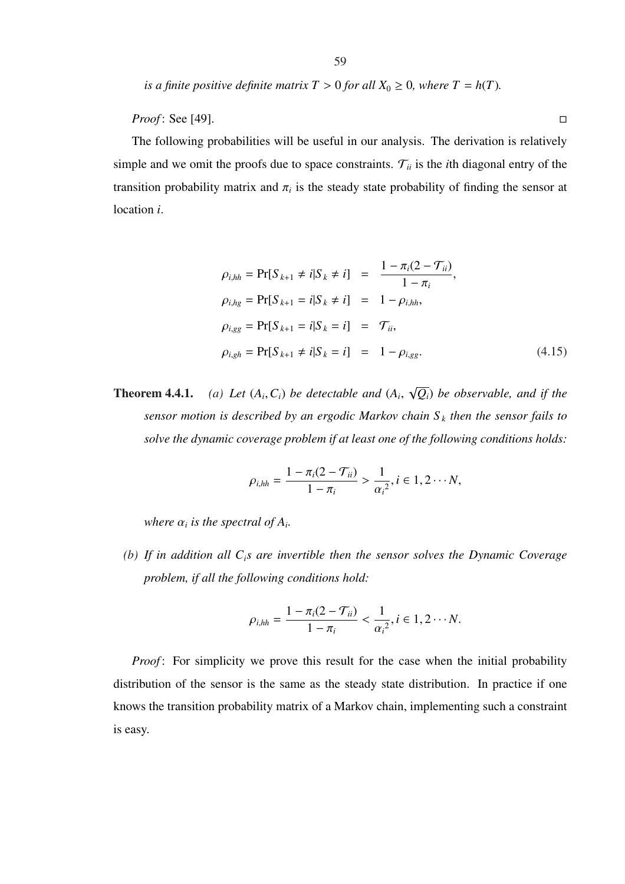*is a finite positive definite matrix $T > 0$ for all $X_0 \geq 0$, where $T = h(T)$.*

*Proof*: See [49]. □

The following probabilities will be useful in our analysis. The derivation is relatively simple and we omit the proofs due to space constraints. $\mathcal{T}_{ii}$ is the $i$th diagonal entry of the transition probability matrix and $\pi_i$ is the steady state probability of finding the sensor at location $i$.

$$
\begin{aligned}
\rho_{i,hh} = \Pr[S_{k+1} \neq i | S_k \neq i] &= \frac{1 - \pi_i(2 - \mathcal{T}_{ii})}{1 - \pi_i}, \\
\rho_{i,hg} = \Pr[S_{k+1} = i | S_k \neq i] &= 1 - \rho_{i,hh}, \\
\rho_{i,gg} = \Pr[S_{k+1} = i | S_k = i] &= \mathcal{T}_{ii}, \\
\rho_{i,gh} = \Pr[S_{k+1} \neq i | S_k = i] &= 1 - \rho_{i,gg}.
\end{aligned} \tag{4.15}
$$

**Theorem 4.4.1.** *(a) Let $(A_i, C_i)$ be detectable and $(A_i, \sqrt{Q_i})$ be observable, and if the sensor motion is described by an ergodic Markov chain $S_k$ then the sensor fails to solve the dynamic coverage problem if at least one of the following conditions holds:*

$$
\rho_{i,hh} = \frac{1 - \pi_i(2 - \mathcal{T}_{ii})}{1 - \pi_i} > \frac{1}{{\alpha_i}^2}, i \in 1, 2 \cdots N,
$$

*where $\alpha_i$ is the spectral of $A_i$.*

*(b) If in addition all $C_i$s are invertible then the sensor solves the Dynamic Coverage problem, if all the following conditions hold:*

$$
\rho_{i,hh} = \frac{1 - \pi_i(2 - \mathcal{T}_{ii})}{1 - \pi_i} < \frac{1}{{\alpha_i}^2}, i \in 1, 2 \cdots N.
$$

*Proof*: For simplicity we prove this result for the case when the initial probability distribution of the sensor is the same as the steady state distribution. In practice if one knows the transition probability matrix of a Markov chain, implementing such a constraint is easy.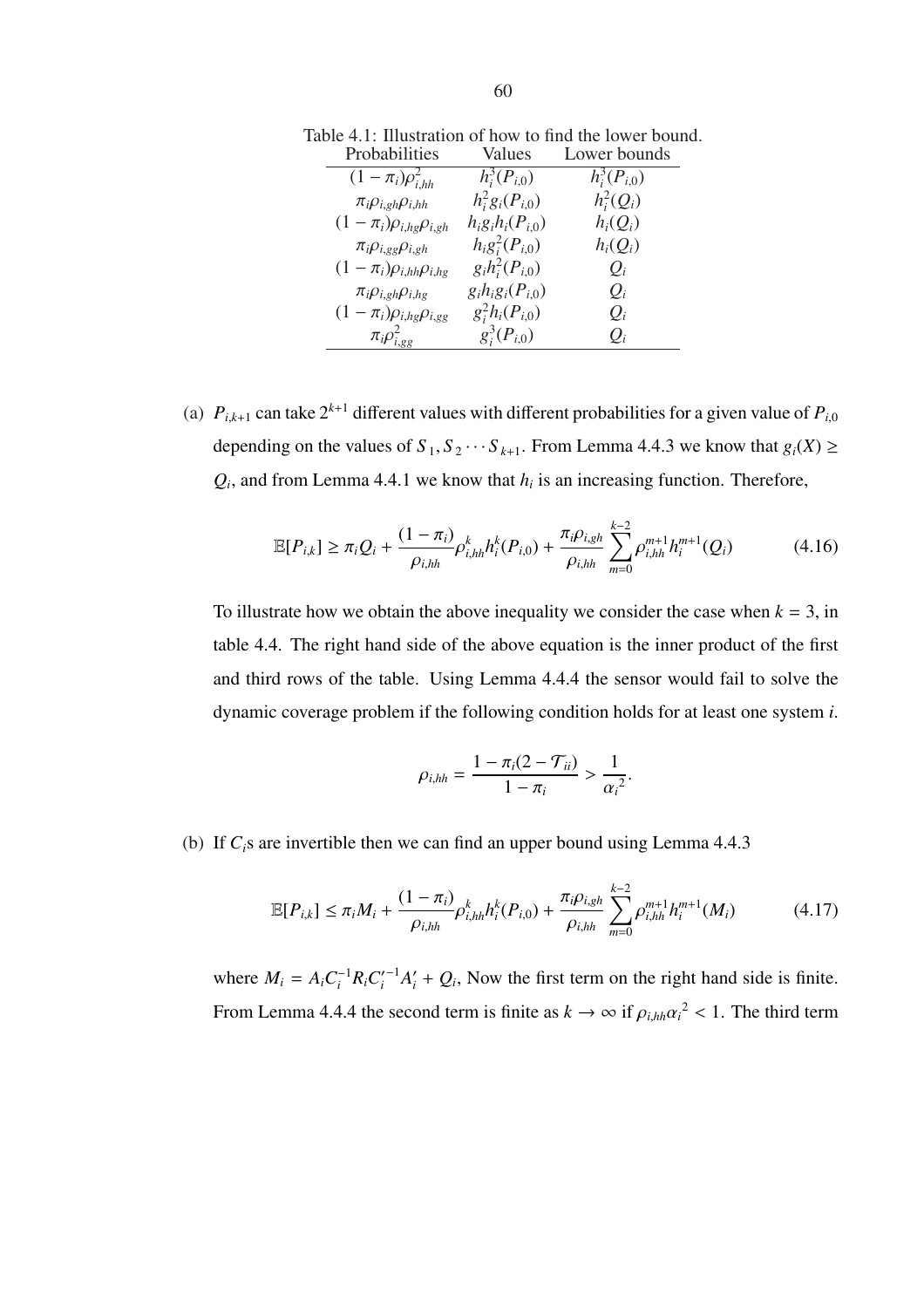Table 4.1: Illustration of how to find the lower bound.

| Probabilities | Values | Lower bounds |
|---|---|---|
| $(1-\pi_i)\rho_{i,hh}^2$ | $h_i^3(P_{i,0})$ | $h_i^3(P_{i,0})$ |
| $\pi_i\rho_{i,gh}\rho_{i,hh}$ | $h_i^2 g_i(P_{i,0})$ | $h_i^2(Q_i)$ |
| $(1-\pi_i)\rho_{i,hg}\rho_{i,gh}$ | $h_i g_i h_i(P_{i,0})$ | $h_i(Q_i)$ |
| $\pi_i\rho_{i,gg}\rho_{i,gh}$ | $h_i g_i^2(P_{i,0})$ | $h_i(Q_i)$ |
| $(1-\pi_i)\rho_{i,hh}\rho_{i,hg}$ | $g_i h_i^2(P_{i,0})$ | $Q_i$ |
| $\pi_i\rho_{i,gh}\rho_{i,hg}$ | $g_i h_i g_i(P_{i,0})$ | $Q_i$ |
| $(1-\pi_i)\rho_{i,hg}\rho_{i,gg}$ | $g_i^2 h_i(P_{i,0})$ | $Q_i$ |
| $\pi_i\rho_{i,gg}^2$ | $g_i^3(P_{i,0})$ | $Q_i$ |

(a) $P_{i,k+1}$ can take $2^{k+1}$ different values with different probabilities for a given value of $P_{i,0}$ depending on the values of $S_1, S_2 \cdots S_{k+1}$. From Lemma 4.4.3 we know that $g_i(X) \geq Q_i$, and from Lemma 4.4.1 we know that $h_i$ is an increasing function. Therefore,

$$\mathbb{E}[P_{i,k}] \geq \pi_i Q_i + \frac{(1-\pi_i)}{\rho_{i,hh}}\rho_{i,hh}^k h_i^k(P_{i,0}) + \frac{\pi_i\rho_{i,gh}}{\rho_{i,hh}}\sum_{m=0}^{k-2}\rho_{i,hh}^{m+1}h_i^{m+1}(Q_i) \tag{4.16}$$

To illustrate how we obtain the above inequality we consider the case when $k = 3$, in table 4.4. The right hand side of the above equation is the inner product of the first and third rows of the table. Using Lemma 4.4.4 the sensor would fail to solve the dynamic coverage problem if the following condition holds for at least one system $i$.

$$\rho_{i,hh} = \frac{1-\pi_i(2-\mathcal{T}_{ii})}{1-\pi_i} > \frac{1}{\alpha_i{}^2}.$$

(b) If $C_i$s are invertible then we can find an upper bound using Lemma 4.4.3

$$\mathbb{E}[P_{i,k}] \leq \pi_i M_i + \frac{(1-\pi_i)}{\rho_{i,hh}}\rho_{i,hh}^k h_i^k(P_{i,0}) + \frac{\pi_i\rho_{i,gh}}{\rho_{i,hh}}\sum_{m=0}^{k-2}\rho_{i,hh}^{m+1}h_i^{m+1}(M_i) \tag{4.17}$$

where $M_i = A_i C_i^{-1} R_i C_i'^{-1} A_i' + Q_i$, Now the first term on the right hand side is finite. From Lemma 4.4.4 the second term is finite as $k \to \infty$ if $\rho_{i,hh}\alpha_i{}^2 < 1$. The third term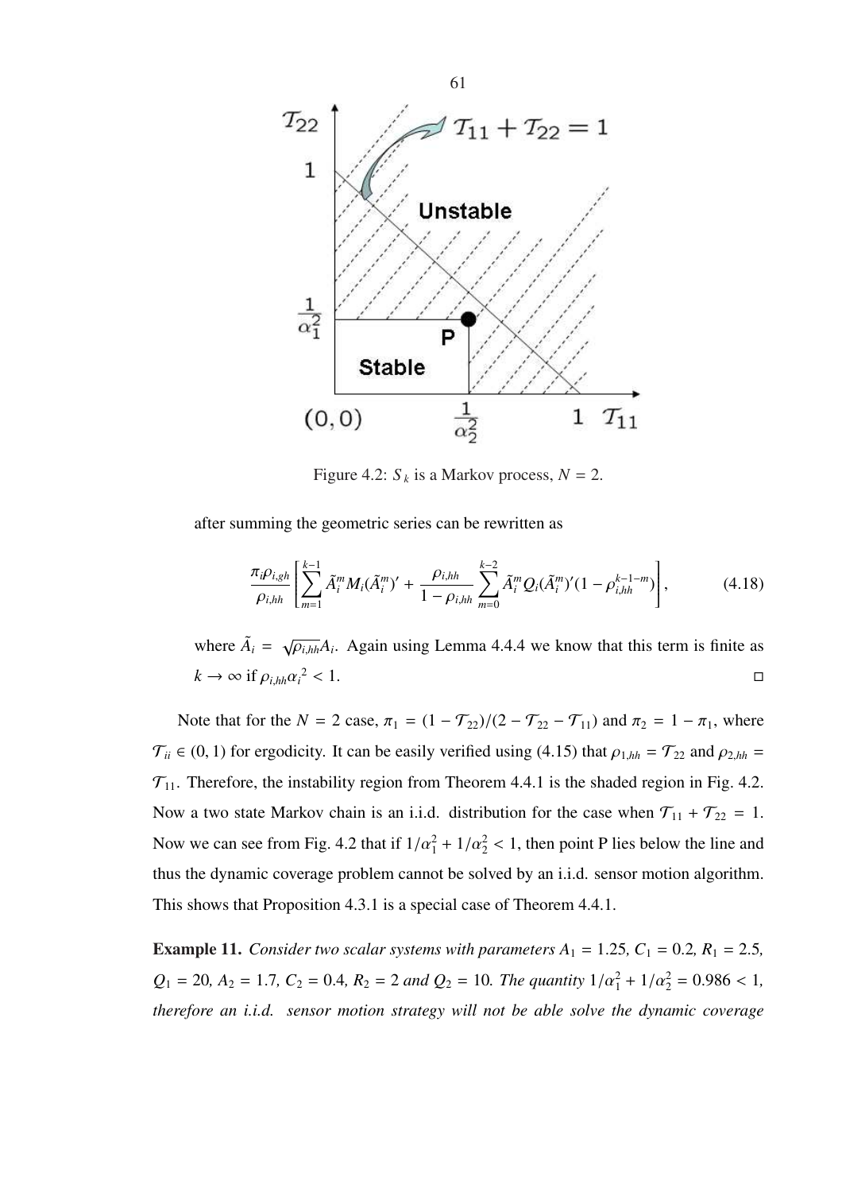Figure 4.2: $S_k$ is a Markov process, $N = 2$.

after summing the geometric series can be rewritten as

$$\frac{\pi_i \rho_{i,gh}}{\rho_{i,hh}} \left[ \sum_{m=1}^{k-1} \tilde{A}_i^m M_i (\tilde{A}_i^m)' + \frac{\rho_{i,hh}}{1-\rho_{i,hh}} \sum_{m=0}^{k-2} \tilde{A}_i^m Q_i (\tilde{A}_i^m)' (1 - \rho_{i,hh}^{k-1-m}) \right], \tag{4.18}$$

where $\tilde{A}_i = \sqrt{\rho_{i,hh}} A_i$. Again using Lemma 4.4.4 we know that this term is finite as $k \to \infty$ if $\rho_{i,hh} \alpha_i{}^2 < 1$. □

Note that for the $N = 2$ case, $\pi_1 = (1 - \mathcal{T}_{22})/(2 - \mathcal{T}_{22} - \mathcal{T}_{11})$ and $\pi_2 = 1 - \pi_1$, where $\mathcal{T}_{ii} \in (0, 1)$ for ergodicity. It can be easily verified using (4.15) that $\rho_{1,hh} = \mathcal{T}_{22}$ and $\rho_{2,hh} = \mathcal{T}_{11}$. Therefore, the instability region from Theorem 4.4.1 is the shaded region in Fig. 4.2. Now a two state Markov chain is an i.i.d. distribution for the case when $\mathcal{T}_{11} + \mathcal{T}_{22} = 1$. Now we can see from Fig. 4.2 that if $1/\alpha_1^2 + 1/\alpha_2^2 < 1$, then point P lies below the line and thus the dynamic coverage problem cannot be solved by an i.i.d. sensor motion algorithm. This shows that Proposition 4.3.1 is a special case of Theorem 4.4.1.

**Example 11.** *Consider two scalar systems with parameters $A_1 = 1.25$, $C_1 = 0.2$, $R_1 = 2.5$, $Q_1 = 20$, $A_2 = 1.7$, $C_2 = 0.4$, $R_2 = 2$ and $Q_2 = 10$. The quantity $1/\alpha_1^2 + 1/\alpha_2^2 = 0.986 < 1$, therefore an i.i.d. sensor motion strategy will not be able solve the dynamic coverage*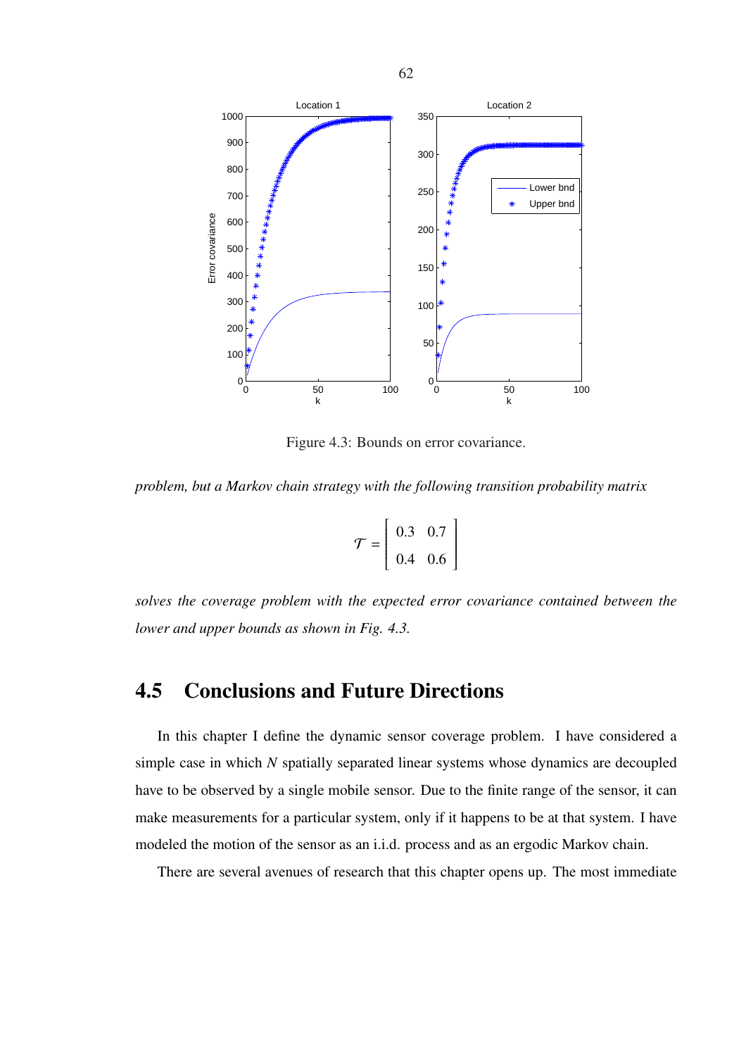Figure 4.3: Bounds on error covariance.

*problem, but a Markov chain strategy with the following transition probability matrix*

$$\mathcal{T} = \begin{bmatrix} 0.3 & 0.7 \\ 0.4 & 0.6 \end{bmatrix}$$

*solves the coverage problem with the expected error covariance contained between the lower and upper bounds as shown in Fig. 4.3.*

## 4.5 Conclusions and Future Directions

In this chapter I define the dynamic sensor coverage problem. I have considered a simple case in which $N$ spatially separated linear systems whose dynamics are decoupled have to be observed by a single mobile sensor. Due to the finite range of the sensor, it can make measurements for a particular system, only if it happens to be at that system. I have modeled the motion of the sensor as an i.i.d. process and as an ergodic Markov chain.

There are several avenues of research that this chapter opens up. The most immediate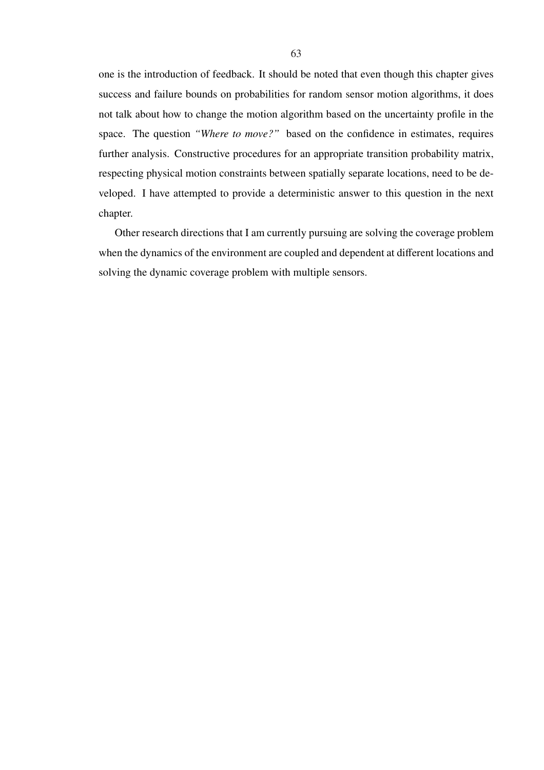one is the introduction of feedback. It should be noted that even though this chapter gives success and failure bounds on probabilities for random sensor motion algorithms, it does not talk about how to change the motion algorithm based on the uncertainty profile in the space. The question *"Where to move?"* based on the confidence in estimates, requires further analysis. Constructive procedures for an appropriate transition probability matrix, respecting physical motion constraints between spatially separate locations, need to be developed. I have attempted to provide a deterministic answer to this question in the next chapter.

Other research directions that I am currently pursuing are solving the coverage problem when the dynamics of the environment are coupled and dependent at different locations and solving the dynamic coverage problem with multiple sensors.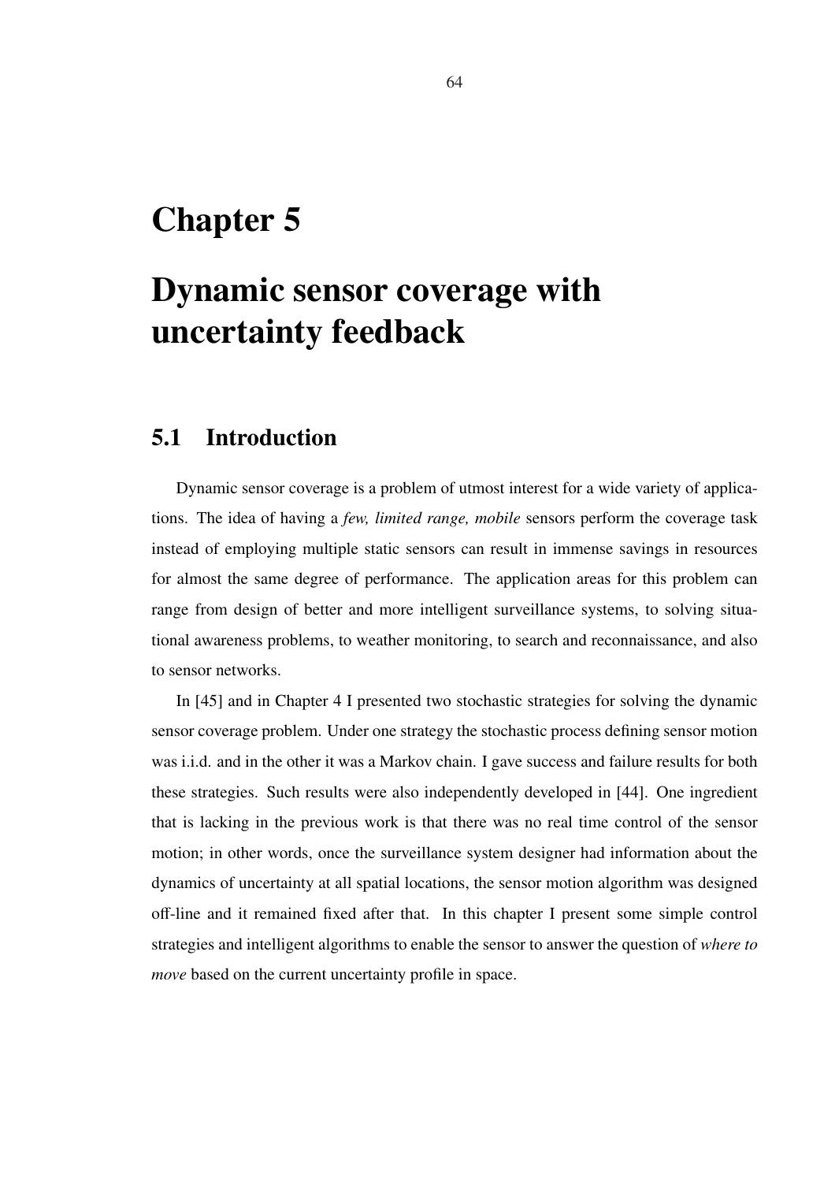# Chapter 5

# Dynamic sensor coverage with uncertainty feedback

## 5.1 Introduction

Dynamic sensor coverage is a problem of utmost interest for a wide variety of applications. The idea of having a *few, limited range, mobile* sensors perform the coverage task instead of employing multiple static sensors can result in immense savings in resources for almost the same degree of performance. The application areas for this problem can range from design of better and more intelligent surveillance systems, to solving situational awareness problems, to weather monitoring, to search and reconnaissance, and also to sensor networks.

In [45] and in Chapter 4 I presented two stochastic strategies for solving the dynamic sensor coverage problem. Under one strategy the stochastic process defining sensor motion was i.i.d. and in the other it was a Markov chain. I gave success and failure results for both these strategies. Such results were also independently developed in [44]. One ingredient that is lacking in the previous work is that there was no real time control of the sensor motion; in other words, once the surveillance system designer had information about the dynamics of uncertainty at all spatial locations, the sensor motion algorithm was designed off-line and it remained fixed after that. In this chapter I present some simple control strategies and intelligent algorithms to enable the sensor to answer the question of *where to move* based on the current uncertainty profile in space.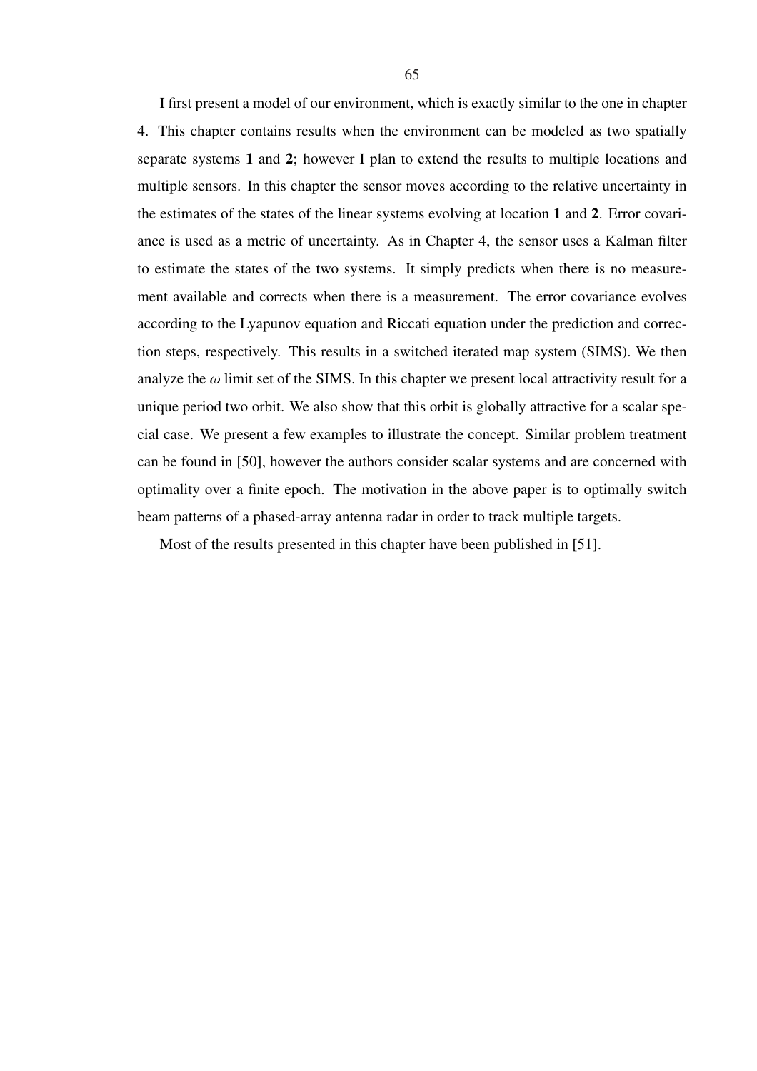I first present a model of our environment, which is exactly similar to the one in chapter 4. This chapter contains results when the environment can be modeled as two spatially separate systems **1** and **2**; however I plan to extend the results to multiple locations and multiple sensors. In this chapter the sensor moves according to the relative uncertainty in the estimates of the states of the linear systems evolving at location **1** and **2**. Error covariance is used as a metric of uncertainty. As in Chapter 4, the sensor uses a Kalman filter to estimate the states of the two systems. It simply predicts when there is no measurement available and corrects when there is a measurement. The error covariance evolves according to the Lyapunov equation and Riccati equation under the prediction and correction steps, respectively. This results in a switched iterated map system (SIMS). We then analyze the $\omega$ limit set of the SIMS. In this chapter we present local attractivity result for a unique period two orbit. We also show that this orbit is globally attractive for a scalar special case. We present a few examples to illustrate the concept. Similar problem treatment can be found in [50], however the authors consider scalar systems and are concerned with optimality over a finite epoch. The motivation in the above paper is to optimally switch beam patterns of a phased-array antenna radar in order to track multiple targets.

Most of the results presented in this chapter have been published in [51].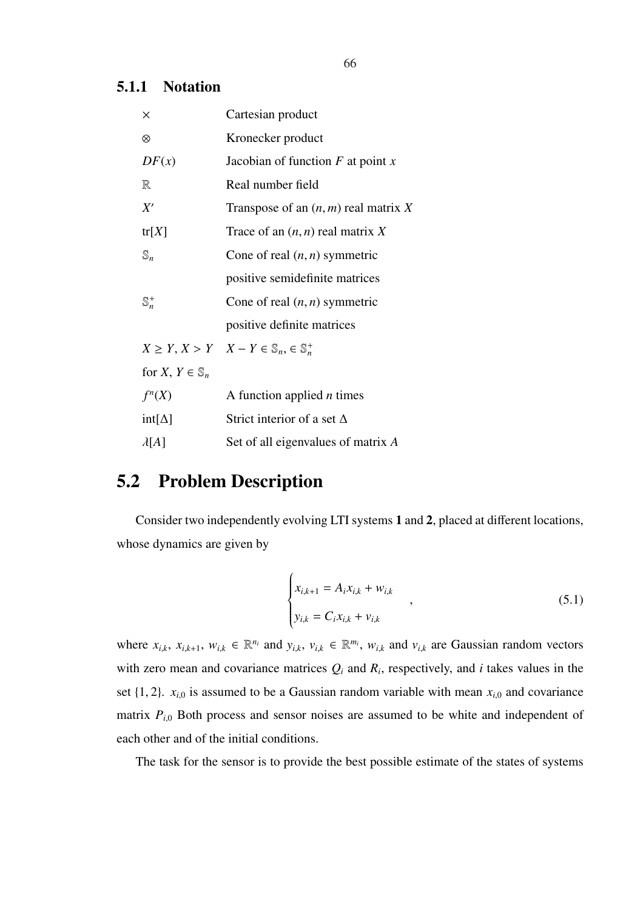### 5.1.1 Notation

| | |
|---|---|
| $\times$ | Cartesian product |
| $\otimes$ | Kronecker product |
| $DF(x)$ | Jacobian of function $F$ at point $x$ |
| $\mathbb{R}$ | Real number field |
| $X'$ | Transpose of an $(n, m)$ real matrix $X$ |
| $\mathrm{tr}[X]$ | Trace of an $(n, n)$ real matrix $X$ |
| $\mathbb{S}_n$ | Cone of real $(n, n)$ symmetric positive semidefinite matrices |
| $\mathbb{S}_n^+$ | Cone of real $(n, n)$ symmetric positive definite matrices |
| $X \geq Y$, $X > Y$ for $X$, $Y \in \mathbb{S}_n$ | $X - Y \in \mathbb{S}_n, \in \mathbb{S}_n^+$ |
| $f^n(X)$ | A function applied $n$ times |
| $\mathrm{int}[\Delta]$ | Strict interior of a set $\Delta$ |
| $\lambda[A]$ | Set of all eigenvalues of matrix $A$ |

## 5.2 Problem Description

Consider two independently evolving LTI systems **1** and **2**, placed at different locations, whose dynamics are given by

$$
\begin{cases}
x_{i,k+1} = A_i x_{i,k} + w_{i,k} \\
y_{i,k} = C_i x_{i,k} + v_{i,k}
\end{cases}
, \tag{5.1}
$$

where $x_{i,k}$, $x_{i,k+1}$, $w_{i,k} \in \mathbb{R}^{n_i}$ and $y_{i,k}$, $v_{i,k} \in \mathbb{R}^{m_i}$, $w_{i,k}$ and $v_{i,k}$ are Gaussian random vectors with zero mean and covariance matrices $Q_i$ and $R_i$, respectively, and $i$ takes values in the set $\{1, 2\}$. $x_{i,0}$ is assumed to be a Gaussian random variable with mean $x_{i,0}$ and covariance matrix $P_{i,0}$ Both process and sensor noises are assumed to be white and independent of each other and of the initial conditions.

The task for the sensor is to provide the best possible estimate of the states of systems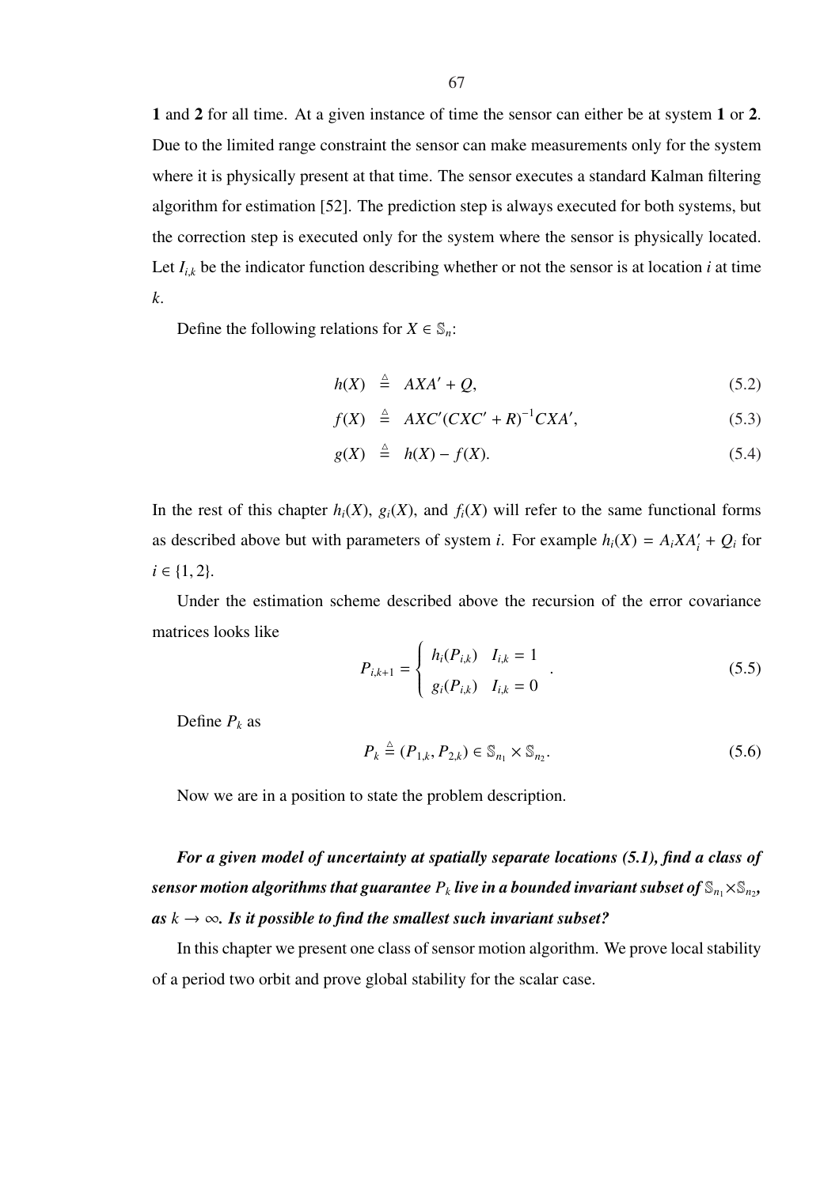**1** and **2** for all time. At a given instance of time the sensor can either be at system **1** or **2**. Due to the limited range constraint the sensor can make measurements only for the system where it is physically present at that time. The sensor executes a standard Kalman filtering algorithm for estimation [52]. The prediction step is always executed for both systems, but the correction step is executed only for the system where the sensor is physically located. Let $I_{i,k}$ be the indicator function describing whether or not the sensor is at location $i$ at time $k$.

Define the following relations for $X \in \mathbb{S}_n$:

$$h(X) \triangleq AXA' + Q, \tag{5.2}$$

$$f(X) \triangleq AXC'(CXC' + R)^{-1}CXA', \tag{5.3}$$

$$g(X) \triangleq h(X) - f(X). \tag{5.4}$$

In the rest of this chapter $h_i(X)$, $g_i(X)$, and $f_i(X)$ will refer to the same functional forms as described above but with parameters of system $i$. For example $h_i(X) = A_iXA_i' + Q_i$ for $i \in \{1, 2\}$.

Under the estimation scheme described above the recursion of the error covariance matrices looks like

$$P_{i,k+1} = \begin{cases} h_i(P_{i,k}) & I_{i,k} = 1 \\ g_i(P_{i,k}) & I_{i,k} = 0 \end{cases}. \tag{5.5}$$

Define $P_k$ as

$$P_k \triangleq (P_{1,k}, P_{2,k}) \in \mathbb{S}_{n_1} \times \mathbb{S}_{n_2}. \tag{5.6}$$

Now we are in a position to state the problem description.

***For a given model of uncertainty at spatially separate locations (5.1), find a class of sensor motion algorithms that guarantee $P_k$ live in a bounded invariant subset of $\mathbb{S}_{n_1} \times \mathbb{S}_{n_2}$, as $k \to \infty$. Is it possible to find the smallest such invariant subset?***

In this chapter we present one class of sensor motion algorithm. We prove local stability of a period two orbit and prove global stability for the scalar case.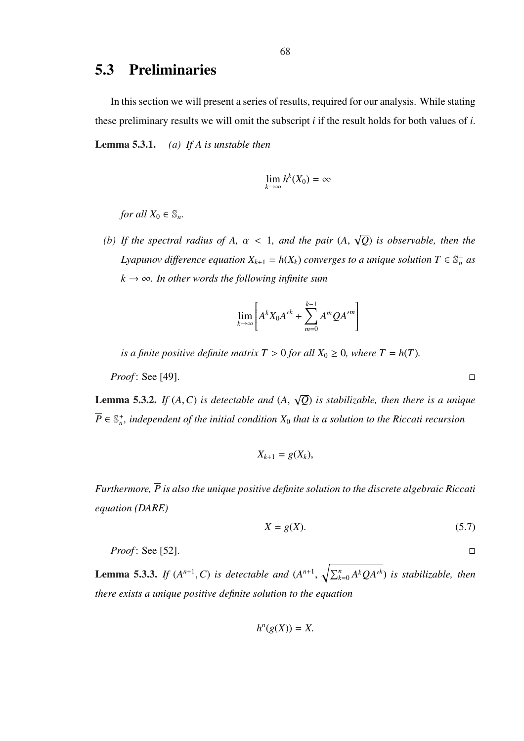## 5.3 Preliminaries

In this section we will present a series of results, required for our analysis. While stating these preliminary results we will omit the subscript $i$ if the result holds for both values of $i$.

**Lemma 5.3.1.** *(a) If $A$ is unstable then*

$$\lim_{k\to\infty} h^k(X_0) = \infty$$

*for all $X_0 \in \mathbb{S}_n$.*

*(b) If the spectral radius of $A$, $\alpha < 1$, and the pair $(A, \sqrt{Q})$ is observable, then the Lyapunov difference equation $X_{k+1} = h(X_k)$ converges to a unique solution $T \in \mathbb{S}_n^+$ as $k \to \infty$. In other words the following infinite sum*

$$\lim_{k\to\infty}\left[A^k X_0 A'^k + \sum_{m=0}^{k-1} A^m Q A'^m\right]$$

*is a finite positive definite matrix $T > 0$ for all $X_0 \geq 0$, where $T = h(T)$.*

*Proof*: See [49]. □

**Lemma 5.3.2.** *If $(A, C)$ is detectable and $(A, \sqrt{Q})$ is stabilizable, then there is a unique $\overline{P} \in \mathbb{S}_n^+$, independent of the initial condition $X_0$ that is a solution to the Riccati recursion*

$$X_{k+1} = g(X_k),$$

*Furthermore, $\overline{P}$ is also the unique positive definite solution to the discrete algebraic Riccati equation (DARE)*

$$X = g(X). \tag{5.7}$$

*Proof*: See [52]. □

**Lemma 5.3.3.** *If $(A^{n+1}, C)$ is detectable and $(A^{n+1}, \sqrt{\sum_{k=0}^{n} A^k Q A'^k})$ is stabilizable, then there exists a unique positive definite solution to the equation*

$$h^n(g(X)) = X.$$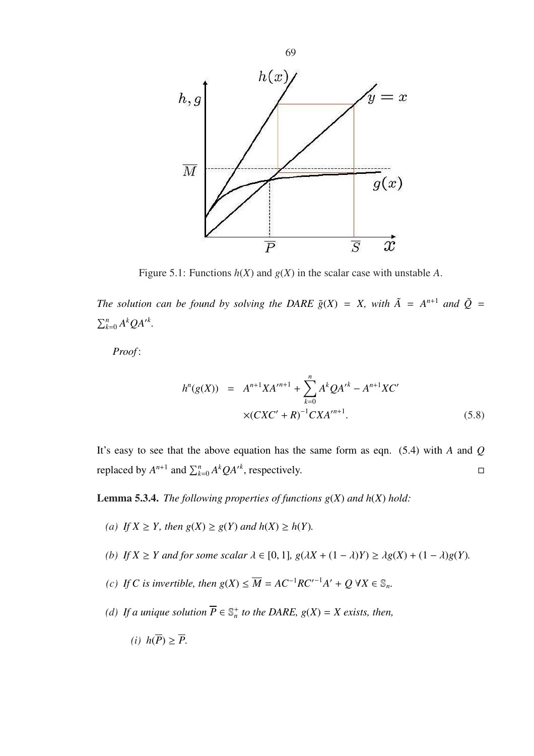Figure 5.1: Functions $h(X)$ and $g(X)$ in the scalar case with unstable $A$.

*The solution can be found by solving the DARE $\tilde{g}(X) = X$, with $\tilde{A} = A^{n+1}$ and $\tilde{Q} = \sum_{k=0}^{n} A^k Q A'^k$.*

*Proof*:

$$h^n(g(X)) = A^{n+1} X A'^{n+1} + \sum_{k=0}^{n} A^k Q A'^k - A^{n+1} X C' \times (CXC' + R)^{-1} C X A'^{n+1}. \tag{5.8}$$

It's easy to see that the above equation has the same form as eqn. (5.4) with $A$ and $Q$ replaced by $A^{n+1}$ and $\sum_{k=0}^{n} A^k Q A'^k$, respectively. □

**Lemma 5.3.4.** *The following properties of functions $g(X)$ and $h(X)$ hold:*

*(a) If $X \geq Y$, then $g(X) \geq g(Y)$ and $h(X) \geq h(Y)$.*

*(b) If $X \geq Y$ and for some scalar $\lambda \in [0, 1]$, $g(\lambda X + (1 - \lambda)Y) \geq \lambda g(X) + (1 - \lambda)g(Y)$.*

*(c) If $C$ is invertible, then $g(X) \leq \overline{M} = AC^{-1}RC'^{-1}A' + Q$ $\forall X \in \mathbb{S}_n$.*

*(d) If a unique solution $\overline{P} \in \mathbb{S}_n^+$ to the DARE, $g(X) = X$ exists, then,*

*(i) $h(\overline{P}) \geq \overline{P}$.*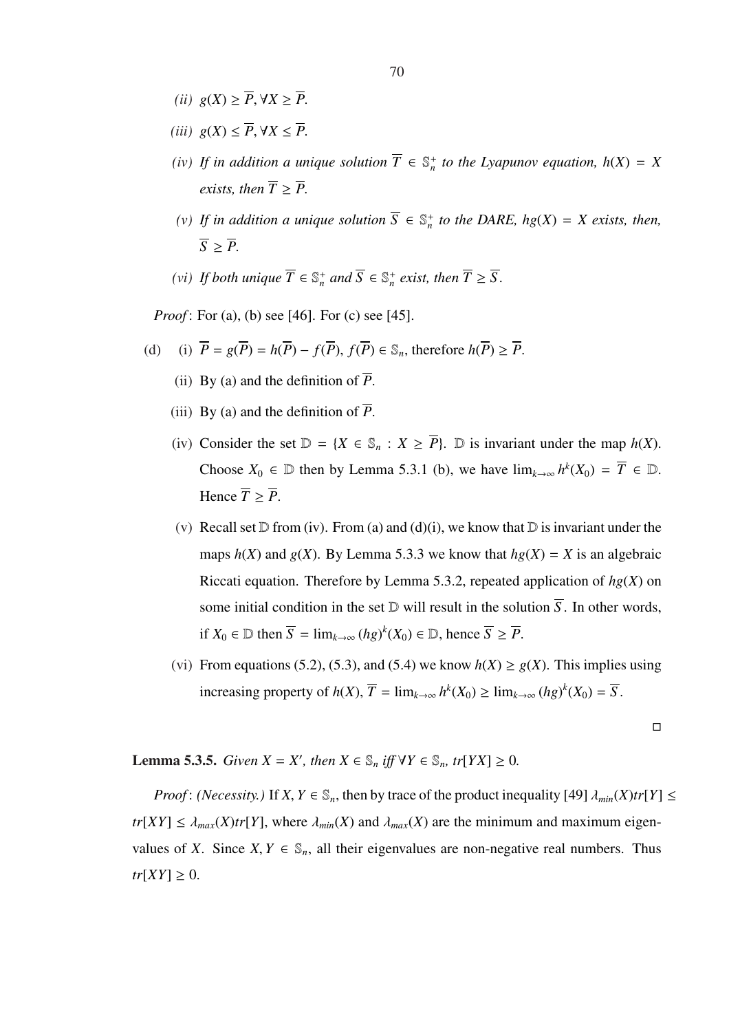*(ii)* $g(X) \geq \overline{P}, \forall X \geq \overline{P}$.

*(iii)* $g(X) \leq \overline{P}, \forall X \leq \overline{P}$.

*(iv) If in addition a unique solution* $\overline{T} \in \mathbb{S}_n^+$ *to the Lyapunov equation,* $h(X) = X$ *exists, then* $\overline{T} \geq \overline{P}$.

*(v) If in addition a unique solution* $\overline{S} \in \mathbb{S}_n^+$ *to the DARE,* $hg(X) = X$ *exists, then,* $\overline{S} \geq \overline{P}$.

*(vi) If both unique* $\overline{T} \in \mathbb{S}_n^+$ *and* $\overline{S} \in \mathbb{S}_n^+$ *exist, then* $\overline{T} \geq \overline{S}$.

*Proof*: For (a), (b) see [46]. For (c) see [45].

(d) (i) $\overline{P} = g(\overline{P}) = h(\overline{P}) - f(\overline{P})$, $f(\overline{P}) \in \mathbb{S}_n$, therefore $h(\overline{P}) \geq \overline{P}$.

(ii) By (a) and the definition of $\overline{P}$.

(iii) By (a) and the definition of $\overline{P}$.

(iv) Consider the set $\mathbb{D} = \{X \in \mathbb{S}_n : X \geq \overline{P}\}$. $\mathbb{D}$ is invariant under the map $h(X)$. Choose $X_0 \in \mathbb{D}$ then by Lemma 5.3.1 (b), we have $\lim_{k\to\infty} h^k(X_0) = \overline{T} \in \mathbb{D}$. Hence $\overline{T} \geq \overline{P}$.

(v) Recall set $\mathbb{D}$ from (iv). From (a) and (d)(i), we know that $\mathbb{D}$ is invariant under the maps $h(X)$ and $g(X)$. By Lemma 5.3.3 we know that $hg(X) = X$ is an algebraic Riccati equation. Therefore by Lemma 5.3.2, repeated application of $hg(X)$ on some initial condition in the set $\mathbb{D}$ will result in the solution $\overline{S}$. In other words, if $X_0 \in \mathbb{D}$ then $\overline{S} = \lim_{k\to\infty} (hg)^k(X_0) \in \mathbb{D}$, hence $\overline{S} \geq \overline{P}$.

(vi) From equations (5.2), (5.3), and (5.4) we know $h(X) \geq g(X)$. This implies using increasing property of $h(X)$, $\overline{T} = \lim_{k\to\infty} h^k(X_0) \geq \lim_{k\to\infty} (hg)^k(X_0) = \overline{S}$.

□

**Lemma 5.3.5.** *Given* $X = X'$*, then* $X \in \mathbb{S}_n$ *iff* $\forall Y \in \mathbb{S}_n$, $tr[YX] \geq 0$.

*Proof*: *(Necessity.)* If $X, Y \in \mathbb{S}_n$, then by trace of the product inequality [49] $\lambda_{min}(X)tr[Y] \leq tr[XY] \leq \lambda_{max}(X)tr[Y]$, where $\lambda_{min}(X)$ and $\lambda_{max}(X)$ are the minimum and maximum eigenvalues of $X$. Since $X, Y \in \mathbb{S}_n$, all their eigenvalues are non-negative real numbers. Thus $tr[XY] \geq 0$.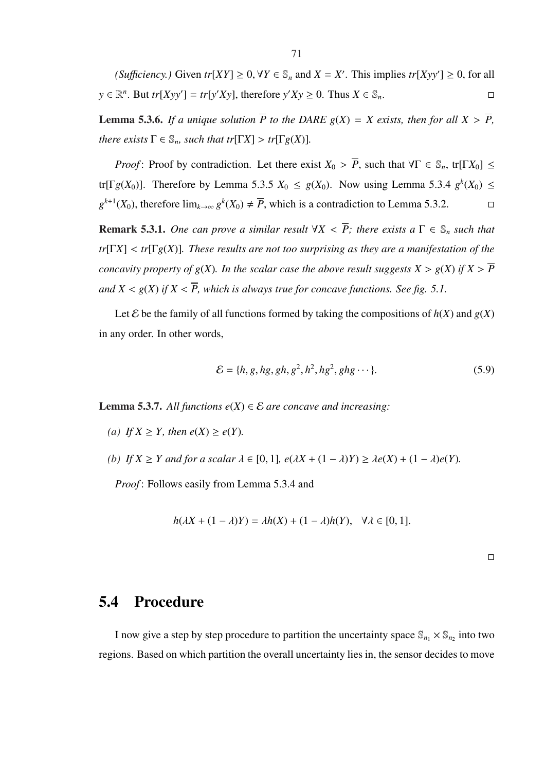*(Sufficiency.)* Given $tr[XY] \geq 0, \forall Y \in \mathbb{S}_n$ and $X = X'$. This implies $tr[Xyy'] \geq 0$, for all $y \in \mathbb{R}^n$. But $tr[Xyy'] = tr[y'Xy]$, therefore $y'Xy \geq 0$. Thus $X \in \mathbb{S}_n$. □

**Lemma 5.3.6.** *If a unique solution $\overline{P}$ to the DARE $g(X) = X$ exists, then for all $X > \overline{P}$, there exists $\Gamma \in \mathbb{S}_n$, such that $tr[\Gamma X] > tr[\Gamma g(X)]$.*

*Proof*: Proof by contradiction. Let there exist $X_0 > \overline{P}$, such that $\forall \Gamma \in \mathbb{S}_n$, $\text{tr}[\Gamma X_0] \leq \text{tr}[\Gamma g(X_0)]$. Therefore by Lemma 5.3.5 $X_0 \leq g(X_0)$. Now using Lemma 5.3.4 $g^k(X_0) \leq g^{k+1}(X_0)$, therefore $\lim_{k\to\infty} g^k(X_0) \neq \overline{P}$, which is a contradiction to Lemma 5.3.2. □

**Remark 5.3.1.** *One can prove a similar result $\forall X < \overline{P}$; there exists a $\Gamma \in \mathbb{S}_n$ such that $tr[\Gamma X] < tr[\Gamma g(X)]$. These results are not too surprising as they are a manifestation of the concavity property of $g(X)$. In the scalar case the above result suggests $X > g(X)$ if $X > \overline{P}$ and $X < g(X)$ if $X < \overline{P}$, which is always true for concave functions. See fig. 5.1.*

Let $\mathcal{E}$ be the family of all functions formed by taking the compositions of $h(X)$ and $g(X)$ in any order. In other words,

$$\mathcal{E} = \{h, g, hg, gh, g^2, h^2, hg^2, ghg \cdots\}. \tag{5.9}$$

**Lemma 5.3.7.** *All functions $e(X) \in \mathcal{E}$ are concave and increasing:*

*(a) If $X \geq Y$, then $e(X) \geq e(Y)$.*

*(b) If $X \geq Y$ and for a scalar $\lambda \in [0, 1]$, $e(\lambda X + (1 - \lambda)Y) \geq \lambda e(X) + (1 - \lambda)e(Y)$.*

*Proof*: Follows easily from Lemma 5.3.4 and

$$h(\lambda X + (1 - \lambda)Y) = \lambda h(X) + (1 - \lambda)h(Y), \quad \forall \lambda \in [0, 1].$$

□

## 5.4 Procedure

I now give a step by step procedure to partition the uncertainty space $\mathbb{S}_{n_1} \times \mathbb{S}_{n_2}$ into two regions. Based on which partition the overall uncertainty lies in, the sensor decides to move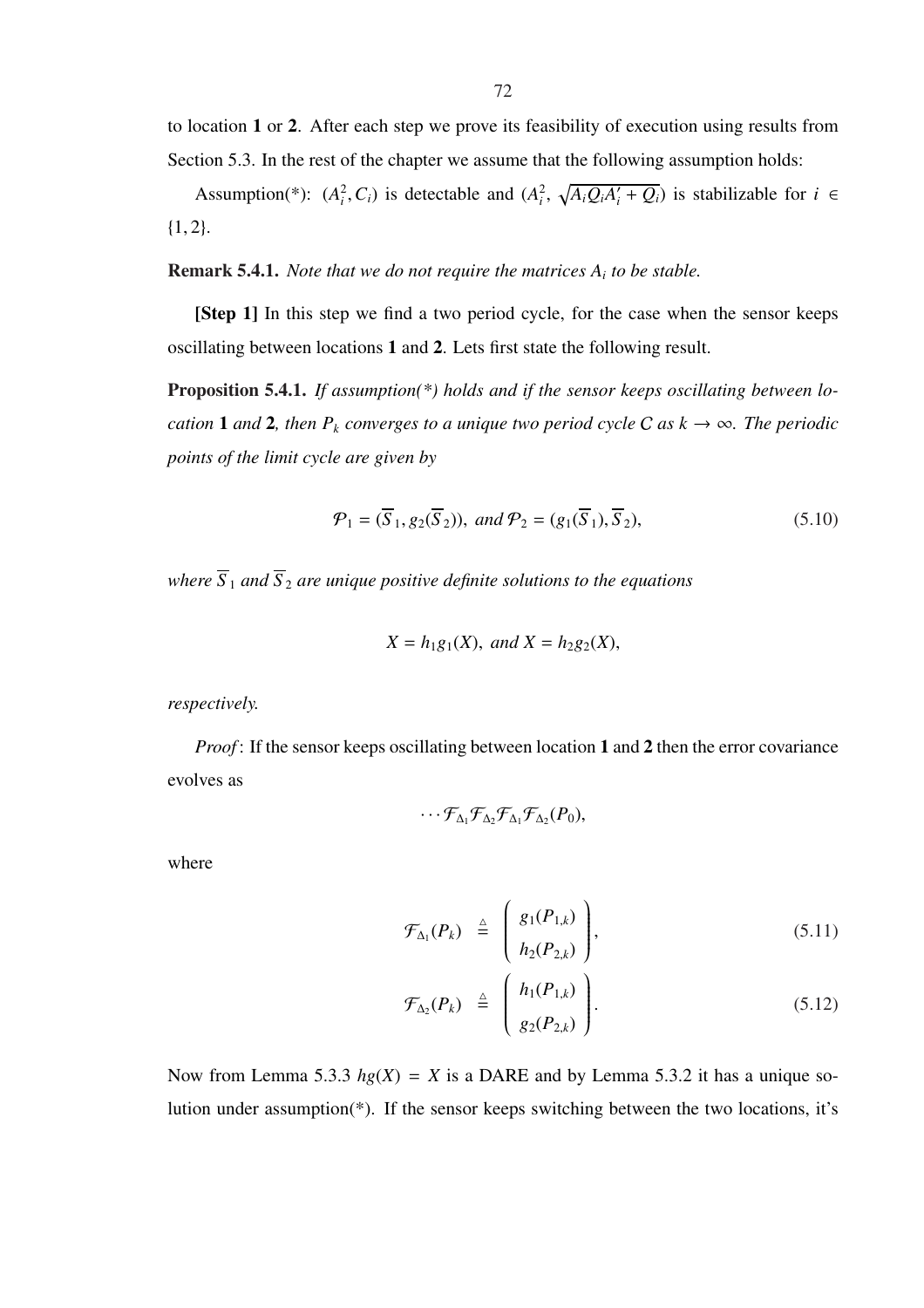to location **1** or **2**. After each step we prove its feasibility of execution using results from Section 5.3. In the rest of the chapter we assume that the following assumption holds:

Assumption(*): $(A_i^2, C_i)$ is detectable and $(A_i^2, \sqrt{A_i Q_i A_i' + Q_i})$ is stabilizable for $i \in \{1, 2\}$.

**Remark 5.4.1.** *Note that we do not require the matrices $A_i$ to be stable.*

**[Step 1]** In this step we find a two period cycle, for the case when the sensor keeps oscillating between locations **1** and **2**. Lets first state the following result.

**Proposition 5.4.1.** *If assumption(*) holds and if the sensor keeps oscillating between location* **1** *and* **2***, then $P_k$ converges to a unique two period cycle $C$ as $k \to \infty$. The periodic points of the limit cycle are given by*

$$\mathcal{P}_1 = (\overline{S}_1, g_2(\overline{S}_2)), \text{ and } \mathcal{P}_2 = (g_1(\overline{S}_1), \overline{S}_2), \tag{5.10}$$

*where $\overline{S}_1$ and $\overline{S}_2$ are unique positive definite solutions to the equations*

$$X = h_1 g_1(X), \text{ and } X = h_2 g_2(X),$$

*respectively.*

*Proof*: If the sensor keeps oscillating between location **1** and **2** then the error covariance evolves as

$$\cdots \mathcal{F}_{\Delta_1} \mathcal{F}_{\Delta_2} \mathcal{F}_{\Delta_1} \mathcal{F}_{\Delta_2}(P_0),$$

where

$$\mathcal{F}_{\Delta_1}(P_k) \overset{\triangle}{=} \begin{pmatrix} g_1(P_{1,k}) \\ h_2(P_{2,k}) \end{pmatrix}, \tag{5.11}$$

$$\mathcal{F}_{\Delta_2}(P_k) \overset{\triangle}{=} \begin{pmatrix} h_1(P_{1,k}) \\ g_2(P_{2,k}) \end{pmatrix}. \tag{5.12}$$

Now from Lemma 5.3.3 $hg(X) = X$ is a DARE and by Lemma 5.3.2 it has a unique solution under assumption(*). If the sensor keeps switching between the two locations, it's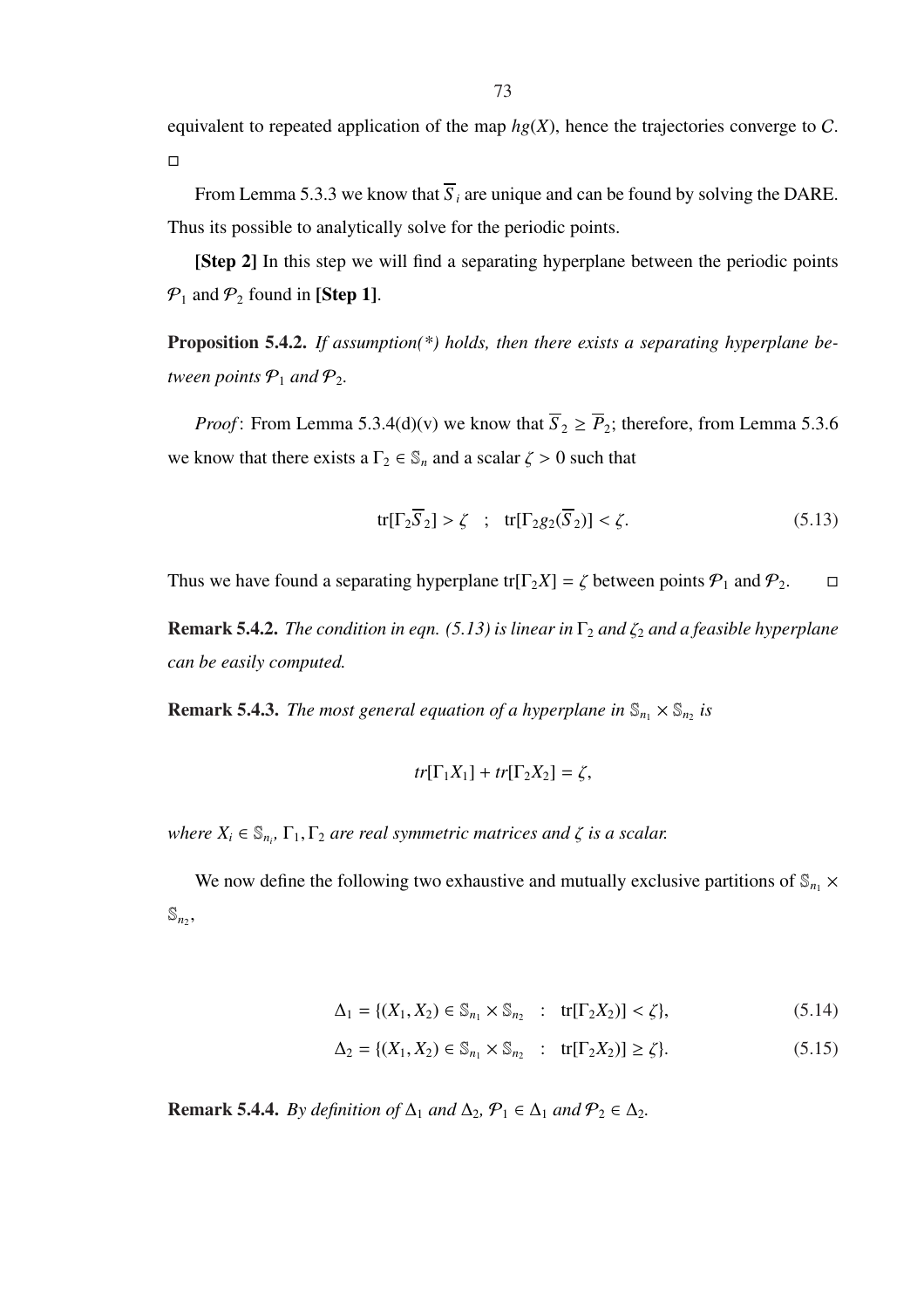equivalent to repeated application of the map $hg(X)$, hence the trajectories converge to $C$. □

From Lemma 5.3.3 we know that $\overline{S}_i$ are unique and can be found by solving the DARE. Thus its possible to analytically solve for the periodic points.

**[Step 2]** In this step we will find a separating hyperplane between the periodic points $\mathcal{P}_1$ and $\mathcal{P}_2$ found in **[Step 1]**.

**Proposition 5.4.2.** *If assumption(\*) holds, then there exists a separating hyperplane between points $\mathcal{P}_1$ and $\mathcal{P}_2$.*

*Proof*: From Lemma 5.3.4(d)(v) we know that $\overline{S}_2 \geq \overline{P}_2$; therefore, from Lemma 5.3.6 we know that there exists a $\Gamma_2 \in \mathbb{S}_n$ and a scalar $\zeta > 0$ such that

$$\text{tr}[\Gamma_2 \overline{S}_2] > \zeta \quad ; \quad \text{tr}[\Gamma_2 g_2(\overline{S}_2)] < \zeta. \tag{5.13}$$

Thus we have found a separating hyperplane $\text{tr}[\Gamma_2 X] = \zeta$ between points $\mathcal{P}_1$ and $\mathcal{P}_2$. □

**Remark 5.4.2.** *The condition in eqn. (5.13) is linear in $\Gamma_2$ and $\zeta_2$ and a feasible hyperplane can be easily computed.*

**Remark 5.4.3.** *The most general equation of a hyperplane in $\mathbb{S}_{n_1} \times \mathbb{S}_{n_2}$ is*

$$tr[\Gamma_1 X_1] + tr[\Gamma_2 X_2] = \zeta,$$

*where $X_i \in \mathbb{S}_{n_i}$, $\Gamma_1, \Gamma_2$ are real symmetric matrices and $\zeta$ is a scalar.*

We now define the following two exhaustive and mutually exclusive partitions of $\mathbb{S}_{n_1} \times \mathbb{S}_{n_2}$,

$$\Delta_1 = \{(X_1, X_2) \in \mathbb{S}_{n_1} \times \mathbb{S}_{n_2} \quad : \quad \text{tr}[\Gamma_2 X_2)] < \zeta\}, \tag{5.14}$$

$$\Delta_2 = \{(X_1, X_2) \in \mathbb{S}_{n_1} \times \mathbb{S}_{n_2} \quad : \quad \text{tr}[\Gamma_2 X_2)] \geq \zeta\}. \tag{5.15}$$

**Remark 5.4.4.** *By definition of $\Delta_1$ and $\Delta_2$, $\mathcal{P}_1 \in \Delta_1$ and $\mathcal{P}_2 \in \Delta_2$.*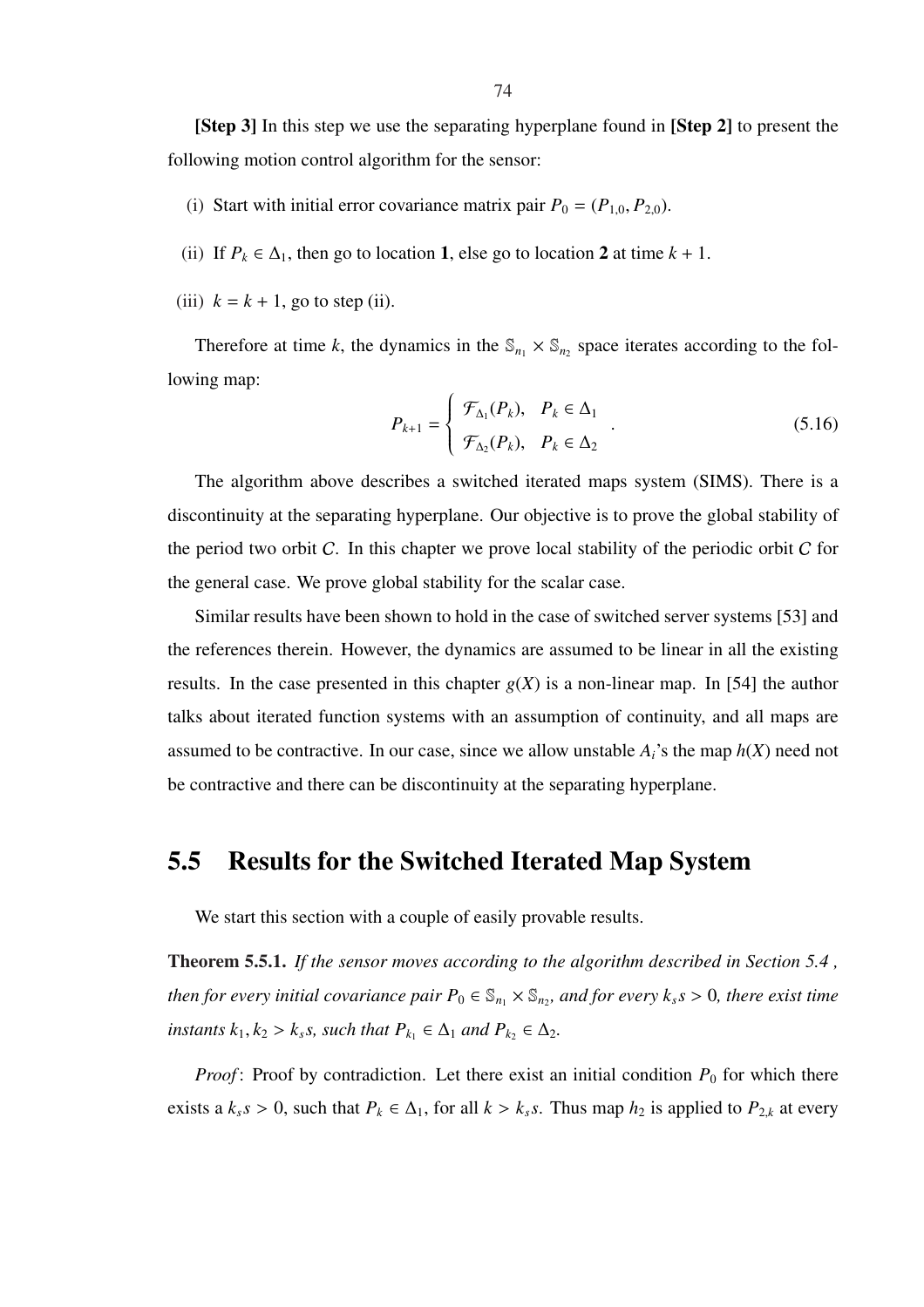**[Step 3]** In this step we use the separating hyperplane found in **[Step 2]** to present the following motion control algorithm for the sensor:

(i) Start with initial error covariance matrix pair $P_0 = (P_{1,0}, P_{2,0})$.

(ii) If $P_k \in \Delta_1$, then go to location **1**, else go to location **2** at time $k + 1$.

(iii) $k = k + 1$, go to step (ii).

Therefore at time $k$, the dynamics in the $\mathbb{S}_{n_1} \times \mathbb{S}_{n_2}$ space iterates according to the following map:

$$P_{k+1} = \begin{cases} \mathcal{F}_{\Delta_1}(P_k), & P_k \in \Delta_1 \\ \mathcal{F}_{\Delta_2}(P_k), & P_k \in \Delta_2 \end{cases} . \tag{5.16}$$

The algorithm above describes a switched iterated maps system (SIMS). There is a discontinuity at the separating hyperplane. Our objective is to prove the global stability of the period two orbit $C$. In this chapter we prove local stability of the periodic orbit $C$ for the general case. We prove global stability for the scalar case.

Similar results have been shown to hold in the case of switched server systems [53] and the references therein. However, the dynamics are assumed to be linear in all the existing results. In the case presented in this chapter $g(X)$ is a non-linear map. In [54] the author talks about iterated function systems with an assumption of continuity, and all maps are assumed to be contractive. In our case, since we allow unstable $A_i$'s the map $h(X)$ need not be contractive and there can be discontinuity at the separating hyperplane.

## 5.5 Results for the Switched Iterated Map System

We start this section with a couple of easily provable results.

**Theorem 5.5.1.** *If the sensor moves according to the algorithm described in Section 5.4 , then for every initial covariance pair $P_0 \in \mathbb{S}_{n_1} \times \mathbb{S}_{n_2}$, and for every $k_s s > 0$, there exist time instants $k_1, k_2 > k_s s$, such that $P_{k_1} \in \Delta_1$ and $P_{k_2} \in \Delta_2$.*

*Proof*: Proof by contradiction. Let there exist an initial condition $P_0$ for which there exists a $k_s s > 0$, such that $P_k \in \Delta_1$, for all $k > k_s s$. Thus map $h_2$ is applied to $P_{2,k}$ at every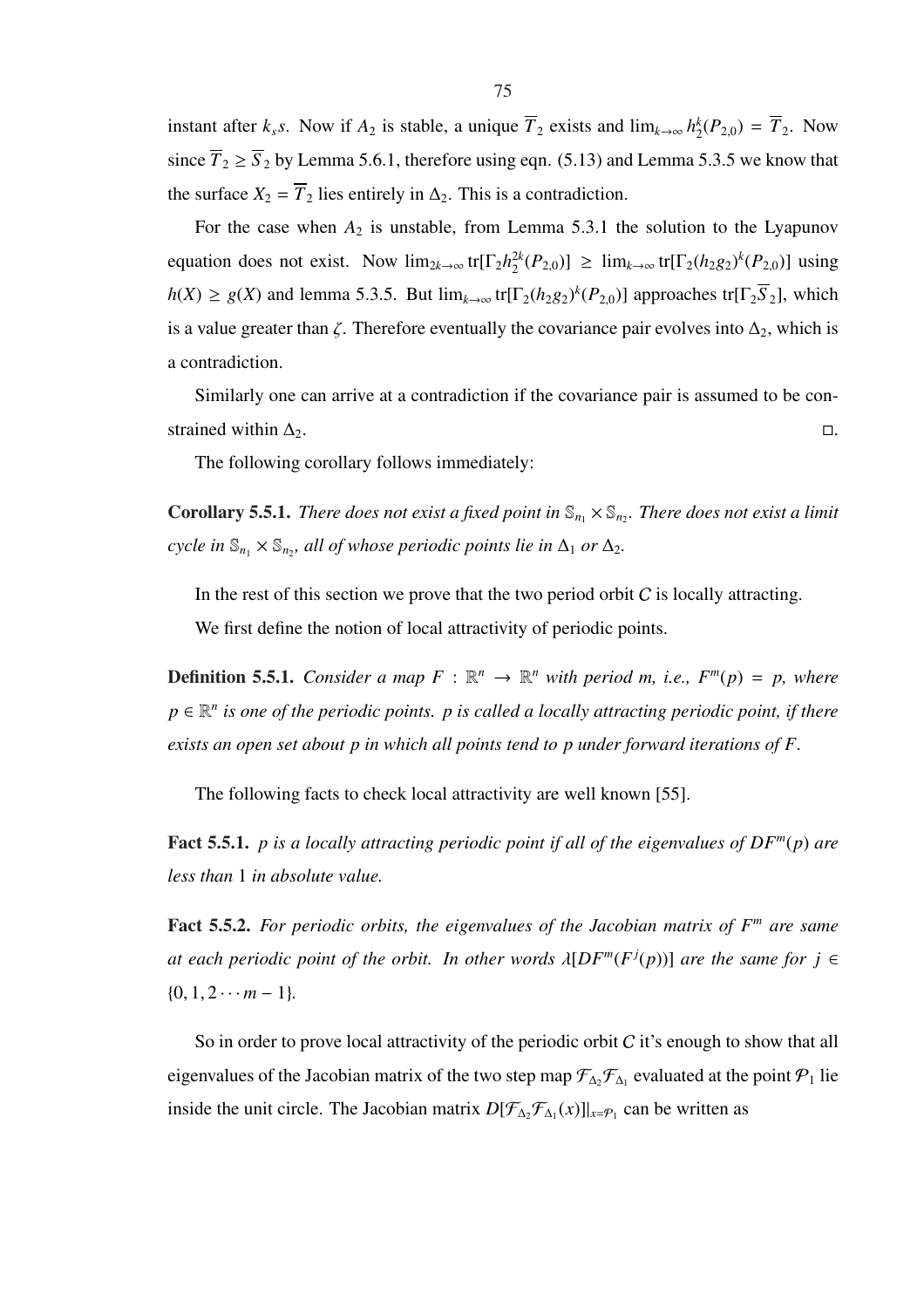instant after $k_s s$. Now if $A_2$ is stable, a unique $\overline{T}_2$ exists and $\lim_{k\to\infty} h_2^k(P_{2,0}) = \overline{T}_2$. Now since $\overline{T}_2 \geq \overline{S}_2$ by Lemma 5.6.1, therefore using eqn. (5.13) and Lemma 5.3.5 we know that the surface $X_2 = \overline{T}_2$ lies entirely in $\Delta_2$. This is a contradiction.

For the case when $A_2$ is unstable, from Lemma 5.3.1 the solution to the Lyapunov equation does not exist. Now $\lim_{2k\to\infty} \text{tr}[\Gamma_2 h_2^{2k}(P_{2,0})] \geq \lim_{k\to\infty} \text{tr}[\Gamma_2 (h_2 g_2)^k(P_{2,0})]$ using $h(X) \geq g(X)$ and lemma 5.3.5. But $\lim_{k\to\infty} \text{tr}[\Gamma_2 (h_2 g_2)^k(P_{2,0})]$ approaches $\text{tr}[\Gamma_2 \overline{S}_2]$, which is a value greater than $\zeta$. Therefore eventually the covariance pair evolves into $\Delta_2$, which is a contradiction.

Similarly one can arrive at a contradiction if the covariance pair is assumed to be constrained within $\Delta_2$. $\square$.

The following corollary follows immediately:

**Corollary 5.5.1.** *There does not exist a fixed point in $\mathbb{S}_{n_1} \times \mathbb{S}_{n_2}$. There does not exist a limit cycle in $\mathbb{S}_{n_1} \times \mathbb{S}_{n_2}$, all of whose periodic points lie in $\Delta_1$ or $\Delta_2$.*

In the rest of this section we prove that the two period orbit $C$ is locally attracting.

We first define the notion of local attractivity of periodic points.

**Definition 5.5.1.** *Consider a map $F : \mathbb{R}^n \to \mathbb{R}^n$ with period m, i.e., $F^m(p) = p$, where $p \in \mathbb{R}^n$ is one of the periodic points. p is called a locally attracting periodic point, if there exists an open set about p in which all points tend to p under forward iterations of F.*

The following facts to check local attractivity are well known [55].

**Fact 5.5.1.** *p is a locally attracting periodic point if all of the eigenvalues of $DF^m(p)$ are less than 1 in absolute value.*

**Fact 5.5.2.** *For periodic orbits, the eigenvalues of the Jacobian matrix of $F^m$ are same at each periodic point of the orbit. In other words $\lambda[DF^m(F^j(p))]$ are the same for $j \in \{0, 1, 2 \cdots m-1\}$.*

So in order to prove local attractivity of the periodic orbit $C$ it's enough to show that all eigenvalues of the Jacobian matrix of the two step map $\mathcal{F}_{\Delta_2}\mathcal{F}_{\Delta_1}$ evaluated at the point $\mathcal{P}_1$ lie inside the unit circle. The Jacobian matrix $D[\mathcal{F}_{\Delta_2}\mathcal{F}_{\Delta_1}(x)]|_{x=\mathcal{P}_1}$ can be written as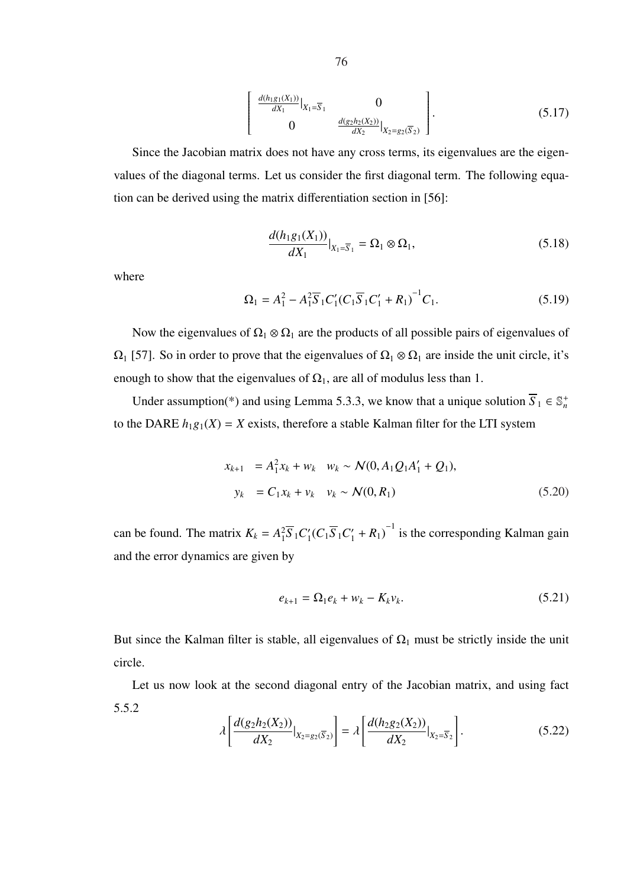$$
\begin{bmatrix} \frac{d(h_1 g_1(X_1))}{dX_1}|_{X_1=\overline{S}_1} & 0 \\ 0 & \frac{d(g_2 h_2(X_2))}{dX_2}|_{X_2=g_2(\overline{S}_2)} \end{bmatrix}. \tag{5.17}
$$

Since the Jacobian matrix does not have any cross terms, its eigenvalues are the eigenvalues of the diagonal terms. Let us consider the first diagonal term. The following equation can be derived using the matrix differentiation section in [56]:

$$
\frac{d(h_1 g_1(X_1))}{dX_1}|_{X_1=\overline{S}_1} = \Omega_1 \otimes \Omega_1, \tag{5.18}
$$

where

$$
\Omega_1 = A_1^2 - A_1^2 \overline{S}_1 C_1' (C_1 \overline{S}_1 C_1' + R_1)^{-1} C_1. \tag{5.19}
$$

Now the eigenvalues of $\Omega_1 \otimes \Omega_1$ are the products of all possible pairs of eigenvalues of $\Omega_1$ [57]. So in order to prove that the eigenvalues of $\Omega_1 \otimes \Omega_1$ are inside the unit circle, it's enough to show that the eigenvalues of $\Omega_1$, are all of modulus less than 1.

Under assumption(*) and using Lemma 5.3.3, we know that a unique solution $\overline{S}_1 \in \mathbb{S}_n^+$ to the DARE $h_1 g_1(X) = X$ exists, therefore a stable Kalman filter for the LTI system

$$
\begin{aligned}
x_{k+1} &= A_1^2 x_k + w_k \quad w_k \sim \mathcal{N}(0, A_1 Q_1 A_1' + Q_1), \\
y_k &= C_1 x_k + v_k \quad v_k \sim \mathcal{N}(0, R_1)
\end{aligned} \tag{5.20}
$$

can be found. The matrix $K_k = A_1^2 \overline{S}_1 C_1' (C_1 \overline{S}_1 C_1' + R_1)^{-1}$ is the corresponding Kalman gain and the error dynamics are given by

$$
e_{k+1} = \Omega_1 e_k + w_k - K_k v_k. \tag{5.21}
$$

But since the Kalman filter is stable, all eigenvalues of $\Omega_1$ must be strictly inside the unit circle.

Let us now look at the second diagonal entry of the Jacobian matrix, and using fact 5.5.2

$$
\lambda \left[ \frac{d(g_2 h_2(X_2))}{dX_2}|_{X_2=g_2(\overline{S}_2)} \right] = \lambda \left[ \frac{d(h_2 g_2(X_2))}{dX_2}|_{X_2=\overline{S}_2} \right]. \tag{5.22}
$$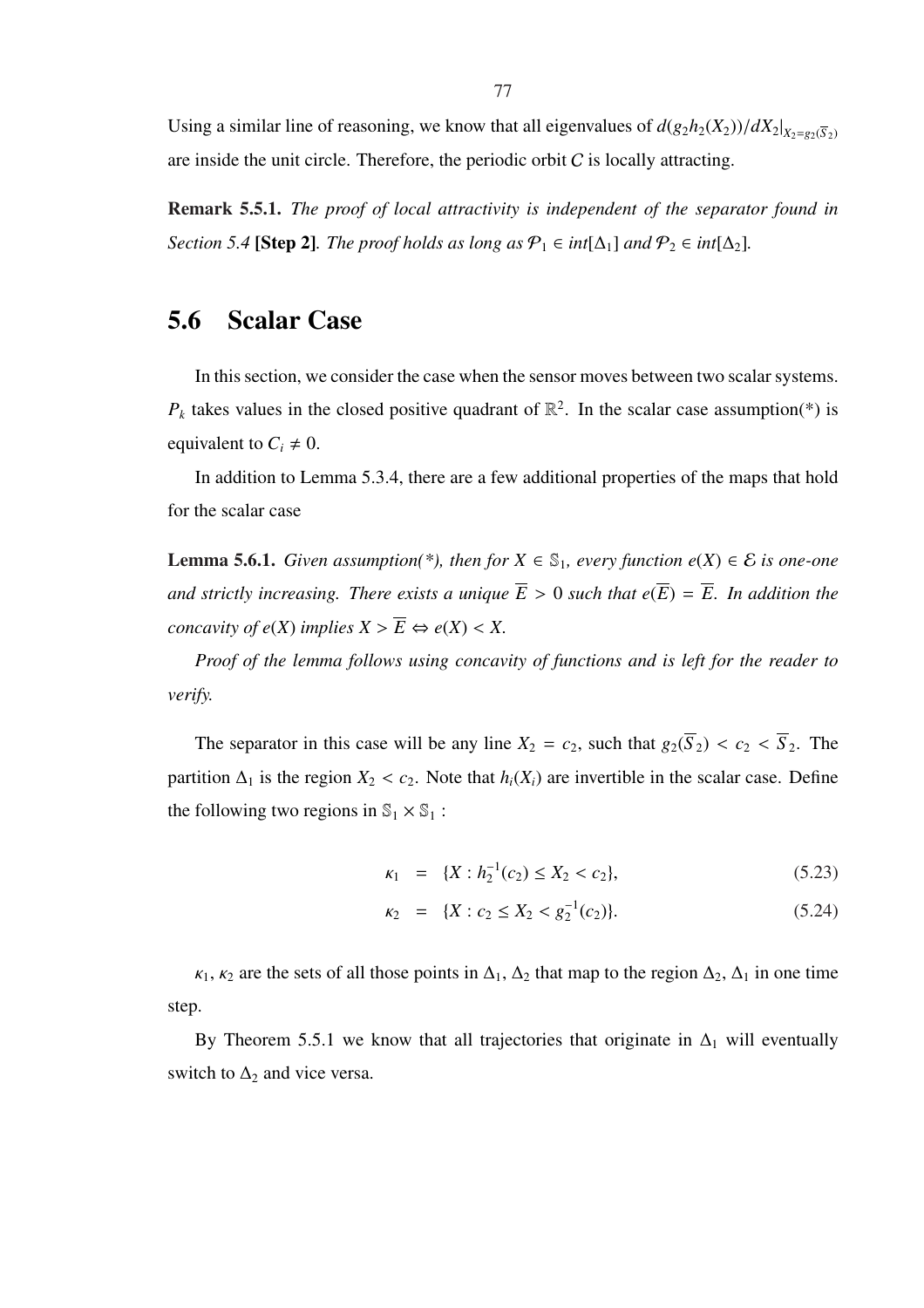Using a similar line of reasoning, we know that all eigenvalues of $d(g_2h_2(X_2))/dX_2|_{X_2=g_2(\overline{S}_2)}$ are inside the unit circle. Therefore, the periodic orbit $C$ is locally attracting.

**Remark 5.5.1.** *The proof of local attractivity is independent of the separator found in Section 5.4* **[Step 2]**. *The proof holds as long as $\mathcal{P}_1 \in int[\Delta_1]$ and $\mathcal{P}_2 \in int[\Delta_2]$.*

## 5.6 Scalar Case

In this section, we consider the case when the sensor moves between two scalar systems. $P_k$ takes values in the closed positive quadrant of $\mathbb{R}^2$. In the scalar case assumption(*) is equivalent to $C_i \neq 0$.

In addition to Lemma 5.3.4, there are a few additional properties of the maps that hold for the scalar case

**Lemma 5.6.1.** *Given assumption(*), then for $X \in \mathbb{S}_1$, every function $e(X) \in \mathcal{E}$ is one-one and strictly increasing. There exists a unique $\overline{E} > 0$ such that $e(\overline{E}) = \overline{E}$. In addition the concavity of $e(X)$ implies $X > \overline{E} \Leftrightarrow e(X) < X$.*

*Proof of the lemma follows using concavity of functions and is left for the reader to verify.*

The separator in this case will be any line $X_2 = c_2$, such that $g_2(\overline{S}_2) < c_2 < \overline{S}_2$. The partition $\Delta_1$ is the region $X_2 < c_2$. Note that $h_i(X_i)$ are invertible in the scalar case. Define the following two regions in $\mathbb{S}_1 \times \mathbb{S}_1$ :

$$\kappa_1 = \{X : h_2^{-1}(c_2) \leq X_2 < c_2\}, \tag{5.23}$$

$$\kappa_2 = \{X : c_2 \leq X_2 < g_2^{-1}(c_2)\}. \tag{5.24}$$

$\kappa_1, \kappa_2$ are the sets of all those points in $\Delta_1, \Delta_2$ that map to the region $\Delta_2, \Delta_1$ in one time step.

By Theorem 5.5.1 we know that all trajectories that originate in $\Delta_1$ will eventually switch to $\Delta_2$ and vice versa.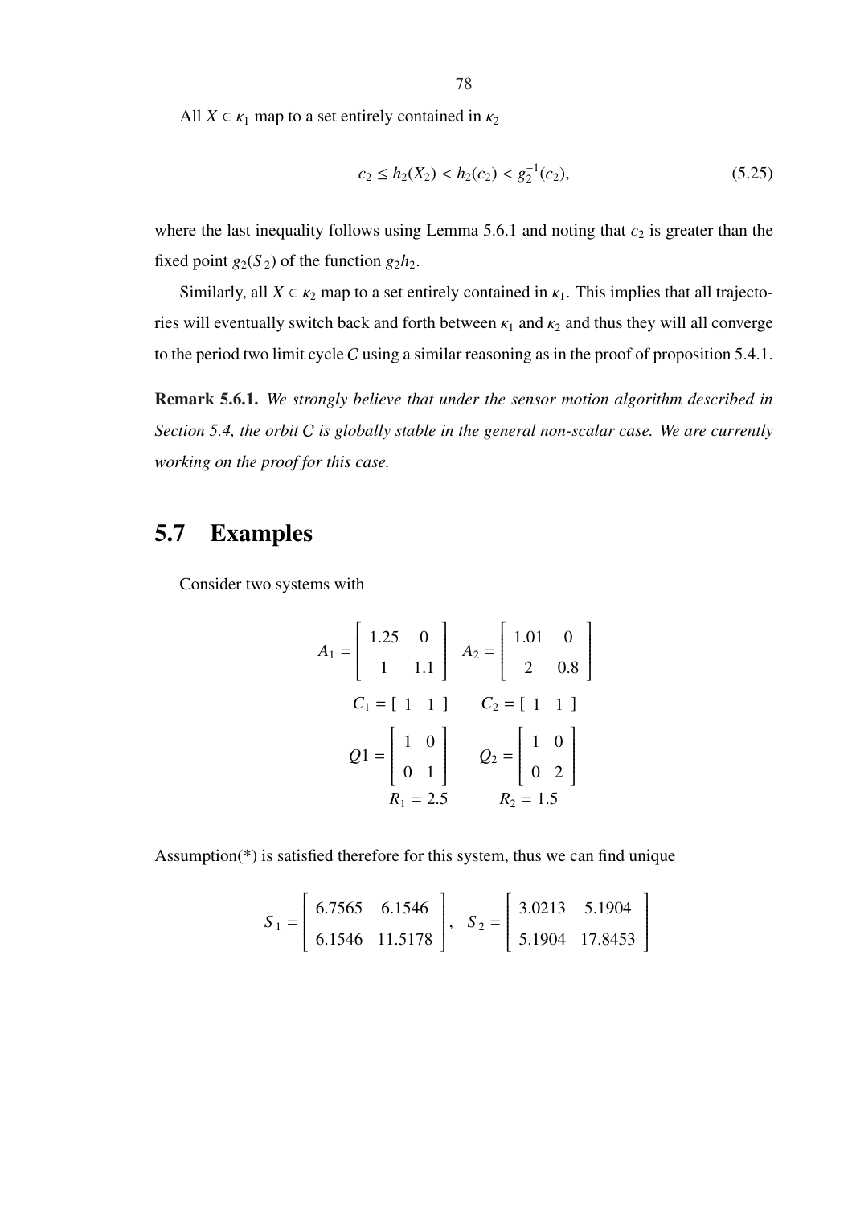All $X \in \kappa_1$ map to a set entirely contained in $\kappa_2$

$$c_2 \leq h_2(X_2) < h_2(c_2) < g_2^{-1}(c_2), \tag{5.25}$$

where the last inequality follows using Lemma 5.6.1 and noting that $c_2$ is greater than the fixed point $g_2(\overline{S}_2)$ of the function $g_2 h_2$.

Similarly, all $X \in \kappa_2$ map to a set entirely contained in $\kappa_1$. This implies that all trajectories will eventually switch back and forth between $\kappa_1$ and $\kappa_2$ and thus they will all converge to the period two limit cycle $C$ using a similar reasoning as in the proof of proposition 5.4.1.

**Remark 5.6.1.** *We strongly believe that under the sensor motion algorithm described in Section 5.4, the orbit $C$ is globally stable in the general non-scalar case. We are currently working on the proof for this case.*

## 5.7 Examples

Consider two systems with

$$A_1 = \begin{bmatrix} 1.25 & 0 \\ 1 & 1.1 \end{bmatrix} \quad A_2 = \begin{bmatrix} 1.01 & 0 \\ 2 & 0.8 \end{bmatrix}$$

$$C_1 = \begin{bmatrix} 1 & 1 \end{bmatrix} \qquad C_2 = \begin{bmatrix} 1 & 1 \end{bmatrix}$$

$$Q1 = \begin{bmatrix} 1 & 0 \\ 0 & 1 \end{bmatrix} \qquad Q_2 = \begin{bmatrix} 1 & 0 \\ 0 & 2 \end{bmatrix}$$

$$R_1 = 2.5 \qquad R_2 = 1.5$$

Assumption(*) is satisfied therefore for this system, thus we can find unique

$$\overline{S}_1 = \begin{bmatrix} 6.7565 & 6.1546 \\ 6.1546 & 11.5178 \end{bmatrix}, \quad \overline{S}_2 = \begin{bmatrix} 3.0213 & 5.1904 \\ 5.1904 & 17.8453 \end{bmatrix}$$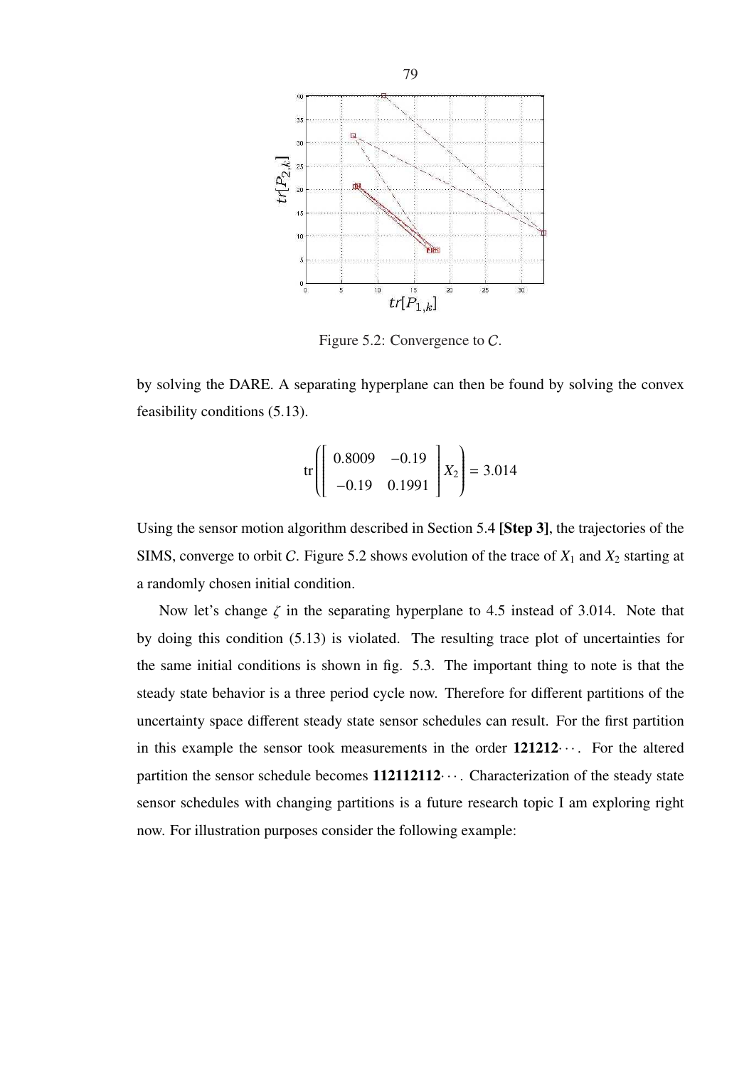Figure 5.2: Convergence to $C$.

by solving the DARE. A separating hyperplane can then be found by solving the convex feasibility conditions (5.13).

$$\operatorname{tr}\left(\begin{bmatrix} 0.8009 & -0.19 \\ -0.19 & 0.1991 \end{bmatrix} X_2\right) = 3.014$$

Using the sensor motion algorithm described in Section 5.4 **[Step 3]**, the trajectories of the SIMS, converge to orbit $C$. Figure 5.2 shows evolution of the trace of $X_1$ and $X_2$ starting at a randomly chosen initial condition.

Now let's change $\zeta$ in the separating hyperplane to 4.5 instead of 3.014. Note that by doing this condition (5.13) is violated. The resulting trace plot of uncertainties for the same initial conditions is shown in fig. 5.3. The important thing to note is that the steady state behavior is a three period cycle now. Therefore for different partitions of the uncertainty space different steady state sensor schedules can result. For the first partition in this example the sensor took measurements in the order **121212**$\cdots$. For the altered partition the sensor schedule becomes **112112112**$\cdots$. Characterization of the steady state sensor schedules with changing partitions is a future research topic I am exploring right now. For illustration purposes consider the following example: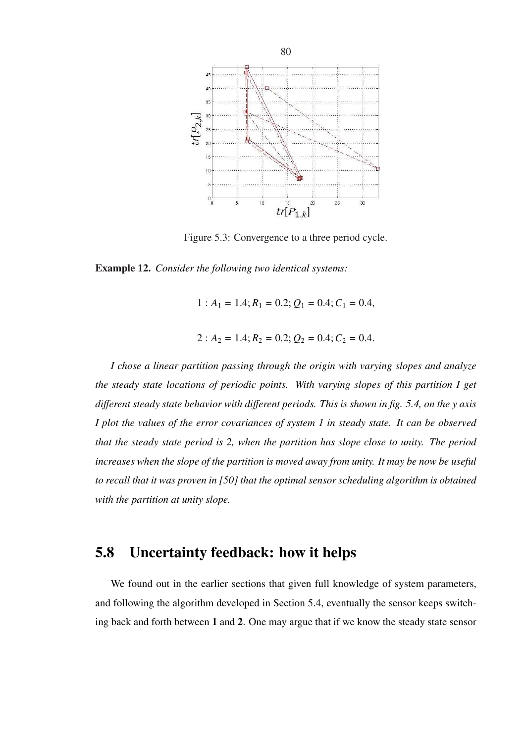Figure 5.3: Convergence to a three period cycle.

**Example 12.** *Consider the following two identical systems:*

$$1 : A_1 = 1.4; R_1 = 0.2; Q_1 = 0.4; C_1 = 0.4,$$

$$2 : A_2 = 1.4; R_2 = 0.2; Q_2 = 0.4; C_2 = 0.4.$$

*I chose a linear partition passing through the origin with varying slopes and analyze the steady state locations of periodic points. With varying slopes of this partition I get different steady state behavior with different periods. This is shown in fig. 5.4, on the y axis I plot the values of the error covariances of system 1 in steady state. It can be observed that the steady state period is 2, when the partition has slope close to unity. The period increases when the slope of the partition is moved away from unity. It may be now be useful to recall that it was proven in [50] that the optimal sensor scheduling algorithm is obtained with the partition at unity slope.*

## 5.8 Uncertainty feedback: how it helps

We found out in the earlier sections that given full knowledge of system parameters, and following the algorithm developed in Section 5.4, eventually the sensor keeps switching back and forth between **1** and **2**. One may argue that if we know the steady state sensor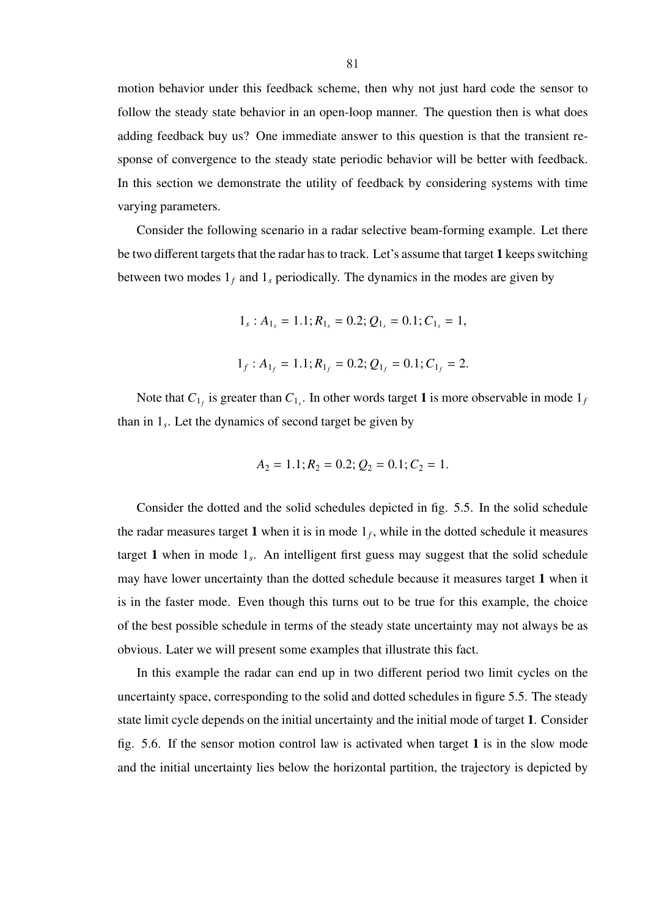motion behavior under this feedback scheme, then why not just hard code the sensor to follow the steady state behavior in an open-loop manner. The question then is what does adding feedback buy us? One immediate answer to this question is that the transient response of convergence to the steady state periodic behavior will be better with feedback. In this section we demonstrate the utility of feedback by considering systems with time varying parameters.

Consider the following scenario in a radar selective beam-forming example. Let there be two different targets that the radar has to track. Let's assume that target **1** keeps switching between two modes $1_f$ and $1_s$ periodically. The dynamics in the modes are given by

$$1_s : A_{1_s} = 1.1; R_{1_s} = 0.2; Q_{1_s} = 0.1; C_{1_s} = 1,$$

$$1_f : A_{1_f} = 1.1; R_{1_f} = 0.2; Q_{1_f} = 0.1; C_{1_f} = 2.$$

Note that $C_{1_f}$ is greater than $C_{1_s}$. In other words target **1** is more observable in mode $1_f$ than in $1_s$. Let the dynamics of second target be given by

$$A_2 = 1.1; R_2 = 0.2; Q_2 = 0.1; C_2 = 1.$$

Consider the dotted and the solid schedules depicted in fig. 5.5. In the solid schedule the radar measures target **1** when it is in mode $1_f$, while in the dotted schedule it measures target **1** when in mode $1_s$. An intelligent first guess may suggest that the solid schedule may have lower uncertainty than the dotted schedule because it measures target **1** when it is in the faster mode. Even though this turns out to be true for this example, the choice of the best possible schedule in terms of the steady state uncertainty may not always be as obvious. Later we will present some examples that illustrate this fact.

In this example the radar can end up in two different period two limit cycles on the uncertainty space, corresponding to the solid and dotted schedules in figure 5.5. The steady state limit cycle depends on the initial uncertainty and the initial mode of target **1**. Consider fig. 5.6. If the sensor motion control law is activated when target **1** is in the slow mode and the initial uncertainty lies below the horizontal partition, the trajectory is depicted by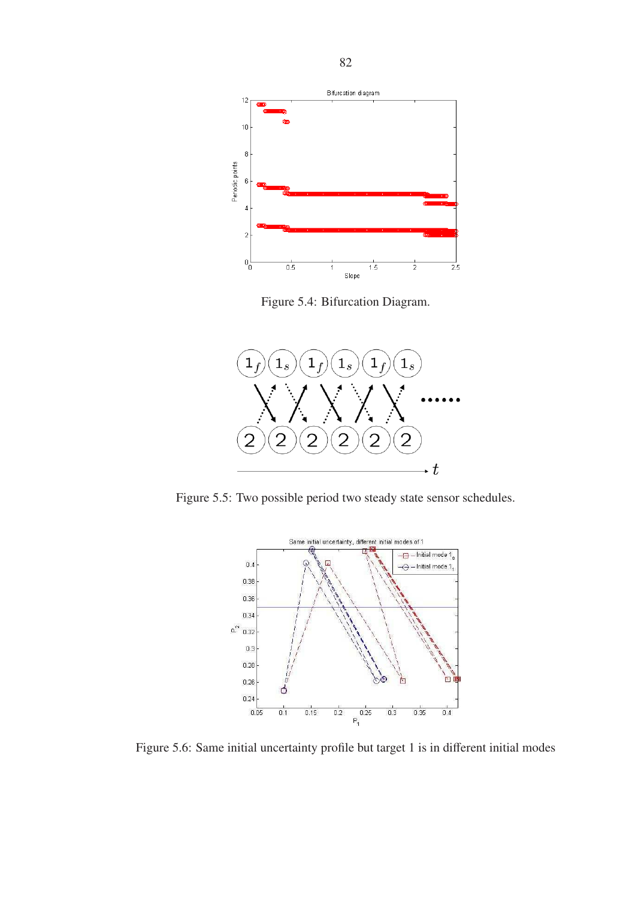Figure 5.4: Bifurcation Diagram.

Figure 5.5: Two possible period two steady state sensor schedules.

Figure 5.6: Same initial uncertainty profile but target 1 is in different initial modes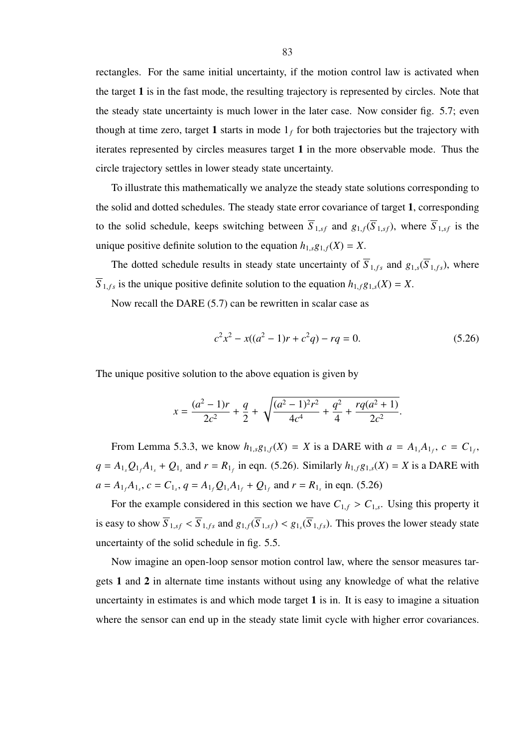rectangles. For the same initial uncertainty, if the motion control law is activated when the target **1** is in the fast mode, the resulting trajectory is represented by circles. Note that the steady state uncertainty is much lower in the later case. Now consider fig. 5.7; even though at time zero, target **1** starts in mode $1_f$ for both trajectories but the trajectory with iterates represented by circles measures target **1** in the more observable mode. Thus the circle trajectory settles in lower steady state uncertainty.

To illustrate this mathematically we analyze the steady state solutions corresponding to the solid and dotted schedules. The steady state error covariance of target **1**, corresponding to the solid schedule, keeps switching between $\overline{S}_{1,sf}$ and $g_{1,f}(\overline{S}_{1,sf})$, where $\overline{S}_{1,sf}$ is the unique positive definite solution to the equation $h_{1,s}g_{1,f}(X) = X$.

The dotted schedule results in steady state uncertainty of $\overline{S}_{1,fs}$ and $g_{1,s}(\overline{S}_{1,fs})$, where $\overline{S}_{1,fs}$ is the unique positive definite solution to the equation $h_{1,f}g_{1,s}(X) = X$.

Now recall the DARE (5.7) can be rewritten in scalar case as

$$c^2x^2 - x((a^2-1)r + c^2q) - rq = 0. \tag{5.26}$$

The unique positive solution to the above equation is given by

$$x = \frac{(a^2-1)r}{2c^2} + \frac{q}{2} + \sqrt{\frac{(a^2-1)^2r^2}{4c^4} + \frac{q^2}{4} + \frac{rq(a^2+1)}{2c^2}}.$$

From Lemma 5.3.3, we know $h_{1,s}g_{1,f}(X) = X$ is a DARE with $a = A_{1_s}A_{1_f}$, $c = C_{1_f}$, $q = A_{1_s}Q_{1_f}A_{1_s} + Q_{1_s}$ and $r = R_{1_f}$ in eqn. (5.26). Similarly $h_{1,f}g_{1,s}(X) = X$ is a DARE with $a = A_{1_f}A_{1_s}$, $c = C_{1_s}$, $q = A_{1_f}Q_{1_s}A_{1_f} + Q_{1_f}$ and $r = R_{1_s}$ in eqn. (5.26)

For the example considered in this section we have $C_{1,f} > C_{1,s}$. Using this property it is easy to show $\overline{S}_{1,sf} < \overline{S}_{1,fs}$ and $g_{1,f}(\overline{S}_{1,sf}) < g_{1_s}(\overline{S}_{1,fs})$. This proves the lower steady state uncertainty of the solid schedule in fig. 5.5.

Now imagine an open-loop sensor motion control law, where the sensor measures targets **1** and **2** in alternate time instants without using any knowledge of what the relative uncertainty in estimates is and which mode target **1** is in. It is easy to imagine a situation where the sensor can end up in the steady state limit cycle with higher error covariances.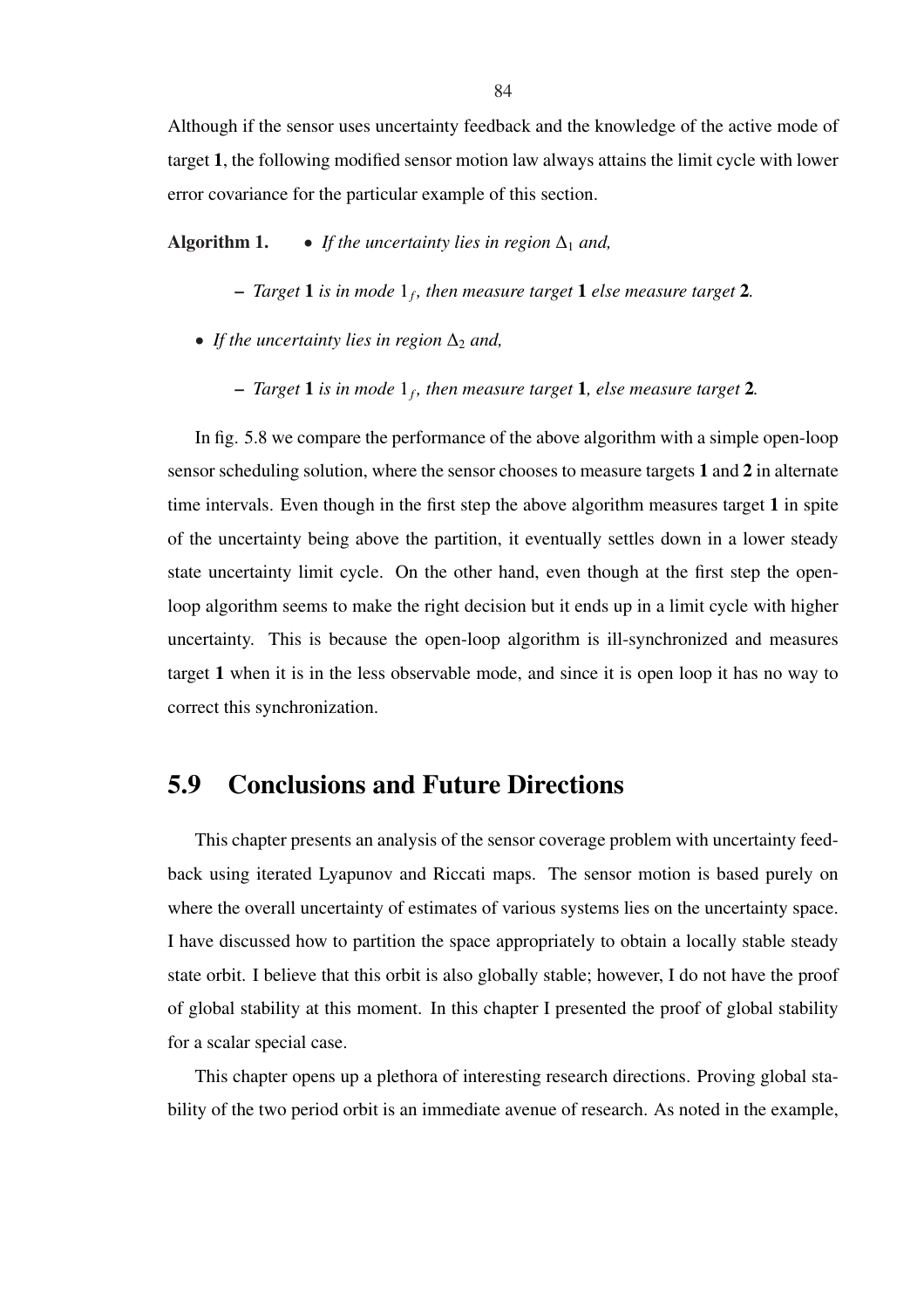Although if the sensor uses uncertainty feedback and the knowledge of the active mode of target **1**, the following modified sensor motion law always attains the limit cycle with lower error covariance for the particular example of this section.

**Algorithm 1.**

- *If the uncertainty lies in region* $\Delta_1$ *and,*
  - *Target* **1** *is in mode* $1_f$*, then measure target* **1** *else measure target* **2***.*
- *If the uncertainty lies in region* $\Delta_2$ *and,*
  - *Target* **1** *is in mode* $1_f$*, then measure target* **1***, else measure target* **2***.*

In fig. 5.8 we compare the performance of the above algorithm with a simple open-loop sensor scheduling solution, where the sensor chooses to measure targets **1** and **2** in alternate time intervals. Even though in the first step the above algorithm measures target **1** in spite of the uncertainty being above the partition, it eventually settles down in a lower steady state uncertainty limit cycle. On the other hand, even though at the first step the open-loop algorithm seems to make the right decision but it ends up in a limit cycle with higher uncertainty. This is because the open-loop algorithm is ill-synchronized and measures target **1** when it is in the less observable mode, and since it is open loop it has no way to correct this synchronization.

## 5.9 Conclusions and Future Directions

This chapter presents an analysis of the sensor coverage problem with uncertainty feedback using iterated Lyapunov and Riccati maps. The sensor motion is based purely on where the overall uncertainty of estimates of various systems lies on the uncertainty space. I have discussed how to partition the space appropriately to obtain a locally stable steady state orbit. I believe that this orbit is also globally stable; however, I do not have the proof of global stability at this moment. In this chapter I presented the proof of global stability for a scalar special case.

This chapter opens up a plethora of interesting research directions. Proving global stability of the two period orbit is an immediate avenue of research. As noted in the example,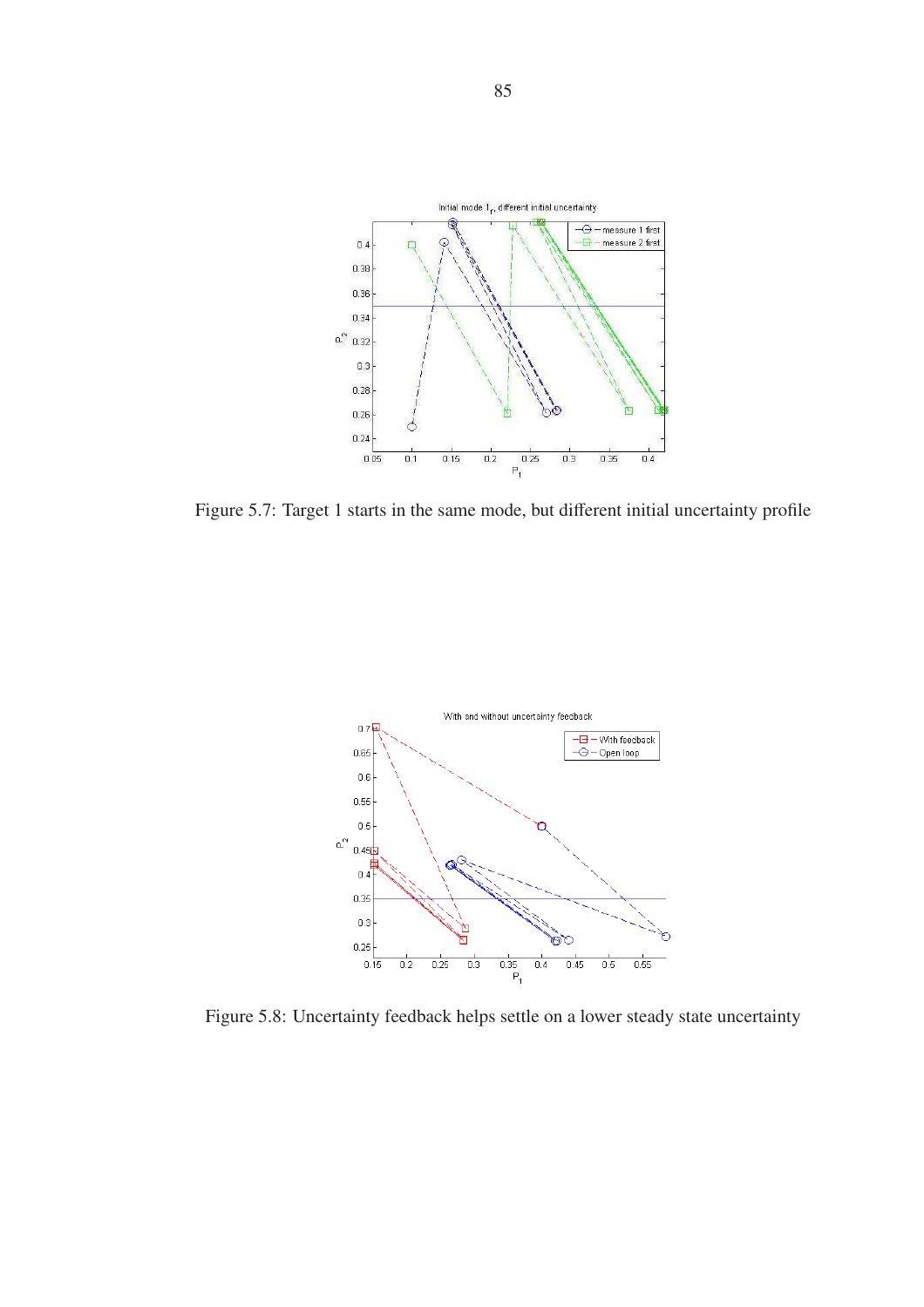Figure 5.7: Target 1 starts in the same mode, but different initial uncertainty profile

Figure 5.8: Uncertainty feedback helps settle on a lower steady state uncertainty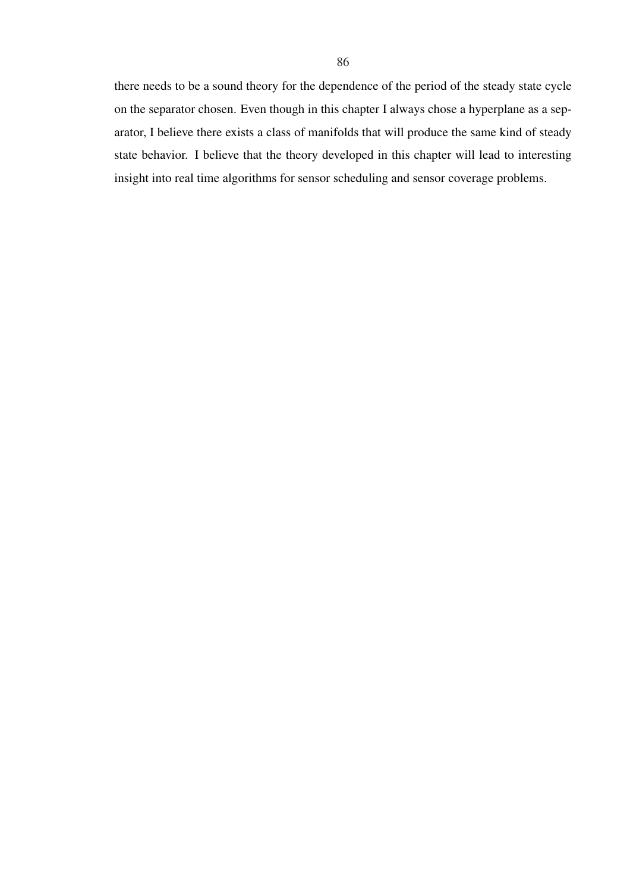there needs to be a sound theory for the dependence of the period of the steady state cycle on the separator chosen. Even though in this chapter I always chose a hyperplane as a separator, I believe there exists a class of manifolds that will produce the same kind of steady state behavior. I believe that the theory developed in this chapter will lead to interesting insight into real time algorithms for sensor scheduling and sensor coverage problems.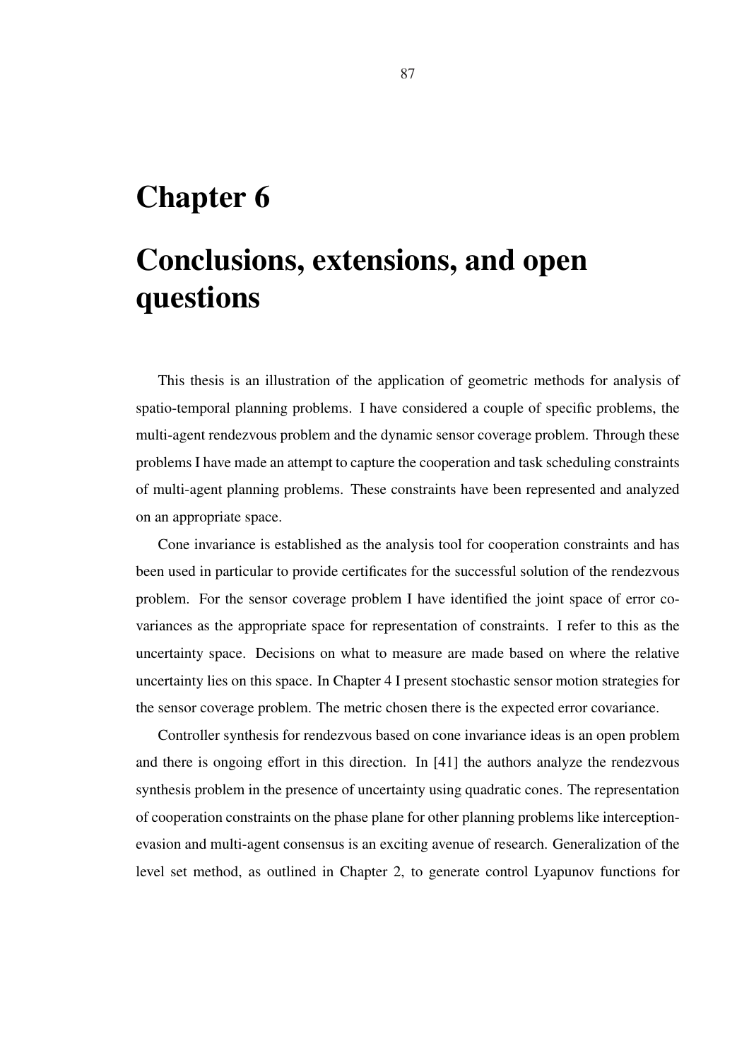# Chapter 6

# Conclusions, extensions, and open questions

This thesis is an illustration of the application of geometric methods for analysis of spatio-temporal planning problems. I have considered a couple of specific problems, the multi-agent rendezvous problem and the dynamic sensor coverage problem. Through these problems I have made an attempt to capture the cooperation and task scheduling constraints of multi-agent planning problems. These constraints have been represented and analyzed on an appropriate space.

Cone invariance is established as the analysis tool for cooperation constraints and has been used in particular to provide certificates for the successful solution of the rendezvous problem. For the sensor coverage problem I have identified the joint space of error covariances as the appropriate space for representation of constraints. I refer to this as the uncertainty space. Decisions on what to measure are made based on where the relative uncertainty lies on this space. In Chapter 4 I present stochastic sensor motion strategies for the sensor coverage problem. The metric chosen there is the expected error covariance.

Controller synthesis for rendezvous based on cone invariance ideas is an open problem and there is ongoing effort in this direction. In [41] the authors analyze the rendezvous synthesis problem in the presence of uncertainty using quadratic cones. The representation of cooperation constraints on the phase plane for other planning problems like interception-evasion and multi-agent consensus is an exciting avenue of research. Generalization of the level set method, as outlined in Chapter 2, to generate control Lyapunov functions for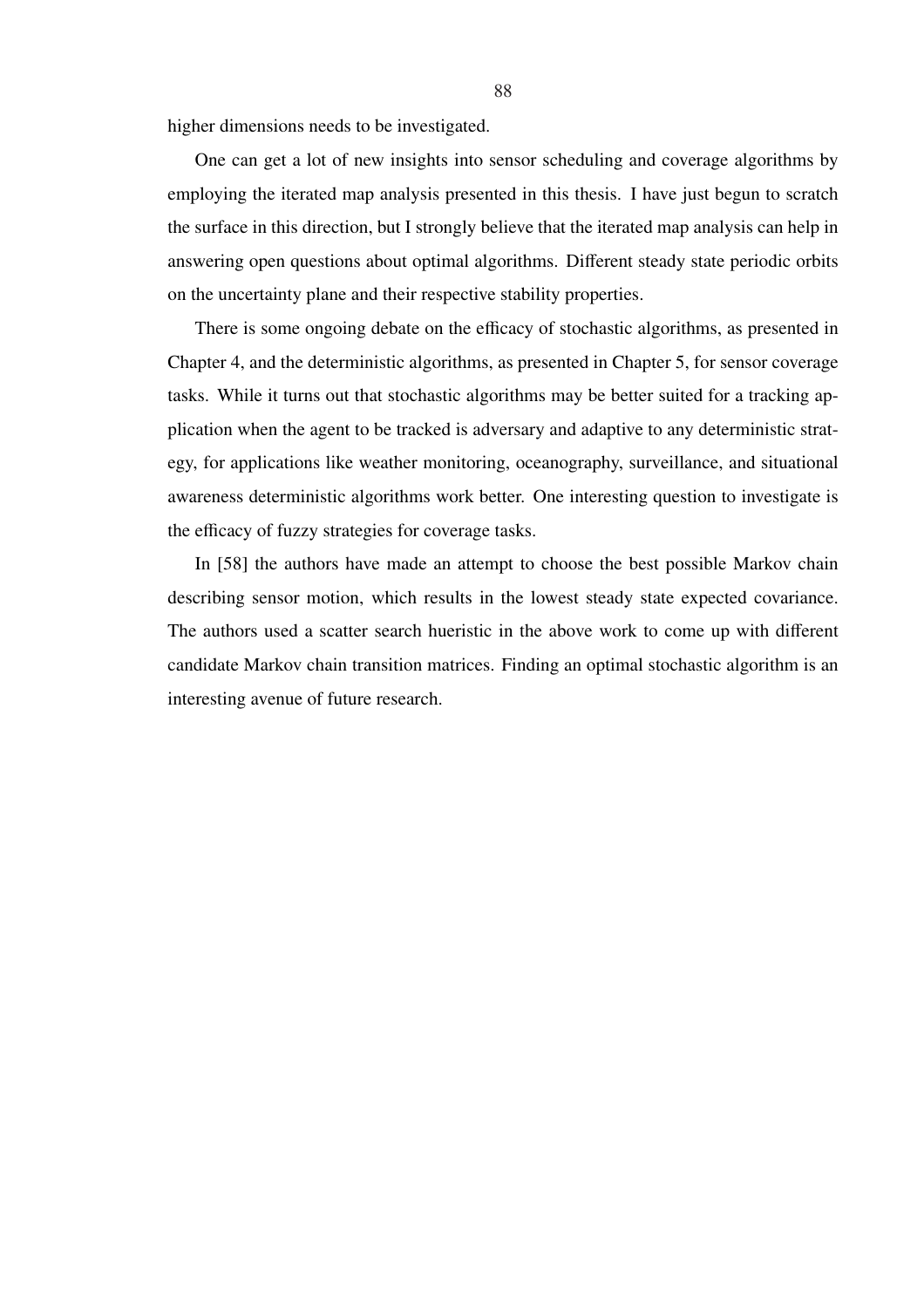higher dimensions needs to be investigated.

One can get a lot of new insights into sensor scheduling and coverage algorithms by employing the iterated map analysis presented in this thesis. I have just begun to scratch the surface in this direction, but I strongly believe that the iterated map analysis can help in answering open questions about optimal algorithms. Different steady state periodic orbits on the uncertainty plane and their respective stability properties.

There is some ongoing debate on the efficacy of stochastic algorithms, as presented in Chapter 4, and the deterministic algorithms, as presented in Chapter 5, for sensor coverage tasks. While it turns out that stochastic algorithms may be better suited for a tracking application when the agent to be tracked is adversary and adaptive to any deterministic strategy, for applications like weather monitoring, oceanography, surveillance, and situational awareness deterministic algorithms work better. One interesting question to investigate is the efficacy of fuzzy strategies for coverage tasks.

In [58] the authors have made an attempt to choose the best possible Markov chain describing sensor motion, which results in the lowest steady state expected covariance. The authors used a scatter search hueristic in the above work to come up with different candidate Markov chain transition matrices. Finding an optimal stochastic algorithm is an interesting avenue of future research.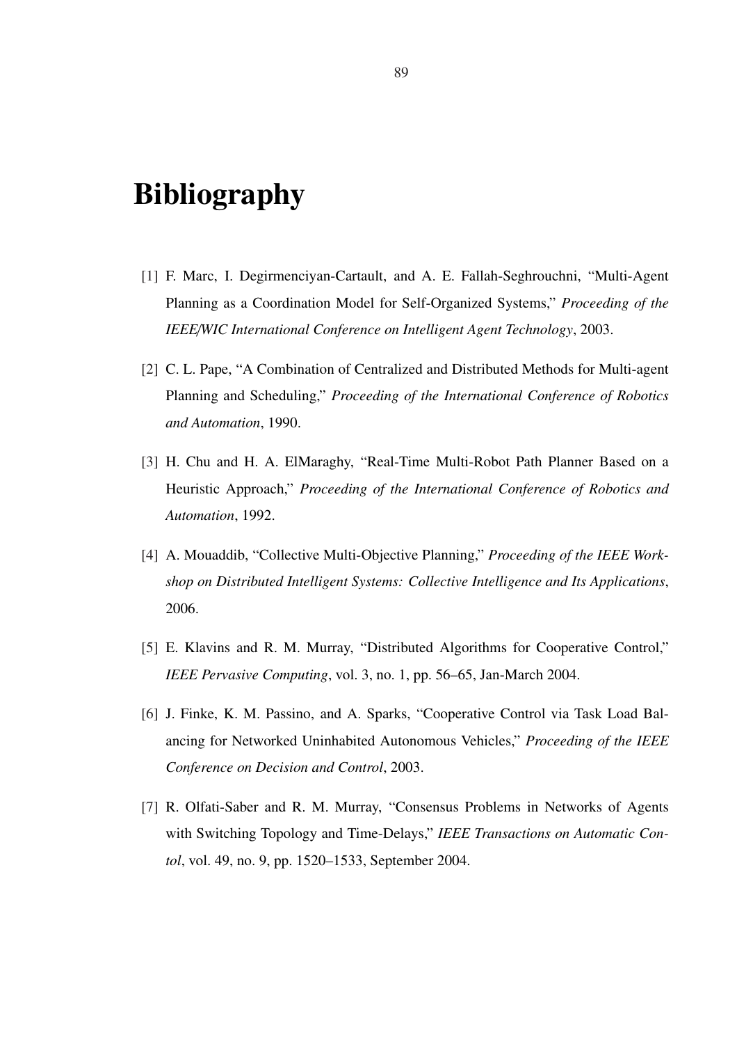# Bibliography

[1] F. Marc, I. Degirmenciyan-Cartault, and A. E. Fallah-Seghrouchni, "Multi-Agent Planning as a Coordination Model for Self-Organized Systems," *Proceeding of the IEEE/WIC International Conference on Intelligent Agent Technology*, 2003.

[2] C. L. Pape, "A Combination of Centralized and Distributed Methods for Multi-agent Planning and Scheduling," *Proceeding of the International Conference of Robotics and Automation*, 1990.

[3] H. Chu and H. A. ElMaraghy, "Real-Time Multi-Robot Path Planner Based on a Heuristic Approach," *Proceeding of the International Conference of Robotics and Automation*, 1992.

[4] A. Mouaddib, "Collective Multi-Objective Planning," *Proceeding of the IEEE Workshop on Distributed Intelligent Systems: Collective Intelligence and Its Applications*, 2006.

[5] E. Klavins and R. M. Murray, "Distributed Algorithms for Cooperative Control," *IEEE Pervasive Computing*, vol. 3, no. 1, pp. 56–65, Jan-March 2004.

[6] J. Finke, K. M. Passino, and A. Sparks, "Cooperative Control via Task Load Balancing for Networked Uninhabited Autonomous Vehicles," *Proceeding of the IEEE Conference on Decision and Control*, 2003.

[7] R. Olfati-Saber and R. M. Murray, "Consensus Problems in Networks of Agents with Switching Topology and Time-Delays," *IEEE Transactions on Automatic Contol*, vol. 49, no. 9, pp. 1520–1533, September 2004.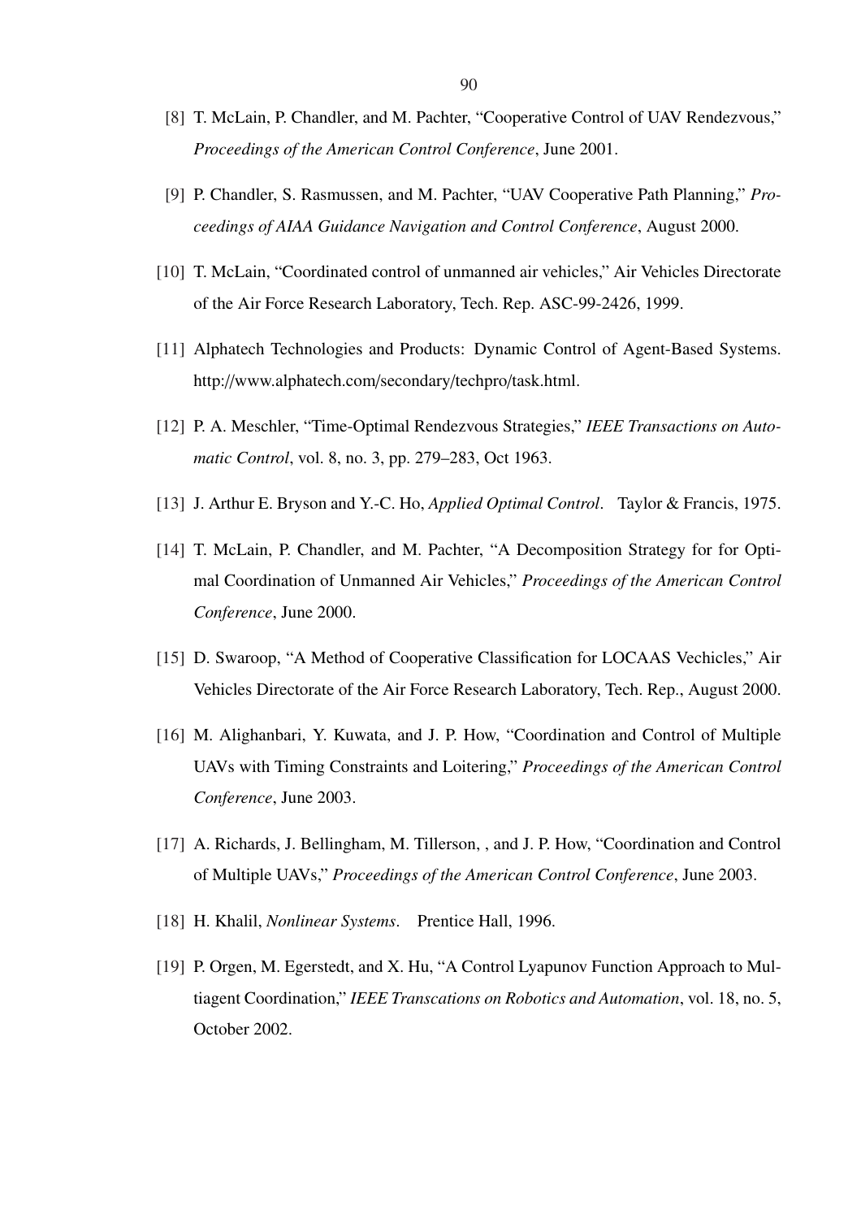[8] T. McLain, P. Chandler, and M. Pachter, "Cooperative Control of UAV Rendezvous," *Proceedings of the American Control Conference*, June 2001.

[9] P. Chandler, S. Rasmussen, and M. Pachter, "UAV Cooperative Path Planning," *Proceedings of AIAA Guidance Navigation and Control Conference*, August 2000.

[10] T. McLain, "Coordinated control of unmanned air vehicles," Air Vehicles Directorate of the Air Force Research Laboratory, Tech. Rep. ASC-99-2426, 1999.

[11] Alphatech Technologies and Products: Dynamic Control of Agent-Based Systems. http://www.alphatech.com/secondary/techpro/task.html.

[12] P. A. Meschler, "Time-Optimal Rendezvous Strategies," *IEEE Transactions on Automatic Control*, vol. 8, no. 3, pp. 279–283, Oct 1963.

[13] J. Arthur E. Bryson and Y.-C. Ho, *Applied Optimal Control*. Taylor & Francis, 1975.

[14] T. McLain, P. Chandler, and M. Pachter, "A Decomposition Strategy for for Optimal Coordination of Unmanned Air Vehicles," *Proceedings of the American Control Conference*, June 2000.

[15] D. Swaroop, "A Method of Cooperative Classification for LOCAAS Vechicles," Air Vehicles Directorate of the Air Force Research Laboratory, Tech. Rep., August 2000.

[16] M. Alighanbari, Y. Kuwata, and J. P. How, "Coordination and Control of Multiple UAVs with Timing Constraints and Loitering," *Proceedings of the American Control Conference*, June 2003.

[17] A. Richards, J. Bellingham, M. Tillerson, , and J. P. How, "Coordination and Control of Multiple UAVs," *Proceedings of the American Control Conference*, June 2003.

[18] H. Khalil, *Nonlinear Systems*. Prentice Hall, 1996.

[19] P. Orgen, M. Egerstedt, and X. Hu, "A Control Lyapunov Function Approach to Multiagent Coordination," *IEEE Transcations on Robotics and Automation*, vol. 18, no. 5, October 2002.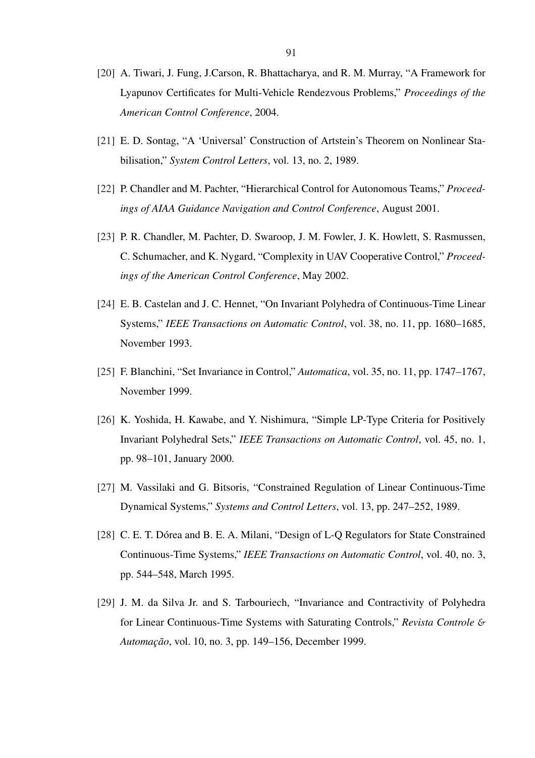[20] A. Tiwari, J. Fung, J.Carson, R. Bhattacharya, and R. M. Murray, "A Framework for Lyapunov Certificates for Multi-Vehicle Rendezvous Problems," *Proceedings of the American Control Conference*, 2004.

[21] E. D. Sontag, "A 'Universal' Construction of Artstein's Theorem on Nonlinear Stabilisation," *System Control Letters*, vol. 13, no. 2, 1989.

[22] P. Chandler and M. Pachter, "Hierarchical Control for Autonomous Teams," *Proceedings of AIAA Guidance Navigation and Control Conference*, August 2001.

[23] P. R. Chandler, M. Pachter, D. Swaroop, J. M. Fowler, J. K. Howlett, S. Rasmussen, C. Schumacher, and K. Nygard, "Complexity in UAV Cooperative Control," *Proceedings of the American Control Conference*, May 2002.

[24] E. B. Castelan and J. C. Hennet, "On Invariant Polyhedra of Continuous-Time Linear Systems," *IEEE Transactions on Automatic Control*, vol. 38, no. 11, pp. 1680–1685, November 1993.

[25] F. Blanchini, "Set Invariance in Control," *Automatica*, vol. 35, no. 11, pp. 1747–1767, November 1999.

[26] K. Yoshida, H. Kawabe, and Y. Nishimura, "Simple LP-Type Criteria for Positively Invariant Polyhedral Sets," *IEEE Transactions on Automatic Control*, vol. 45, no. 1, pp. 98–101, January 2000.

[27] M. Vassilaki and G. Bitsoris, "Constrained Regulation of Linear Continuous-Time Dynamical Systems," *Systems and Control Letters*, vol. 13, pp. 247–252, 1989.

[28] C. E. T. Dórea and B. E. A. Milani, "Design of L-Q Regulators for State Constrained Continuous-Time Systems," *IEEE Transactions on Automatic Control*, vol. 40, no. 3, pp. 544–548, March 1995.

[29] J. M. da Silva Jr. and S. Tarbouriech, "Invariance and Contractivity of Polyhedra for Linear Continuous-Time Systems with Saturating Controls," *Revista Controle & Automação*, vol. 10, no. 3, pp. 149–156, December 1999.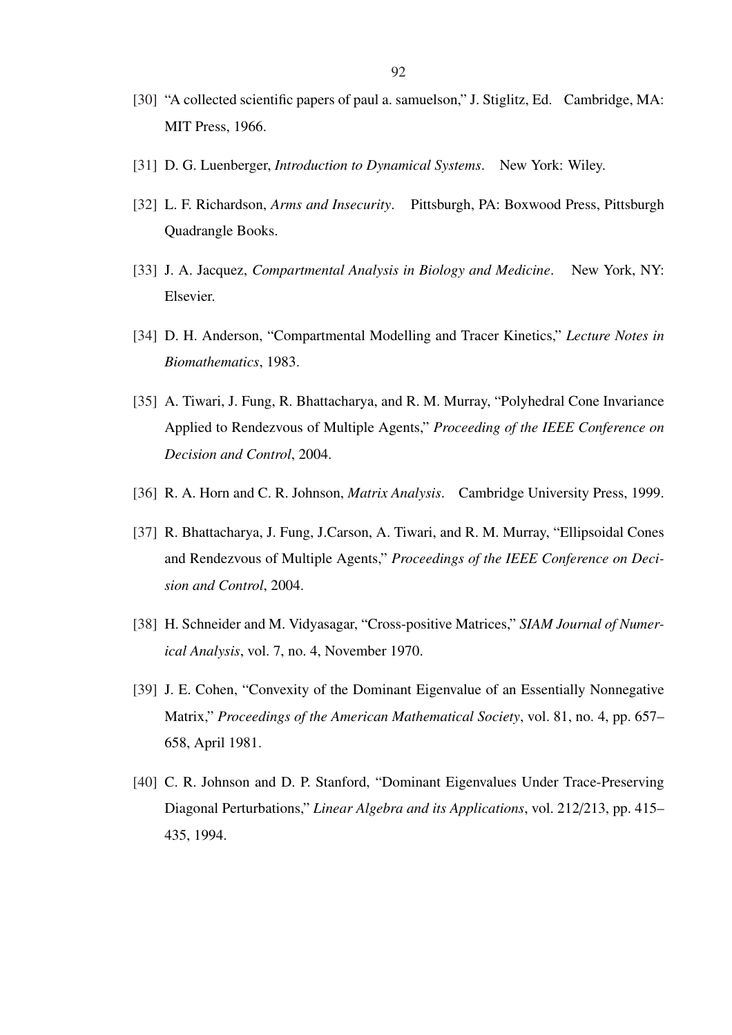[30] "A collected scientific papers of paul a. samuelson," J. Stiglitz, Ed. Cambridge, MA: MIT Press, 1966.

[31] D. G. Luenberger, *Introduction to Dynamical Systems*. New York: Wiley.

[32] L. F. Richardson, *Arms and Insecurity*. Pittsburgh, PA: Boxwood Press, Pittsburgh Quadrangle Books.

[33] J. A. Jacquez, *Compartmental Analysis in Biology and Medicine*. New York, NY: Elsevier.

[34] D. H. Anderson, "Compartmental Modelling and Tracer Kinetics," *Lecture Notes in Biomathematics*, 1983.

[35] A. Tiwari, J. Fung, R. Bhattacharya, and R. M. Murray, "Polyhedral Cone Invariance Applied to Rendezvous of Multiple Agents," *Proceeding of the IEEE Conference on Decision and Control*, 2004.

[36] R. A. Horn and C. R. Johnson, *Matrix Analysis*. Cambridge University Press, 1999.

[37] R. Bhattacharya, J. Fung, J.Carson, A. Tiwari, and R. M. Murray, "Ellipsoidal Cones and Rendezvous of Multiple Agents," *Proceedings of the IEEE Conference on Decision and Control*, 2004.

[38] H. Schneider and M. Vidyasagar, "Cross-positive Matrices," *SIAM Journal of Numerical Analysis*, vol. 7, no. 4, November 1970.

[39] J. E. Cohen, "Convexity of the Dominant Eigenvalue of an Essentially Nonnegative Matrix," *Proceedings of the American Mathematical Society*, vol. 81, no. 4, pp. 657–658, April 1981.

[40] C. R. Johnson and D. P. Stanford, "Dominant Eigenvalues Under Trace-Preserving Diagonal Perturbations," *Linear Algebra and its Applications*, vol. 212/213, pp. 415–435, 1994.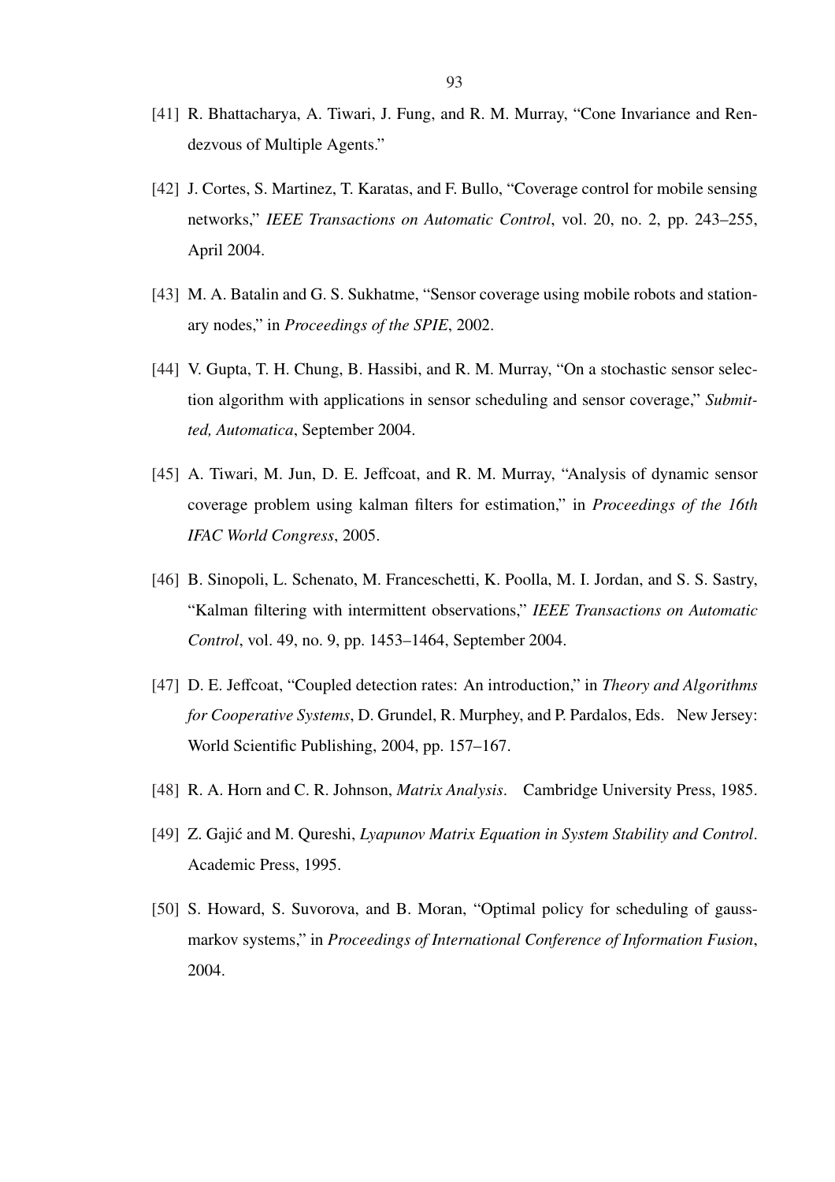[41] R. Bhattacharya, A. Tiwari, J. Fung, and R. M. Murray, "Cone Invariance and Rendezvous of Multiple Agents."

[42] J. Cortes, S. Martinez, T. Karatas, and F. Bullo, "Coverage control for mobile sensing networks," *IEEE Transactions on Automatic Control*, vol. 20, no. 2, pp. 243–255, April 2004.

[43] M. A. Batalin and G. S. Sukhatme, "Sensor coverage using mobile robots and stationary nodes," in *Proceedings of the SPIE*, 2002.

[44] V. Gupta, T. H. Chung, B. Hassibi, and R. M. Murray, "On a stochastic sensor selection algorithm with applications in sensor scheduling and sensor coverage," *Submitted, Automatica*, September 2004.

[45] A. Tiwari, M. Jun, D. E. Jeffcoat, and R. M. Murray, "Analysis of dynamic sensor coverage problem using kalman filters for estimation," in *Proceedings of the 16th IFAC World Congress*, 2005.

[46] B. Sinopoli, L. Schenato, M. Franceschetti, K. Poolla, M. I. Jordan, and S. S. Sastry, "Kalman filtering with intermittent observations," *IEEE Transactions on Automatic Control*, vol. 49, no. 9, pp. 1453–1464, September 2004.

[47] D. E. Jeffcoat, "Coupled detection rates: An introduction," in *Theory and Algorithms for Cooperative Systems*, D. Grundel, R. Murphey, and P. Pardalos, Eds. New Jersey: World Scientific Publishing, 2004, pp. 157–167.

[48] R. A. Horn and C. R. Johnson, *Matrix Analysis*. Cambridge University Press, 1985.

[49] Z. Gajić and M. Qureshi, *Lyapunov Matrix Equation in System Stability and Control*. Academic Press, 1995.

[50] S. Howard, S. Suvorova, and B. Moran, "Optimal policy for scheduling of gauss-markov systems," in *Proceedings of International Conference of Information Fusion*, 2004.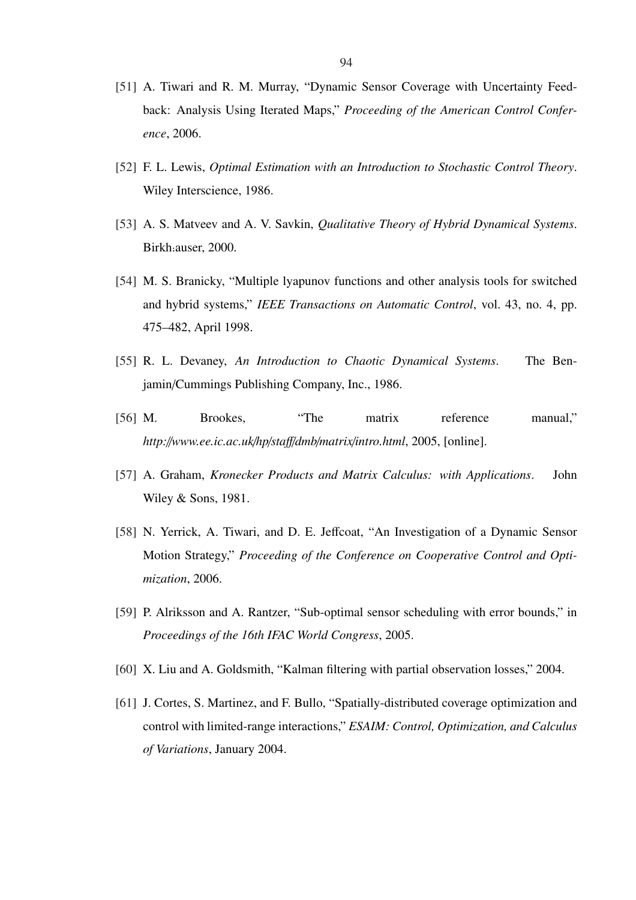[51] A. Tiwari and R. M. Murray, "Dynamic Sensor Coverage with Uncertainty Feedback: Analysis Using Iterated Maps," *Proceeding of the American Control Conference*, 2006.

[52] F. L. Lewis, *Optimal Estimation with an Introduction to Stochastic Control Theory*. Wiley Interscience, 1986.

[53] A. S. Matveev and A. V. Savkin, *Qualitative Theory of Hybrid Dynamical Systems*. Birkh:auser, 2000.

[54] M. S. Branicky, "Multiple lyapunov functions and other analysis tools for switched and hybrid systems," *IEEE Transactions on Automatic Control*, vol. 43, no. 4, pp. 475–482, April 1998.

[55] R. L. Devaney, *An Introduction to Chaotic Dynamical Systems*. The Benjamin/Cummings Publishing Company, Inc., 1986.

[56] M. Brookes, "The matrix reference manual," *http://www.ee.ic.ac.uk/hp/staff/dmb/matrix/intro.html*, 2005, [online].

[57] A. Graham, *Kronecker Products and Matrix Calculus: with Applications*. John Wiley & Sons, 1981.

[58] N. Yerrick, A. Tiwari, and D. E. Jeffcoat, "An Investigation of a Dynamic Sensor Motion Strategy," *Proceeding of the Conference on Cooperative Control and Optimization*, 2006.

[59] P. Alriksson and A. Rantzer, "Sub-optimal sensor scheduling with error bounds," in *Proceedings of the 16th IFAC World Congress*, 2005.

[60] X. Liu and A. Goldsmith, "Kalman filtering with partial observation losses," 2004.

[61] J. Cortes, S. Martinez, and F. Bullo, "Spatially-distributed coverage optimization and control with limited-range interactions," *ESAIM: Control, Optimization, and Calculus of Variations*, January 2004.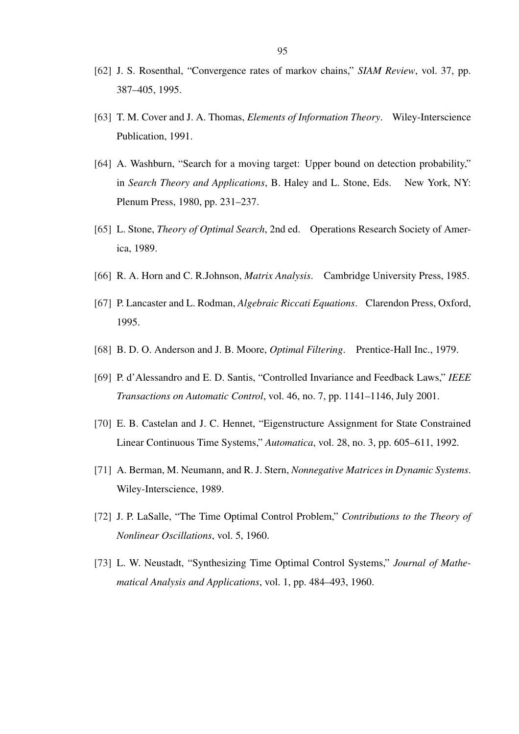[62] J. S. Rosenthal, "Convergence rates of markov chains," *SIAM Review*, vol. 37, pp. 387–405, 1995.

[63] T. M. Cover and J. A. Thomas, *Elements of Information Theory*. Wiley-Interscience Publication, 1991.

[64] A. Washburn, "Search for a moving target: Upper bound on detection probability," in *Search Theory and Applications*, B. Haley and L. Stone, Eds. New York, NY: Plenum Press, 1980, pp. 231–237.

[65] L. Stone, *Theory of Optimal Search*, 2nd ed. Operations Research Society of America, 1989.

[66] R. A. Horn and C. R.Johnson, *Matrix Analysis*. Cambridge University Press, 1985.

[67] P. Lancaster and L. Rodman, *Algebraic Riccati Equations*. Clarendon Press, Oxford, 1995.

[68] B. D. O. Anderson and J. B. Moore, *Optimal Filtering*. Prentice-Hall Inc., 1979.

[69] P. d'Alessandro and E. D. Santis, "Controlled Invariance and Feedback Laws," *IEEE Transactions on Automatic Control*, vol. 46, no. 7, pp. 1141–1146, July 2001.

[70] E. B. Castelan and J. C. Hennet, "Eigenstructure Assignment for State Constrained Linear Continuous Time Systems," *Automatica*, vol. 28, no. 3, pp. 605–611, 1992.

[71] A. Berman, M. Neumann, and R. J. Stern, *Nonnegative Matrices in Dynamic Systems*. Wiley-Interscience, 1989.

[72] J. P. LaSalle, "The Time Optimal Control Problem," *Contributions to the Theory of Nonlinear Oscillations*, vol. 5, 1960.

[73] L. W. Neustadt, "Synthesizing Time Optimal Control Systems," *Journal of Mathematical Analysis and Applications*, vol. 1, pp. 484–493, 1960.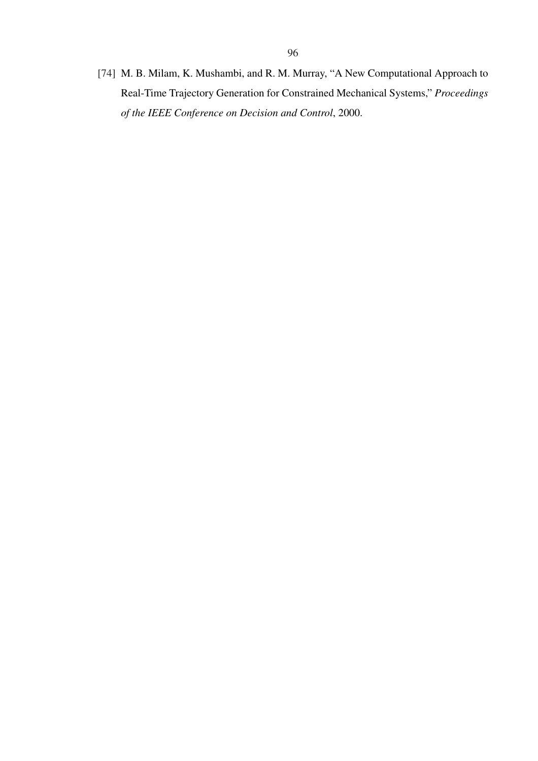[74] M. B. Milam, K. Mushambi, and R. M. Murray, "A New Computational Approach to Real-Time Trajectory Generation for Constrained Mechanical Systems," *Proceedings of the IEEE Conference on Decision and Control*, 2000.